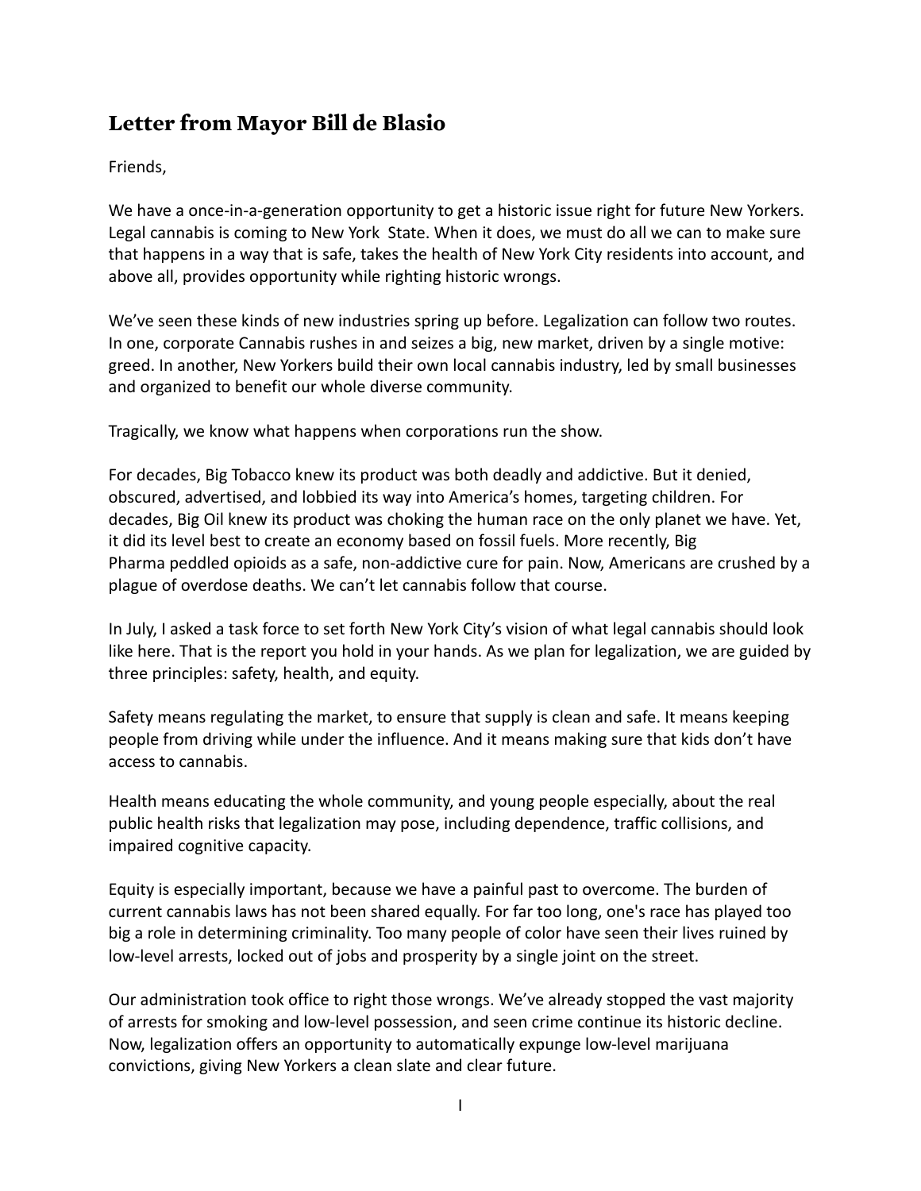## Letter from Mayor Bill de Blasio

Friends,

We have a once-in-a-generation opportunity to get a historic issue right for future New Yorkers. Legal cannabis is coming to New York State. When it does, we must do all we can to make sure that happens in a way that is safe, takes the health of New York City residents into account, and above all, provides opportunity while righting historic wrongs.

We've seen these kinds of new industries spring up before. Legalization can follow two routes. In one, corporate Cannabis rushes in and seizes a big, new market, driven by a single motive: greed. In another, New Yorkers build their own local cannabis industry, led by small businesses and organized to benefit our whole diverse community.

Tragically, we know what happens when corporations run the show.

For decades, Big Tobacco knew its product was both deadly and addictive. But it denied, obscured, advertised, and lobbied its way into America's homes, targeting children. For decades, Big Oil knew its product was choking the human race on the only planet we have. Yet, it did its level best to create an economy based on fossil fuels. More recently, Big Pharma peddled opioids as a safe, non-addictive cure for pain. Now, Americans are crushed by a plague of overdose deaths. We can't let cannabis follow that course.

In July, I asked a task force to set forth New York City's vision of what legal cannabis should look like here. That is the report you hold in your hands. As we plan for legalization, we are guided by three principles: safety, health, and equity.

Safety means regulating the market, to ensure that supply is clean and safe. It means keeping people from driving while under the influence. And it means making sure that kids don't have access to cannabis.

Health means educating the whole community, and young people especially, about the real public health risks that legalization may pose, including dependence, traffic collisions, and impaired cognitive capacity.

Equity is especially important, because we have a painful past to overcome. The burden of current cannabis laws has not been shared equally. For far too long, one's race has played too big a role in determining criminality. Too many people of color have seen their lives ruined by low-level arrests, locked out of jobs and prosperity by a single joint on the street.

Our administration took office to right those wrongs. We've already stopped the vast majority of arrests for smoking and low-level possession, and seen crime continue its historic decline. Now, legalization offers an opportunity to automatically expunge low-level marijuana convictions, giving New Yorkers a clean slate and clear future.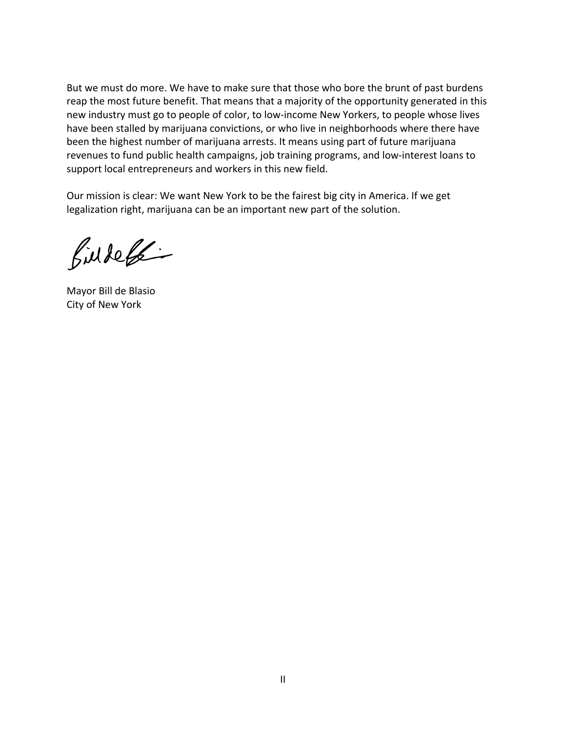But we must do more. We have to make sure that those who bore the brunt of past burdens reap the most future benefit. That means that a majority of the opportunity generated in this new industry must go to people of color, to low-income New Yorkers, to people whose lives have been stalled by marijuana convictions, or who live in neighborhoods where there have been the highest number of marijuana arrests. It means using part of future marijuana revenues to fund public health campaigns, job training programs, and low-interest loans to support local entrepreneurs and workers in this new field.

Our mission is clear: We want New York to be the fairest big city in America. If we get legalization right, marijuana can be an important new part of the solution.

Mayor Bill de Blasio
City of New York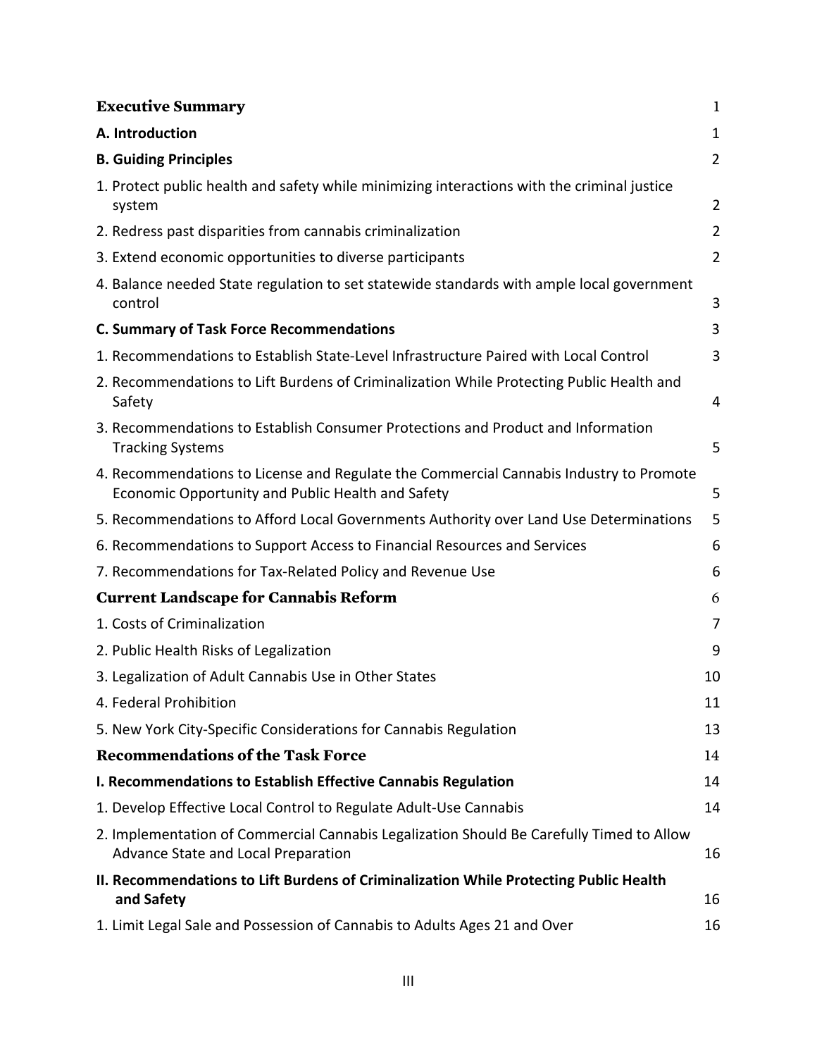| | |
|---|---|
| **Executive Summary** | 1 |
| **A. Introduction** | 1 |
| **B. Guiding Principles** | 2 |
| 1. Protect public health and safety while minimizing interactions with the criminal justice system | 2 |
| 2. Redress past disparities from cannabis criminalization | 2 |
| 3. Extend economic opportunities to diverse participants | 2 |
| 4. Balance needed State regulation to set statewide standards with ample local government control | 3 |
| **C. Summary of Task Force Recommendations** | 3 |
| 1. Recommendations to Establish State-Level Infrastructure Paired with Local Control | 3 |
| 2. Recommendations to Lift Burdens of Criminalization While Protecting Public Health and Safety | 4 |
| 3. Recommendations to Establish Consumer Protections and Product and Information Tracking Systems | 5 |
| 4. Recommendations to License and Regulate the Commercial Cannabis Industry to Promote Economic Opportunity and Public Health and Safety | 5 |
| 5. Recommendations to Afford Local Governments Authority over Land Use Determinations | 5 |
| 6. Recommendations to Support Access to Financial Resources and Services | 6 |
| 7. Recommendations for Tax-Related Policy and Revenue Use | 6 |
| **Current Landscape for Cannabis Reform** | 6 |
| 1. Costs of Criminalization | 7 |
| 2. Public Health Risks of Legalization | 9 |
| 3. Legalization of Adult Cannabis Use in Other States | 10 |
| 4. Federal Prohibition | 11 |
| 5. New York City-Specific Considerations for Cannabis Regulation | 13 |
| **Recommendations of the Task Force** | 14 |
| **I. Recommendations to Establish Effective Cannabis Regulation** | 14 |
| 1. Develop Effective Local Control to Regulate Adult-Use Cannabis | 14 |
| 2. Implementation of Commercial Cannabis Legalization Should Be Carefully Timed to Allow Advance State and Local Preparation | 16 |
| **II. Recommendations to Lift Burdens of Criminalization While Protecting Public Health and Safety** | 16 |
| 1. Limit Legal Sale and Possession of Cannabis to Adults Ages 21 and Over | 16 |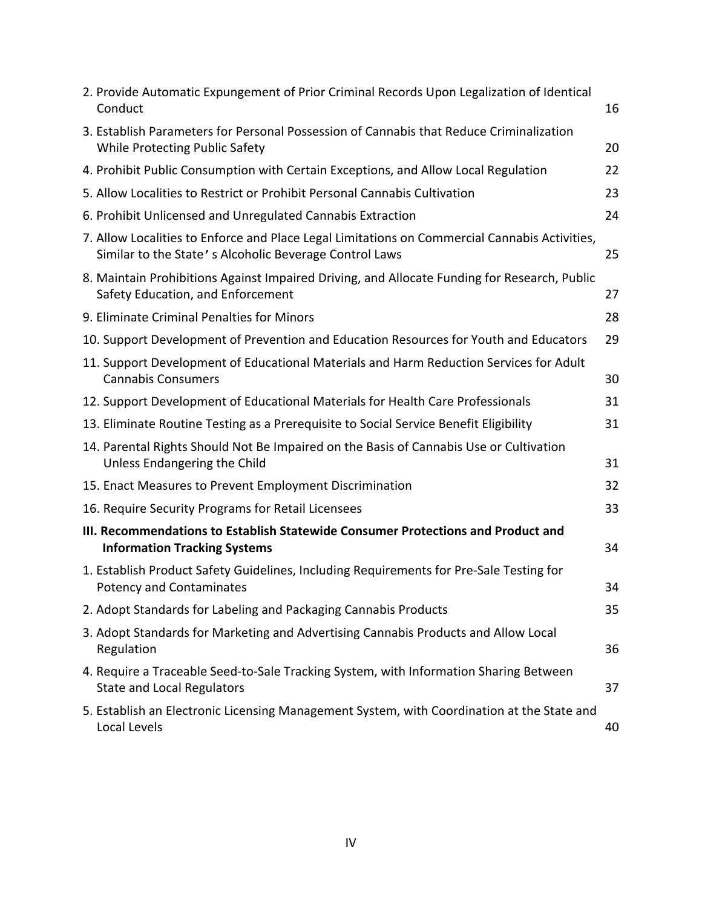| | |
|---|---|
| 2. Provide Automatic Expungement of Prior Criminal Records Upon Legalization of Identical Conduct | 16 |
| 3. Establish Parameters for Personal Possession of Cannabis that Reduce Criminalization While Protecting Public Safety | 20 |
| 4. Prohibit Public Consumption with Certain Exceptions, and Allow Local Regulation | 22 |
| 5. Allow Localities to Restrict or Prohibit Personal Cannabis Cultivation | 23 |
| 6. Prohibit Unlicensed and Unregulated Cannabis Extraction | 24 |
| 7. Allow Localities to Enforce and Place Legal Limitations on Commercial Cannabis Activities, Similar to the State's Alcoholic Beverage Control Laws | 25 |
| 8. Maintain Prohibitions Against Impaired Driving, and Allocate Funding for Research, Public Safety Education, and Enforcement | 27 |
| 9. Eliminate Criminal Penalties for Minors | 28 |
| 10. Support Development of Prevention and Education Resources for Youth and Educators | 29 |
| 11. Support Development of Educational Materials and Harm Reduction Services for Adult Cannabis Consumers | 30 |
| 12. Support Development of Educational Materials for Health Care Professionals | 31 |
| 13. Eliminate Routine Testing as a Prerequisite to Social Service Benefit Eligibility | 31 |
| 14. Parental Rights Should Not Be Impaired on the Basis of Cannabis Use or Cultivation Unless Endangering the Child | 31 |
| 15. Enact Measures to Prevent Employment Discrimination | 32 |
| 16. Require Security Programs for Retail Licensees | 33 |
| **III. Recommendations to Establish Statewide Consumer Protections and Product and Information Tracking Systems** | 34 |
| 1. Establish Product Safety Guidelines, Including Requirements for Pre-Sale Testing for Potency and Contaminates | 34 |
| 2. Adopt Standards for Labeling and Packaging Cannabis Products | 35 |
| 3. Adopt Standards for Marketing and Advertising Cannabis Products and Allow Local Regulation | 36 |
| 4. Require a Traceable Seed-to-Sale Tracking System, with Information Sharing Between State and Local Regulators | 37 |
| 5. Establish an Electronic Licensing Management System, with Coordination at the State and Local Levels | 40 |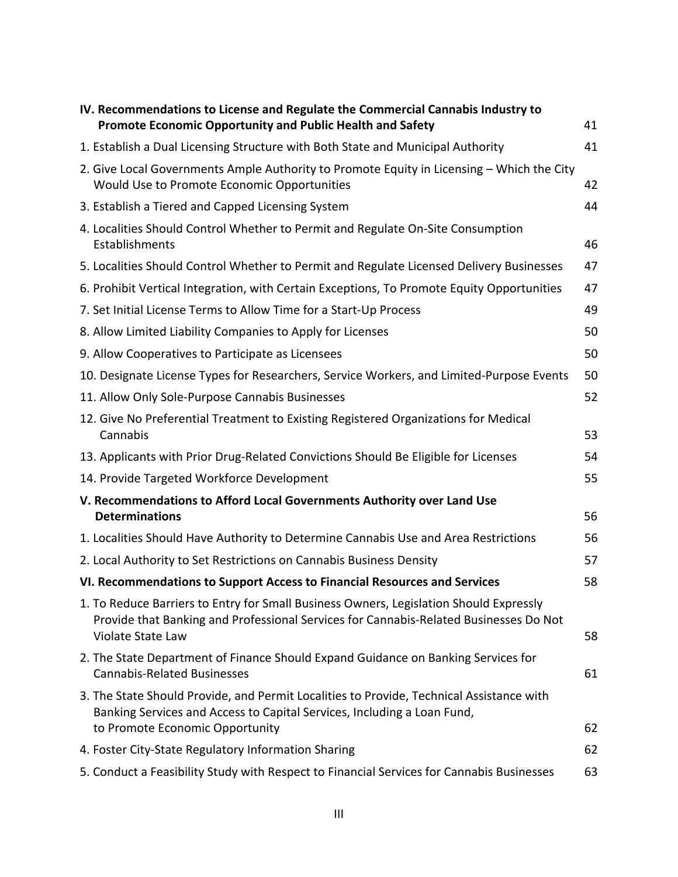| | |
|---|---|
| **IV. Recommendations to License and Regulate the Commercial Cannabis Industry to Promote Economic Opportunity and Public Health and Safety** | 41 |
| 1. Establish a Dual Licensing Structure with Both State and Municipal Authority | 41 |
| 2. Give Local Governments Ample Authority to Promote Equity in Licensing – Which the City Would Use to Promote Economic Opportunities | 42 |
| 3. Establish a Tiered and Capped Licensing System | 44 |
| 4. Localities Should Control Whether to Permit and Regulate On-Site Consumption Establishments | 46 |
| 5. Localities Should Control Whether to Permit and Regulate Licensed Delivery Businesses | 47 |
| 6. Prohibit Vertical Integration, with Certain Exceptions, To Promote Equity Opportunities | 47 |
| 7. Set Initial License Terms to Allow Time for a Start-Up Process | 49 |
| 8. Allow Limited Liability Companies to Apply for Licenses | 50 |
| 9. Allow Cooperatives to Participate as Licensees | 50 |
| 10. Designate License Types for Researchers, Service Workers, and Limited-Purpose Events | 50 |
| 11. Allow Only Sole-Purpose Cannabis Businesses | 52 |
| 12. Give No Preferential Treatment to Existing Registered Organizations for Medical Cannabis | 53 |
| 13. Applicants with Prior Drug-Related Convictions Should Be Eligible for Licenses | 54 |
| 14. Provide Targeted Workforce Development | 55 |
| **V. Recommendations to Afford Local Governments Authority over Land Use Determinations** | 56 |
| 1. Localities Should Have Authority to Determine Cannabis Use and Area Restrictions | 56 |
| 2. Local Authority to Set Restrictions on Cannabis Business Density | 57 |
| **VI. Recommendations to Support Access to Financial Resources and Services** | 58 |
| 1. To Reduce Barriers to Entry for Small Business Owners, Legislation Should Expressly Provide that Banking and Professional Services for Cannabis-Related Businesses Do Not Violate State Law | 58 |
| 2. The State Department of Finance Should Expand Guidance on Banking Services for Cannabis-Related Businesses | 61 |
| 3. The State Should Provide, and Permit Localities to Provide, Technical Assistance with Banking Services and Access to Capital Services, Including a Loan Fund, to Promote Economic Opportunity | 62 |
| 4. Foster City-State Regulatory Information Sharing | 62 |
| 5. Conduct a Feasibility Study with Respect to Financial Services for Cannabis Businesses | 63 |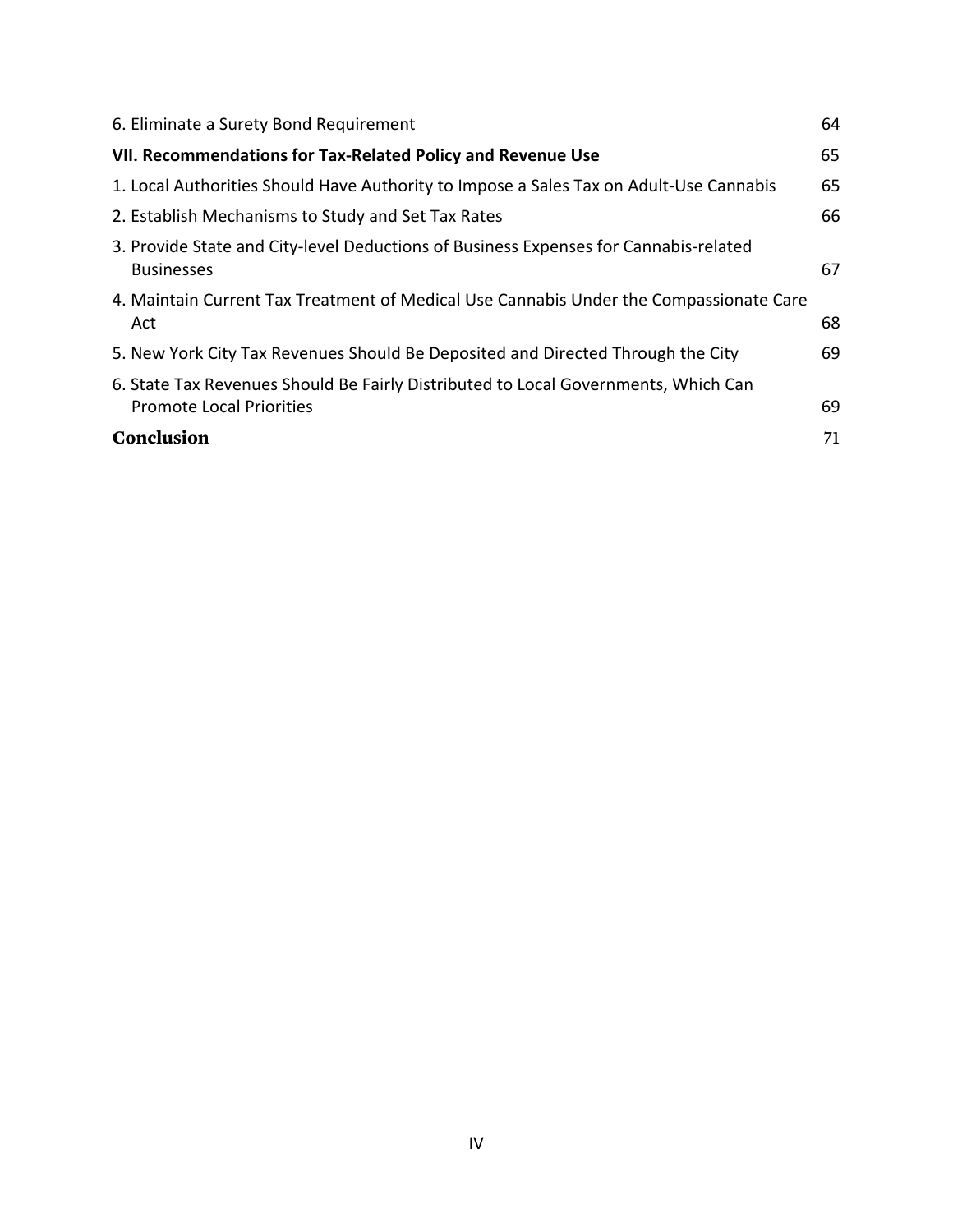6. Eliminate a Surety Bond Requirement 64

**VII. Recommendations for Tax-Related Policy and Revenue Use** 65

1. Local Authorities Should Have Authority to Impose a Sales Tax on Adult-Use Cannabis 65

2. Establish Mechanisms to Study and Set Tax Rates 66

3. Provide State and City-level Deductions of Business Expenses for Cannabis-related Businesses 67

4. Maintain Current Tax Treatment of Medical Use Cannabis Under the Compassionate Care Act 68

5. New York City Tax Revenues Should Be Deposited and Directed Through the City 69

6. State Tax Revenues Should Be Fairly Distributed to Local Governments, Which Can Promote Local Priorities 69

**Conclusion** 71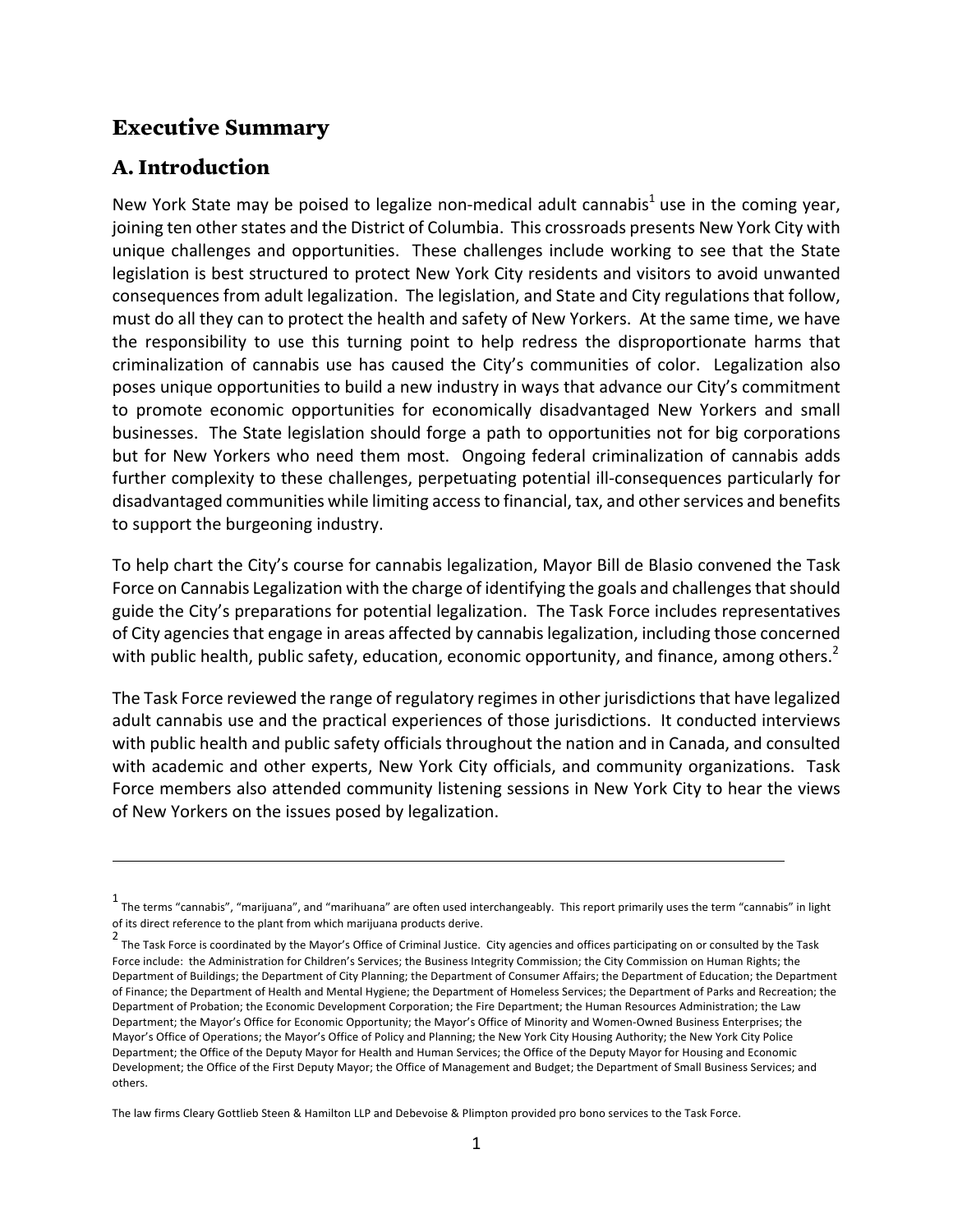## Executive Summary

### A. Introduction

New York State may be poised to legalize non-medical adult cannabis[1] use in the coming year, joining ten other states and the District of Columbia. This crossroads presents New York City with unique challenges and opportunities. These challenges include working to see that the State legislation is best structured to protect New York City residents and visitors to avoid unwanted consequences from adult legalization. The legislation, and State and City regulations that follow, must do all they can to protect the health and safety of New Yorkers. At the same time, we have the responsibility to use this turning point to help redress the disproportionate harms that criminalization of cannabis use has caused the City's communities of color. Legalization also poses unique opportunities to build a new industry in ways that advance our City's commitment to promote economic opportunities for economically disadvantaged New Yorkers and small businesses. The State legislation should forge a path to opportunities not for big corporations but for New Yorkers who need them most. Ongoing federal criminalization of cannabis adds further complexity to these challenges, perpetuating potential ill-consequences particularly for disadvantaged communities while limiting access to financial, tax, and other services and benefits to support the burgeoning industry.

To help chart the City's course for cannabis legalization, Mayor Bill de Blasio convened the Task Force on Cannabis Legalization with the charge of identifying the goals and challenges that should guide the City's preparations for potential legalization. The Task Force includes representatives of City agencies that engage in areas affected by cannabis legalization, including those concerned with public health, public safety, education, economic opportunity, and finance, among others.[2]

The Task Force reviewed the range of regulatory regimes in other jurisdictions that have legalized adult cannabis use and the practical experiences of those jurisdictions. It conducted interviews with public health and public safety officials throughout the nation and in Canada, and consulted with academic and other experts, New York City officials, and community organizations. Task Force members also attended community listening sessions in New York City to hear the views of New Yorkers on the issues posed by legalization.

---

[1] The terms "cannabis", "marijuana", and "marihuana" are often used interchangeably. This report primarily uses the term "cannabis" in light of its direct reference to the plant from which marijuana products derive.

[2] The Task Force is coordinated by the Mayor's Office of Criminal Justice. City agencies and offices participating on or consulted by the Task Force include: the Administration for Children's Services; the Business Integrity Commission; the City Commission on Human Rights; the Department of Buildings; the Department of City Planning; the Department of Consumer Affairs; the Department of Education; the Department of Finance; the Department of Health and Mental Hygiene; the Department of Homeless Services; the Department of Parks and Recreation; the Department of Probation; the Economic Development Corporation; the Fire Department; the Human Resources Administration; the Law Department; the Mayor's Office for Economic Opportunity; the Mayor's Office of Minority and Women-Owned Business Enterprises; the Mayor's Office of Operations; the Mayor's Office of Policy and Planning; the New York City Housing Authority; the New York City Police Department; the Office of the Deputy Mayor for Health and Human Services; the Office of the Deputy Mayor for Housing and Economic Development; the Office of the First Deputy Mayor; the Office of Management and Budget; the Department of Small Business Services; and others.

The law firms Cleary Gottlieb Steen & Hamilton LLP and Debevoise & Plimpton provided pro bono services to the Task Force.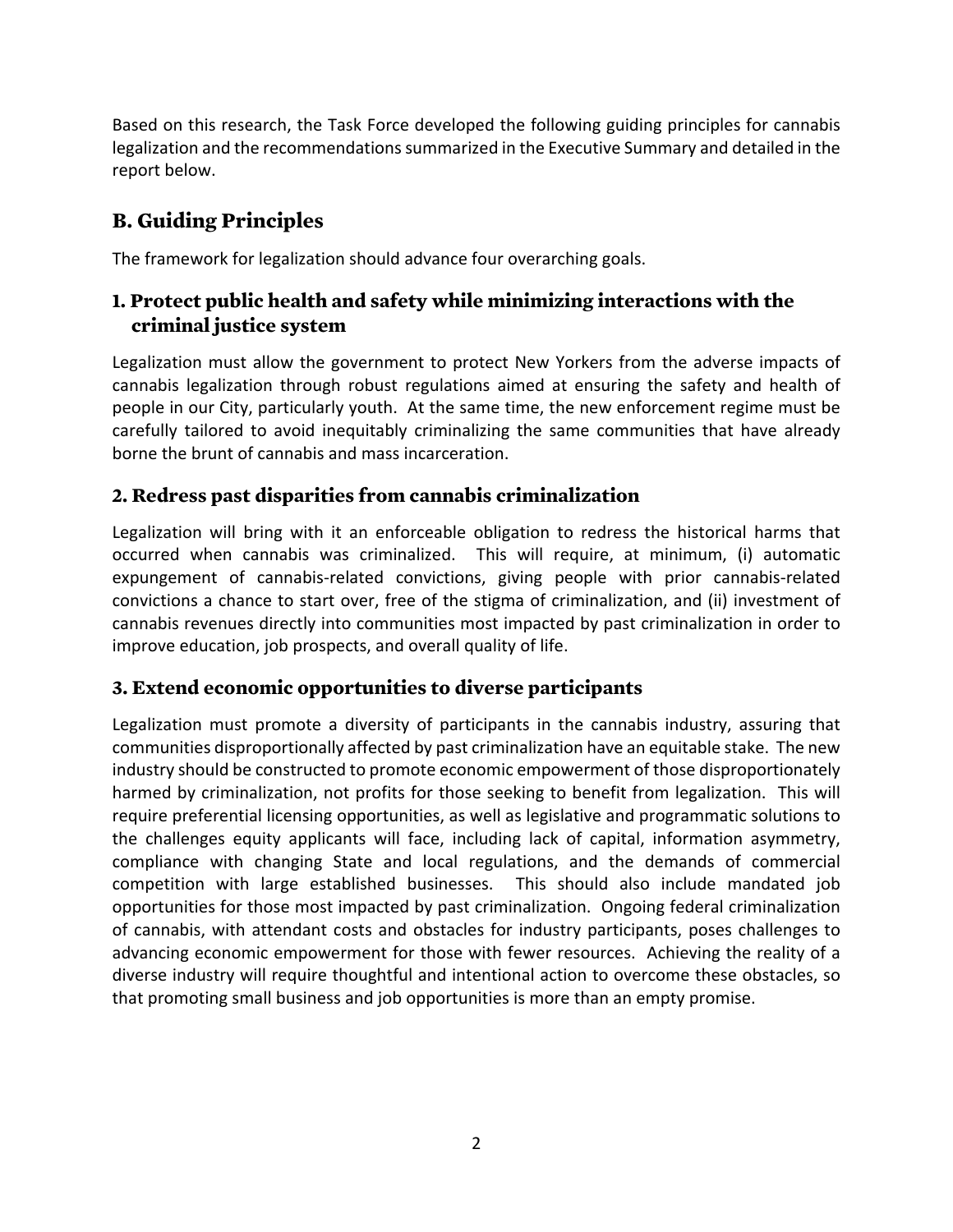Based on this research, the Task Force developed the following guiding principles for cannabis legalization and the recommendations summarized in the Executive Summary and detailed in the report below.

## B. Guiding Principles

The framework for legalization should advance four overarching goals.

### 1. Protect public health and safety while minimizing interactions with the criminal justice system

Legalization must allow the government to protect New Yorkers from the adverse impacts of cannabis legalization through robust regulations aimed at ensuring the safety and health of people in our City, particularly youth. At the same time, the new enforcement regime must be carefully tailored to avoid inequitably criminalizing the same communities that have already borne the brunt of cannabis and mass incarceration.

### 2. Redress past disparities from cannabis criminalization

Legalization will bring with it an enforceable obligation to redress the historical harms that occurred when cannabis was criminalized. This will require, at minimum, (i) automatic expungement of cannabis-related convictions, giving people with prior cannabis-related convictions a chance to start over, free of the stigma of criminalization, and (ii) investment of cannabis revenues directly into communities most impacted by past criminalization in order to improve education, job prospects, and overall quality of life.

### 3. Extend economic opportunities to diverse participants

Legalization must promote a diversity of participants in the cannabis industry, assuring that communities disproportionally affected by past criminalization have an equitable stake. The new industry should be constructed to promote economic empowerment of those disproportionately harmed by criminalization, not profits for those seeking to benefit from legalization. This will require preferential licensing opportunities, as well as legislative and programmatic solutions to the challenges equity applicants will face, including lack of capital, information asymmetry, compliance with changing State and local regulations, and the demands of commercial competition with large established businesses. This should also include mandated job opportunities for those most impacted by past criminalization. Ongoing federal criminalization of cannabis, with attendant costs and obstacles for industry participants, poses challenges to advancing economic empowerment for those with fewer resources. Achieving the reality of a diverse industry will require thoughtful and intentional action to overcome these obstacles, so that promoting small business and job opportunities is more than an empty promise.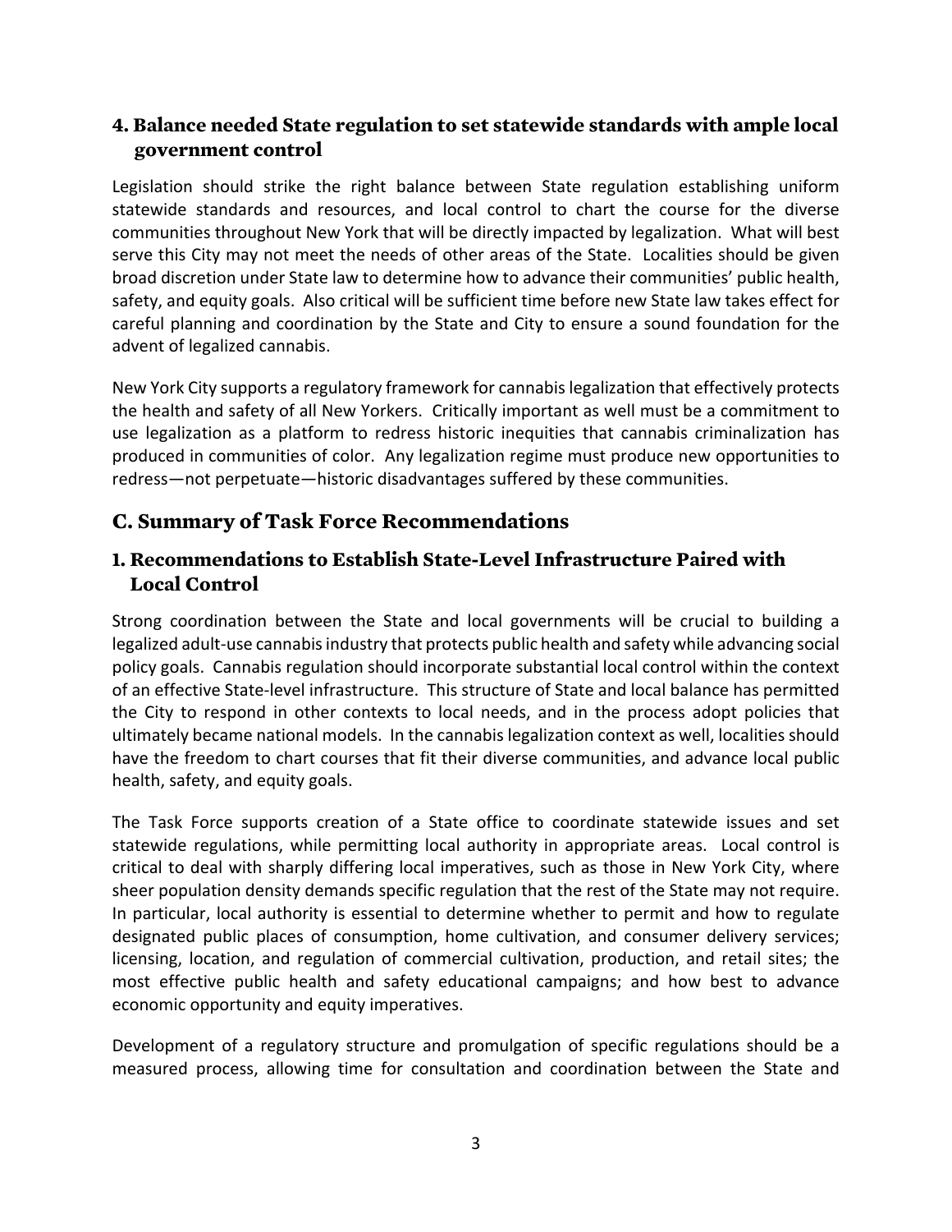### 4. Balance needed State regulation to set statewide standards with ample local government control

Legislation should strike the right balance between State regulation establishing uniform statewide standards and resources, and local control to chart the course for the diverse communities throughout New York that will be directly impacted by legalization. What will best serve this City may not meet the needs of other areas of the State. Localities should be given broad discretion under State law to determine how to advance their communities' public health, safety, and equity goals. Also critical will be sufficient time before new State law takes effect for careful planning and coordination by the State and City to ensure a sound foundation for the advent of legalized cannabis.

New York City supports a regulatory framework for cannabis legalization that effectively protects the health and safety of all New Yorkers. Critically important as well must be a commitment to use legalization as a platform to redress historic inequities that cannabis criminalization has produced in communities of color. Any legalization regime must produce new opportunities to redress—not perpetuate—historic disadvantages suffered by these communities.

## C. Summary of Task Force Recommendations

### 1. Recommendations to Establish State-Level Infrastructure Paired with Local Control

Strong coordination between the State and local governments will be crucial to building a legalized adult-use cannabis industry that protects public health and safety while advancing social policy goals. Cannabis regulation should incorporate substantial local control within the context of an effective State-level infrastructure. This structure of State and local balance has permitted the City to respond in other contexts to local needs, and in the process adopt policies that ultimately became national models. In the cannabis legalization context as well, localities should have the freedom to chart courses that fit their diverse communities, and advance local public health, safety, and equity goals.

The Task Force supports creation of a State office to coordinate statewide issues and set statewide regulations, while permitting local authority in appropriate areas. Local control is critical to deal with sharply differing local imperatives, such as those in New York City, where sheer population density demands specific regulation that the rest of the State may not require. In particular, local authority is essential to determine whether to permit and how to regulate designated public places of consumption, home cultivation, and consumer delivery services; licensing, location, and regulation of commercial cultivation, production, and retail sites; the most effective public health and safety educational campaigns; and how best to advance economic opportunity and equity imperatives.

Development of a regulatory structure and promulgation of specific regulations should be a measured process, allowing time for consultation and coordination between the State and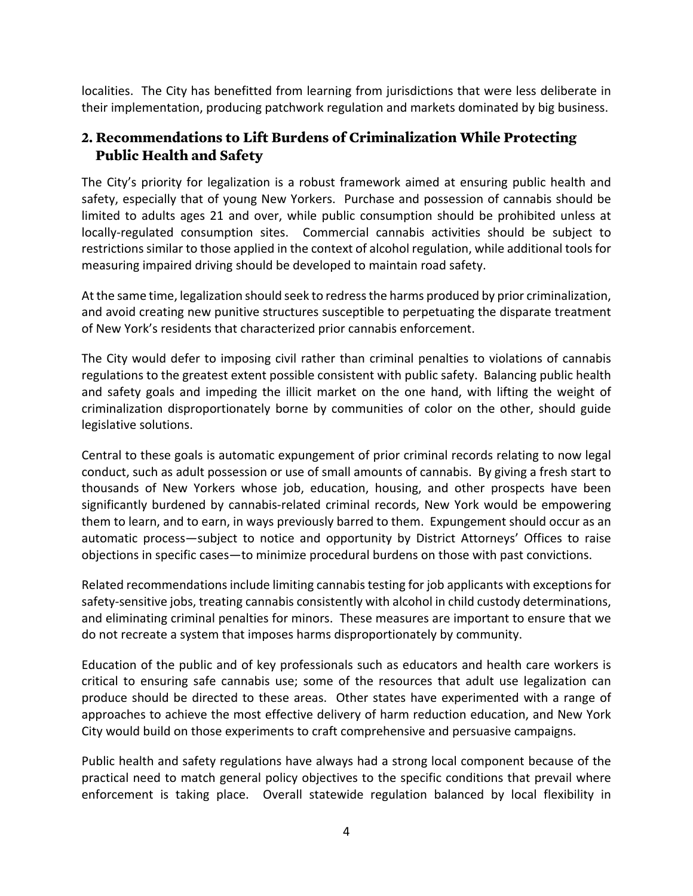localities. The City has benefitted from learning from jurisdictions that were less deliberate in their implementation, producing patchwork regulation and markets dominated by big business.

## 2. Recommendations to Lift Burdens of Criminalization While Protecting Public Health and Safety

The City's priority for legalization is a robust framework aimed at ensuring public health and safety, especially that of young New Yorkers. Purchase and possession of cannabis should be limited to adults ages 21 and over, while public consumption should be prohibited unless at locally-regulated consumption sites. Commercial cannabis activities should be subject to restrictions similar to those applied in the context of alcohol regulation, while additional tools for measuring impaired driving should be developed to maintain road safety.

At the same time, legalization should seek to redress the harms produced by prior criminalization, and avoid creating new punitive structures susceptible to perpetuating the disparate treatment of New York's residents that characterized prior cannabis enforcement.

The City would defer to imposing civil rather than criminal penalties to violations of cannabis regulations to the greatest extent possible consistent with public safety. Balancing public health and safety goals and impeding the illicit market on the one hand, with lifting the weight of criminalization disproportionately borne by communities of color on the other, should guide legislative solutions.

Central to these goals is automatic expungement of prior criminal records relating to now legal conduct, such as adult possession or use of small amounts of cannabis. By giving a fresh start to thousands of New Yorkers whose job, education, housing, and other prospects have been significantly burdened by cannabis-related criminal records, New York would be empowering them to learn, and to earn, in ways previously barred to them. Expungement should occur as an automatic process—subject to notice and opportunity by District Attorneys' Offices to raise objections in specific cases—to minimize procedural burdens on those with past convictions.

Related recommendations include limiting cannabis testing for job applicants with exceptions for safety-sensitive jobs, treating cannabis consistently with alcohol in child custody determinations, and eliminating criminal penalties for minors. These measures are important to ensure that we do not recreate a system that imposes harms disproportionately by community.

Education of the public and of key professionals such as educators and health care workers is critical to ensuring safe cannabis use; some of the resources that adult use legalization can produce should be directed to these areas. Other states have experimented with a range of approaches to achieve the most effective delivery of harm reduction education, and New York City would build on those experiments to craft comprehensive and persuasive campaigns.

Public health and safety regulations have always had a strong local component because of the practical need to match general policy objectives to the specific conditions that prevail where enforcement is taking place. Overall statewide regulation balanced by local flexibility in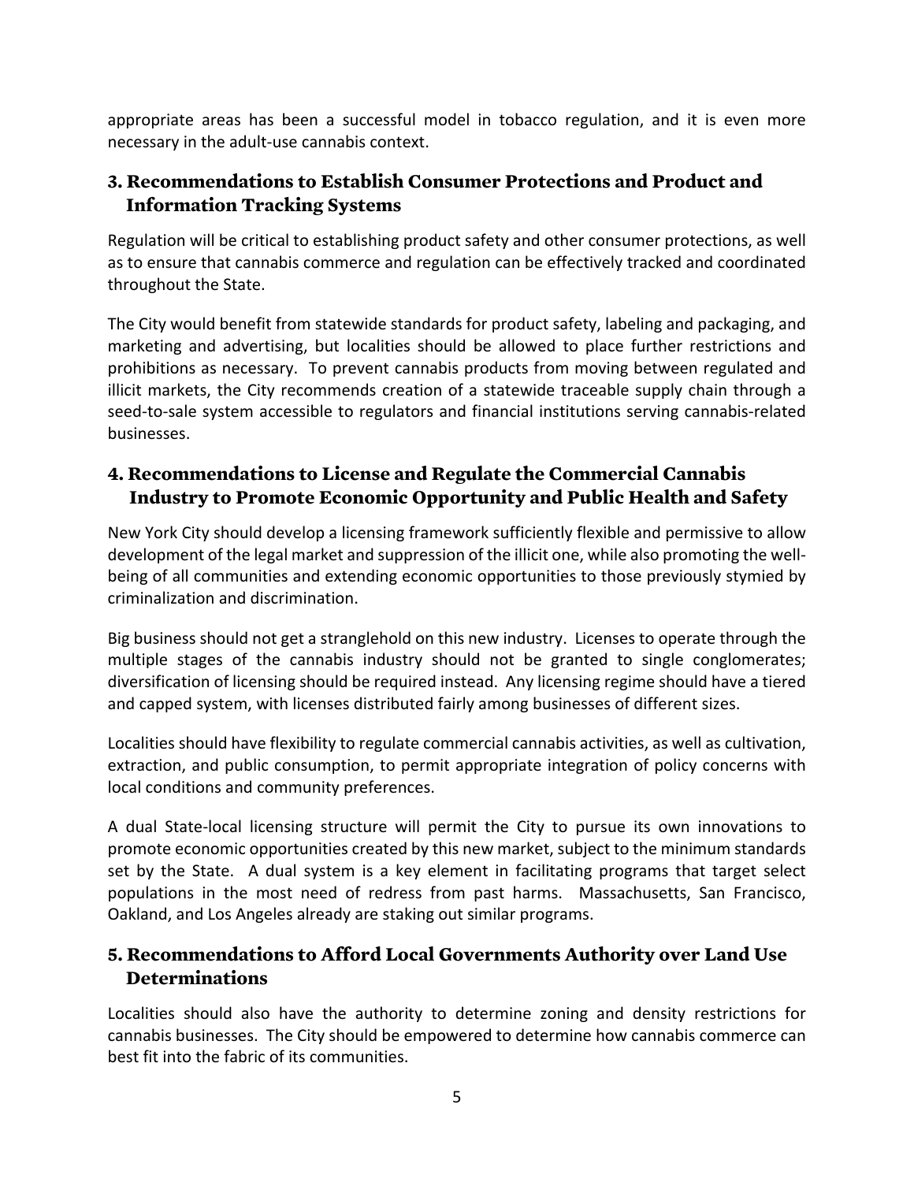appropriate areas has been a successful model in tobacco regulation, and it is even more necessary in the adult-use cannabis context.

### 3. Recommendations to Establish Consumer Protections and Product and Information Tracking Systems

Regulation will be critical to establishing product safety and other consumer protections, as well as to ensure that cannabis commerce and regulation can be effectively tracked and coordinated throughout the State.

The City would benefit from statewide standards for product safety, labeling and packaging, and marketing and advertising, but localities should be allowed to place further restrictions and prohibitions as necessary. To prevent cannabis products from moving between regulated and illicit markets, the City recommends creation of a statewide traceable supply chain through a seed-to-sale system accessible to regulators and financial institutions serving cannabis-related businesses.

### 4. Recommendations to License and Regulate the Commercial Cannabis Industry to Promote Economic Opportunity and Public Health and Safety

New York City should develop a licensing framework sufficiently flexible and permissive to allow development of the legal market and suppression of the illicit one, while also promoting the well-being of all communities and extending economic opportunities to those previously stymied by criminalization and discrimination.

Big business should not get a stranglehold on this new industry. Licenses to operate through the multiple stages of the cannabis industry should not be granted to single conglomerates; diversification of licensing should be required instead. Any licensing regime should have a tiered and capped system, with licenses distributed fairly among businesses of different sizes.

Localities should have flexibility to regulate commercial cannabis activities, as well as cultivation, extraction, and public consumption, to permit appropriate integration of policy concerns with local conditions and community preferences.

A dual State-local licensing structure will permit the City to pursue its own innovations to promote economic opportunities created by this new market, subject to the minimum standards set by the State. A dual system is a key element in facilitating programs that target select populations in the most need of redress from past harms. Massachusetts, San Francisco, Oakland, and Los Angeles already are staking out similar programs.

### 5. Recommendations to Afford Local Governments Authority over Land Use Determinations

Localities should also have the authority to determine zoning and density restrictions for cannabis businesses. The City should be empowered to determine how cannabis commerce can best fit into the fabric of its communities.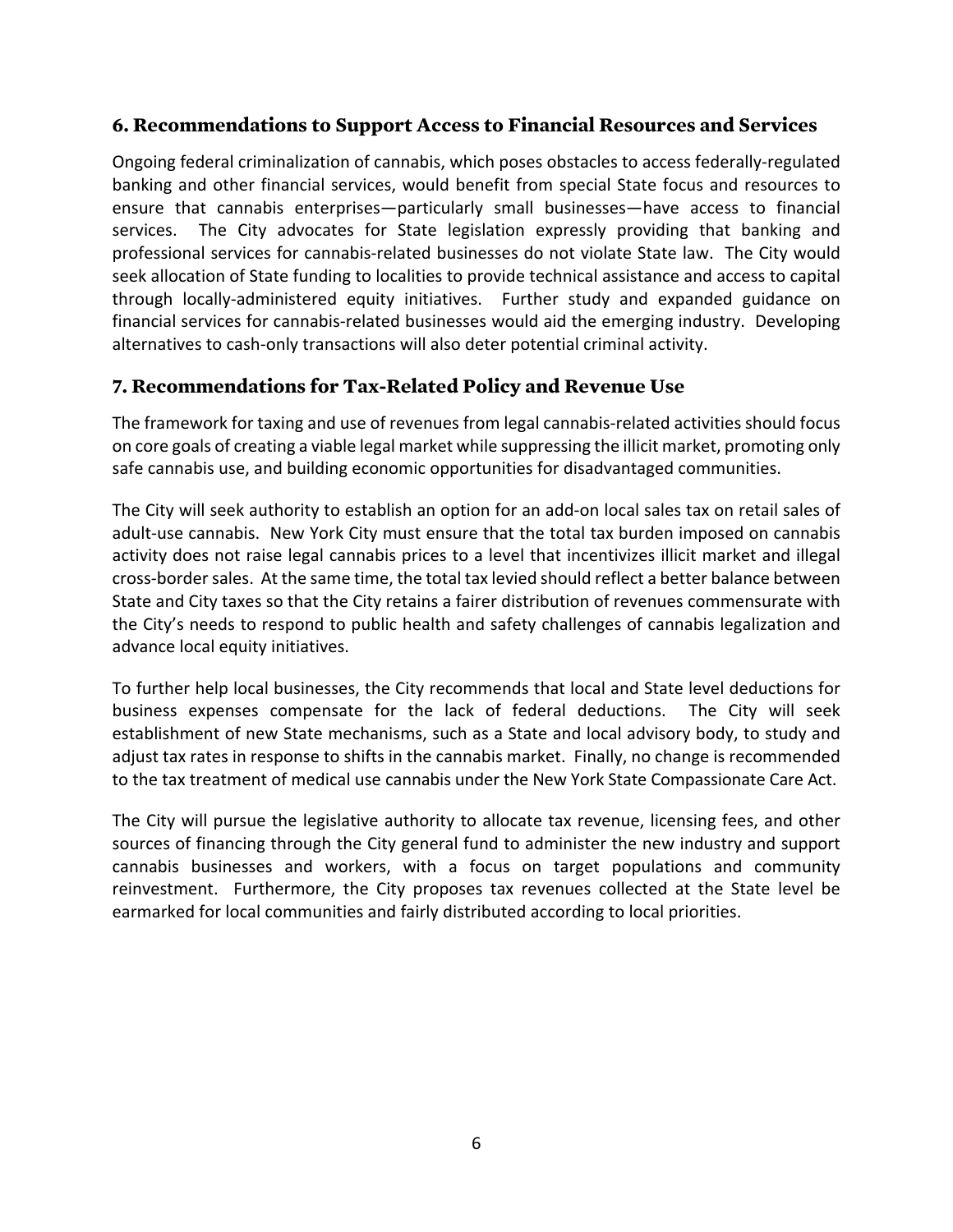## 6. Recommendations to Support Access to Financial Resources and Services

Ongoing federal criminalization of cannabis, which poses obstacles to access federally-regulated banking and other financial services, would benefit from special State focus and resources to ensure that cannabis enterprises—particularly small businesses—have access to financial services. The City advocates for State legislation expressly providing that banking and professional services for cannabis-related businesses do not violate State law. The City would seek allocation of State funding to localities to provide technical assistance and access to capital through locally-administered equity initiatives. Further study and expanded guidance on financial services for cannabis-related businesses would aid the emerging industry. Developing alternatives to cash-only transactions will also deter potential criminal activity.

## 7. Recommendations for Tax-Related Policy and Revenue Use

The framework for taxing and use of revenues from legal cannabis-related activities should focus on core goals of creating a viable legal market while suppressing the illicit market, promoting only safe cannabis use, and building economic opportunities for disadvantaged communities.

The City will seek authority to establish an option for an add-on local sales tax on retail sales of adult-use cannabis. New York City must ensure that the total tax burden imposed on cannabis activity does not raise legal cannabis prices to a level that incentivizes illicit market and illegal cross-border sales. At the same time, the total tax levied should reflect a better balance between State and City taxes so that the City retains a fairer distribution of revenues commensurate with the City's needs to respond to public health and safety challenges of cannabis legalization and advance local equity initiatives.

To further help local businesses, the City recommends that local and State level deductions for business expenses compensate for the lack of federal deductions. The City will seek establishment of new State mechanisms, such as a State and local advisory body, to study and adjust tax rates in response to shifts in the cannabis market. Finally, no change is recommended to the tax treatment of medical use cannabis under the New York State Compassionate Care Act.

The City will pursue the legislative authority to allocate tax revenue, licensing fees, and other sources of financing through the City general fund to administer the new industry and support cannabis businesses and workers, with a focus on target populations and community reinvestment. Furthermore, the City proposes tax revenues collected at the State level be earmarked for local communities and fairly distributed according to local priorities.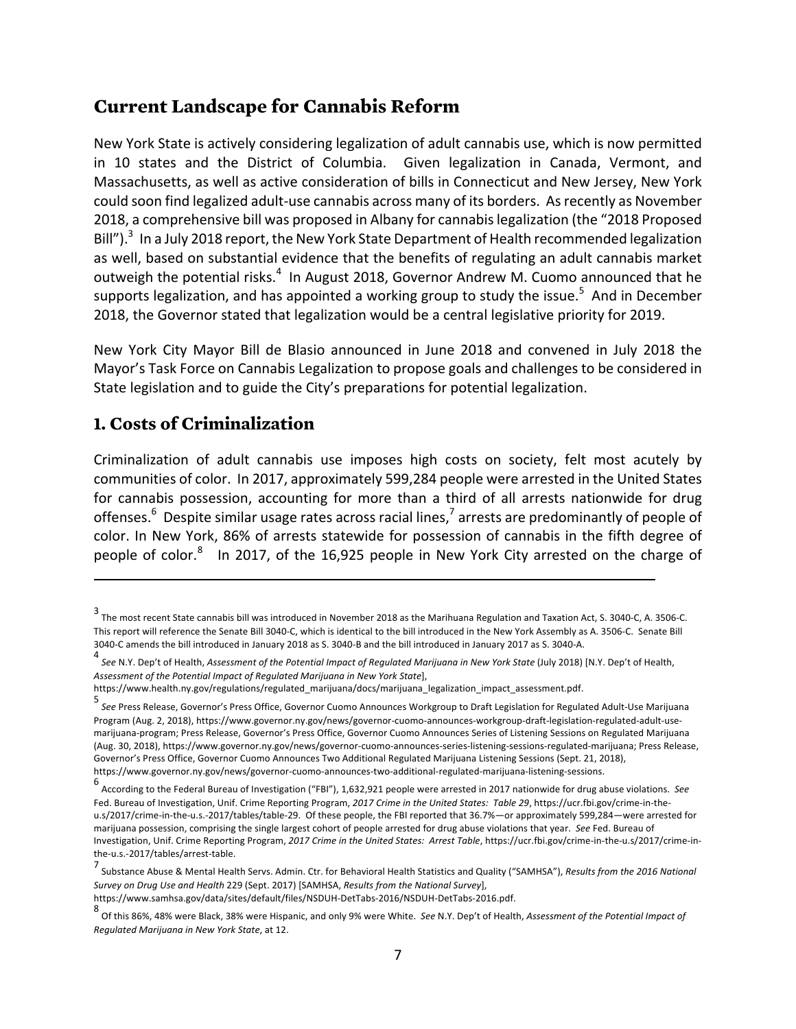## Current Landscape for Cannabis Reform

New York State is actively considering legalization of adult cannabis use, which is now permitted in 10 states and the District of Columbia. Given legalization in Canada, Vermont, and Massachusetts, as well as active consideration of bills in Connecticut and New Jersey, New York could soon find legalized adult-use cannabis across many of its borders. As recently as November 2018, a comprehensive bill was proposed in Albany for cannabis legalization (the "2018 Proposed Bill").[3] In a July 2018 report, the New York State Department of Health recommended legalization as well, based on substantial evidence that the benefits of regulating an adult cannabis market outweigh the potential risks.[4] In August 2018, Governor Andrew M. Cuomo announced that he supports legalization, and has appointed a working group to study the issue.[5] And in December 2018, the Governor stated that legalization would be a central legislative priority for 2019.

New York City Mayor Bill de Blasio announced in June 2018 and convened in July 2018 the Mayor's Task Force on Cannabis Legalization to propose goals and challenges to be considered in State legislation and to guide the City's preparations for potential legalization.

## 1. Costs of Criminalization

Criminalization of adult cannabis use imposes high costs on society, felt most acutely by communities of color. In 2017, approximately 599,284 people were arrested in the United States for cannabis possession, accounting for more than a third of all arrests nationwide for drug offenses.[6] Despite similar usage rates across racial lines,[7] arrests are predominantly of people of color. In New York, 86% of arrests statewide for possession of cannabis in the fifth degree of people of color.[8] In 2017, of the 16,925 people in New York City arrested on the charge of

---

[3] The most recent State cannabis bill was introduced in November 2018 as the Marihuana Regulation and Taxation Act, S. 3040-C, A. 3506-C. This report will reference the Senate Bill 3040-C, which is identical to the bill introduced in the New York Assembly as A. 3506-C. Senate Bill 3040-C amends the bill introduced in January 2018 as S. 3040-B and the bill introduced in January 2017 as S. 3040-A.

[4] *See* N.Y. Dep't of Health, *Assessment of the Potential Impact of Regulated Marijuana in New York State* (July 2018) [N.Y. Dep't of Health, *Assessment of the Potential Impact of Regulated Marijuana in New York State*], https://www.health.ny.gov/regulations/regulated_marijuana/docs/marijuana_legalization_impact_assessment.pdf.

[5] *See* Press Release, Governor's Press Office, Governor Cuomo Announces Workgroup to Draft Legislation for Regulated Adult-Use Marijuana Program (Aug. 2, 2018), https://www.governor.ny.gov/news/governor-cuomo-announces-workgroup-draft-legislation-regulated-adult-use-marijuana-program; Press Release, Governor's Press Office, Governor Cuomo Announces Series of Listening Sessions on Regulated Marijuana (Aug. 30, 2018), https://www.governor.ny.gov/news/governor-cuomo-announces-series-listening-sessions-regulated-marijuana; Press Release, Governor's Press Office, Governor Cuomo Announces Two Additional Regulated Marijuana Listening Sessions (Sept. 21, 2018), https://www.governor.ny.gov/news/governor-cuomo-announces-two-additional-regulated-marijuana-listening-sessions.

[6] According to the Federal Bureau of Investigation ("FBI"), 1,632,921 people were arrested in 2017 nationwide for drug abuse violations. *See* Fed. Bureau of Investigation, Unif. Crime Reporting Program, *2017 Crime in the United States: Table 29*, https://ucr.fbi.gov/crime-in-the-u.s/2017/crime-in-the-u.s.-2017/tables/table-29. Of these people, the FBI reported that 36.7%—or approximately 599,284—were arrested for marijuana possession, comprising the single largest cohort of people arrested for drug abuse violations that year. *See* Fed. Bureau of Investigation, Unif. Crime Reporting Program, *2017 Crime in the United States: Arrest Table*, https://ucr.fbi.gov/crime-in-the-u.s/2017/crime-in-the-u.s.-2017/tables/arrest-table.

[7] Substance Abuse & Mental Health Servs. Admin. Ctr. for Behavioral Health Statistics and Quality ("SAMHSA"), *Results from the 2016 National Survey on Drug Use and Health* 229 (Sept. 2017) [SAMHSA, *Results from the National Survey*], https://www.samhsa.gov/data/sites/default/files/NSDUH-DetTabs-2016/NSDUH-DetTabs-2016.pdf.

[8] Of this 86%, 48% were Black, 38% were Hispanic, and only 9% were White. *See* N.Y. Dep't of Health, *Assessment of the Potential Impact of Regulated Marijuana in New York State*, at 12.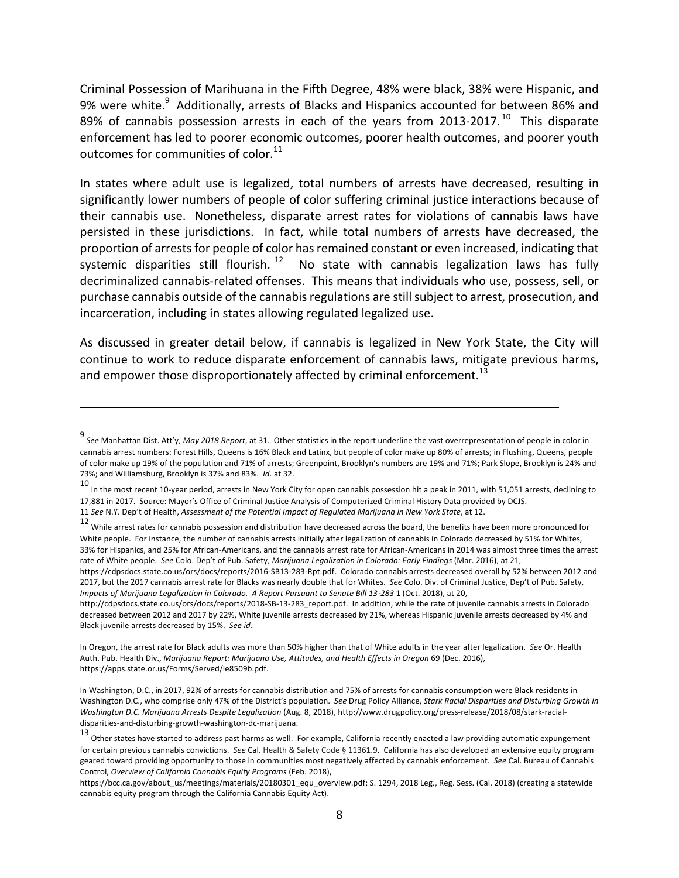Criminal Possession of Marihuana in the Fifth Degree, 48% were black, 38% were Hispanic, and 9% were white.[9] Additionally, arrests of Blacks and Hispanics accounted for between 86% and 89% of cannabis possession arrests in each of the years from 2013-2017.[10] This disparate enforcement has led to poorer economic outcomes, poorer health outcomes, and poorer youth outcomes for communities of color.[11]

In states where adult use is legalized, total numbers of arrests have decreased, resulting in significantly lower numbers of people of color suffering criminal justice interactions because of their cannabis use. Nonetheless, disparate arrest rates for violations of cannabis laws have persisted in these jurisdictions. In fact, while total numbers of arrests have decreased, the proportion of arrests for people of color has remained constant or even increased, indicating that systemic disparities still flourish.[12] No state with cannabis legalization laws has fully decriminalized cannabis-related offenses. This means that individuals who use, possess, sell, or purchase cannabis outside of the cannabis regulations are still subject to arrest, prosecution, and incarceration, including in states allowing regulated legalized use.

As discussed in greater detail below, if cannabis is legalized in New York State, the City will continue to work to reduce disparate enforcement of cannabis laws, mitigate previous harms, and empower those disproportionately affected by criminal enforcement.[13]

---

[9] *See* Manhattan Dist. Att'y, *May 2018 Report*, at 31. Other statistics in the report underline the vast overrepresentation of people in color in cannabis arrest numbers: Forest Hills, Queens is 16% Black and Latinx, but people of color make up 80% of arrests; in Flushing, Queens, people of color make up 19% of the population and 71% of arrests; Greenpoint, Brooklyn's numbers are 19% and 71%; Park Slope, Brooklyn is 24% and 73%; and Williamsburg, Brooklyn is 37% and 83%. *Id.* at 32.

[10] In the most recent 10-year period, arrests in New York City for open cannabis possession hit a peak in 2011, with 51,051 arrests, declining to 17,881 in 2017. Source: Mayor's Office of Criminal Justice Analysis of Computerized Criminal History Data provided by DCJS.

[11] *See* N.Y. Dep't of Health, *Assessment of the Potential Impact of Regulated Marijuana in New York State*, at 12.

[12] While arrest rates for cannabis possession and distribution have decreased across the board, the benefits have been more pronounced for White people. For instance, the number of cannabis arrests initially after legalization of cannabis in Colorado decreased by 51% for Whites, 33% for Hispanics, and 25% for African-Americans, and the cannabis arrest rate for African-Americans in 2014 was almost three times the arrest rate of White people. *See* Colo. Dep't of Pub. Safety, *Marijuana Legalization in Colorado: Early Findings* (Mar. 2016), at 21, https://cdpsdocs.state.co.us/ors/docs/reports/2016-SB13-283-Rpt.pdf. Colorado cannabis arrests decreased overall by 52% between 2012 and 2017, but the 2017 cannabis arrest rate for Blacks was nearly double that for Whites. *See* Colo. Div. of Criminal Justice, Dep't of Pub. Safety, *Impacts of Marijuana Legalization in Colorado. A Report Pursuant to Senate Bill 13-283* 1 (Oct. 2018), at 20, http://cdpsdocs.state.co.us/ors/docs/reports/2018-SB-13-283_report.pdf. In addition, while the rate of juvenile cannabis arrests in Colorado decreased between 2012 and 2017 by 22%, White juvenile arrests decreased by 21%, whereas Hispanic juvenile arrests decreased by 4% and Black juvenile arrests decreased by 15%. *See id.*

In Oregon, the arrest rate for Black adults was more than 50% higher than that of White adults in the year after legalization. *See* Or. Health Auth. Pub. Health Div., *Marijuana Report: Marijuana Use, Attitudes, and Health Effects in Oregon* 69 (Dec. 2016), https://apps.state.or.us/Forms/Served/le8509b.pdf.

In Washington, D.C., in 2017, 92% of arrests for cannabis distribution and 75% of arrests for cannabis consumption were Black residents in Washington D.C., who comprise only 47% of the District's population. *See* Drug Policy Alliance, *Stark Racial Disparities and Disturbing Growth in Washington D.C. Marijuana Arrests Despite Legalization* (Aug. 8, 2018), http://www.drugpolicy.org/press-release/2018/08/stark-racial-disparities-and-disturbing-growth-washington-dc-marijuana.

[13] Other states have started to address past harms as well. For example, California recently enacted a law providing automatic expungement for certain previous cannabis convictions. *See* Cal. Health & Safety Code § 11361.9. California has also developed an extensive equity program geared toward providing opportunity to those in communities most negatively affected by cannabis enforcement. *See* Cal. Bureau of Cannabis Control, *Overview of California Cannabis Equity Programs* (Feb. 2018), https://bcc.ca.gov/about_us/meetings/materials/20180301_equ_overview.pdf; S. 1294, 2018 Leg., Reg. Sess. (Cal. 2018) (creating a statewide cannabis equity program through the California Cannabis Equity Act).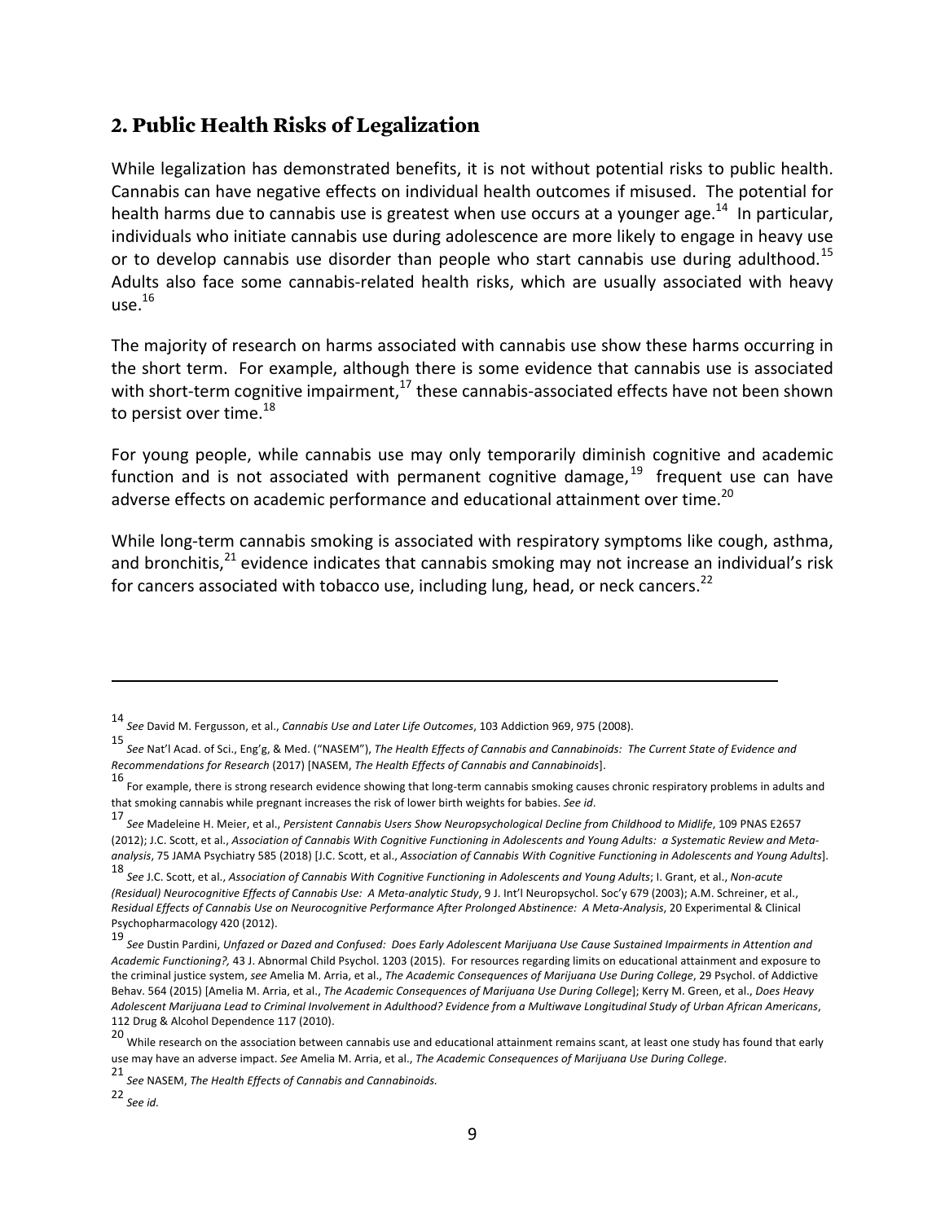## 2. Public Health Risks of Legalization

While legalization has demonstrated benefits, it is not without potential risks to public health. Cannabis can have negative effects on individual health outcomes if misused. The potential for health harms due to cannabis use is greatest when use occurs at a younger age.[14] In particular, individuals who initiate cannabis use during adolescence are more likely to engage in heavy use or to develop cannabis use disorder than people who start cannabis use during adulthood.[15] Adults also face some cannabis-related health risks, which are usually associated with heavy use.[16]

The majority of research on harms associated with cannabis use show these harms occurring in the short term. For example, although there is some evidence that cannabis use is associated with short-term cognitive impairment,[17] these cannabis-associated effects have not been shown to persist over time.[18]

For young people, while cannabis use may only temporarily diminish cognitive and academic function and is not associated with permanent cognitive damage,[19] frequent use can have adverse effects on academic performance and educational attainment over time.[20]

While long-term cannabis smoking is associated with respiratory symptoms like cough, asthma, and bronchitis,[21] evidence indicates that cannabis smoking may not increase an individual's risk for cancers associated with tobacco use, including lung, head, or neck cancers.[22]

---

[14] *See* David M. Fergusson, et al., *Cannabis Use and Later Life Outcomes*, 103 Addiction 969, 975 (2008).

[15] *See* Nat'l Acad. of Sci., Eng'g, & Med. ("NASEM"), *The Health Effects of Cannabis and Cannabinoids: The Current State of Evidence and Recommendations for Research* (2017) [NASEM, *The Health Effects of Cannabis and Cannabinoids*].

[16] For example, there is strong research evidence showing that long-term cannabis smoking causes chronic respiratory problems in adults and that smoking cannabis while pregnant increases the risk of lower birth weights for babies. *See id*.

[17] *See* Madeleine H. Meier, et al., *Persistent Cannabis Users Show Neuropsychological Decline from Childhood to Midlife*, 109 PNAS E2657 (2012); J.C. Scott, et al., *Association of Cannabis With Cognitive Functioning in Adolescents and Young Adults: a Systematic Review and Meta-analysis*, 75 JAMA Psychiatry 585 (2018) [J.C. Scott, et al., *Association of Cannabis With Cognitive Functioning in Adolescents and Young Adults*].

[18] *See* J.C. Scott, et al., *Association of Cannabis With Cognitive Functioning in Adolescents and Young Adults*; I. Grant, et al., *Non-acute (Residual) Neurocognitive Effects of Cannabis Use: A Meta-analytic Study*, 9 J. Int'l Neuropsychol. Soc'y 679 (2003); A.M. Schreiner, et al., *Residual Effects of Cannabis Use on Neurocognitive Performance After Prolonged Abstinence: A Meta-Analysis*, 20 Experimental & Clinical Psychopharmacology 420 (2012).

[19] *See* Dustin Pardini, *Unfazed or Dazed and Confused: Does Early Adolescent Marijuana Use Cause Sustained Impairments in Attention and Academic Functioning?,* 43 J. Abnormal Child Psychol. 1203 (2015). For resources regarding limits on educational attainment and exposure to the criminal justice system, *see* Amelia M. Arria, et al., *The Academic Consequences of Marijuana Use During College*, 29 Psychol. of Addictive Behav. 564 (2015) [Amelia M. Arria, et al., *The Academic Consequences of Marijuana Use During College*]; Kerry M. Green, et al., *Does Heavy Adolescent Marijuana Lead to Criminal Involvement in Adulthood? Evidence from a Multiwave Longitudinal Study of Urban African Americans*, 112 Drug & Alcohol Dependence 117 (2010).

[20] While research on the association between cannabis use and educational attainment remains scant, at least one study has found that early use may have an adverse impact. *See* Amelia M. Arria, et al., *The Academic Consequences of Marijuana Use During College*.

[21] *See* NASEM, *The Health Effects of Cannabis and Cannabinoids.*

[22] *See id.*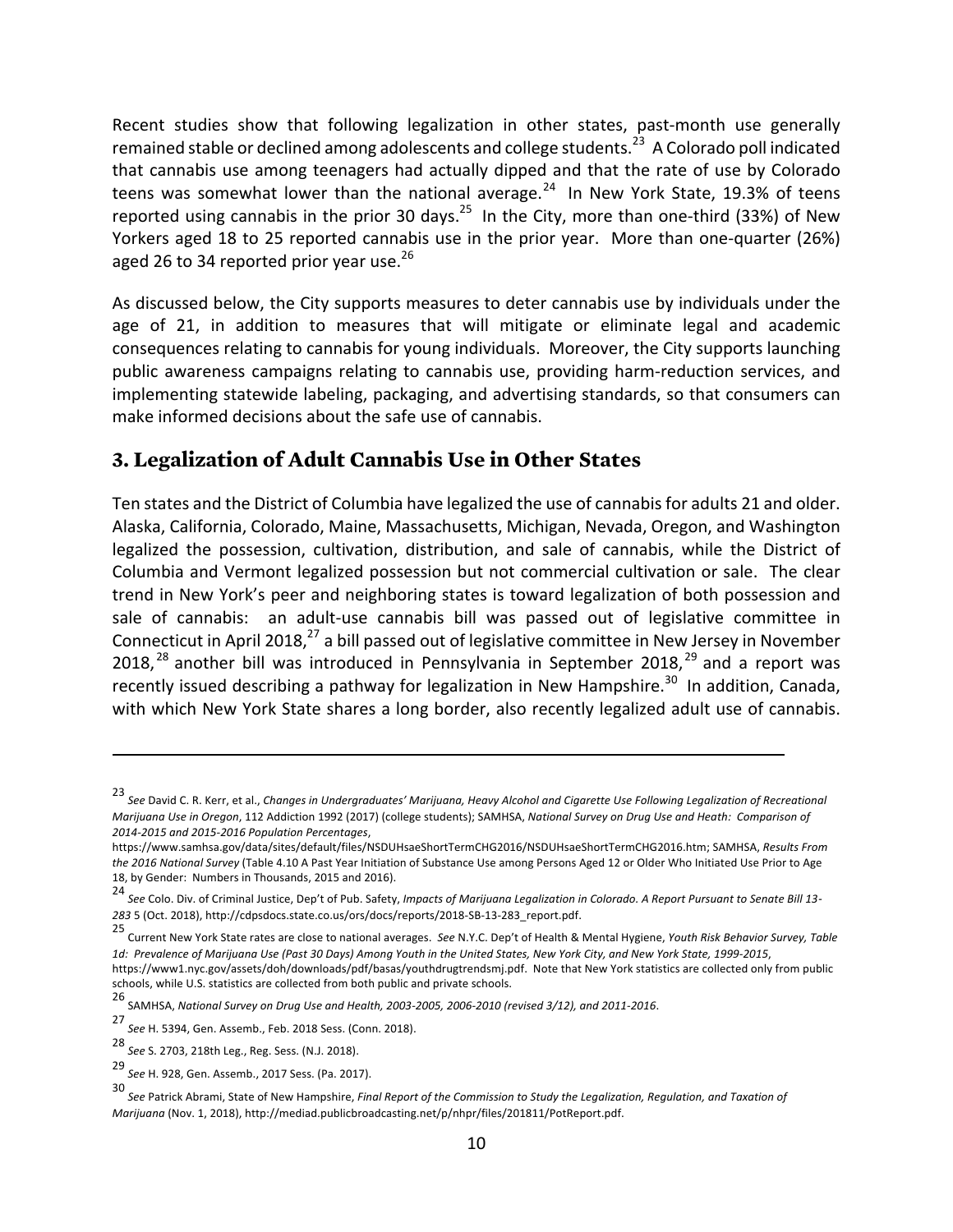Recent studies show that following legalization in other states, past-month use generally remained stable or declined among adolescents and college students.[23] A Colorado poll indicated that cannabis use among teenagers had actually dipped and that the rate of use by Colorado teens was somewhat lower than the national average.[24] In New York State, 19.3% of teens reported using cannabis in the prior 30 days.[25] In the City, more than one-third (33%) of New Yorkers aged 18 to 25 reported cannabis use in the prior year. More than one-quarter (26%) aged 26 to 34 reported prior year use.[26]

As discussed below, the City supports measures to deter cannabis use by individuals under the age of 21, in addition to measures that will mitigate or eliminate legal and academic consequences relating to cannabis for young individuals. Moreover, the City supports launching public awareness campaigns relating to cannabis use, providing harm-reduction services, and implementing statewide labeling, packaging, and advertising standards, so that consumers can make informed decisions about the safe use of cannabis.

## 3. Legalization of Adult Cannabis Use in Other States

Ten states and the District of Columbia have legalized the use of cannabis for adults 21 and older. Alaska, California, Colorado, Maine, Massachusetts, Michigan, Nevada, Oregon, and Washington legalized the possession, cultivation, distribution, and sale of cannabis, while the District of Columbia and Vermont legalized possession but not commercial cultivation or sale. The clear trend in New York's peer and neighboring states is toward legalization of both possession and sale of cannabis: an adult-use cannabis bill was passed out of legislative committee in Connecticut in April 2018,[27] a bill passed out of legislative committee in New Jersey in November 2018,[28] another bill was introduced in Pennsylvania in September 2018,[29] and a report was recently issued describing a pathway for legalization in New Hampshire.[30] In addition, Canada, with which New York State shares a long border, also recently legalized adult use of cannabis.

---

[23] *See* David C. R. Kerr, et al., *Changes in Undergraduates' Marijuana, Heavy Alcohol and Cigarette Use Following Legalization of Recreational Marijuana Use in Oregon*, 112 Addiction 1992 (2017) (college students); SAMHSA, *National Survey on Drug Use and Heath: Comparison of 2014-2015 and 2015-2016 Population Percentages*, https://www.samhsa.gov/data/sites/default/files/NSDUHsaeShortTermCHG2016/NSDUHsaeShortTermCHG2016.htm; SAMHSA, *Results From the 2016 National Survey* (Table 4.10 A Past Year Initiation of Substance Use among Persons Aged 12 or Older Who Initiated Use Prior to Age 18, by Gender: Numbers in Thousands, 2015 and 2016).

[24] *See* Colo. Div. of Criminal Justice, Dep't of Pub. Safety, *Impacts of Marijuana Legalization in Colorado. A Report Pursuant to Senate Bill 13-283* 5 (Oct. 2018), http://cdpsdocs.state.co.us/ors/docs/reports/2018-SB-13-283_report.pdf.

[25] Current New York State rates are close to national averages. *See* N.Y.C. Dep't of Health & Mental Hygiene, *Youth Risk Behavior Survey, Table 1d: Prevalence of Marijuana Use (Past 30 Days) Among Youth in the United States, New York City, and New York State, 1999-2015*, https://www1.nyc.gov/assets/doh/downloads/pdf/basas/youthdrugtrendsmj.pdf. Note that New York statistics are collected only from public schools, while U.S. statistics are collected from both public and private schools.

[26] SAMHSA, *National Survey on Drug Use and Health, 2003-2005, 2006-2010 (revised 3/12), and 2011-2016*.

[27] *See* H. 5394, Gen. Assemb., Feb. 2018 Sess. (Conn. 2018).

[28] *See* S. 2703, 218th Leg., Reg. Sess. (N.J. 2018).

[29] *See* H. 928, Gen. Assemb., 2017 Sess. (Pa. 2017).

[30] *See* Patrick Abrami, State of New Hampshire, *Final Report of the Commission to Study the Legalization, Regulation, and Taxation of Marijuana* (Nov. 1, 2018), http://mediad.publicbroadcasting.net/p/nhpr/files/201811/PotReport.pdf.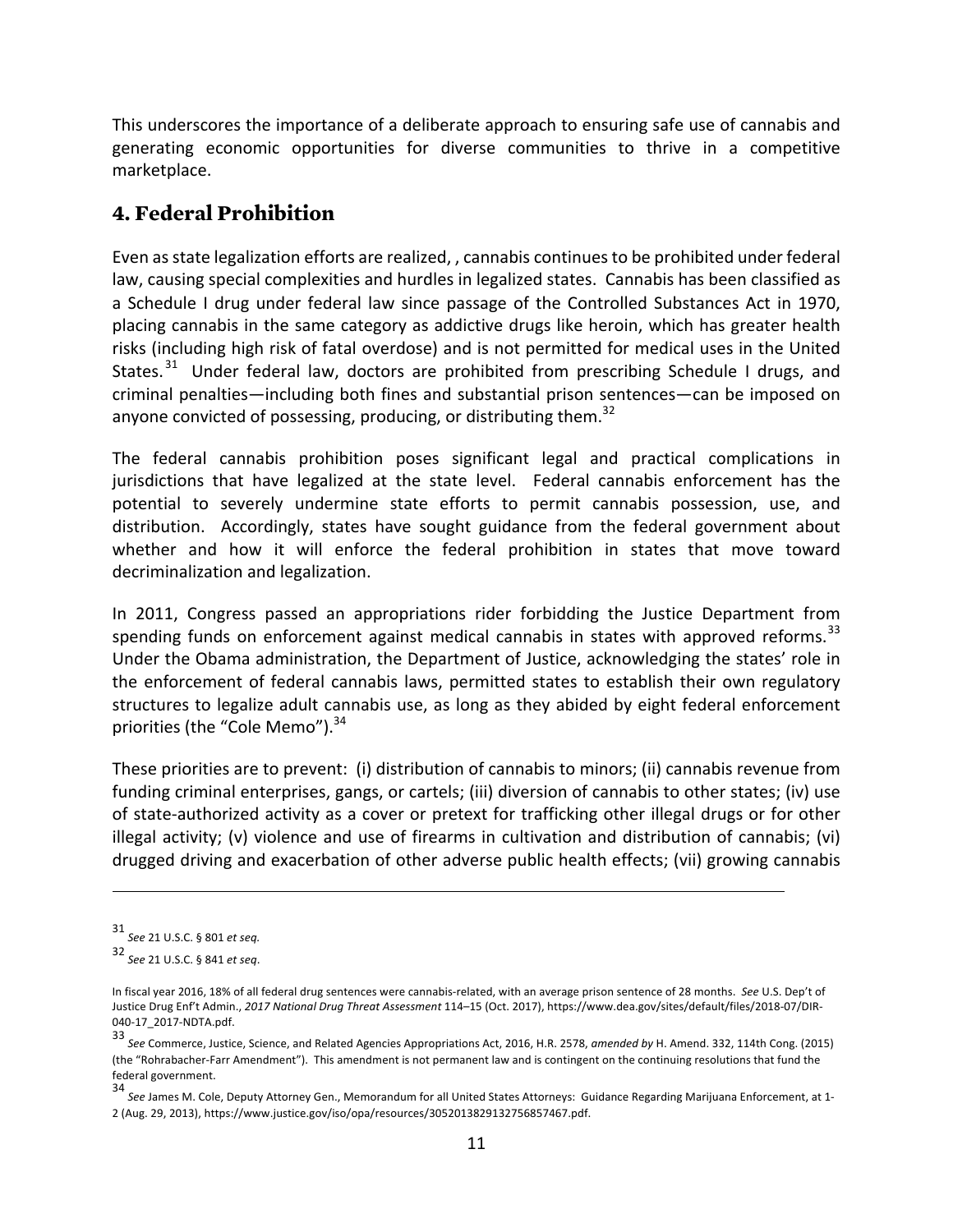This underscores the importance of a deliberate approach to ensuring safe use of cannabis and generating economic opportunities for diverse communities to thrive in a competitive marketplace.

## 4. Federal Prohibition

Even as state legalization efforts are realized, , cannabis continues to be prohibited under federal law, causing special complexities and hurdles in legalized states. Cannabis has been classified as a Schedule I drug under federal law since passage of the Controlled Substances Act in 1970, placing cannabis in the same category as addictive drugs like heroin, which has greater health risks (including high risk of fatal overdose) and is not permitted for medical uses in the United States.[31] Under federal law, doctors are prohibited from prescribing Schedule I drugs, and criminal penalties—including both fines and substantial prison sentences—can be imposed on anyone convicted of possessing, producing, or distributing them.[32]

The federal cannabis prohibition poses significant legal and practical complications in jurisdictions that have legalized at the state level. Federal cannabis enforcement has the potential to severely undermine state efforts to permit cannabis possession, use, and distribution. Accordingly, states have sought guidance from the federal government about whether and how it will enforce the federal prohibition in states that move toward decriminalization and legalization.

In 2011, Congress passed an appropriations rider forbidding the Justice Department from spending funds on enforcement against medical cannabis in states with approved reforms.[33] Under the Obama administration, the Department of Justice, acknowledging the states' role in the enforcement of federal cannabis laws, permitted states to establish their own regulatory structures to legalize adult cannabis use, as long as they abided by eight federal enforcement priorities (the "Cole Memo").[34]

These priorities are to prevent: (i) distribution of cannabis to minors; (ii) cannabis revenue from funding criminal enterprises, gangs, or cartels; (iii) diversion of cannabis to other states; (iv) use of state-authorized activity as a cover or pretext for trafficking other illegal drugs or for other illegal activity; (v) violence and use of firearms in cultivation and distribution of cannabis; (vi) drugged driving and exacerbation of other adverse public health effects; (vii) growing cannabis

---

[31] *See* 21 U.S.C. § 801 *et seq.*

[32] *See* 21 U.S.C. § 841 *et seq*.

In fiscal year 2016, 18% of all federal drug sentences were cannabis-related, with an average prison sentence of 28 months. *See* U.S. Dep't of Justice Drug Enf't Admin., *2017 National Drug Threat Assessment* 114–15 (Oct. 2017), https://www.dea.gov/sites/default/files/2018-07/DIR-040-17_2017-NDTA.pdf.

[33] *See* Commerce, Justice, Science, and Related Agencies Appropriations Act, 2016, H.R. 2578, *amended by* H. Amend. 332, 114th Cong. (2015) (the "Rohrabacher-Farr Amendment"). This amendment is not permanent law and is contingent on the continuing resolutions that fund the federal government.

[34] *See* James M. Cole, Deputy Attorney Gen., Memorandum for all United States Attorneys: Guidance Regarding Marijuana Enforcement, at 1-2 (Aug. 29, 2013), https://www.justice.gov/iso/opa/resources/3052013829132756857467.pdf.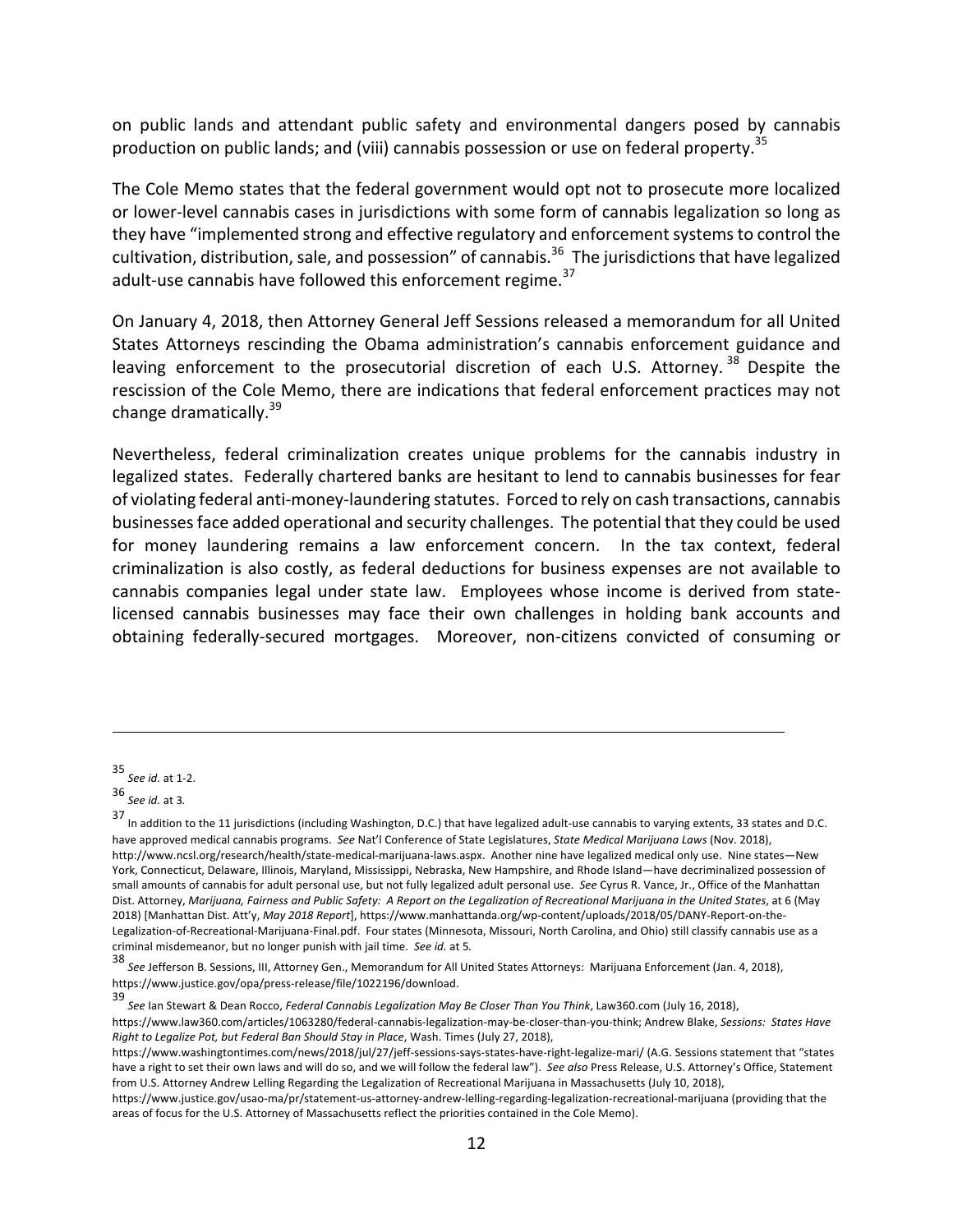on public lands and attendant public safety and environmental dangers posed by cannabis production on public lands; and (viii) cannabis possession or use on federal property.[35]

The Cole Memo states that the federal government would opt not to prosecute more localized or lower-level cannabis cases in jurisdictions with some form of cannabis legalization so long as they have "implemented strong and effective regulatory and enforcement systems to control the cultivation, distribution, sale, and possession" of cannabis.[36] The jurisdictions that have legalized adult-use cannabis have followed this enforcement regime.[37]

On January 4, 2018, then Attorney General Jeff Sessions released a memorandum for all United States Attorneys rescinding the Obama administration's cannabis enforcement guidance and leaving enforcement to the prosecutorial discretion of each U.S. Attorney.[38] Despite the rescission of the Cole Memo, there are indications that federal enforcement practices may not change dramatically.[39]

Nevertheless, federal criminalization creates unique problems for the cannabis industry in legalized states. Federally chartered banks are hesitant to lend to cannabis businesses for fear of violating federal anti-money-laundering statutes. Forced to rely on cash transactions, cannabis businesses face added operational and security challenges. The potential that they could be used for money laundering remains a law enforcement concern. In the tax context, federal criminalization is also costly, as federal deductions for business expenses are not available to cannabis companies legal under state law. Employees whose income is derived from state-licensed cannabis businesses may face their own challenges in holding bank accounts and obtaining federally-secured mortgages. Moreover, non-citizens convicted of consuming or

---

[35] *See id.* at 1-2.

[36] *See id.* at 3.

[37] In addition to the 11 jurisdictions (including Washington, D.C.) that have legalized adult-use cannabis to varying extents, 33 states and D.C. have approved medical cannabis programs. *See* Nat'l Conference of State Legislatures, *State Medical Marijuana Laws* (Nov. 2018), http://www.ncsl.org/research/health/state-medical-marijuana-laws.aspx. Another nine have legalized medical only use. Nine states—New York, Connecticut, Delaware, Illinois, Maryland, Mississippi, Nebraska, New Hampshire, and Rhode Island—have decriminalized possession of small amounts of cannabis for adult personal use, but not fully legalized adult personal use. *See* Cyrus R. Vance, Jr., Office of the Manhattan Dist. Attorney, *Marijuana, Fairness and Public Safety: A Report on the Legalization of Recreational Marijuana in the United States*, at 6 (May 2018) [Manhattan Dist. Att'y, *May 2018 Report*], https://www.manhattanda.org/wp-content/uploads/2018/05/DANY-Report-on-the-Legalization-of-Recreational-Marijuana-Final.pdf. Four states (Minnesota, Missouri, North Carolina, and Ohio) still classify cannabis use as a criminal misdemeanor, but no longer punish with jail time. *See id.* at 5.

[38] *See* Jefferson B. Sessions, III, Attorney Gen., Memorandum for All United States Attorneys: Marijuana Enforcement (Jan. 4, 2018), https://www.justice.gov/opa/press-release/file/1022196/download.

[39] *See* Ian Stewart & Dean Rocco, *Federal Cannabis Legalization May Be Closer Than You Think*, Law360.com (July 16, 2018), https://www.law360.com/articles/1063280/federal-cannabis-legalization-may-be-closer-than-you-think; Andrew Blake, *Sessions: States Have Right to Legalize Pot, but Federal Ban Should Stay in Place*, Wash. Times (July 27, 2018), https://www.washingtontimes.com/news/2018/jul/27/jeff-sessions-says-states-have-right-legalize-mari/ (A.G. Sessions statement that "states have a right to set their own laws and will do so, and we will follow the federal law"). *See also* Press Release, U.S. Attorney's Office, Statement from U.S. Attorney Andrew Lelling Regarding the Legalization of Recreational Marijuana in Massachusetts (July 10, 2018), https://www.justice.gov/usao-ma/pr/statement-us-attorney-andrew-lelling-regarding-legalization-recreational-marijuana (providing that the areas of focus for the U.S. Attorney of Massachusetts reflect the priorities contained in the Cole Memo).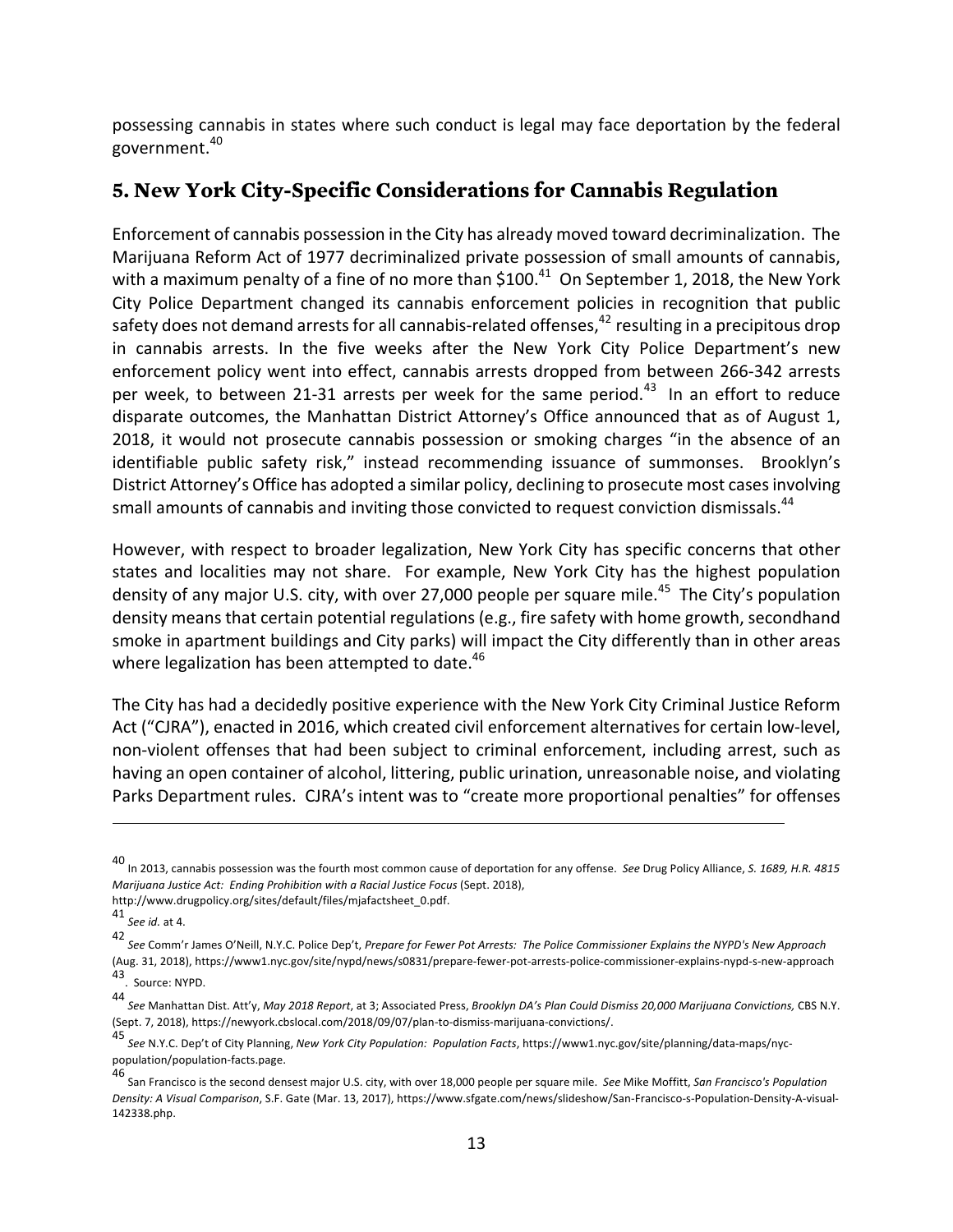possessing cannabis in states where such conduct is legal may face deportation by the federal government.[40]

## 5. New York City-Specific Considerations for Cannabis Regulation

Enforcement of cannabis possession in the City has already moved toward decriminalization. The Marijuana Reform Act of 1977 decriminalized private possession of small amounts of cannabis, with a maximum penalty of a fine of no more than $100.[41] On September 1, 2018, the New York City Police Department changed its cannabis enforcement policies in recognition that public safety does not demand arrests for all cannabis-related offenses,[42] resulting in a precipitous drop in cannabis arrests. In the five weeks after the New York City Police Department's new enforcement policy went into effect, cannabis arrests dropped from between 266-342 arrests per week, to between 21-31 arrests per week for the same period.[43] In an effort to reduce disparate outcomes, the Manhattan District Attorney's Office announced that as of August 1, 2018, it would not prosecute cannabis possession or smoking charges "in the absence of an identifiable public safety risk," instead recommending issuance of summonses. Brooklyn's District Attorney's Office has adopted a similar policy, declining to prosecute most cases involving small amounts of cannabis and inviting those convicted to request conviction dismissals.[44]

However, with respect to broader legalization, New York City has specific concerns that other states and localities may not share. For example, New York City has the highest population density of any major U.S. city, with over 27,000 people per square mile.[45] The City's population density means that certain potential regulations (e.g., fire safety with home growth, secondhand smoke in apartment buildings and City parks) will impact the City differently than in other areas where legalization has been attempted to date.[46]

The City has had a decidedly positive experience with the New York City Criminal Justice Reform Act ("CJRA"), enacted in 2016, which created civil enforcement alternatives for certain low-level, non-violent offenses that had been subject to criminal enforcement, including arrest, such as having an open container of alcohol, littering, public urination, unreasonable noise, and violating Parks Department rules. CJRA's intent was to "create more proportional penalties" for offenses

---

[40] In 2013, cannabis possession was the fourth most common cause of deportation for any offense. *See* Drug Policy Alliance, *S. 1689, H.R. 4815 Marijuana Justice Act: Ending Prohibition with a Racial Justice Focus* (Sept. 2018), http://www.drugpolicy.org/sites/default/files/mjafactsheet_0.pdf.

[41] *See id.* at 4.

[42] *See* Comm'r James O'Neill, N.Y.C. Police Dep't, *Prepare for Fewer Pot Arrests: The Police Commissioner Explains the NYPD's New Approach* (Aug. 31, 2018), https://www1.nyc.gov/site/nypd/news/s0831/prepare-fewer-pot-arrests-police-commissioner-explains-nypd-s-new-approach

[43] . Source: NYPD.

[44] *See* Manhattan Dist. Att'y, *May 2018 Report*, at 3; Associated Press, *Brooklyn DA's Plan Could Dismiss 20,000 Marijuana Convictions,* CBS N.Y. (Sept. 7, 2018), https://newyork.cbslocal.com/2018/09/07/plan-to-dismiss-marijuana-convictions/.

[45] *See* N.Y.C. Dep't of City Planning, *New York City Population: Population Facts*, https://www1.nyc.gov/site/planning/data-maps/nyc-population/population-facts.page.

[46] San Francisco is the second densest major U.S. city, with over 18,000 people per square mile. *See* Mike Moffitt, *San Francisco's Population Density: A Visual Comparison*, S.F. Gate (Mar. 13, 2017), https://www.sfgate.com/news/slideshow/San-Francisco-s-Population-Density-A-visual-142338.php.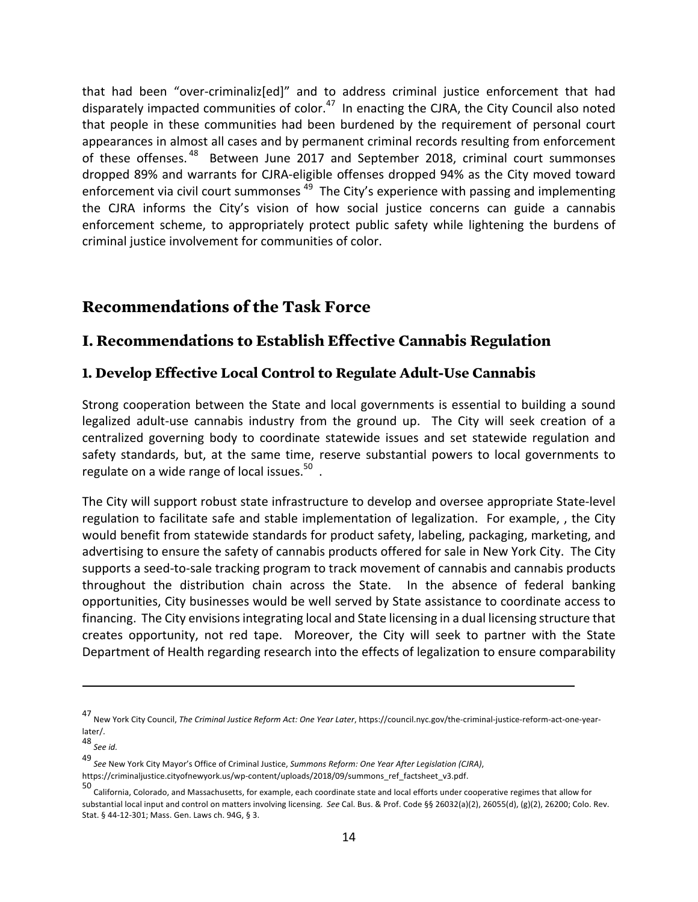that had been "over-criminaliz[ed]" and to address criminal justice enforcement that had disparately impacted communities of color.[47] In enacting the CJRA, the City Council also noted that people in these communities had been burdened by the requirement of personal court appearances in almost all cases and by permanent criminal records resulting from enforcement of these offenses.[48] Between June 2017 and September 2018, criminal court summonses dropped 89% and warrants for CJRA-eligible offenses dropped 94% as the City moved toward enforcement via civil court summonses[49] The City's experience with passing and implementing the CJRA informs the City's vision of how social justice concerns can guide a cannabis enforcement scheme, to appropriately protect public safety while lightening the burdens of criminal justice involvement for communities of color.

## Recommendations of the Task Force

## I. Recommendations to Establish Effective Cannabis Regulation

### 1. Develop Effective Local Control to Regulate Adult-Use Cannabis

Strong cooperation between the State and local governments is essential to building a sound legalized adult-use cannabis industry from the ground up. The City will seek creation of a centralized governing body to coordinate statewide issues and set statewide regulation and safety standards, but, at the same time, reserve substantial powers to local governments to regulate on a wide range of local issues.[50] .

The City will support robust state infrastructure to develop and oversee appropriate State-level regulation to facilitate safe and stable implementation of legalization. For example, , the City would benefit from statewide standards for product safety, labeling, packaging, marketing, and advertising to ensure the safety of cannabis products offered for sale in New York City. The City supports a seed-to-sale tracking program to track movement of cannabis and cannabis products throughout the distribution chain across the State. In the absence of federal banking opportunities, City businesses would be well served by State assistance to coordinate access to financing. The City envisions integrating local and State licensing in a dual licensing structure that creates opportunity, not red tape. Moreover, the City will seek to partner with the State Department of Health regarding research into the effects of legalization to ensure comparability

---

[47] New York City Council, *The Criminal Justice Reform Act: One Year Later*, https://council.nyc.gov/the-criminal-justice-reform-act-one-year-later/.

[48] *See id.*

[49] *See* New York City Mayor's Office of Criminal Justice, *Summons Reform: One Year After Legislation (CJRA)*, https://criminaljustice.cityofnewyork.us/wp-content/uploads/2018/09/summons_ref_factsheet_v3.pdf.

[50] California, Colorado, and Massachusetts, for example, each coordinate state and local efforts under cooperative regimes that allow for substantial local input and control on matters involving licensing. *See* Cal. Bus. & Prof. Code §§ 26032(a)(2), 26055(d), (g)(2), 26200; Colo. Rev. Stat. § 44-12-301; Mass. Gen. Laws ch. 94G, § 3.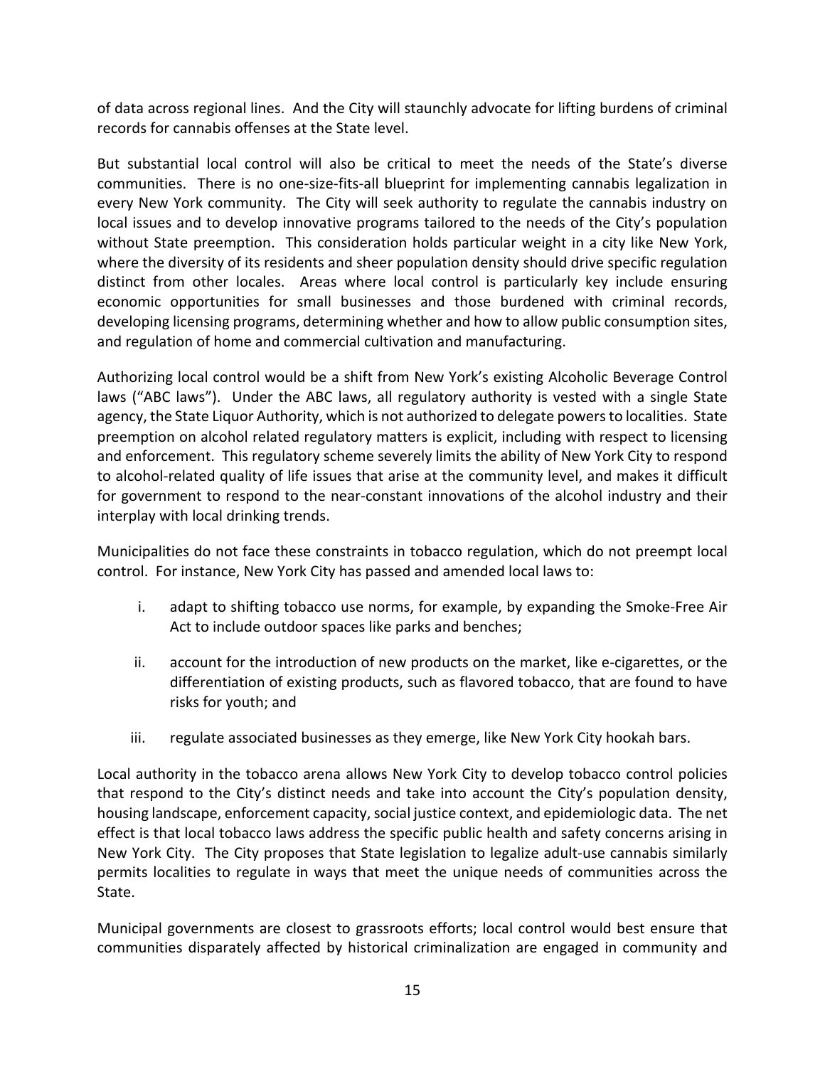of data across regional lines. And the City will staunchly advocate for lifting burdens of criminal records for cannabis offenses at the State level.

But substantial local control will also be critical to meet the needs of the State's diverse communities. There is no one-size-fits-all blueprint for implementing cannabis legalization in every New York community. The City will seek authority to regulate the cannabis industry on local issues and to develop innovative programs tailored to the needs of the City's population without State preemption. This consideration holds particular weight in a city like New York, where the diversity of its residents and sheer population density should drive specific regulation distinct from other locales. Areas where local control is particularly key include ensuring economic opportunities for small businesses and those burdened with criminal records, developing licensing programs, determining whether and how to allow public consumption sites, and regulation of home and commercial cultivation and manufacturing.

Authorizing local control would be a shift from New York's existing Alcoholic Beverage Control laws ("ABC laws"). Under the ABC laws, all regulatory authority is vested with a single State agency, the State Liquor Authority, which is not authorized to delegate powers to localities. State preemption on alcohol related regulatory matters is explicit, including with respect to licensing and enforcement. This regulatory scheme severely limits the ability of New York City to respond to alcohol-related quality of life issues that arise at the community level, and makes it difficult for government to respond to the near-constant innovations of the alcohol industry and their interplay with local drinking trends.

Municipalities do not face these constraints in tobacco regulation, which do not preempt local control. For instance, New York City has passed and amended local laws to:

i. adapt to shifting tobacco use norms, for example, by expanding the Smoke-Free Air Act to include outdoor spaces like parks and benches;

ii. account for the introduction of new products on the market, like e-cigarettes, or the differentiation of existing products, such as flavored tobacco, that are found to have risks for youth; and

iii. regulate associated businesses as they emerge, like New York City hookah bars.

Local authority in the tobacco arena allows New York City to develop tobacco control policies that respond to the City's distinct needs and take into account the City's population density, housing landscape, enforcement capacity, social justice context, and epidemiologic data. The net effect is that local tobacco laws address the specific public health and safety concerns arising in New York City. The City proposes that State legislation to legalize adult-use cannabis similarly permits localities to regulate in ways that meet the unique needs of communities across the State.

Municipal governments are closest to grassroots efforts; local control would best ensure that communities disparately affected by historical criminalization are engaged in community and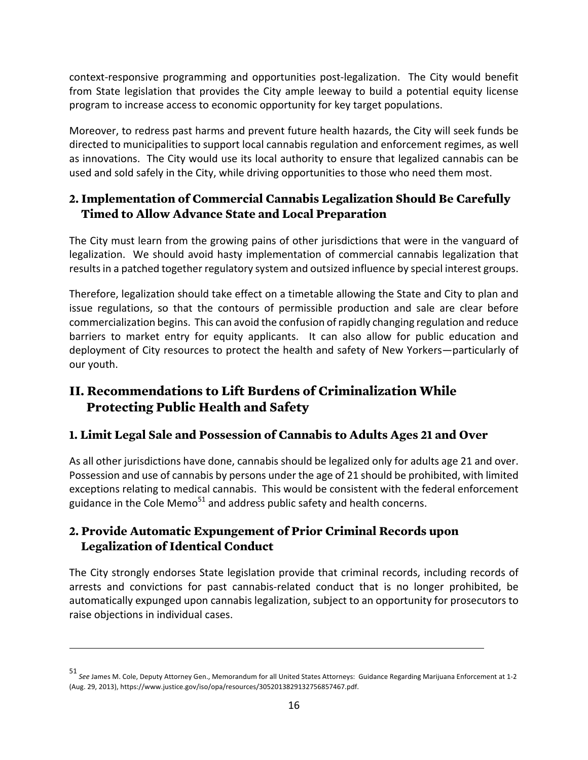context-responsive programming and opportunities post-legalization. The City would benefit from State legislation that provides the City ample leeway to build a potential equity license program to increase access to economic opportunity for key target populations.

Moreover, to redress past harms and prevent future health hazards, the City will seek funds be directed to municipalities to support local cannabis regulation and enforcement regimes, as well as innovations. The City would use its local authority to ensure that legalized cannabis can be used and sold safely in the City, while driving opportunities to those who need them most.

### 2. Implementation of Commercial Cannabis Legalization Should Be Carefully Timed to Allow Advance State and Local Preparation

The City must learn from the growing pains of other jurisdictions that were in the vanguard of legalization. We should avoid hasty implementation of commercial cannabis legalization that results in a patched together regulatory system and outsized influence by special interest groups.

Therefore, legalization should take effect on a timetable allowing the State and City to plan and issue regulations, so that the contours of permissible production and sale are clear before commercialization begins. This can avoid the confusion of rapidly changing regulation and reduce barriers to market entry for equity applicants. It can also allow for public education and deployment of City resources to protect the health and safety of New Yorkers—particularly of our youth.

## II. Recommendations to Lift Burdens of Criminalization While Protecting Public Health and Safety

### 1. Limit Legal Sale and Possession of Cannabis to Adults Ages 21 and Over

As all other jurisdictions have done, cannabis should be legalized only for adults age 21 and over. Possession and use of cannabis by persons under the age of 21 should be prohibited, with limited exceptions relating to medical cannabis. This would be consistent with the federal enforcement guidance in the Cole Memo[51] and address public safety and health concerns.

### 2. Provide Automatic Expungement of Prior Criminal Records upon Legalization of Identical Conduct

The City strongly endorses State legislation provide that criminal records, including records of arrests and convictions for past cannabis-related conduct that is no longer prohibited, be automatically expunged upon cannabis legalization, subject to an opportunity for prosecutors to raise objections in individual cases.

---

[51] *See* James M. Cole, Deputy Attorney Gen., Memorandum for all United States Attorneys: Guidance Regarding Marijuana Enforcement at 1-2 (Aug. 29, 2013), https://www.justice.gov/iso/opa/resources/3052013829132756857467.pdf.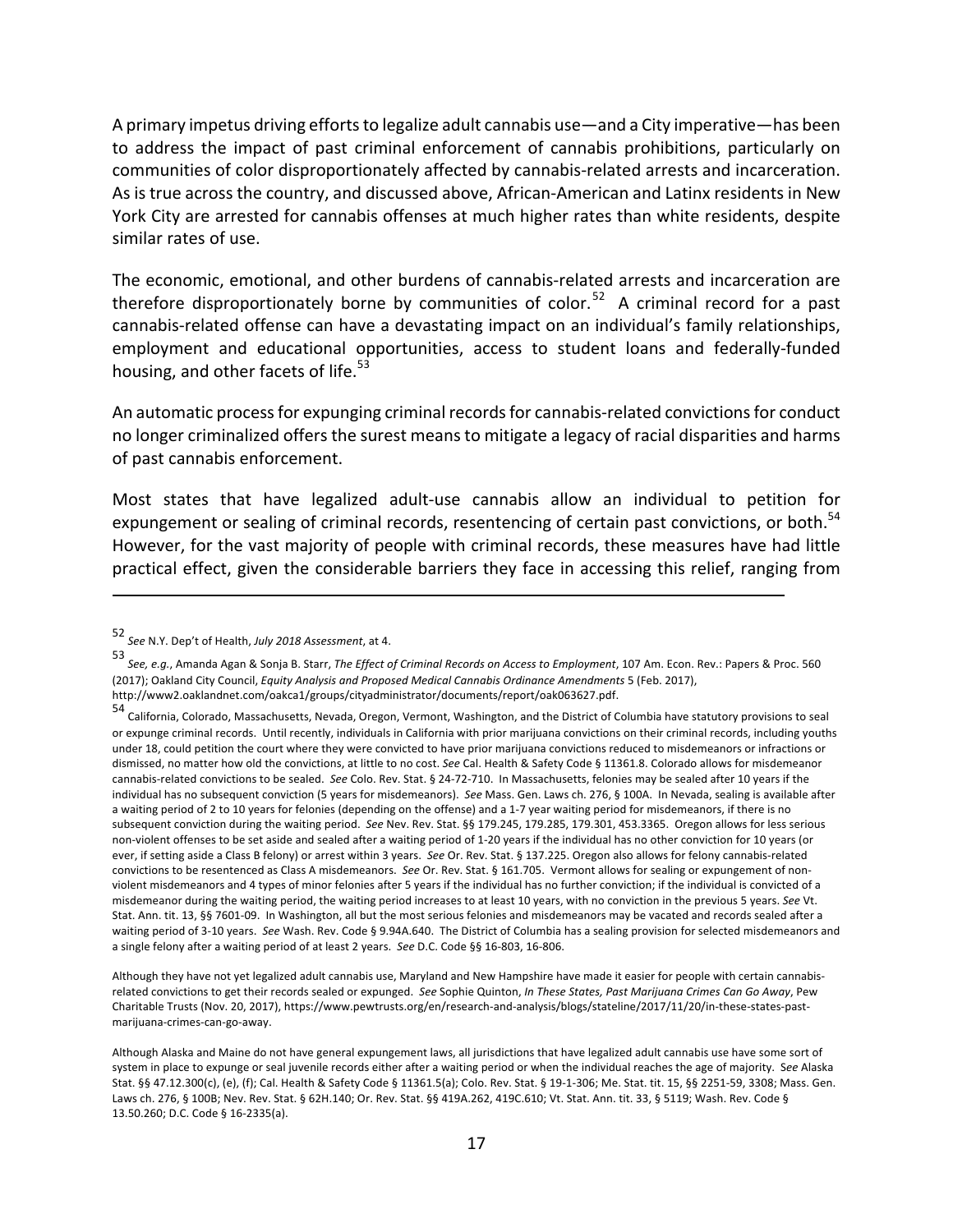A primary impetus driving efforts to legalize adult cannabis use—and a City imperative—has been to address the impact of past criminal enforcement of cannabis prohibitions, particularly on communities of color disproportionately affected by cannabis-related arrests and incarceration. As is true across the country, and discussed above, African-American and Latinx residents in New York City are arrested for cannabis offenses at much higher rates than white residents, despite similar rates of use.

The economic, emotional, and other burdens of cannabis-related arrests and incarceration are therefore disproportionately borne by communities of color.[52] A criminal record for a past cannabis-related offense can have a devastating impact on an individual's family relationships, employment and educational opportunities, access to student loans and federally-funded housing, and other facets of life.[53]

An automatic process for expunging criminal records for cannabis-related convictions for conduct no longer criminalized offers the surest means to mitigate a legacy of racial disparities and harms of past cannabis enforcement.

Most states that have legalized adult-use cannabis allow an individual to petition for expungement or sealing of criminal records, resentencing of certain past convictions, or both.[54] However, for the vast majority of people with criminal records, these measures have had little practical effect, given the considerable barriers they face in accessing this relief, ranging from

---

[52] *See* N.Y. Dep't of Health, *July 2018 Assessment*, at 4.

[53] *See, e.g.*, Amanda Agan & Sonja B. Starr, *The Effect of Criminal Records on Access to Employment*, 107 Am. Econ. Rev.: Papers & Proc. 560 (2017); Oakland City Council, *Equity Analysis and Proposed Medical Cannabis Ordinance Amendments* 5 (Feb. 2017), http://www2.oaklandnet.com/oakca1/groups/cityadministrator/documents/report/oak063627.pdf.

[54] California, Colorado, Massachusetts, Nevada, Oregon, Vermont, Washington, and the District of Columbia have statutory provisions to seal or expunge criminal records. Until recently, individuals in California with prior marijuana convictions on their criminal records, including youths under 18, could petition the court where they were convicted to have prior marijuana convictions reduced to misdemeanors or infractions or dismissed, no matter how old the convictions, at little to no cost. *See* Cal. Health & Safety Code § 11361.8. Colorado allows for misdemeanor cannabis-related convictions to be sealed. *See* Colo. Rev. Stat. § 24-72-710. In Massachusetts, felonies may be sealed after 10 years if the individual has no subsequent conviction (5 years for misdemeanors). *See* Mass. Gen. Laws ch. 276, § 100A. In Nevada, sealing is available after a waiting period of 2 to 10 years for felonies (depending on the offense) and a 1-7 year waiting period for misdemeanors, if there is no subsequent conviction during the waiting period. *See* Nev. Rev. Stat. §§ 179.245, 179.285, 179.301, 453.3365. Oregon allows for less serious non-violent offenses to be set aside and sealed after a waiting period of 1-20 years if the individual has no other conviction for 10 years (or ever, if setting aside a Class B felony) or arrest within 3 years. *See* Or. Rev. Stat. § 137.225. Oregon also allows for felony cannabis-related convictions to be resentenced as Class A misdemeanors. *See* Or. Rev. Stat. § 161.705. Vermont allows for sealing or expungement of non-violent misdemeanors and 4 types of minor felonies after 5 years if the individual has no further conviction; if the individual is convicted of a misdemeanor during the waiting period, the waiting period increases to at least 10 years, with no conviction in the previous 5 years. *See* Vt. Stat. Ann. tit. 13, §§ 7601-09. In Washington, all but the most serious felonies and misdemeanors may be vacated and records sealed after a waiting period of 3-10 years. *See* Wash. Rev. Code § 9.94A.640. The District of Columbia has a sealing provision for selected misdemeanors and a single felony after a waiting period of at least 2 years. *See* D.C. Code §§ 16-803, 16-806.

Although they have not yet legalized adult cannabis use, Maryland and New Hampshire have made it easier for people with certain cannabis-related convictions to get their records sealed or expunged. *See* Sophie Quinton, *In These States, Past Marijuana Crimes Can Go Away*, Pew Charitable Trusts (Nov. 20, 2017), https://www.pewtrusts.org/en/research-and-analysis/blogs/stateline/2017/11/20/in-these-states-past-marijuana-crimes-can-go-away.

Although Alaska and Maine do not have general expungement laws, all jurisdictions that have legalized adult cannabis use have some sort of system in place to expunge or seal juvenile records either after a waiting period or when the individual reaches the age of majority. *See* Alaska Stat. §§ 47.12.300(c), (e), (f); Cal. Health & Safety Code § 11361.5(a); Colo. Rev. Stat. § 19-1-306; Me. Stat. tit. 15, §§ 2251-59, 3308; Mass. Gen. Laws ch. 276, § 100B; Nev. Rev. Stat. § 62H.140; Or. Rev. Stat. §§ 419A.262, 419C.610; Vt. Stat. Ann. tit. 33, § 5119; Wash. Rev. Code § 13.50.260; D.C. Code § 16-2335(a).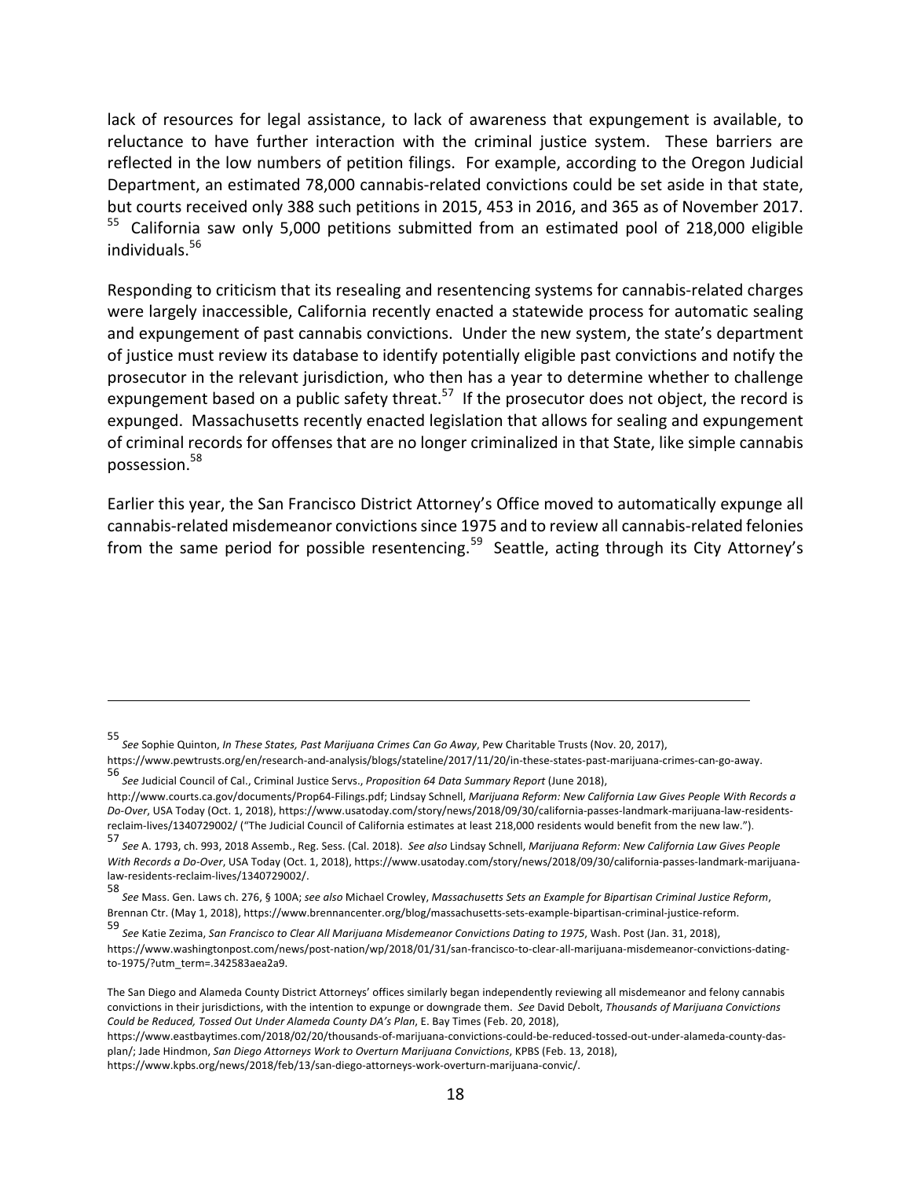lack of resources for legal assistance, to lack of awareness that expungement is available, to reluctance to have further interaction with the criminal justice system. These barriers are reflected in the low numbers of petition filings. For example, according to the Oregon Judicial Department, an estimated 78,000 cannabis-related convictions could be set aside in that state, but courts received only 388 such petitions in 2015, 453 in 2016, and 365 as of November 2017. [55] California saw only 5,000 petitions submitted from an estimated pool of 218,000 eligible individuals.[56]

Responding to criticism that its resealing and resentencing systems for cannabis-related charges were largely inaccessible, California recently enacted a statewide process for automatic sealing and expungement of past cannabis convictions. Under the new system, the state's department of justice must review its database to identify potentially eligible past convictions and notify the prosecutor in the relevant jurisdiction, who then has a year to determine whether to challenge expungement based on a public safety threat.[57] If the prosecutor does not object, the record is expunged. Massachusetts recently enacted legislation that allows for sealing and expungement of criminal records for offenses that are no longer criminalized in that State, like simple cannabis possession.[58]

Earlier this year, the San Francisco District Attorney's Office moved to automatically expunge all cannabis-related misdemeanor convictions since 1975 and to review all cannabis-related felonies from the same period for possible resentencing.[59] Seattle, acting through its City Attorney's

---

[55] *See* Sophie Quinton, *In These States, Past Marijuana Crimes Can Go Away*, Pew Charitable Trusts (Nov. 20, 2017), https://www.pewtrusts.org/en/research-and-analysis/blogs/stateline/2017/11/20/in-these-states-past-marijuana-crimes-can-go-away.

[56] *See* Judicial Council of Cal., Criminal Justice Servs., *Proposition 64 Data Summary Report* (June 2018), http://www.courts.ca.gov/documents/Prop64-Filings.pdf; Lindsay Schnell, *Marijuana Reform: New California Law Gives People With Records a Do-Over*, USA Today (Oct. 1, 2018), https://www.usatoday.com/story/news/2018/09/30/california-passes-landmark-marijuana-law-residents-reclaim-lives/1340729002/ ("The Judicial Council of California estimates at least 218,000 residents would benefit from the new law.").

[57] *See* A. 1793, ch. 993, 2018 Assemb., Reg. Sess. (Cal. 2018). *See also* Lindsay Schnell, *Marijuana Reform: New California Law Gives People With Records a Do-Over*, USA Today (Oct. 1, 2018), https://www.usatoday.com/story/news/2018/09/30/california-passes-landmark-marijuana-law-residents-reclaim-lives/1340729002/.

[58] *See* Mass. Gen. Laws ch. 276, § 100A; *see also* Michael Crowley, *Massachusetts Sets an Example for Bipartisan Criminal Justice Reform*, Brennan Ctr. (May 1, 2018), https://www.brennancenter.org/blog/massachusetts-sets-example-bipartisan-criminal-justice-reform.

[59] *See* Katie Zezima, *San Francisco to Clear All Marijuana Misdemeanor Convictions Dating to 1975*, Wash. Post (Jan. 31, 2018), https://www.washingtonpost.com/news/post-nation/wp/2018/01/31/san-francisco-to-clear-all-marijuana-misdemeanor-convictions-dating-to-1975/?utm_term=.342583aea2a9.

The San Diego and Alameda County District Attorneys' offices similarly began independently reviewing all misdemeanor and felony cannabis convictions in their jurisdictions, with the intention to expunge or downgrade them. *See* David Debolt, *Thousands of Marijuana Convictions Could be Reduced, Tossed Out Under Alameda County DA's Plan*, E. Bay Times (Feb. 20, 2018), https://www.eastbaytimes.com/2018/02/20/thousands-of-marijuana-convictions-could-be-reduced-tossed-out-under-alameda-county-das-plan/; Jade Hindmon, *San Diego Attorneys Work to Overturn Marijuana Convictions*, KPBS (Feb. 13, 2018), https://www.kpbs.org/news/2018/feb/13/san-diego-attorneys-work-overturn-marijuana-convic/.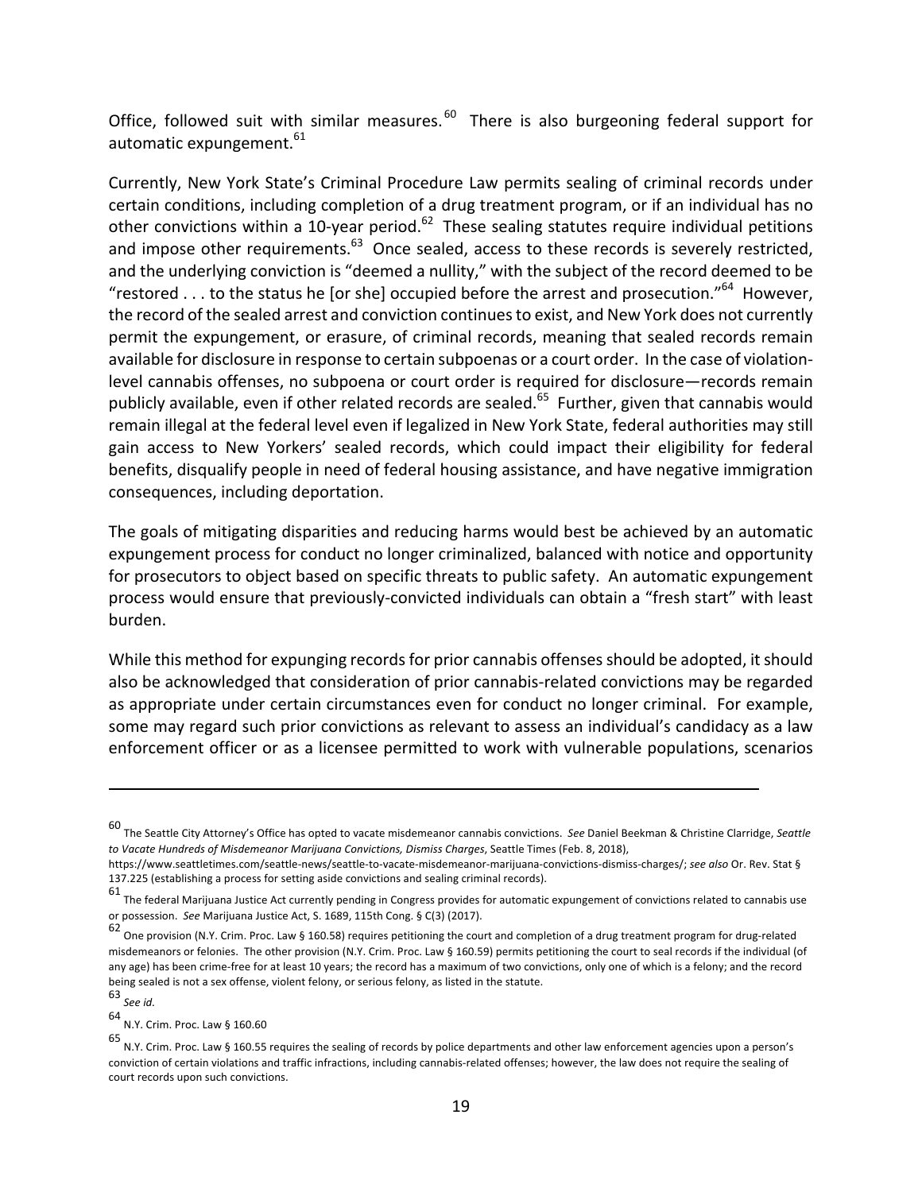Office, followed suit with similar measures.[60] There is also burgeoning federal support for automatic expungement.[61]

Currently, New York State's Criminal Procedure Law permits sealing of criminal records under certain conditions, including completion of a drug treatment program, or if an individual has no other convictions within a 10-year period.[62] These sealing statutes require individual petitions and impose other requirements.[63] Once sealed, access to these records is severely restricted, and the underlying conviction is "deemed a nullity," with the subject of the record deemed to be "restored . . . to the status he [or she] occupied before the arrest and prosecution."[64] However, the record of the sealed arrest and conviction continues to exist, and New York does not currently permit the expungement, or erasure, of criminal records, meaning that sealed records remain available for disclosure in response to certain subpoenas or a court order. In the case of violation-level cannabis offenses, no subpoena or court order is required for disclosure—records remain publicly available, even if other related records are sealed.[65] Further, given that cannabis would remain illegal at the federal level even if legalized in New York State, federal authorities may still gain access to New Yorkers' sealed records, which could impact their eligibility for federal benefits, disqualify people in need of federal housing assistance, and have negative immigration consequences, including deportation.

The goals of mitigating disparities and reducing harms would best be achieved by an automatic expungement process for conduct no longer criminalized, balanced with notice and opportunity for prosecutors to object based on specific threats to public safety. An automatic expungement process would ensure that previously-convicted individuals can obtain a "fresh start" with least burden.

While this method for expunging records for prior cannabis offenses should be adopted, it should also be acknowledged that consideration of prior cannabis-related convictions may be regarded as appropriate under certain circumstances even for conduct no longer criminal. For example, some may regard such prior convictions as relevant to assess an individual's candidacy as a law enforcement officer or as a licensee permitted to work with vulnerable populations, scenarios

---

60 The Seattle City Attorney's Office has opted to vacate misdemeanor cannabis convictions. *See* Daniel Beekman & Christine Clarridge, *Seattle to Vacate Hundreds of Misdemeanor Marijuana Convictions, Dismiss Charges*, Seattle Times (Feb. 8, 2018), https://www.seattletimes.com/seattle-news/seattle-to-vacate-misdemeanor-marijuana-convictions-dismiss-charges/; *see also* Or. Rev. Stat § 137.225 (establishing a process for setting aside convictions and sealing criminal records).

61 The federal Marijuana Justice Act currently pending in Congress provides for automatic expungement of convictions related to cannabis use or possession. *See* Marijuana Justice Act, S. 1689, 115th Cong. § C(3) (2017).

62 One provision (N.Y. Crim. Proc. Law § 160.58) requires petitioning the court and completion of a drug treatment program for drug-related misdemeanors or felonies. The other provision (N.Y. Crim. Proc. Law § 160.59) permits petitioning the court to seal records if the individual (of any age) has been crime-free for at least 10 years; the record has a maximum of two convictions, only one of which is a felony; and the record being sealed is not a sex offense, violent felony, or serious felony, as listed in the statute.

63 *See id.*

64 N.Y. Crim. Proc. Law § 160.60

65 N.Y. Crim. Proc. Law § 160.55 requires the sealing of records by police departments and other law enforcement agencies upon a person's conviction of certain violations and traffic infractions, including cannabis-related offenses; however, the law does not require the sealing of court records upon such convictions.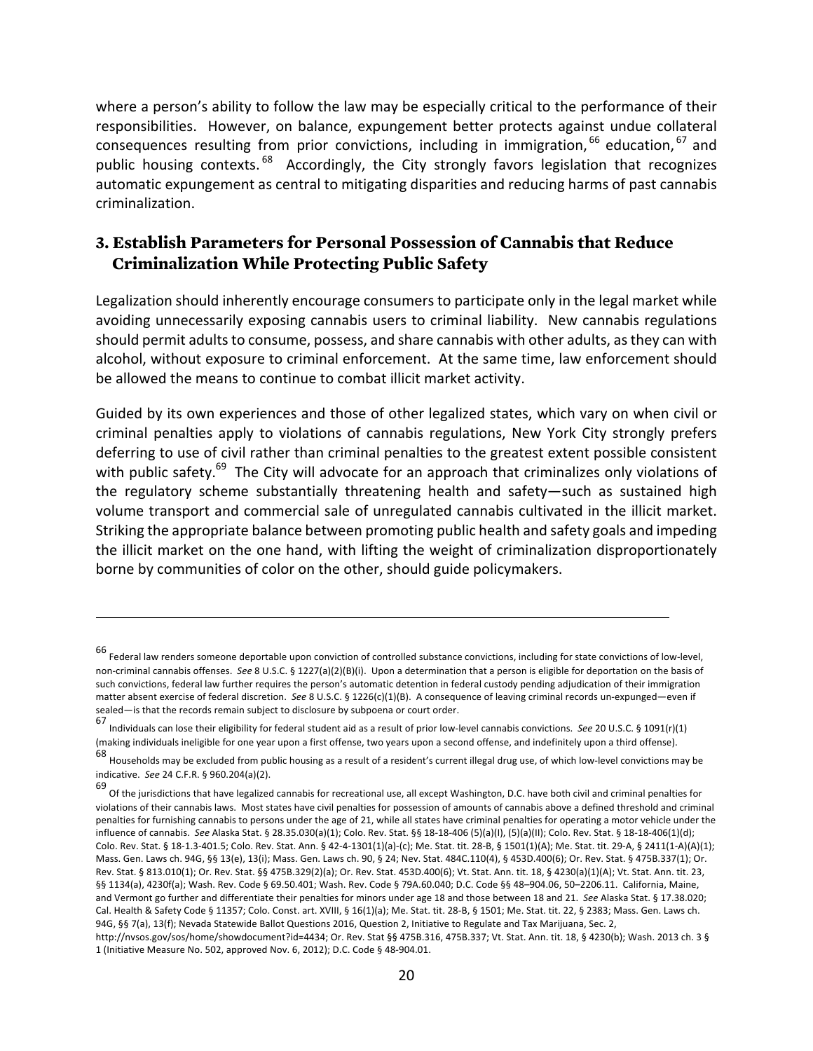where a person's ability to follow the law may be especially critical to the performance of their responsibilities. However, on balance, expungement better protects against undue collateral consequences resulting from prior convictions, including in immigration,[66] education,[67] and public housing contexts.[68] Accordingly, the City strongly favors legislation that recognizes automatic expungement as central to mitigating disparities and reducing harms of past cannabis criminalization.

### 3. Establish Parameters for Personal Possession of Cannabis that Reduce Criminalization While Protecting Public Safety

Legalization should inherently encourage consumers to participate only in the legal market while avoiding unnecessarily exposing cannabis users to criminal liability. New cannabis regulations should permit adults to consume, possess, and share cannabis with other adults, as they can with alcohol, without exposure to criminal enforcement. At the same time, law enforcement should be allowed the means to continue to combat illicit market activity.

Guided by its own experiences and those of other legalized states, which vary on when civil or criminal penalties apply to violations of cannabis regulations, New York City strongly prefers deferring to use of civil rather than criminal penalties to the greatest extent possible consistent with public safety.[69] The City will advocate for an approach that criminalizes only violations of the regulatory scheme substantially threatening health and safety—such as sustained high volume transport and commercial sale of unregulated cannabis cultivated in the illicit market. Striking the appropriate balance between promoting public health and safety goals and impeding the illicit market on the one hand, with lifting the weight of criminalization disproportionately borne by communities of color on the other, should guide policymakers.

---

[66] Federal law renders someone deportable upon conviction of controlled substance convictions, including for state convictions of low-level, non-criminal cannabis offenses. *See* 8 U.S.C. § 1227(a)(2)(B)(i). Upon a determination that a person is eligible for deportation on the basis of such convictions, federal law further requires the person's automatic detention in federal custody pending adjudication of their immigration matter absent exercise of federal discretion. *See* 8 U.S.C. § 1226(c)(1)(B). A consequence of leaving criminal records un-expunged—even if sealed—is that the records remain subject to disclosure by subpoena or court order.

[67] Individuals can lose their eligibility for federal student aid as a result of prior low-level cannabis convictions. *See* 20 U.S.C. § 1091(r)(1) (making individuals ineligible for one year upon a first offense, two years upon a second offense, and indefinitely upon a third offense).

[68] Households may be excluded from public housing as a result of a resident's current illegal drug use, of which low-level convictions may be indicative. *See* 24 C.F.R. § 960.204(a)(2).

[69] Of the jurisdictions that have legalized cannabis for recreational use, all except Washington, D.C. have both civil and criminal penalties for violations of their cannabis laws. Most states have civil penalties for possession of amounts of cannabis above a defined threshold and criminal penalties for furnishing cannabis to persons under the age of 21, while all states have criminal penalties for operating a motor vehicle under the influence of cannabis. *See* Alaska Stat. § 28.35.030(a)(1); Colo. Rev. Stat. §§ 18-18-406 (5)(a)(I), (5)(a)(II); Colo. Rev. Stat. § 18-18-406(1)(d); Colo. Rev. Stat. § 18-1.3-401.5; Colo. Rev. Stat. Ann. § 42-4-1301(1)(a)-(c); Me. Stat. tit. 28-B, § 1501(1)(A); Me. Stat. tit. 29-A, § 2411(1-A)(A)(1); Mass. Gen. Laws ch. 94G, §§ 13(e), 13(i); Mass. Gen. Laws ch. 90, § 24; Nev. Stat. 484C.110(4), § 453D.400(6); Or. Rev. Stat. § 475B.337(1); Or. Rev. Stat. § 813.010(1); Or. Rev. Stat. §§ 475B.329(2)(a); Or. Rev. Stat. 453D.400(6); Vt. Stat. Ann. tit. 18, § 4230(a)(1)(A); Vt. Stat. Ann. tit. 23, §§ 1134(a), 4230f(a); Wash. Rev. Code § 69.50.401; Wash. Rev. Code § 79A.60.040; D.C. Code §§ 48–904.06, 50–2206.11. California, Maine, and Vermont go further and differentiate their penalties for minors under age 18 and those between 18 and 21. *See* Alaska Stat. § 17.38.020; Cal. Health & Safety Code § 11357; Colo. Const. art. XVIII, § 16(1)(a); Me. Stat. tit. 28-B, § 1501; Me. Stat. tit. 22, § 2383; Mass. Gen. Laws ch. 94G, §§ 7(a), 13(f); Nevada Statewide Ballot Questions 2016, Question 2, Initiative to Regulate and Tax Marijuana, Sec. 2, http://nvsos.gov/sos/home/showdocument?id=4434; Or. Rev. Stat §§ 475B.316, 475B.337; Vt. Stat. Ann. tit. 18, § 4230(b); Wash. 2013 ch. 3 § 1 (Initiative Measure No. 502, approved Nov. 6, 2012); D.C. Code § 48-904.01.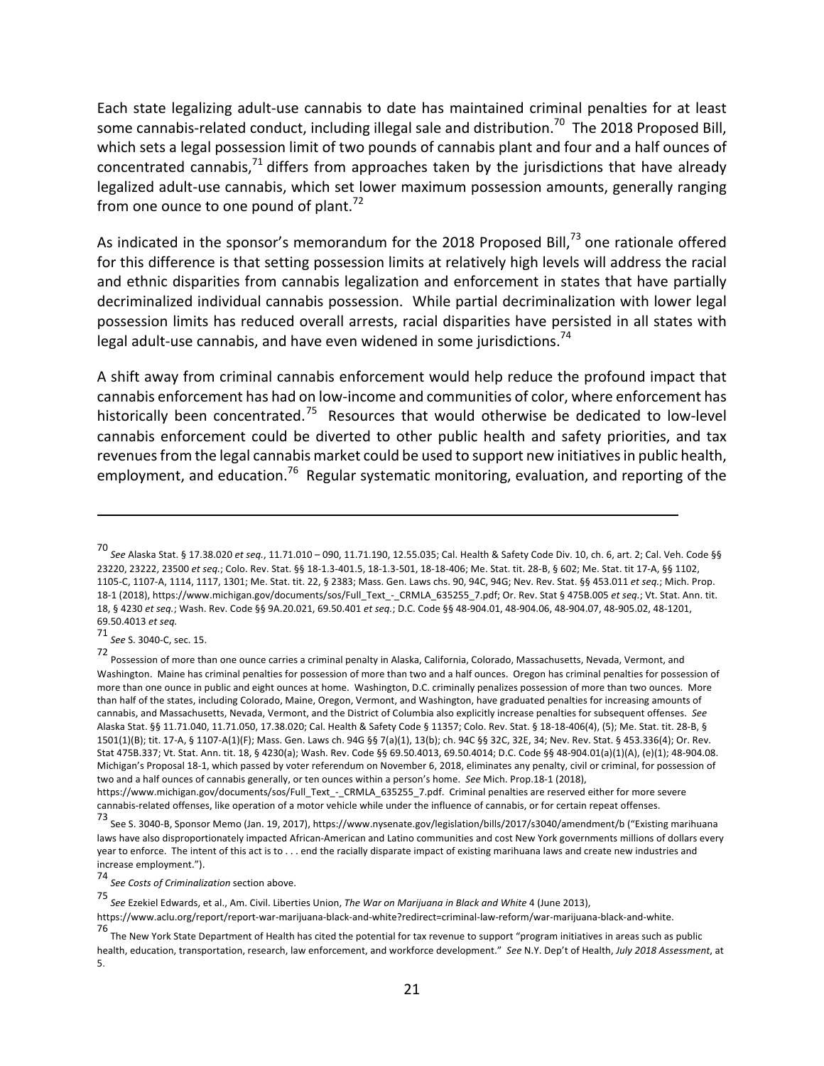Each state legalizing adult-use cannabis to date has maintained criminal penalties for at least some cannabis-related conduct, including illegal sale and distribution.[70] The 2018 Proposed Bill, which sets a legal possession limit of two pounds of cannabis plant and four and a half ounces of concentrated cannabis,[71] differs from approaches taken by the jurisdictions that have already legalized adult-use cannabis, which set lower maximum possession amounts, generally ranging from one ounce to one pound of plant.[72]

As indicated in the sponsor's memorandum for the 2018 Proposed Bill,[73] one rationale offered for this difference is that setting possession limits at relatively high levels will address the racial and ethnic disparities from cannabis legalization and enforcement in states that have partially decriminalized individual cannabis possession. While partial decriminalization with lower legal possession limits has reduced overall arrests, racial disparities have persisted in all states with legal adult-use cannabis, and have even widened in some jurisdictions.[74]

A shift away from criminal cannabis enforcement would help reduce the profound impact that cannabis enforcement has had on low-income and communities of color, where enforcement has historically been concentrated.[75] Resources that would otherwise be dedicated to low-level cannabis enforcement could be diverted to other public health and safety priorities, and tax revenues from the legal cannabis market could be used to support new initiatives in public health, employment, and education.[76] Regular systematic monitoring, evaluation, and reporting of the

---

[70] *See* Alaska Stat. § 17.38.020 *et seq.*, 11.71.010 – 090, 11.71.190, 12.55.035; Cal. Health & Safety Code Div. 10, ch. 6, art. 2; Cal. Veh. Code §§ 23220, 23222, 23500 *et seq.*; Colo. Rev. Stat. §§ 18-1.3-401.5, 18-1.3-501, 18-18-406; Me. Stat. tit. 28-B, § 602; Me. Stat. tit 17-A, §§ 1102, 1105-C, 1107-A, 1114, 1117, 1301; Me. Stat. tit. 22, § 2383; Mass. Gen. Laws chs. 90, 94C, 94G; Nev. Rev. Stat. §§ 453.011 *et seq.*; Mich. Prop. 18-1 (2018), https://www.michigan.gov/documents/sos/Full_Text_-_CRMLA_635255_7.pdf; Or. Rev. Stat § 475B.005 *et seq.*; Vt. Stat. Ann. tit. 18, § 4230 *et seq.*; Wash. Rev. Code §§ 9A.20.021, 69.50.401 *et seq.*; D.C. Code §§ 48-904.01, 48-904.06, 48-904.07, 48-905.02, 48-1201, 69.50.4013 *et seq.*

[71] *See* S. 3040-C, sec. 15.

[72] Possession of more than one ounce carries a criminal penalty in Alaska, California, Colorado, Massachusetts, Nevada, Vermont, and Washington. Maine has criminal penalties for possession of more than two and a half ounces. Oregon has criminal penalties for possession of more than one ounce in public and eight ounces at home. Washington, D.C. criminally penalizes possession of more than two ounces. More than half of the states, including Colorado, Maine, Oregon, Vermont, and Washington, have graduated penalties for increasing amounts of cannabis, and Massachusetts, Nevada, Vermont, and the District of Columbia also explicitly increase penalties for subsequent offenses. *See* Alaska Stat. §§ 11.71.040, 11.71.050, 17.38.020; Cal. Health & Safety Code § 11357; Colo. Rev. Stat. § 18-18-406(4), (5); Me. Stat. tit. 28-B, § 1501(1)(B); tit. 17-A, § 1107-A(1)(F); Mass. Gen. Laws ch. 94G §§ 7(a)(1), 13(b); ch. 94C §§ 32C, 32E, 34; Nev. Rev. Stat. § 453.336(4); Or. Rev. Stat 475B.337; Vt. Stat. Ann. tit. 18, § 4230(a); Wash. Rev. Code §§ 69.50.4013, 69.50.4014; D.C. Code §§ 48-904.01(a)(1)(A), (e)(1); 48-904.08. Michigan's Proposal 18-1, which passed by voter referendum on November 6, 2018, eliminates any penalty, civil or criminal, for possession of two and a half ounces of cannabis generally, or ten ounces within a person's home. *See* Mich. Prop.18-1 (2018), https://www.michigan.gov/documents/sos/Full_Text_-_CRMLA_635255_7.pdf. Criminal penalties are reserved either for more severe cannabis-related offenses, like operation of a motor vehicle while under the influence of cannabis, or for certain repeat offenses.

[73] See S. 3040-B, Sponsor Memo (Jan. 19, 2017), https://www.nysenate.gov/legislation/bills/2017/s3040/amendment/b ("Existing marihuana laws have also disproportionately impacted African-American and Latino communities and cost New York governments millions of dollars every year to enforce. The intent of this act is to . . . end the racially disparate impact of existing marihuana laws and create new industries and increase employment.").

[74] *See Costs of Criminalization* section above.

[75] *See* Ezekiel Edwards, et al., Am. Civil. Liberties Union, *The War on Marijuana in Black and White* 4 (June 2013), https://www.aclu.org/report/report-war-marijuana-black-and-white?redirect=criminal-law-reform/war-marijuana-black-and-white.

[76] The New York State Department of Health has cited the potential for tax revenue to support "program initiatives in areas such as public health, education, transportation, research, law enforcement, and workforce development." *See* N.Y. Dep't of Health, *July 2018 Assessment*, at 5.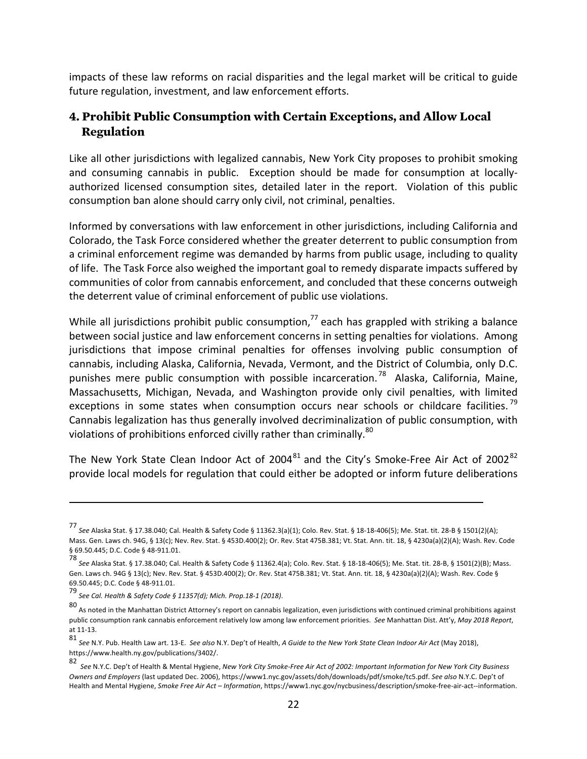impacts of these law reforms on racial disparities and the legal market will be critical to guide future regulation, investment, and law enforcement efforts.

### 4. Prohibit Public Consumption with Certain Exceptions, and Allow Local Regulation

Like all other jurisdictions with legalized cannabis, New York City proposes to prohibit smoking and consuming cannabis in public. Exception should be made for consumption at locally-authorized licensed consumption sites, detailed later in the report. Violation of this public consumption ban alone should carry only civil, not criminal, penalties.

Informed by conversations with law enforcement in other jurisdictions, including California and Colorado, the Task Force considered whether the greater deterrent to public consumption from a criminal enforcement regime was demanded by harms from public usage, including to quality of life. The Task Force also weighed the important goal to remedy disparate impacts suffered by communities of color from cannabis enforcement, and concluded that these concerns outweigh the deterrent value of criminal enforcement of public use violations.

While all jurisdictions prohibit public consumption,[77] each has grappled with striking a balance between social justice and law enforcement concerns in setting penalties for violations. Among jurisdictions that impose criminal penalties for offenses involving public consumption of cannabis, including Alaska, California, Nevada, Vermont, and the District of Columbia, only D.C. punishes mere public consumption with possible incarceration.[78] Alaska, California, Maine, Massachusetts, Michigan, Nevada, and Washington provide only civil penalties, with limited exceptions in some states when consumption occurs near schools or childcare facilities.[79] Cannabis legalization has thus generally involved decriminalization of public consumption, with violations of prohibitions enforced civilly rather than criminally.[80]

The New York State Clean Indoor Act of 2004[81] and the City's Smoke-Free Air Act of 2002[82] provide local models for regulation that could either be adopted or inform future deliberations

---

[77] *See* Alaska Stat. § 17.38.040; Cal. Health & Safety Code § 11362.3(a)(1); Colo. Rev. Stat. § 18-18-406(5); Me. Stat. tit. 28-B § 1501(2)(A); Mass. Gen. Laws ch. 94G, § 13(c); Nev. Rev. Stat. § 453D.400(2); Or. Rev. Stat 475B.381; Vt. Stat. Ann. tit. 18, § 4230a(a)(2)(A); Wash. Rev. Code § 69.50.445; D.C. Code § 48-911.01.

[78] *See* Alaska Stat. § 17.38.040; Cal. Health & Safety Code § 11362.4(a); Colo. Rev. Stat. § 18-18-406(5); Me. Stat. tit. 28-B, § 1501(2)(B); Mass. Gen. Laws ch. 94G § 13(c); Nev. Rev. Stat. § 453D.400(2); Or. Rev. Stat 475B.381; Vt. Stat. Ann. tit. 18, § 4230a(a)(2)(A); Wash. Rev. Code § 69.50.445; D.C. Code § 48-911.01.

[79] *See Cal. Health & Safety Code § 11357(d); Mich. Prop.18-1 (2018).*

[80] As noted in the Manhattan District Attorney's report on cannabis legalization, even jurisdictions with continued criminal prohibitions against public consumption rank cannabis enforcement relatively low among law enforcement priorities. *See* Manhattan Dist. Att'y, *May 2018 Report*, at 11-13.

[81] *See* N.Y. Pub. Health Law art. 13-E. *See also* N.Y. Dep't of Health, *A Guide to the New York State Clean Indoor Air Act* (May 2018), https://www.health.ny.gov/publications/3402/.

[82] *See* N.Y.C. Dep't of Health & Mental Hygiene, *New York City Smoke-Free Air Act of 2002: Important Information for New York City Business Owners and Employers* (last updated Dec. 2006), https://www1.nyc.gov/assets/doh/downloads/pdf/smoke/tc5.pdf. *See also* N.Y.C. Dep't of Health and Mental Hygiene, *Smoke Free Air Act – Information*, https://www1.nyc.gov/nycbusiness/description/smoke-free-air-act--information.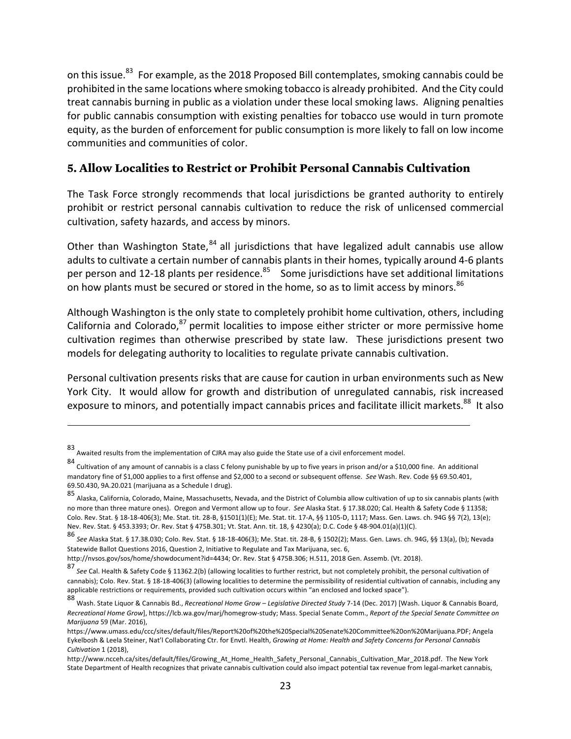on this issue.[83] For example, as the 2018 Proposed Bill contemplates, smoking cannabis could be prohibited in the same locations where smoking tobacco is already prohibited. And the City could treat cannabis burning in public as a violation under these local smoking laws. Aligning penalties for public cannabis consumption with existing penalties for tobacco use would in turn promote equity, as the burden of enforcement for public consumption is more likely to fall on low income communities and communities of color.

## 5. Allow Localities to Restrict or Prohibit Personal Cannabis Cultivation

The Task Force strongly recommends that local jurisdictions be granted authority to entirely prohibit or restrict personal cannabis cultivation to reduce the risk of unlicensed commercial cultivation, safety hazards, and access by minors.

Other than Washington State,[84] all jurisdictions that have legalized adult cannabis use allow adults to cultivate a certain number of cannabis plants in their homes, typically around 4-6 plants per person and 12-18 plants per residence.[85] Some jurisdictions have set additional limitations on how plants must be secured or stored in the home, so as to limit access by minors.[86]

Although Washington is the only state to completely prohibit home cultivation, others, including California and Colorado,[87] permit localities to impose either stricter or more permissive home cultivation regimes than otherwise prescribed by state law. These jurisdictions present two models for delegating authority to localities to regulate private cannabis cultivation.

Personal cultivation presents risks that are cause for caution in urban environments such as New York City. It would allow for growth and distribution of unregulated cannabis, risk increased exposure to minors, and potentially impact cannabis prices and facilitate illicit markets.[88] It also

---

[83] Awaited results from the implementation of CJRA may also guide the State use of a civil enforcement model.

[84] Cultivation of any amount of cannabis is a class C felony punishable by up to five years in prison and/or a $10,000 fine. An additional mandatory fine of $1,000 applies to a first offense and $2,000 to a second or subsequent offense. *See* Wash. Rev. Code §§ 69.50.401, 69.50.430, 9A.20.021 (marijuana as a Schedule I drug).

[85] Alaska, California, Colorado, Maine, Massachusetts, Nevada, and the District of Columbia allow cultivation of up to six cannabis plants (with no more than three mature ones). Oregon and Vermont allow up to four. *See* Alaska Stat. § 17.38.020; Cal. Health & Safety Code § 11358; Colo. Rev. Stat. § 18-18-406(3); Me. Stat. tit. 28-B, §1501(1)(E); Me. Stat. tit. 17-A, §§ 1105-D, 1117; Mass. Gen. Laws. ch. 94G §§ 7(2), 13(e); Nev. Rev. Stat. § 453.3393; Or. Rev. Stat § 475B.301; Vt. Stat. Ann. tit. 18, § 4230(a); D.C. Code § 48-904.01(a)(1)(C).

[86] *See* Alaska Stat. § 17.38.030; Colo. Rev. Stat. § 18-18-406(3); Me. Stat. tit. 28-B, § 1502(2); Mass. Gen. Laws. ch. 94G, §§ 13(a), (b); Nevada Statewide Ballot Questions 2016, Question 2, Initiative to Regulate and Tax Marijuana, sec. 6, http://nvsos.gov/sos/home/showdocument?id=4434; Or. Rev. Stat § 475B.306; H.511, 2018 Gen. Assemb. (Vt. 2018).

[87] *See* Cal. Health & Safety Code § 11362.2(b) (allowing localities to further restrict, but not completely prohibit, the personal cultivation of cannabis); Colo. Rev. Stat. § 18-18-406(3) (allowing localities to determine the permissibility of residential cultivation of cannabis, including any applicable restrictions or requirements, provided such cultivation occurs within "an enclosed and locked space").

[88] Wash. State Liquor & Cannabis Bd., *Recreational Home Grow – Legislative Directed Study* 7-14 (Dec. 2017) [Wash. Liquor & Cannabis Board, *Recreational Home Grow*], https://lcb.wa.gov/marj/homegrow-study; Mass. Special Senate Comm., *Report of the Special Senate Committee on Marijuana* 59 (Mar. 2016), https://www.umass.edu/ccc/sites/default/files/Report%20of%20the%20Special%20Senate%20Committee%20on%20Marijuana.PDF; Angela Eykelbosh & Leela Steiner, Nat'l Collaborating Ctr. for Envtl. Health, *Growing at Home: Health and Safety Concerns for Personal Cannabis Cultivation* 1 (2018), http://www.ncceh.ca/sites/default/files/Growing_At_Home_Health_Safety_Personal_Cannabis_Cultivation_Mar_2018.pdf. The New York State Department of Health recognizes that private cannabis cultivation could also impact potential tax revenue from legal-market cannabis,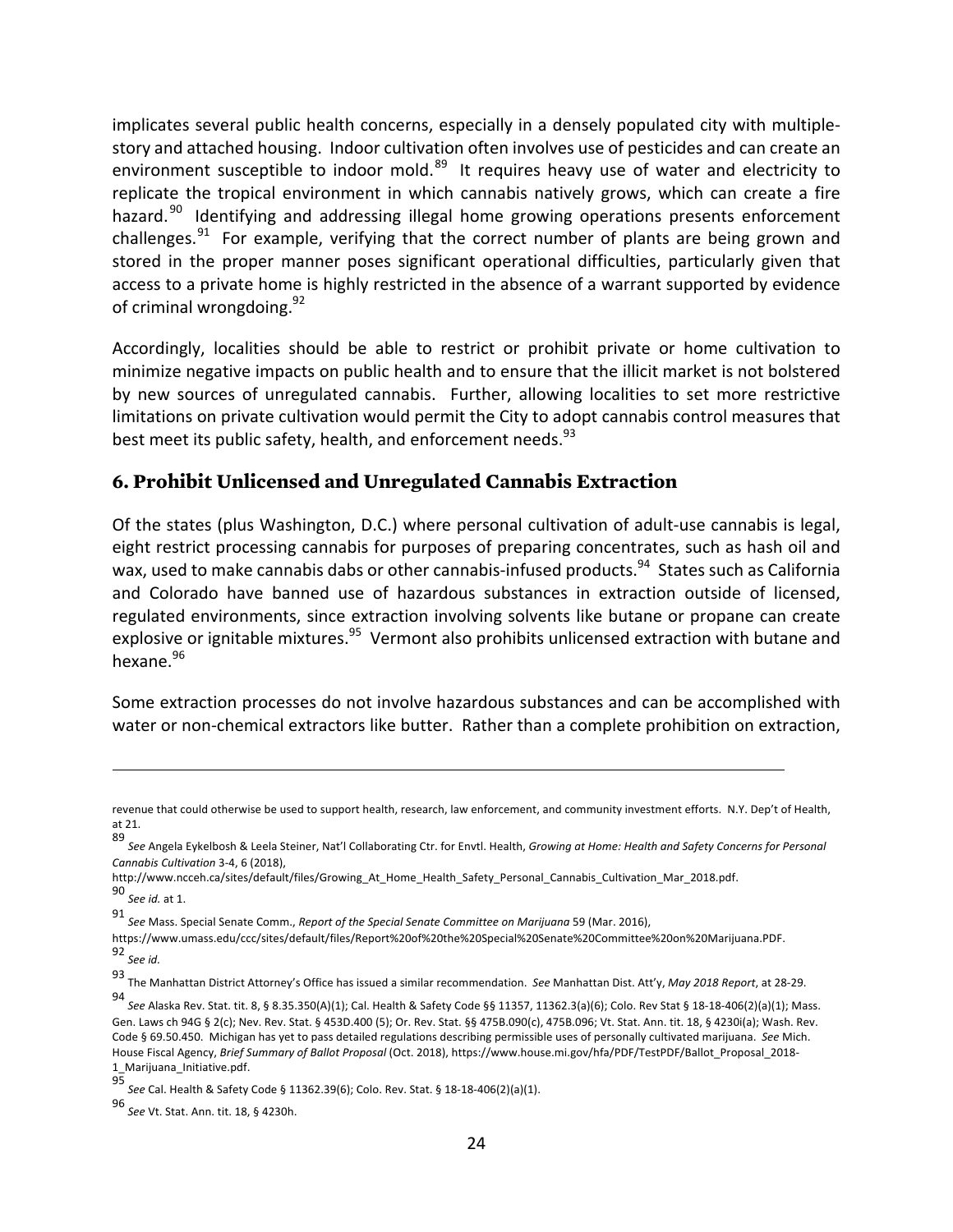implicates several public health concerns, especially in a densely populated city with multiple-story and attached housing. Indoor cultivation often involves use of pesticides and can create an environment susceptible to indoor mold.[89] It requires heavy use of water and electricity to replicate the tropical environment in which cannabis natively grows, which can create a fire hazard.[90] Identifying and addressing illegal home growing operations presents enforcement challenges.[91] For example, verifying that the correct number of plants are being grown and stored in the proper manner poses significant operational difficulties, particularly given that access to a private home is highly restricted in the absence of a warrant supported by evidence of criminal wrongdoing.[92]

Accordingly, localities should be able to restrict or prohibit private or home cultivation to minimize negative impacts on public health and to ensure that the illicit market is not bolstered by new sources of unregulated cannabis. Further, allowing localities to set more restrictive limitations on private cultivation would permit the City to adopt cannabis control measures that best meet its public safety, health, and enforcement needs.[93]

## 6. Prohibit Unlicensed and Unregulated Cannabis Extraction

Of the states (plus Washington, D.C.) where personal cultivation of adult-use cannabis is legal, eight restrict processing cannabis for purposes of preparing concentrates, such as hash oil and wax, used to make cannabis dabs or other cannabis-infused products.[94] States such as California and Colorado have banned use of hazardous substances in extraction outside of licensed, regulated environments, since extraction involving solvents like butane or propane can create explosive or ignitable mixtures.[95] Vermont also prohibits unlicensed extraction with butane and hexane.[96]

Some extraction processes do not involve hazardous substances and can be accomplished with water or non-chemical extractors like butter. Rather than a complete prohibition on extraction,

---

revenue that could otherwise be used to support health, research, law enforcement, and community investment efforts. N.Y. Dep't of Health, at 21.

[89] *See* Angela Eykelbosh & Leela Steiner, Nat'l Collaborating Ctr. for Envtl. Health, *Growing at Home: Health and Safety Concerns for Personal Cannabis Cultivation* 3-4, 6 (2018), http://www.ncceh.ca/sites/default/files/Growing_At_Home_Health_Safety_Personal_Cannabis_Cultivation_Mar_2018.pdf.

[90] *See id.* at 1.

[91] *See* Mass. Special Senate Comm., *Report of the Special Senate Committee on Marijuana* 59 (Mar. 2016), https://www.umass.edu/ccc/sites/default/files/Report%20of%20the%20Special%20Senate%20Committee%20on%20Marijuana.PDF.

[92] *See id.*

[93] The Manhattan District Attorney's Office has issued a similar recommendation. *See* Manhattan Dist. Att'y, *May 2018 Report*, at 28-29.

[94] *See* Alaska Rev. Stat. tit. 8, § 8.35.350(A)(1); Cal. Health & Safety Code §§ 11357, 11362.3(a)(6); Colo. Rev Stat § 18-18-406(2)(a)(1); Mass. Gen. Laws ch 94G § 2(c); Nev. Rev. Stat. § 453D.400 (5); Or. Rev. Stat. §§ 475B.090(c), 475B.096; Vt. Stat. Ann. tit. 18, § 4230i(a); Wash. Rev. Code § 69.50.450. Michigan has yet to pass detailed regulations describing permissible uses of personally cultivated marijuana. *See* Mich. House Fiscal Agency, *Brief Summary of Ballot Proposal* (Oct. 2018), https://www.house.mi.gov/hfa/PDF/TestPDF/Ballot_Proposal_2018-1_Marijuana_Initiative.pdf.

[95] *See* Cal. Health & Safety Code § 11362.39(6); Colo. Rev. Stat. § 18-18-406(2)(a)(1).

[96] *See* Vt. Stat. Ann. tit. 18, § 4230h.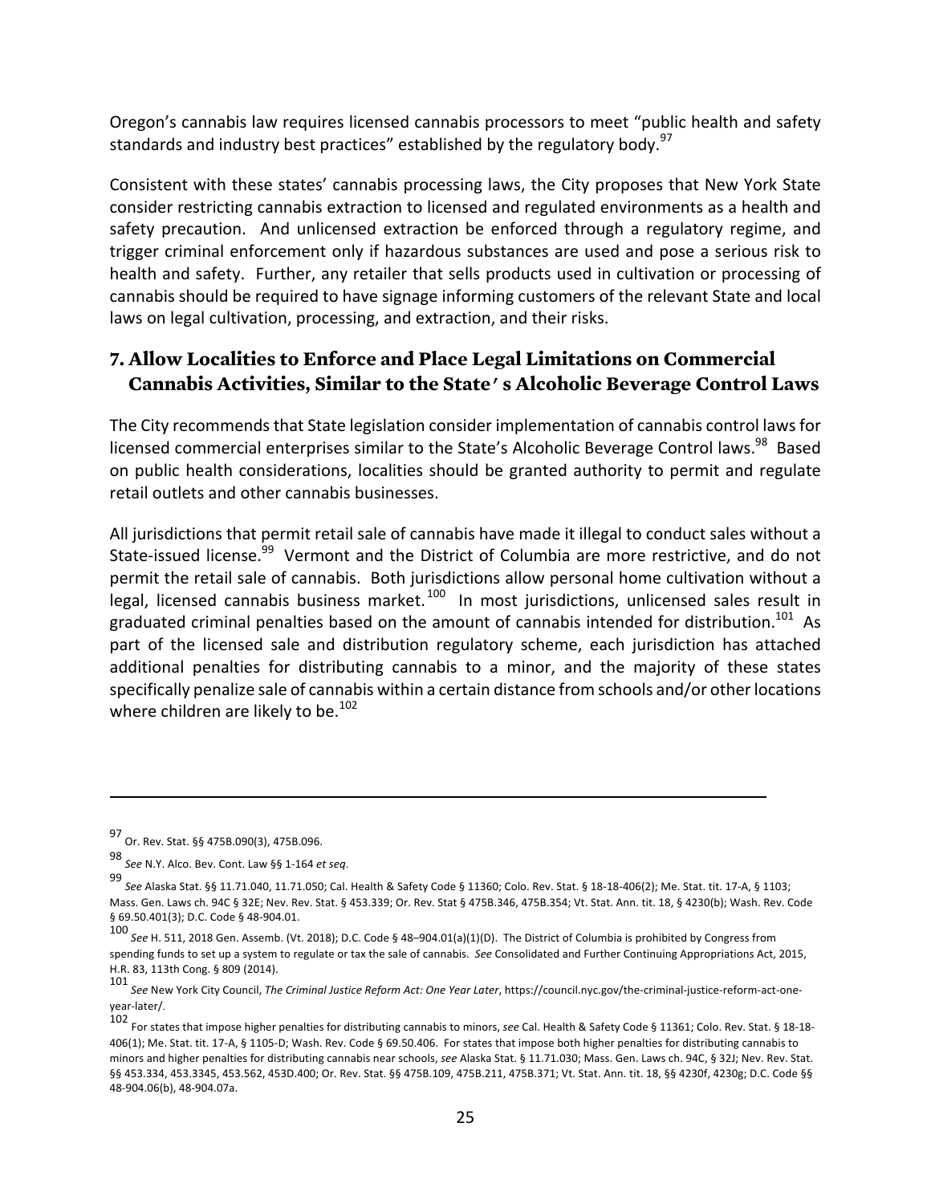Oregon's cannabis law requires licensed cannabis processors to meet "public health and safety standards and industry best practices" established by the regulatory body.[97]

Consistent with these states' cannabis processing laws, the City proposes that New York State consider restricting cannabis extraction to licensed and regulated environments as a health and safety precaution. And unlicensed extraction be enforced through a regulatory regime, and trigger criminal enforcement only if hazardous substances are used and pose a serious risk to health and safety. Further, any retailer that sells products used in cultivation or processing of cannabis should be required to have signage informing customers of the relevant State and local laws on legal cultivation, processing, and extraction, and their risks.

### 7. Allow Localities to Enforce and Place Legal Limitations on Commercial Cannabis Activities, Similar to the State's Alcoholic Beverage Control Laws

The City recommends that State legislation consider implementation of cannabis control laws for licensed commercial enterprises similar to the State's Alcoholic Beverage Control laws.[98] Based on public health considerations, localities should be granted authority to permit and regulate retail outlets and other cannabis businesses.

All jurisdictions that permit retail sale of cannabis have made it illegal to conduct sales without a State-issued license.[99] Vermont and the District of Columbia are more restrictive, and do not permit the retail sale of cannabis. Both jurisdictions allow personal home cultivation without a legal, licensed cannabis business market.[100] In most jurisdictions, unlicensed sales result in graduated criminal penalties based on the amount of cannabis intended for distribution.[101] As part of the licensed sale and distribution regulatory scheme, each jurisdiction has attached additional penalties for distributing cannabis to a minor, and the majority of these states specifically penalize sale of cannabis within a certain distance from schools and/or other locations where children are likely to be.[102]

---

[97] Or. Rev. Stat. §§ 475B.090(3), 475B.096.

[98] *See* N.Y. Alco. Bev. Cont. Law §§ 1-164 *et seq*.

[99] *See* Alaska Stat. §§ 11.71.040, 11.71.050; Cal. Health & Safety Code § 11360; Colo. Rev. Stat. § 18-18-406(2); Me. Stat. tit. 17-A, § 1103; Mass. Gen. Laws ch. 94C § 32E; Nev. Rev. Stat. § 453.339; Or. Rev. Stat § 475B.346, 475B.354; Vt. Stat. Ann. tit. 18, § 4230(b); Wash. Rev. Code § 69.50.401(3); D.C. Code § 48-904.01.

[100] *See* H. 511, 2018 Gen. Assemb. (Vt. 2018); D.C. Code § 48–904.01(a)(1)(D). The District of Columbia is prohibited by Congress from spending funds to set up a system to regulate or tax the sale of cannabis. *See* Consolidated and Further Continuing Appropriations Act, 2015, H.R. 83, 113th Cong. § 809 (2014).

[101] *See* New York City Council, *The Criminal Justice Reform Act: One Year Later*, https://council.nyc.gov/the-criminal-justice-reform-act-one-year-later/.

[102] For states that impose higher penalties for distributing cannabis to minors, *see* Cal. Health & Safety Code § 11361; Colo. Rev. Stat. § 18-18-406(1); Me. Stat. tit. 17-A, § 1105-D; Wash. Rev. Code § 69.50.406. For states that impose both higher penalties for distributing cannabis to minors and higher penalties for distributing cannabis near schools, *see* Alaska Stat. § 11.71.030; Mass. Gen. Laws ch. 94C, § 32J; Nev. Rev. Stat. §§ 453.334, 453.3345, 453.562, 453D.400; Or. Rev. Stat. §§ 475B.109, 475B.211, 475B.371; Vt. Stat. Ann. tit. 18, §§ 4230f, 4230g; D.C. Code §§ 48-904.06(b), 48-904.07a.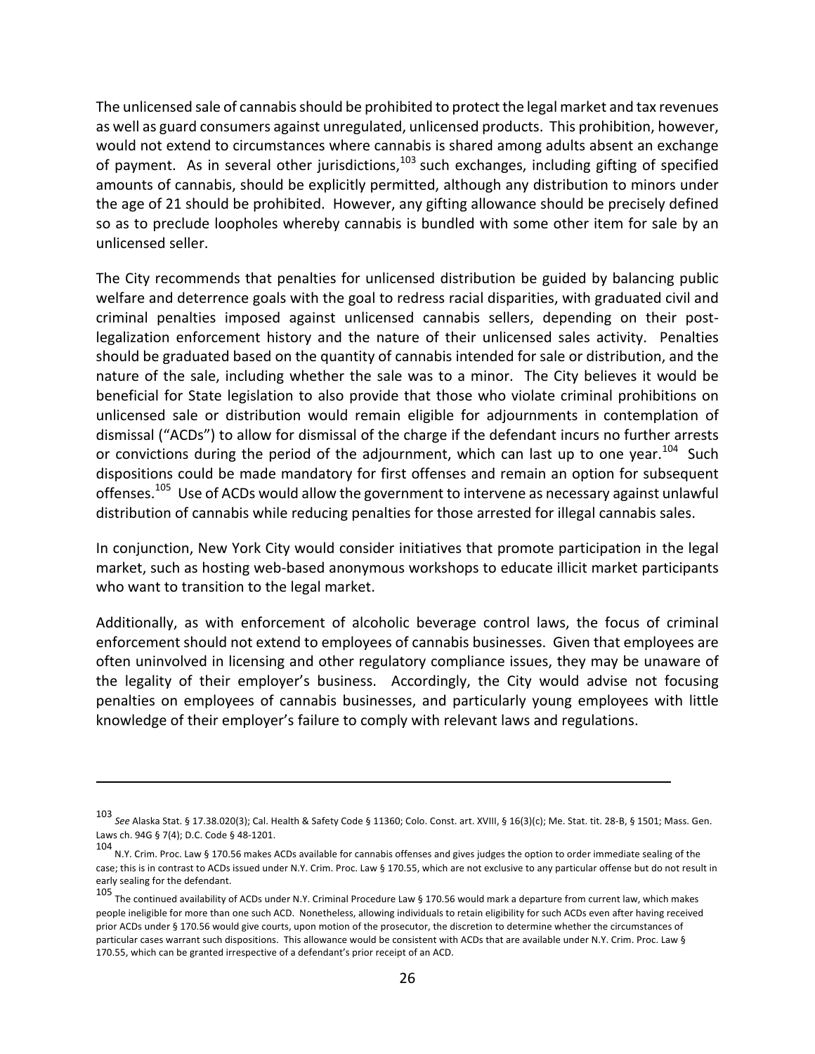The unlicensed sale of cannabis should be prohibited to protect the legal market and tax revenues as well as guard consumers against unregulated, unlicensed products. This prohibition, however, would not extend to circumstances where cannabis is shared among adults absent an exchange of payment. As in several other jurisdictions,[103] such exchanges, including gifting of specified amounts of cannabis, should be explicitly permitted, although any distribution to minors under the age of 21 should be prohibited. However, any gifting allowance should be precisely defined so as to preclude loopholes whereby cannabis is bundled with some other item for sale by an unlicensed seller.

The City recommends that penalties for unlicensed distribution be guided by balancing public welfare and deterrence goals with the goal to redress racial disparities, with graduated civil and criminal penalties imposed against unlicensed cannabis sellers, depending on their post-legalization enforcement history and the nature of their unlicensed sales activity. Penalties should be graduated based on the quantity of cannabis intended for sale or distribution, and the nature of the sale, including whether the sale was to a minor. The City believes it would be beneficial for State legislation to also provide that those who violate criminal prohibitions on unlicensed sale or distribution would remain eligible for adjournments in contemplation of dismissal ("ACDs") to allow for dismissal of the charge if the defendant incurs no further arrests or convictions during the period of the adjournment, which can last up to one year.[104] Such dispositions could be made mandatory for first offenses and remain an option for subsequent offenses.[105] Use of ACDs would allow the government to intervene as necessary against unlawful distribution of cannabis while reducing penalties for those arrested for illegal cannabis sales.

In conjunction, New York City would consider initiatives that promote participation in the legal market, such as hosting web-based anonymous workshops to educate illicit market participants who want to transition to the legal market.

Additionally, as with enforcement of alcoholic beverage control laws, the focus of criminal enforcement should not extend to employees of cannabis businesses. Given that employees are often uninvolved in licensing and other regulatory compliance issues, they may be unaware of the legality of their employer's business. Accordingly, the City would advise not focusing penalties on employees of cannabis businesses, and particularly young employees with little knowledge of their employer's failure to comply with relevant laws and regulations.

---

[103] *See* Alaska Stat. § 17.38.020(3); Cal. Health & Safety Code § 11360; Colo. Const. art. XVIII, § 16(3)(c); Me. Stat. tit. 28-B, § 1501; Mass. Gen. Laws ch. 94G § 7(4); D.C. Code § 48-1201.

[104] N.Y. Crim. Proc. Law § 170.56 makes ACDs available for cannabis offenses and gives judges the option to order immediate sealing of the case; this is in contrast to ACDs issued under N.Y. Crim. Proc. Law § 170.55, which are not exclusive to any particular offense but do not result in early sealing for the defendant.

[105] The continued availability of ACDs under N.Y. Criminal Procedure Law § 170.56 would mark a departure from current law, which makes people ineligible for more than one such ACD. Nonetheless, allowing individuals to retain eligibility for such ACDs even after having received prior ACDs under § 170.56 would give courts, upon motion of the prosecutor, the discretion to determine whether the circumstances of particular cases warrant such dispositions. This allowance would be consistent with ACDs that are available under N.Y. Crim. Proc. Law § 170.55, which can be granted irrespective of a defendant's prior receipt of an ACD.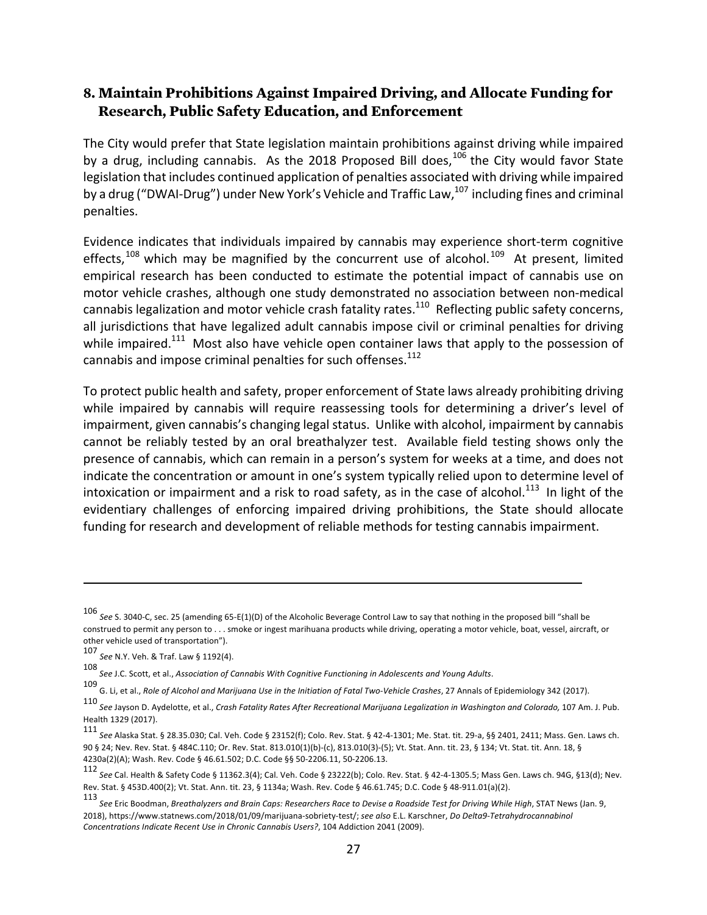## 8. Maintain Prohibitions Against Impaired Driving, and Allocate Funding for Research, Public Safety Education, and Enforcement

The City would prefer that State legislation maintain prohibitions against driving while impaired by a drug, including cannabis. As the 2018 Proposed Bill does,[106] the City would favor State legislation that includes continued application of penalties associated with driving while impaired by a drug ("DWAI-Drug") under New York's Vehicle and Traffic Law,[107] including fines and criminal penalties.

Evidence indicates that individuals impaired by cannabis may experience short-term cognitive effects,[108] which may be magnified by the concurrent use of alcohol.[109] At present, limited empirical research has been conducted to estimate the potential impact of cannabis use on motor vehicle crashes, although one study demonstrated no association between non-medical cannabis legalization and motor vehicle crash fatality rates.[110] Reflecting public safety concerns, all jurisdictions that have legalized adult cannabis impose civil or criminal penalties for driving while impaired.[111] Most also have vehicle open container laws that apply to the possession of cannabis and impose criminal penalties for such offenses.[112]

To protect public health and safety, proper enforcement of State laws already prohibiting driving while impaired by cannabis will require reassessing tools for determining a driver's level of impairment, given cannabis's changing legal status. Unlike with alcohol, impairment by cannabis cannot be reliably tested by an oral breathalyzer test. Available field testing shows only the presence of cannabis, which can remain in a person's system for weeks at a time, and does not indicate the concentration or amount in one's system typically relied upon to determine level of intoxication or impairment and a risk to road safety, as in the case of alcohol.[113] In light of the evidentiary challenges of enforcing impaired driving prohibitions, the State should allocate funding for research and development of reliable methods for testing cannabis impairment.

---

[106] *See* S. 3040-C, sec. 25 (amending 65-E(1)(D) of the Alcoholic Beverage Control Law to say that nothing in the proposed bill "shall be construed to permit any person to . . . smoke or ingest marihuana products while driving, operating a motor vehicle, boat, vessel, aircraft, or other vehicle used of transportation").

[107] *See* N.Y. Veh. & Traf. Law § 1192(4).

[108] *See* J.C. Scott, et al., *Association of Cannabis With Cognitive Functioning in Adolescents and Young Adults*.

[109] G. Li, et al., *Role of Alcohol and Marijuana Use in the Initiation of Fatal Two-Vehicle Crashes*, 27 Annals of Epidemiology 342 (2017).

[110] *See* Jayson D. Aydelotte, et al., *Crash Fatality Rates After Recreational Marijuana Legalization in Washington and Colorado,* 107 Am. J. Pub. Health 1329 (2017).

[111] *See* Alaska Stat. § 28.35.030; Cal. Veh. Code § 23152(f); Colo. Rev. Stat. § 42-4-1301; Me. Stat. tit. 29-a, §§ 2401, 2411; Mass. Gen. Laws ch. 90 § 24; Nev. Rev. Stat. § 484C.110; Or. Rev. Stat. 813.010(1)(b)-(c), 813.010(3)-(5); Vt. Stat. Ann. tit. 23, § 134; Vt. Stat. tit. Ann. 18, § 4230a(2)(A); Wash. Rev. Code § 46.61.502; D.C. Code §§ 50-2206.11, 50-2206.13.

[112] *See* Cal. Health & Safety Code § 11362.3(4); Cal. Veh. Code § 23222(b); Colo. Rev. Stat. § 42-4-1305.5; Mass Gen. Laws ch. 94G, §13(d); Nev. Rev. Stat. § 453D.400(2); Vt. Stat. Ann. tit. 23, § 1134a; Wash. Rev. Code § 46.61.745; D.C. Code § 48-911.01(a)(2).

[113] *See* Eric Boodman, *Breathalyzers and Brain Caps: Researchers Race to Devise a Roadside Test for Driving While High*, STAT News (Jan. 9, 2018), https://www.statnews.com/2018/01/09/marijuana-sobriety-test/; *see also* E.L. Karschner, *Do Delta9-Tetrahydrocannabinol Concentrations Indicate Recent Use in Chronic Cannabis Users?*, 104 Addiction 2041 (2009).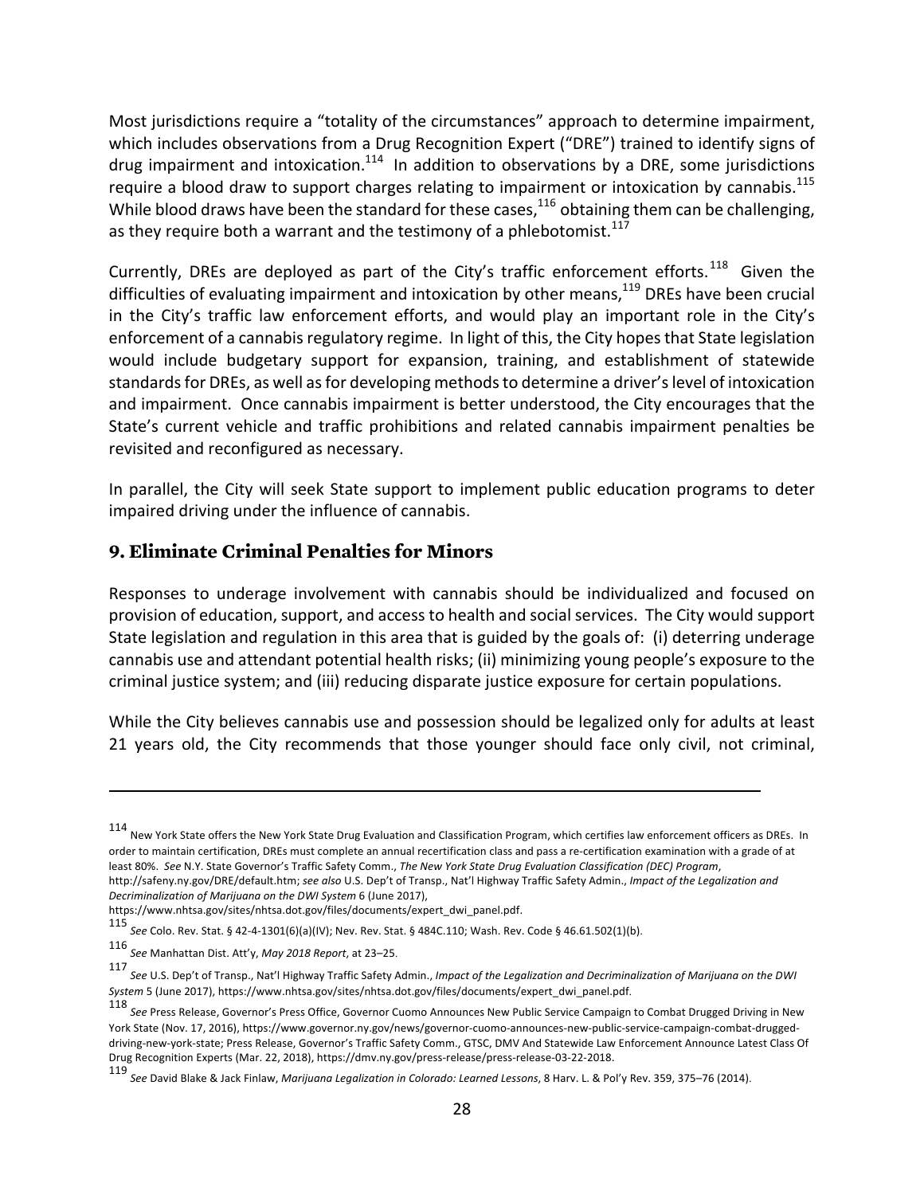Most jurisdictions require a "totality of the circumstances" approach to determine impairment, which includes observations from a Drug Recognition Expert ("DRE") trained to identify signs of drug impairment and intoxication.[114] In addition to observations by a DRE, some jurisdictions require a blood draw to support charges relating to impairment or intoxication by cannabis.[115] While blood draws have been the standard for these cases,[116] obtaining them can be challenging, as they require both a warrant and the testimony of a phlebotomist.[117]

Currently, DREs are deployed as part of the City's traffic enforcement efforts.[118] Given the difficulties of evaluating impairment and intoxication by other means,[119] DREs have been crucial in the City's traffic law enforcement efforts, and would play an important role in the City's enforcement of a cannabis regulatory regime. In light of this, the City hopes that State legislation would include budgetary support for expansion, training, and establishment of statewide standards for DREs, as well as for developing methods to determine a driver's level of intoxication and impairment. Once cannabis impairment is better understood, the City encourages that the State's current vehicle and traffic prohibitions and related cannabis impairment penalties be revisited and reconfigured as necessary.

In parallel, the City will seek State support to implement public education programs to deter impaired driving under the influence of cannabis.

### 9. Eliminate Criminal Penalties for Minors

Responses to underage involvement with cannabis should be individualized and focused on provision of education, support, and access to health and social services. The City would support State legislation and regulation in this area that is guided by the goals of: (i) deterring underage cannabis use and attendant potential health risks; (ii) minimizing young people's exposure to the criminal justice system; and (iii) reducing disparate justice exposure for certain populations.

While the City believes cannabis use and possession should be legalized only for adults at least 21 years old, the City recommends that those younger should face only civil, not criminal,

---

114 New York State offers the New York State Drug Evaluation and Classification Program, which certifies law enforcement officers as DREs. In order to maintain certification, DREs must complete an annual recertification class and pass a re-certification examination with a grade of at least 80%. *See* N.Y. State Governor's Traffic Safety Comm., *The New York State Drug Evaluation Classification (DEC) Program*, http://safeny.ny.gov/DRE/default.htm; *see also* U.S. Dep't of Transp., Nat'l Highway Traffic Safety Admin., *Impact of the Legalization and Decriminalization of Marijuana on the DWI System* 6 (June 2017), https://www.nhtsa.gov/sites/nhtsa.dot.gov/files/documents/expert_dwi_panel.pdf.

115 *See* Colo. Rev. Stat. § 42-4-1301(6)(a)(IV); Nev. Rev. Stat. § 484C.110; Wash. Rev. Code § 46.61.502(1)(b).

116 *See* Manhattan Dist. Att'y, *May 2018 Report*, at 23–25.

117 *See* U.S. Dep't of Transp., Nat'l Highway Traffic Safety Admin., *Impact of the Legalization and Decriminalization of Marijuana on the DWI System* 5 (June 2017), https://www.nhtsa.gov/sites/nhtsa.dot.gov/files/documents/expert_dwi_panel.pdf.

118 *See* Press Release, Governor's Press Office, Governor Cuomo Announces New Public Service Campaign to Combat Drugged Driving in New York State (Nov. 17, 2016), https://www.governor.ny.gov/news/governor-cuomo-announces-new-public-service-campaign-combat-drugged-driving-new-york-state; Press Release, Governor's Traffic Safety Comm., GTSC, DMV And Statewide Law Enforcement Announce Latest Class Of Drug Recognition Experts (Mar. 22, 2018), https://dmv.ny.gov/press-release/press-release-03-22-2018.

119 *See* David Blake & Jack Finlaw, *Marijuana Legalization in Colorado: Learned Lessons*, 8 Harv. L. & Pol'y Rev. 359, 375–76 (2014).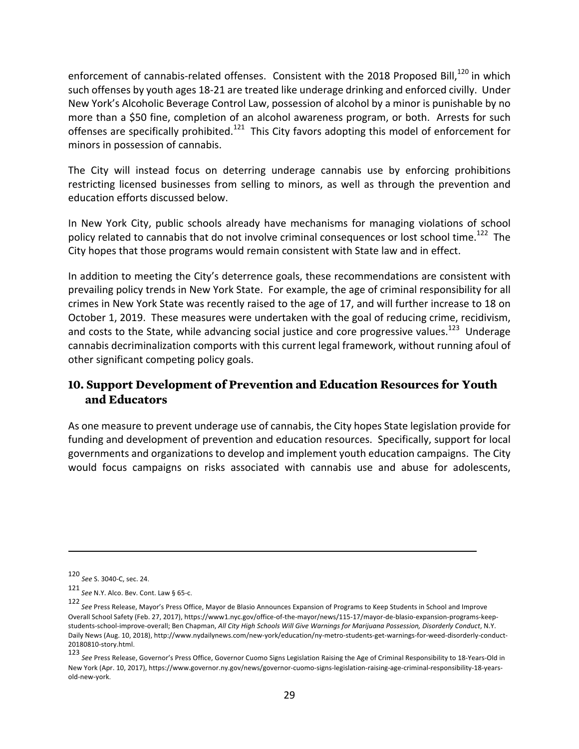enforcement of cannabis-related offenses. Consistent with the 2018 Proposed Bill,[120] in which such offenses by youth ages 18-21 are treated like underage drinking and enforced civilly. Under New York's Alcoholic Beverage Control Law, possession of alcohol by a minor is punishable by no more than a $50 fine, completion of an alcohol awareness program, or both. Arrests for such offenses are specifically prohibited.[121] This City favors adopting this model of enforcement for minors in possession of cannabis.

The City will instead focus on deterring underage cannabis use by enforcing prohibitions restricting licensed businesses from selling to minors, as well as through the prevention and education efforts discussed below.

In New York City, public schools already have mechanisms for managing violations of school policy related to cannabis that do not involve criminal consequences or lost school time.[122] The City hopes that those programs would remain consistent with State law and in effect.

In addition to meeting the City's deterrence goals, these recommendations are consistent with prevailing policy trends in New York State. For example, the age of criminal responsibility for all crimes in New York State was recently raised to the age of 17, and will further increase to 18 on October 1, 2019. These measures were undertaken with the goal of reducing crime, recidivism, and costs to the State, while advancing social justice and core progressive values.[123] Underage cannabis decriminalization comports with this current legal framework, without running afoul of other significant competing policy goals.

## 10. Support Development of Prevention and Education Resources for Youth and Educators

As one measure to prevent underage use of cannabis, the City hopes State legislation provide for funding and development of prevention and education resources. Specifically, support for local governments and organizations to develop and implement youth education campaigns. The City would focus campaigns on risks associated with cannabis use and abuse for adolescents,

---

[120] *See* S. 3040-C, sec. 24.

[121] *See* N.Y. Alco. Bev. Cont. Law § 65-c.

[122] *See* Press Release, Mayor's Press Office, Mayor de Blasio Announces Expansion of Programs to Keep Students in School and Improve Overall School Safety (Feb. 27, 2017), https://www1.nyc.gov/office-of-the-mayor/news/115-17/mayor-de-blasio-expansion-programs-keep-students-school-improve-overall; Ben Chapman, *All City High Schools Will Give Warnings for Marijuana Possession, Disorderly Conduct*, N.Y. Daily News (Aug. 10, 2018), http://www.nydailynews.com/new-york/education/ny-metro-students-get-warnings-for-weed-disorderly-conduct-20180810-story.html.

[123] *See* Press Release, Governor's Press Office, Governor Cuomo Signs Legislation Raising the Age of Criminal Responsibility to 18-Years-Old in New York (Apr. 10, 2017), https://www.governor.ny.gov/news/governor-cuomo-signs-legislation-raising-age-criminal-responsibility-18-years-old-new-york.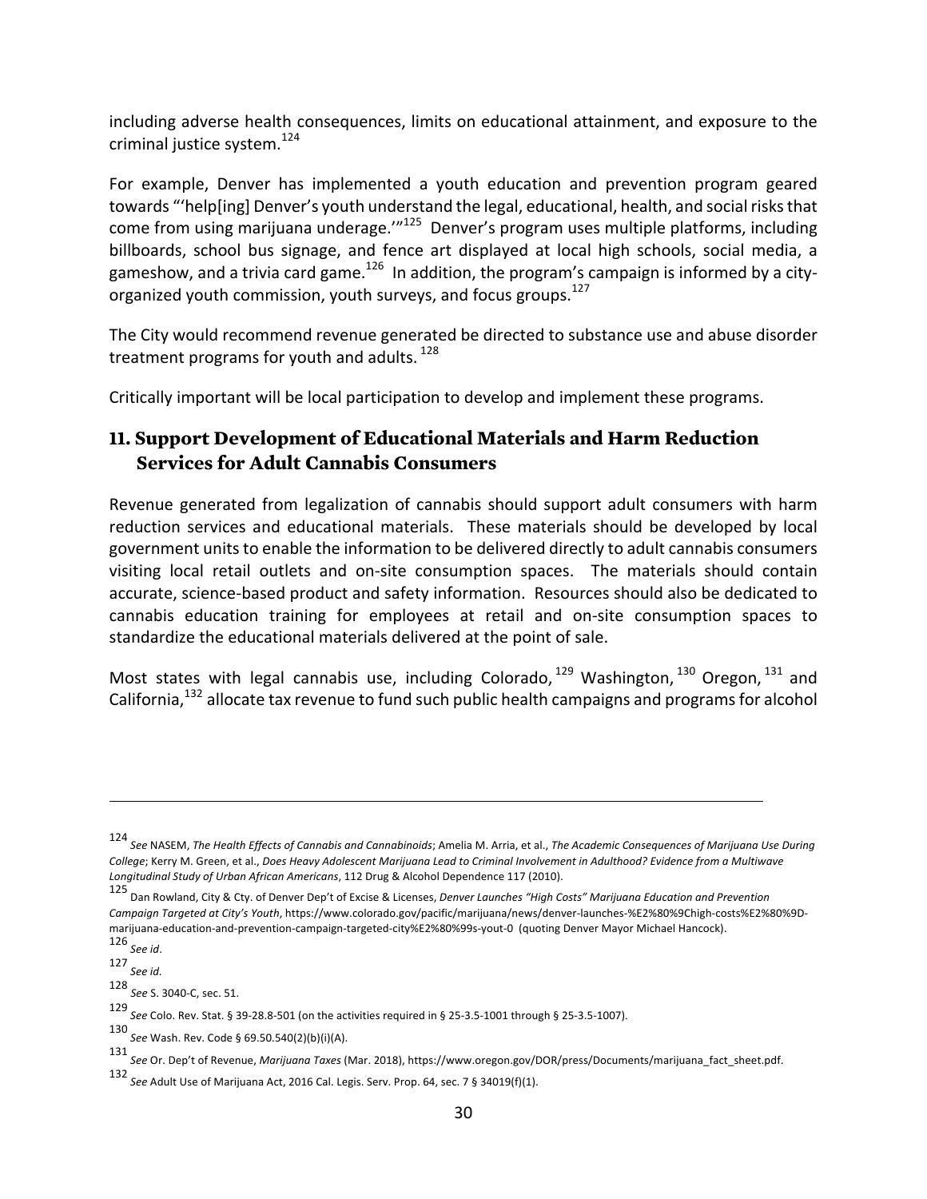including adverse health consequences, limits on educational attainment, and exposure to the criminal justice system.[124]

For example, Denver has implemented a youth education and prevention program geared towards "'help[ing] Denver's youth understand the legal, educational, health, and social risks that come from using marijuana underage.'"[125] Denver's program uses multiple platforms, including billboards, school bus signage, and fence art displayed at local high schools, social media, a gameshow, and a trivia card game.[126] In addition, the program's campaign is informed by a city-organized youth commission, youth surveys, and focus groups.[127]

The City would recommend revenue generated be directed to substance use and abuse disorder treatment programs for youth and adults.[128]

Critically important will be local participation to develop and implement these programs.

## 11. Support Development of Educational Materials and Harm Reduction Services for Adult Cannabis Consumers

Revenue generated from legalization of cannabis should support adult consumers with harm reduction services and educational materials. These materials should be developed by local government units to enable the information to be delivered directly to adult cannabis consumers visiting local retail outlets and on-site consumption spaces. The materials should contain accurate, science-based product and safety information. Resources should also be dedicated to cannabis education training for employees at retail and on-site consumption spaces to standardize the educational materials delivered at the point of sale.

Most states with legal cannabis use, including Colorado,[129] Washington,[130] Oregon,[131] and California,[132] allocate tax revenue to fund such public health campaigns and programs for alcohol

---

[124] *See* NASEM, *The Health Effects of Cannabis and Cannabinoids*; Amelia M. Arria, et al., *The Academic Consequences of Marijuana Use During College*; Kerry M. Green, et al., *Does Heavy Adolescent Marijuana Lead to Criminal Involvement in Adulthood? Evidence from a Multiwave Longitudinal Study of Urban African Americans*, 112 Drug & Alcohol Dependence 117 (2010).

[125] Dan Rowland, City & Cty. of Denver Dep't of Excise & Licenses, *Denver Launches "High Costs" Marijuana Education and Prevention Campaign Targeted at City's Youth*, https://www.colorado.gov/pacific/marijuana/news/denver-launches-%E2%80%9Chigh-costs%E2%80%9D-marijuana-education-and-prevention-campaign-targeted-city%E2%80%99s-yout-0 (quoting Denver Mayor Michael Hancock).

[126] *See id*.

[127] *See id.*

[128] *See* S. 3040-C, sec. 51.

[129] *See* Colo. Rev. Stat. § 39-28.8-501 (on the activities required in § 25-3.5-1001 through § 25-3.5-1007).

[130] *See* Wash. Rev. Code § 69.50.540(2)(b)(i)(A).

[131] *See* Or. Dep't of Revenue, *Marijuana Taxes* (Mar. 2018), https://www.oregon.gov/DOR/press/Documents/marijuana_fact_sheet.pdf.

[132] *See* Adult Use of Marijuana Act, 2016 Cal. Legis. Serv. Prop. 64, sec. 7 § 34019(f)(1).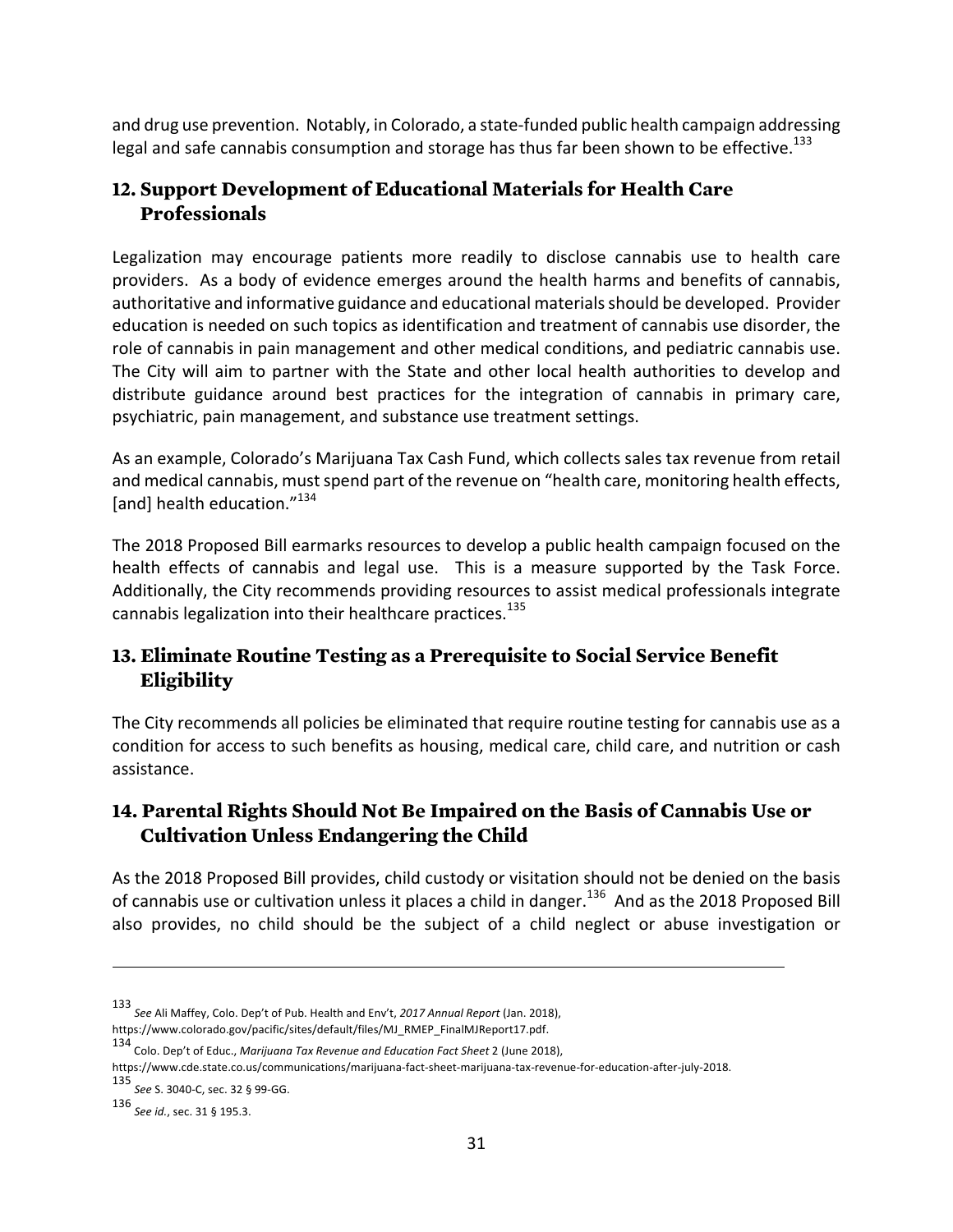and drug use prevention. Notably, in Colorado, a state-funded public health campaign addressing legal and safe cannabis consumption and storage has thus far been shown to be effective.[133]

## 12. Support Development of Educational Materials for Health Care Professionals

Legalization may encourage patients more readily to disclose cannabis use to health care providers. As a body of evidence emerges around the health harms and benefits of cannabis, authoritative and informative guidance and educational materials should be developed. Provider education is needed on such topics as identification and treatment of cannabis use disorder, the role of cannabis in pain management and other medical conditions, and pediatric cannabis use. The City will aim to partner with the State and other local health authorities to develop and distribute guidance around best practices for the integration of cannabis in primary care, psychiatric, pain management, and substance use treatment settings.

As an example, Colorado's Marijuana Tax Cash Fund, which collects sales tax revenue from retail and medical cannabis, must spend part of the revenue on "health care, monitoring health effects, [and] health education."[134]

The 2018 Proposed Bill earmarks resources to develop a public health campaign focused on the health effects of cannabis and legal use. This is a measure supported by the Task Force. Additionally, the City recommends providing resources to assist medical professionals integrate cannabis legalization into their healthcare practices.[135]

## 13. Eliminate Routine Testing as a Prerequisite to Social Service Benefit Eligibility

The City recommends all policies be eliminated that require routine testing for cannabis use as a condition for access to such benefits as housing, medical care, child care, and nutrition or cash assistance.

## 14. Parental Rights Should Not Be Impaired on the Basis of Cannabis Use or Cultivation Unless Endangering the Child

As the 2018 Proposed Bill provides, child custody or visitation should not be denied on the basis of cannabis use or cultivation unless it places a child in danger.[136] And as the 2018 Proposed Bill also provides, no child should be the subject of a child neglect or abuse investigation or

---

[133] *See* Ali Maffey, Colo. Dep't of Pub. Health and Env't, *2017 Annual Report* (Jan. 2018), https://www.colorado.gov/pacific/sites/default/files/MJ_RMEP_FinalMJReport17.pdf.

[134] Colo. Dep't of Educ., *Marijuana Tax Revenue and Education Fact Sheet* 2 (June 2018), https://www.cde.state.co.us/communications/marijuana-fact-sheet-marijuana-tax-revenue-for-education-after-july-2018.

[135] *See* S. 3040-C, sec. 32 § 99-GG.

[136] *See id.*, sec. 31 § 195.3.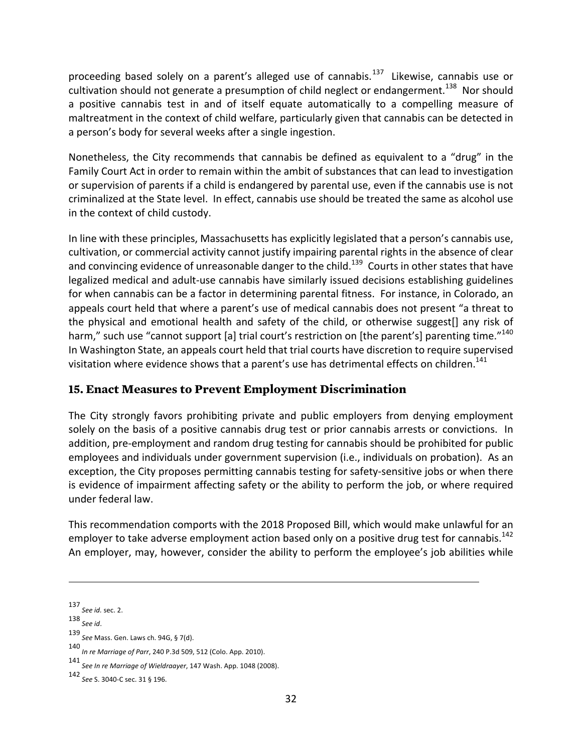proceeding based solely on a parent's alleged use of cannabis.[137] Likewise, cannabis use or cultivation should not generate a presumption of child neglect or endangerment.[138] Nor should a positive cannabis test in and of itself equate automatically to a compelling measure of maltreatment in the context of child welfare, particularly given that cannabis can be detected in a person's body for several weeks after a single ingestion.

Nonetheless, the City recommends that cannabis be defined as equivalent to a "drug" in the Family Court Act in order to remain within the ambit of substances that can lead to investigation or supervision of parents if a child is endangered by parental use, even if the cannabis use is not criminalized at the State level. In effect, cannabis use should be treated the same as alcohol use in the context of child custody.

In line with these principles, Massachusetts has explicitly legislated that a person's cannabis use, cultivation, or commercial activity cannot justify impairing parental rights in the absence of clear and convincing evidence of unreasonable danger to the child.[139] Courts in other states that have legalized medical and adult-use cannabis have similarly issued decisions establishing guidelines for when cannabis can be a factor in determining parental fitness. For instance, in Colorado, an appeals court held that where a parent's use of medical cannabis does not present "a threat to the physical and emotional health and safety of the child, or otherwise suggest[] any risk of harm," such use "cannot support [a] trial court's restriction on [the parent's] parenting time."[140] In Washington State, an appeals court held that trial courts have discretion to require supervised visitation where evidence shows that a parent's use has detrimental effects on children.[141]

## 15. Enact Measures to Prevent Employment Discrimination

The City strongly favors prohibiting private and public employers from denying employment solely on the basis of a positive cannabis drug test or prior cannabis arrests or convictions. In addition, pre-employment and random drug testing for cannabis should be prohibited for public employees and individuals under government supervision (i.e., individuals on probation). As an exception, the City proposes permitting cannabis testing for safety-sensitive jobs or when there is evidence of impairment affecting safety or the ability to perform the job, or where required under federal law.

This recommendation comports with the 2018 Proposed Bill, which would make unlawful for an employer to take adverse employment action based only on a positive drug test for cannabis.[142] An employer, may, however, consider the ability to perform the employee's job abilities while

---

137 *See id.* sec. 2.

138 *See id*.

139 *See* Mass. Gen. Laws ch. 94G, § 7(d).

140 *In re Marriage of Parr*, 240 P.3d 509, 512 (Colo. App. 2010).

141 *See In re Marriage of Wieldraayer*, 147 Wash. App. 1048 (2008).

142 *See* S. 3040-C sec. 31 § 196.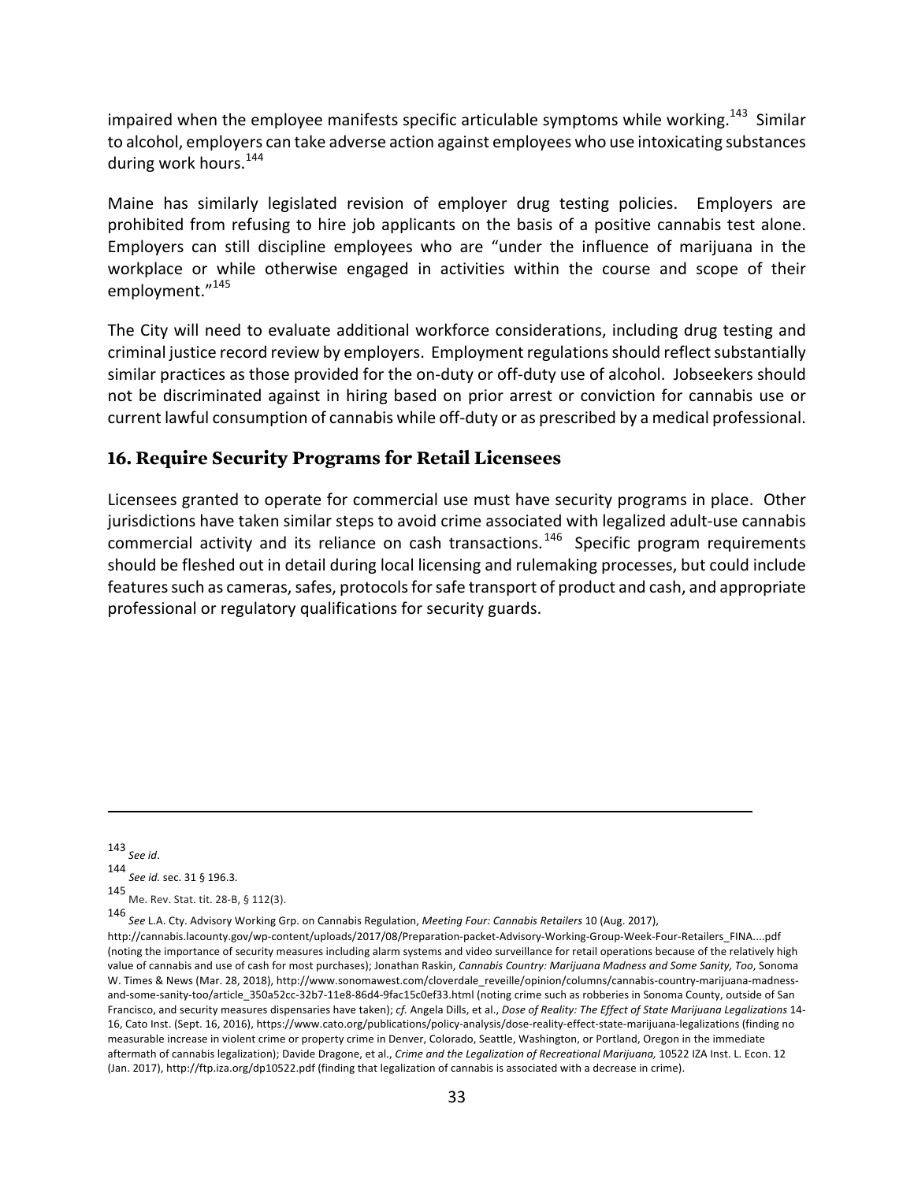impaired when the employee manifests specific articulable symptoms while working.[143] Similar to alcohol, employers can take adverse action against employees who use intoxicating substances during work hours.[144]

Maine has similarly legislated revision of employer drug testing policies. Employers are prohibited from refusing to hire job applicants on the basis of a positive cannabis test alone. Employers can still discipline employees who are "under the influence of marijuana in the workplace or while otherwise engaged in activities within the course and scope of their employment."[145]

The City will need to evaluate additional workforce considerations, including drug testing and criminal justice record review by employers. Employment regulations should reflect substantially similar practices as those provided for the on-duty or off-duty use of alcohol. Jobseekers should not be discriminated against in hiring based on prior arrest or conviction for cannabis use or current lawful consumption of cannabis while off-duty or as prescribed by a medical professional.

## 16. Require Security Programs for Retail Licensees

Licensees granted to operate for commercial use must have security programs in place. Other jurisdictions have taken similar steps to avoid crime associated with legalized adult-use cannabis commercial activity and its reliance on cash transactions.[146] Specific program requirements should be fleshed out in detail during local licensing and rulemaking processes, but could include features such as cameras, safes, protocols for safe transport of product and cash, and appropriate professional or regulatory qualifications for security guards.

---

[143] *See id*.

[144] *See id.* sec. 31 § 196.3.

[145] Me. Rev. Stat. tit. 28-B, § 112(3).

[146] *See* L.A. Cty. Advisory Working Grp. on Cannabis Regulation, *Meeting Four: Cannabis Retailers* 10 (Aug. 2017), http://cannabis.lacounty.gov/wp-content/uploads/2017/08/Preparation-packet-Advisory-Working-Group-Week-Four-Retailers_FINA....pdf (noting the importance of security measures including alarm systems and video surveillance for retail operations because of the relatively high value of cannabis and use of cash for most purchases); Jonathan Raskin, *Cannabis Country: Marijuana Madness and Some Sanity, Too*, Sonoma W. Times & News (Mar. 28, 2018), http://www.sonomawest.com/cloverdale_reveille/opinion/columns/cannabis-country-marijuana-madness-and-some-sanity-too/article_350a52cc-32b7-11e8-86d4-9fac15c0ef33.html (noting crime such as robberies in Sonoma County, outside of San Francisco, and security measures dispensaries have taken); *cf.* Angela Dills, et al., *Dose of Reality: The Effect of State Marijuana Legalizations* 14-16, Cato Inst. (Sept. 16, 2016), https://www.cato.org/publications/policy-analysis/dose-reality-effect-state-marijuana-legalizations (finding no measurable increase in violent crime or property crime in Denver, Colorado, Seattle, Washington, or Portland, Oregon in the immediate aftermath of cannabis legalization); Davide Dragone, et al., *Crime and the Legalization of Recreational Marijuana,* 10522 IZA Inst. L. Econ. 12 (Jan. 2017), http://ftp.iza.org/dp10522.pdf (finding that legalization of cannabis is associated with a decrease in crime).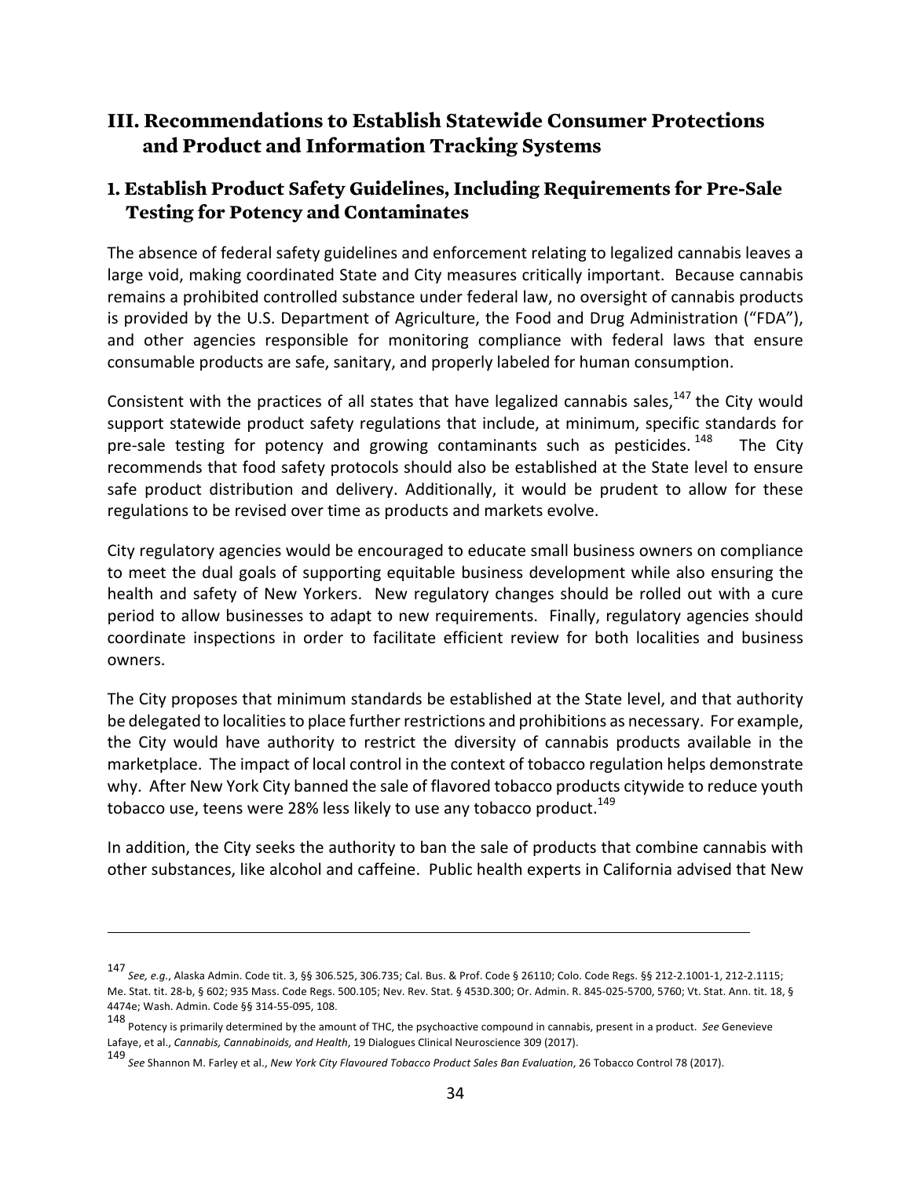## III. Recommendations to Establish Statewide Consumer Protections and Product and Information Tracking Systems

### 1. Establish Product Safety Guidelines, Including Requirements for Pre-Sale Testing for Potency and Contaminates

The absence of federal safety guidelines and enforcement relating to legalized cannabis leaves a large void, making coordinated State and City measures critically important. Because cannabis remains a prohibited controlled substance under federal law, no oversight of cannabis products is provided by the U.S. Department of Agriculture, the Food and Drug Administration ("FDA"), and other agencies responsible for monitoring compliance with federal laws that ensure consumable products are safe, sanitary, and properly labeled for human consumption.

Consistent with the practices of all states that have legalized cannabis sales,[147] the City would support statewide product safety regulations that include, at minimum, specific standards for pre-sale testing for potency and growing contaminants such as pesticides.[148] The City recommends that food safety protocols should also be established at the State level to ensure safe product distribution and delivery. Additionally, it would be prudent to allow for these regulations to be revised over time as products and markets evolve.

City regulatory agencies would be encouraged to educate small business owners on compliance to meet the dual goals of supporting equitable business development while also ensuring the health and safety of New Yorkers. New regulatory changes should be rolled out with a cure period to allow businesses to adapt to new requirements. Finally, regulatory agencies should coordinate inspections in order to facilitate efficient review for both localities and business owners.

The City proposes that minimum standards be established at the State level, and that authority be delegated to localities to place further restrictions and prohibitions as necessary. For example, the City would have authority to restrict the diversity of cannabis products available in the marketplace. The impact of local control in the context of tobacco regulation helps demonstrate why. After New York City banned the sale of flavored tobacco products citywide to reduce youth tobacco use, teens were 28% less likely to use any tobacco product.[149]

In addition, the City seeks the authority to ban the sale of products that combine cannabis with other substances, like alcohol and caffeine. Public health experts in California advised that New

---

[147] *See, e.g.*, Alaska Admin. Code tit. 3, §§ 306.525, 306.735; Cal. Bus. & Prof. Code § 26110; Colo. Code Regs. §§ 212-2.1001-1, 212-2.1115; Me. Stat. tit. 28-b, § 602; 935 Mass. Code Regs. 500.105; Nev. Rev. Stat. § 453D.300; Or. Admin. R. 845-025-5700, 5760; Vt. Stat. Ann. tit. 18, § 4474e; Wash. Admin. Code §§ 314-55-095, 108.

[148] Potency is primarily determined by the amount of THC, the psychoactive compound in cannabis, present in a product. *See* Genevieve Lafaye, et al., *Cannabis, Cannabinoids, and Health*, 19 Dialogues Clinical Neuroscience 309 (2017).

[149] *See* Shannon M. Farley et al., *New York City Flavoured Tobacco Product Sales Ban Evaluation*, 26 Tobacco Control 78 (2017).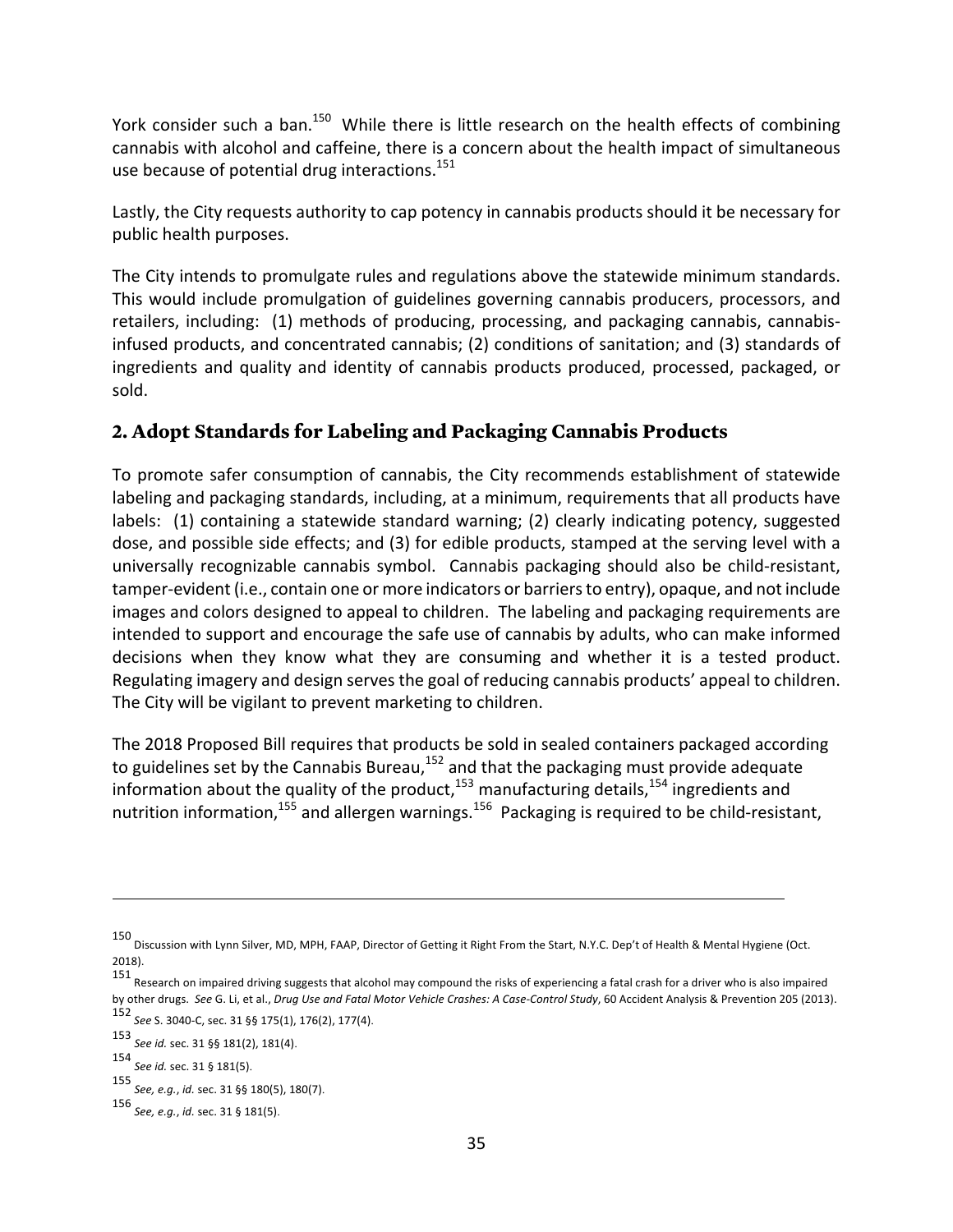York consider such a ban.[150] While there is little research on the health effects of combining cannabis with alcohol and caffeine, there is a concern about the health impact of simultaneous use because of potential drug interactions.[151]

Lastly, the City requests authority to cap potency in cannabis products should it be necessary for public health purposes.

The City intends to promulgate rules and regulations above the statewide minimum standards. This would include promulgation of guidelines governing cannabis producers, processors, and retailers, including: (1) methods of producing, processing, and packaging cannabis, cannabis-infused products, and concentrated cannabis; (2) conditions of sanitation; and (3) standards of ingredients and quality and identity of cannabis products produced, processed, packaged, or sold.

## 2. Adopt Standards for Labeling and Packaging Cannabis Products

To promote safer consumption of cannabis, the City recommends establishment of statewide labeling and packaging standards, including, at a minimum, requirements that all products have labels: (1) containing a statewide standard warning; (2) clearly indicating potency, suggested dose, and possible side effects; and (3) for edible products, stamped at the serving level with a universally recognizable cannabis symbol. Cannabis packaging should also be child-resistant, tamper-evident (i.e., contain one or more indicators or barriers to entry), opaque, and not include images and colors designed to appeal to children. The labeling and packaging requirements are intended to support and encourage the safe use of cannabis by adults, who can make informed decisions when they know what they are consuming and whether it is a tested product. Regulating imagery and design serves the goal of reducing cannabis products' appeal to children. The City will be vigilant to prevent marketing to children.

The 2018 Proposed Bill requires that products be sold in sealed containers packaged according to guidelines set by the Cannabis Bureau,[152] and that the packaging must provide adequate information about the quality of the product,[153] manufacturing details,[154] ingredients and nutrition information,[155] and allergen warnings.[156] Packaging is required to be child-resistant,

---

[150] Discussion with Lynn Silver, MD, MPH, FAAP, Director of Getting it Right From the Start, N.Y.C. Dep't of Health & Mental Hygiene (Oct. 2018).

[151] Research on impaired driving suggests that alcohol may compound the risks of experiencing a fatal crash for a driver who is also impaired by other drugs. *See* G. Li, et al., *Drug Use and Fatal Motor Vehicle Crashes: A Case-Control Study*, 60 Accident Analysis & Prevention 205 (2013).

[152] *See* S. 3040-C, sec. 31 §§ 175(1), 176(2), 177(4).

[153] *See id.* sec. 31 §§ 181(2), 181(4).

[154] *See id.* sec. 31 § 181(5).

[155] *See, e.g.*, *id.* sec. 31 §§ 180(5), 180(7).

[156] *See, e.g.*, *id.* sec. 31 § 181(5).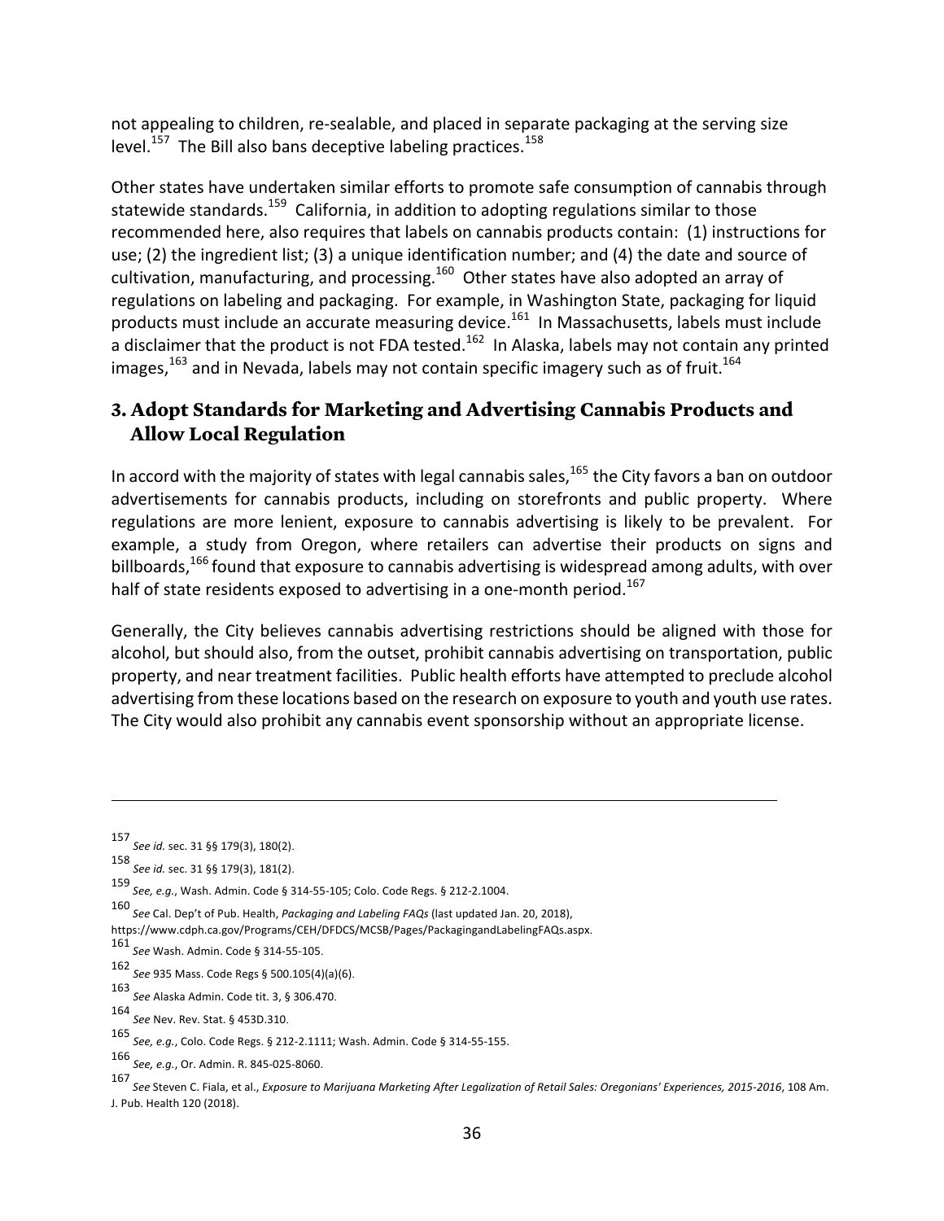not appealing to children, re-sealable, and placed in separate packaging at the serving size level.[157] The Bill also bans deceptive labeling practices.[158]

Other states have undertaken similar efforts to promote safe consumption of cannabis through statewide standards.[159] California, in addition to adopting regulations similar to those recommended here, also requires that labels on cannabis products contain: (1) instructions for use; (2) the ingredient list; (3) a unique identification number; and (4) the date and source of cultivation, manufacturing, and processing.[160] Other states have also adopted an array of regulations on labeling and packaging. For example, in Washington State, packaging for liquid products must include an accurate measuring device.[161] In Massachusetts, labels must include a disclaimer that the product is not FDA tested.[162] In Alaska, labels may not contain any printed images,[163] and in Nevada, labels may not contain specific imagery such as of fruit.[164]

### 3. Adopt Standards for Marketing and Advertising Cannabis Products and Allow Local Regulation

In accord with the majority of states with legal cannabis sales,[165] the City favors a ban on outdoor advertisements for cannabis products, including on storefronts and public property. Where regulations are more lenient, exposure to cannabis advertising is likely to be prevalent. For example, a study from Oregon, where retailers can advertise their products on signs and billboards,[166] found that exposure to cannabis advertising is widespread among adults, with over half of state residents exposed to advertising in a one-month period.[167]

Generally, the City believes cannabis advertising restrictions should be aligned with those for alcohol, but should also, from the outset, prohibit cannabis advertising on transportation, public property, and near treatment facilities. Public health efforts have attempted to preclude alcohol advertising from these locations based on the research on exposure to youth and youth use rates. The City would also prohibit any cannabis event sponsorship without an appropriate license.

---

157 *See id.* sec. 31 §§ 179(3), 180(2).

158 *See id.* sec. 31 §§ 179(3), 181(2).

159 *See, e.g.*, Wash. Admin. Code § 314-55-105; Colo. Code Regs. § 212-2.1004.

160 *See* Cal. Dep't of Pub. Health, *Packaging and Labeling FAQs* (last updated Jan. 20, 2018), https://www.cdph.ca.gov/Programs/CEH/DFDCS/MCSB/Pages/PackagingandLabelingFAQs.aspx.

161 *See* Wash. Admin. Code § 314-55-105.

162 *See* 935 Mass. Code Regs § 500.105(4)(a)(6).

163 *See* Alaska Admin. Code tit. 3, § 306.470.

164 *See* Nev. Rev. Stat. § 453D.310.

165 *See, e.g.*, Colo. Code Regs. § 212-2.1111; Wash. Admin. Code § 314-55-155.

166 *See, e.g.*, Or. Admin. R. 845-025-8060.

167 *See* Steven C. Fiala, et al., *Exposure to Marijuana Marketing After Legalization of Retail Sales: Oregonians' Experiences, 2015-2016*, 108 Am. J. Pub. Health 120 (2018).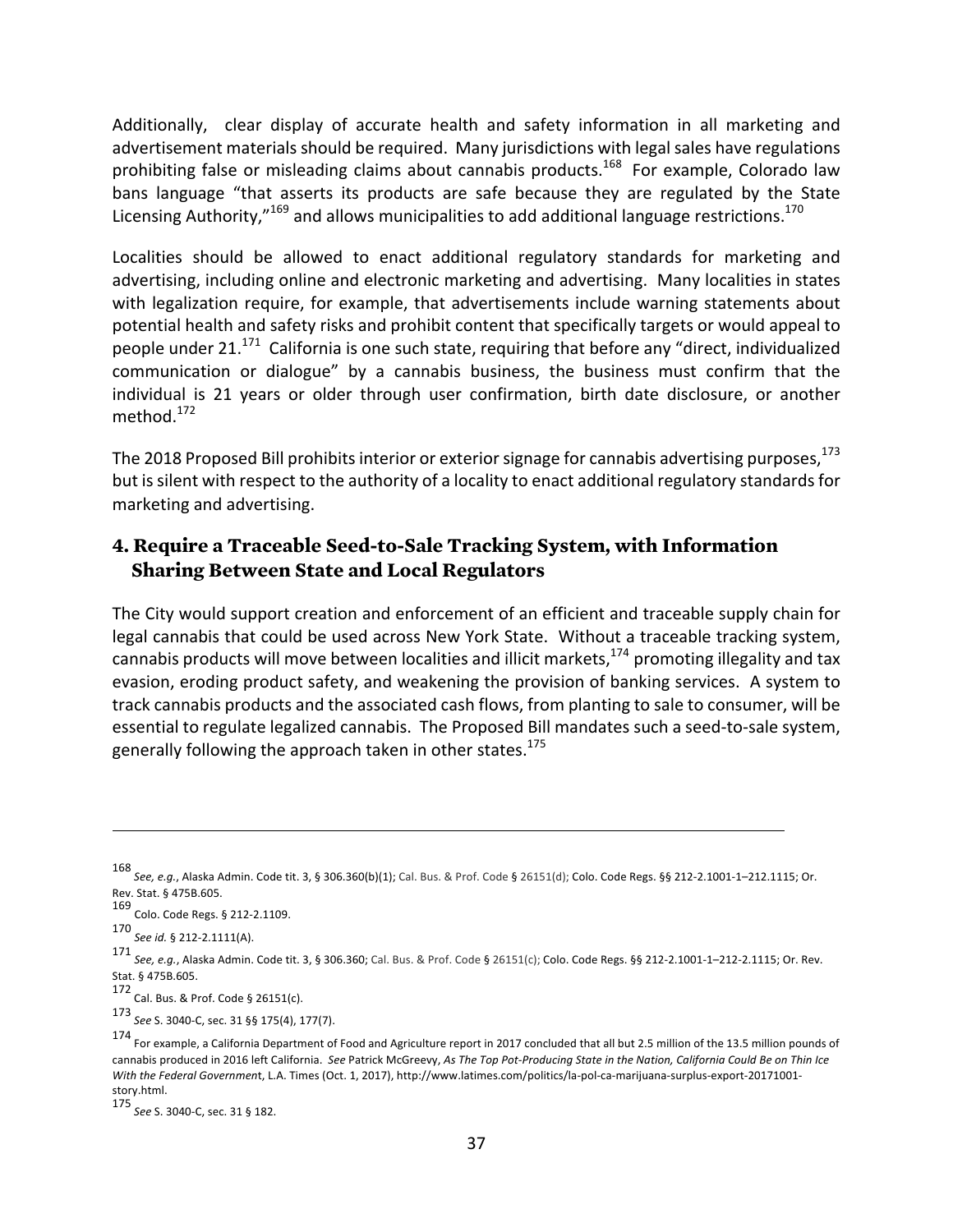Additionally, clear display of accurate health and safety information in all marketing and advertisement materials should be required. Many jurisdictions with legal sales have regulations prohibiting false or misleading claims about cannabis products.[168] For example, Colorado law bans language "that asserts its products are safe because they are regulated by the State Licensing Authority,"[169] and allows municipalities to add additional language restrictions.[170]

Localities should be allowed to enact additional regulatory standards for marketing and advertising, including online and electronic marketing and advertising. Many localities in states with legalization require, for example, that advertisements include warning statements about potential health and safety risks and prohibit content that specifically targets or would appeal to people under 21.[171] California is one such state, requiring that before any "direct, individualized communication or dialogue" by a cannabis business, the business must confirm that the individual is 21 years or older through user confirmation, birth date disclosure, or another method.[172]

The 2018 Proposed Bill prohibits interior or exterior signage for cannabis advertising purposes,[173] but is silent with respect to the authority of a locality to enact additional regulatory standards for marketing and advertising.

### 4. Require a Traceable Seed-to-Sale Tracking System, with Information Sharing Between State and Local Regulators

The City would support creation and enforcement of an efficient and traceable supply chain for legal cannabis that could be used across New York State. Without a traceable tracking system, cannabis products will move between localities and illicit markets,[174] promoting illegality and tax evasion, eroding product safety, and weakening the provision of banking services. A system to track cannabis products and the associated cash flows, from planting to sale to consumer, will be essential to regulate legalized cannabis. The Proposed Bill mandates such a seed-to-sale system, generally following the approach taken in other states.[175]

---

[168] *See, e.g.*, Alaska Admin. Code tit. 3, § 306.360(b)(1); Cal. Bus. & Prof. Code § 26151(d); Colo. Code Regs. §§ 212-2.1001-1–212.1115; Or. Rev. Stat. § 475B.605.

[169] Colo. Code Regs. § 212-2.1109.

[170] *See id.* § 212-2.1111(A).

[171] *See, e.g.*, Alaska Admin. Code tit. 3, § 306.360; Cal. Bus. & Prof. Code § 26151(c); Colo. Code Regs. §§ 212-2.1001-1–212-2.1115; Or. Rev. Stat. § 475B.605.

[172] Cal. Bus. & Prof. Code § 26151(c).

[173] *See* S. 3040-C, sec. 31 §§ 175(4), 177(7).

[174] For example, a California Department of Food and Agriculture report in 2017 concluded that all but 2.5 million of the 13.5 million pounds of cannabis produced in 2016 left California. *See* Patrick McGreevy, *As The Top Pot-Producing State in the Nation, California Could Be on Thin Ice With the Federal Government*, L.A. Times (Oct. 1, 2017), http://www.latimes.com/politics/la-pol-ca-marijuana-surplus-export-20171001-story.html.

[175] *See* S. 3040-C, sec. 31 § 182.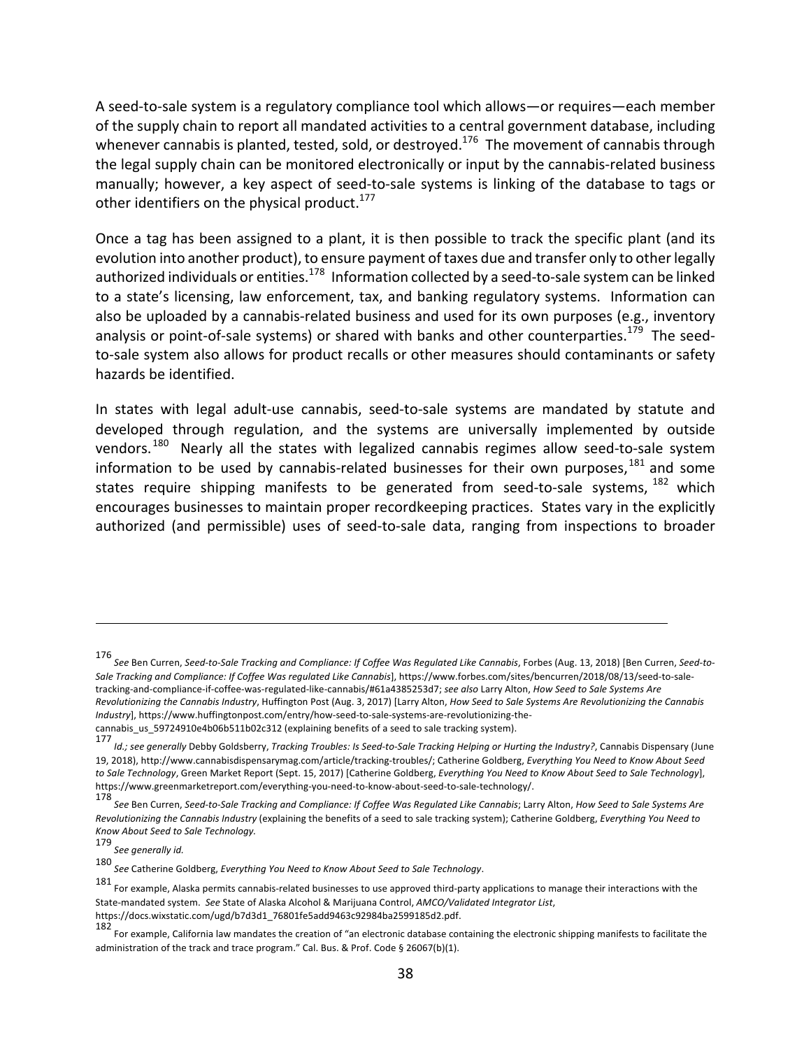A seed-to-sale system is a regulatory compliance tool which allows—or requires—each member of the supply chain to report all mandated activities to a central government database, including whenever cannabis is planted, tested, sold, or destroyed.[176] The movement of cannabis through the legal supply chain can be monitored electronically or input by the cannabis-related business manually; however, a key aspect of seed-to-sale systems is linking of the database to tags or other identifiers on the physical product.[177]

Once a tag has been assigned to a plant, it is then possible to track the specific plant (and its evolution into another product), to ensure payment of taxes due and transfer only to other legally authorized individuals or entities.[178] Information collected by a seed-to-sale system can be linked to a state's licensing, law enforcement, tax, and banking regulatory systems. Information can also be uploaded by a cannabis-related business and used for its own purposes (e.g., inventory analysis or point-of-sale systems) or shared with banks and other counterparties.[179] The seed-to-sale system also allows for product recalls or other measures should contaminants or safety hazards be identified.

In states with legal adult-use cannabis, seed-to-sale systems are mandated by statute and developed through regulation, and the systems are universally implemented by outside vendors.[180] Nearly all the states with legalized cannabis regimes allow seed-to-sale system information to be used by cannabis-related businesses for their own purposes,[181] and some states require shipping manifests to be generated from seed-to-sale systems,[182] which encourages businesses to maintain proper recordkeeping practices. States vary in the explicitly authorized (and permissible) uses of seed-to-sale data, ranging from inspections to broader

---

[176] *See* Ben Curren, *Seed-to-Sale Tracking and Compliance: If Coffee Was Regulated Like Cannabis*, Forbes (Aug. 13, 2018) [Ben Curren, *Seed-to-Sale Tracking and Compliance: If Coffee Was regulated Like Cannabis*], https://www.forbes.com/sites/bencurren/2018/08/13/seed-to-sale-tracking-and-compliance-if-coffee-was-regulated-like-cannabis/#61a4385253d7; *see also* Larry Alton, *How Seed to Sale Systems Are Revolutionizing the Cannabis Industry*, Huffington Post (Aug. 3, 2017) [Larry Alton, *How Seed to Sale Systems Are Revolutionizing the Cannabis Industry*], https://www.huffingtonpost.com/entry/how-seed-to-sale-systems-are-revolutionizing-the-cannabis_us_59724910e4b06b511b02c312 (explaining benefits of a seed to sale tracking system).

[177] *Id.; see generally* Debby Goldsberry, *Tracking Troubles: Is Seed-to-Sale Tracking Helping or Hurting the Industry?*, Cannabis Dispensary (June 19, 2018), http://www.cannabisdispensarymag.com/article/tracking-troubles/; Catherine Goldberg, *Everything You Need to Know About Seed to Sale Technology*, Green Market Report (Sept. 15, 2017) [Catherine Goldberg, *Everything You Need to Know About Seed to Sale Technology*], https://www.greenmarketreport.com/everything-you-need-to-know-about-seed-to-sale-technology/.

[178] *See* Ben Curren, *Seed-to-Sale Tracking and Compliance: If Coffee Was Regulated Like Cannabis*; Larry Alton, *How Seed to Sale Systems Are Revolutionizing the Cannabis Industry* (explaining the benefits of a seed to sale tracking system); Catherine Goldberg, *Everything You Need to Know About Seed to Sale Technology.*

[179] *See generally id.*

[180] *See* Catherine Goldberg, *Everything You Need to Know About Seed to Sale Technology*.

[181] For example, Alaska permits cannabis-related businesses to use approved third-party applications to manage their interactions with the State-mandated system. *See* State of Alaska Alcohol & Marijuana Control, *AMCO/Validated Integrator List*, https://docs.wixstatic.com/ugd/b7d3d1_76801fe5add9463c92984ba2599185d2.pdf.

[182] For example, California law mandates the creation of "an electronic database containing the electronic shipping manifests to facilitate the administration of the track and trace program." Cal. Bus. & Prof. Code § 26067(b)(1).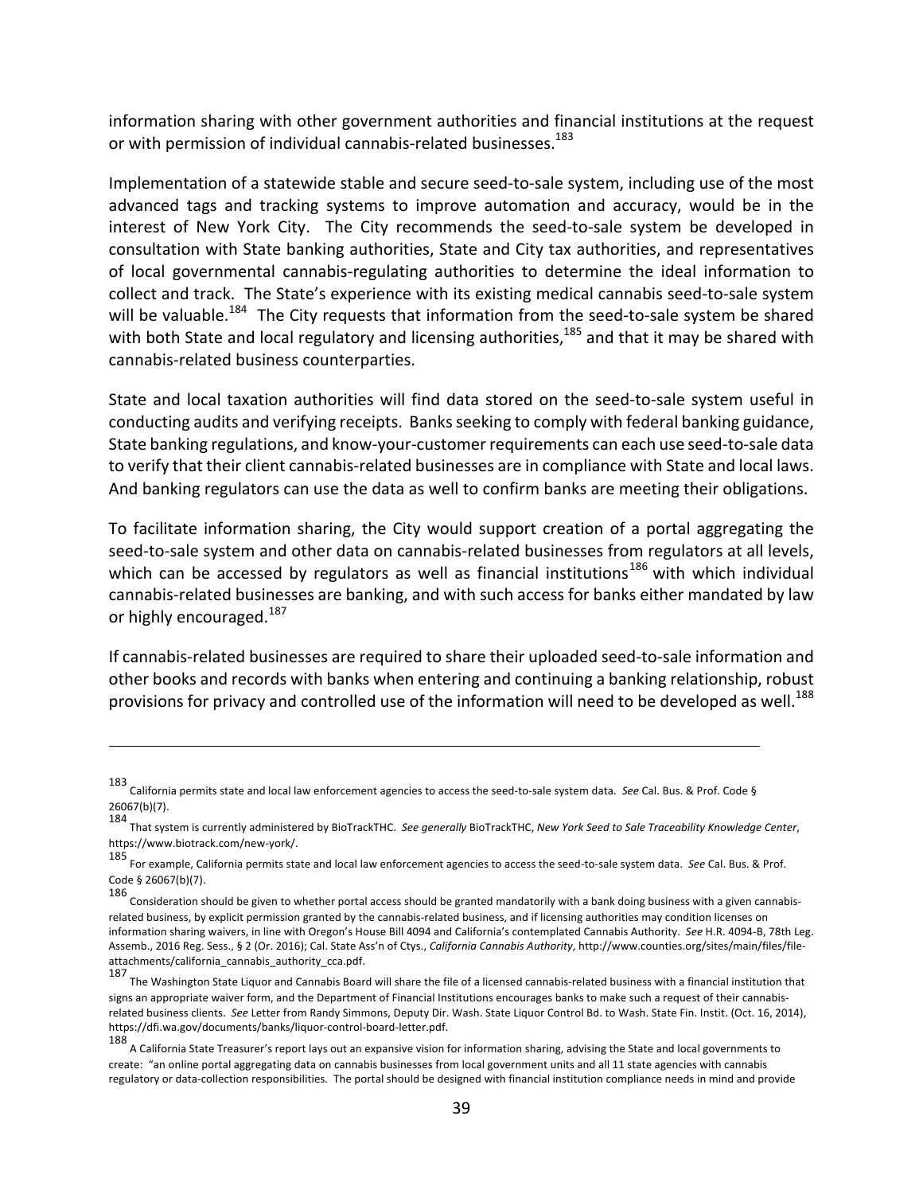information sharing with other government authorities and financial institutions at the request or with permission of individual cannabis-related businesses.[183]

Implementation of a statewide stable and secure seed-to-sale system, including use of the most advanced tags and tracking systems to improve automation and accuracy, would be in the interest of New York City. The City recommends the seed-to-sale system be developed in consultation with State banking authorities, State and City tax authorities, and representatives of local governmental cannabis-regulating authorities to determine the ideal information to collect and track. The State's experience with its existing medical cannabis seed-to-sale system will be valuable.[184] The City requests that information from the seed-to-sale system be shared with both State and local regulatory and licensing authorities,[185] and that it may be shared with cannabis-related business counterparties.

State and local taxation authorities will find data stored on the seed-to-sale system useful in conducting audits and verifying receipts. Banks seeking to comply with federal banking guidance, State banking regulations, and know-your-customer requirements can each use seed-to-sale data to verify that their client cannabis-related businesses are in compliance with State and local laws. And banking regulators can use the data as well to confirm banks are meeting their obligations.

To facilitate information sharing, the City would support creation of a portal aggregating the seed-to-sale system and other data on cannabis-related businesses from regulators at all levels, which can be accessed by regulators as well as financial institutions[186] with which individual cannabis-related businesses are banking, and with such access for banks either mandated by law or highly encouraged.[187]

If cannabis-related businesses are required to share their uploaded seed-to-sale information and other books and records with banks when entering and continuing a banking relationship, robust provisions for privacy and controlled use of the information will need to be developed as well.[188]

---

[183] California permits state and local law enforcement agencies to access the seed-to-sale system data. *See* Cal. Bus. & Prof. Code § 26067(b)(7).

[184] That system is currently administered by BioTrackTHC. *See generally* BioTrackTHC, *New York Seed to Sale Traceability Knowledge Center*, https://www.biotrack.com/new-york/.

[185] For example, California permits state and local law enforcement agencies to access the seed-to-sale system data. *See* Cal. Bus. & Prof. Code § 26067(b)(7).

[186] Consideration should be given to whether portal access should be granted mandatorily with a bank doing business with a given cannabis-related business, by explicit permission granted by the cannabis-related business, and if licensing authorities may condition licenses on information sharing waivers, in line with Oregon's House Bill 4094 and California's contemplated Cannabis Authority. *See* H.R. 4094-B, 78th Leg. Assemb., 2016 Reg. Sess., § 2 (Or. 2016); Cal. State Ass'n of Ctys., *California Cannabis Authority*, http://www.counties.org/sites/main/files/file-attachments/california_cannabis_authority_cca.pdf.

[187] The Washington State Liquor and Cannabis Board will share the file of a licensed cannabis-related business with a financial institution that signs an appropriate waiver form, and the Department of Financial Institutions encourages banks to make such a request of their cannabis-related business clients. *See* Letter from Randy Simmons, Deputy Dir. Wash. State Liquor Control Bd. to Wash. State Fin. Instit. (Oct. 16, 2014), https://dfi.wa.gov/documents/banks/liquor-control-board-letter.pdf.

[188] A California State Treasurer's report lays out an expansive vision for information sharing, advising the State and local governments to create: "an online portal aggregating data on cannabis businesses from local government units and all 11 state agencies with cannabis regulatory or data-collection responsibilities. The portal should be designed with financial institution compliance needs in mind and provide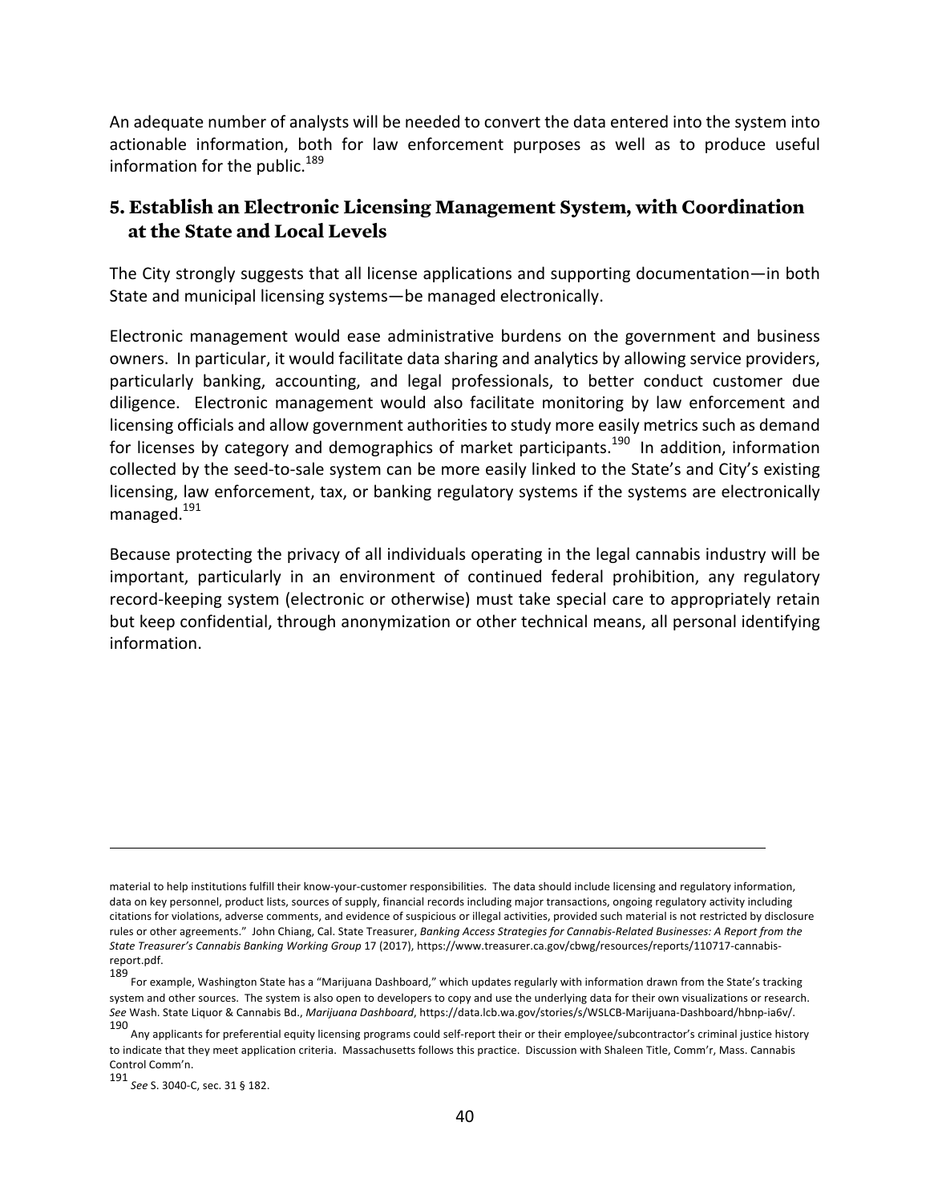An adequate number of analysts will be needed to convert the data entered into the system into actionable information, both for law enforcement purposes as well as to produce useful information for the public.[189]

### 5. Establish an Electronic Licensing Management System, with Coordination at the State and Local Levels

The City strongly suggests that all license applications and supporting documentation—in both State and municipal licensing systems—be managed electronically.

Electronic management would ease administrative burdens on the government and business owners. In particular, it would facilitate data sharing and analytics by allowing service providers, particularly banking, accounting, and legal professionals, to better conduct customer due diligence. Electronic management would also facilitate monitoring by law enforcement and licensing officials and allow government authorities to study more easily metrics such as demand for licenses by category and demographics of market participants.[190] In addition, information collected by the seed-to-sale system can be more easily linked to the State's and City's existing licensing, law enforcement, tax, or banking regulatory systems if the systems are electronically managed.[191]

Because protecting the privacy of all individuals operating in the legal cannabis industry will be important, particularly in an environment of continued federal prohibition, any regulatory record-keeping system (electronic or otherwise) must take special care to appropriately retain but keep confidential, through anonymization or other technical means, all personal identifying information.

---

material to help institutions fulfill their know-your-customer responsibilities. The data should include licensing and regulatory information, data on key personnel, product lists, sources of supply, financial records including major transactions, ongoing regulatory activity including citations for violations, adverse comments, and evidence of suspicious or illegal activities, provided such material is not restricted by disclosure rules or other agreements." John Chiang, Cal. State Treasurer, *Banking Access Strategies for Cannabis-Related Businesses: A Report from the State Treasurer's Cannabis Banking Working Group* 17 (2017), https://www.treasurer.ca.gov/cbwg/resources/reports/110717-cannabis-report.pdf.

[189] For example, Washington State has a "Marijuana Dashboard," which updates regularly with information drawn from the State's tracking system and other sources. The system is also open to developers to copy and use the underlying data for their own visualizations or research. *See* Wash. State Liquor & Cannabis Bd., *Marijuana Dashboard*, https://data.lcb.wa.gov/stories/s/WSLCB-Marijuana-Dashboard/hbnp-ia6v/.

[190] Any applicants for preferential equity licensing programs could self-report their or their employee/subcontractor's criminal justice history to indicate that they meet application criteria. Massachusetts follows this practice. Discussion with Shaleen Title, Comm'r, Mass. Cannabis Control Comm'n.

[191] *See* S. 3040-C, sec. 31 § 182.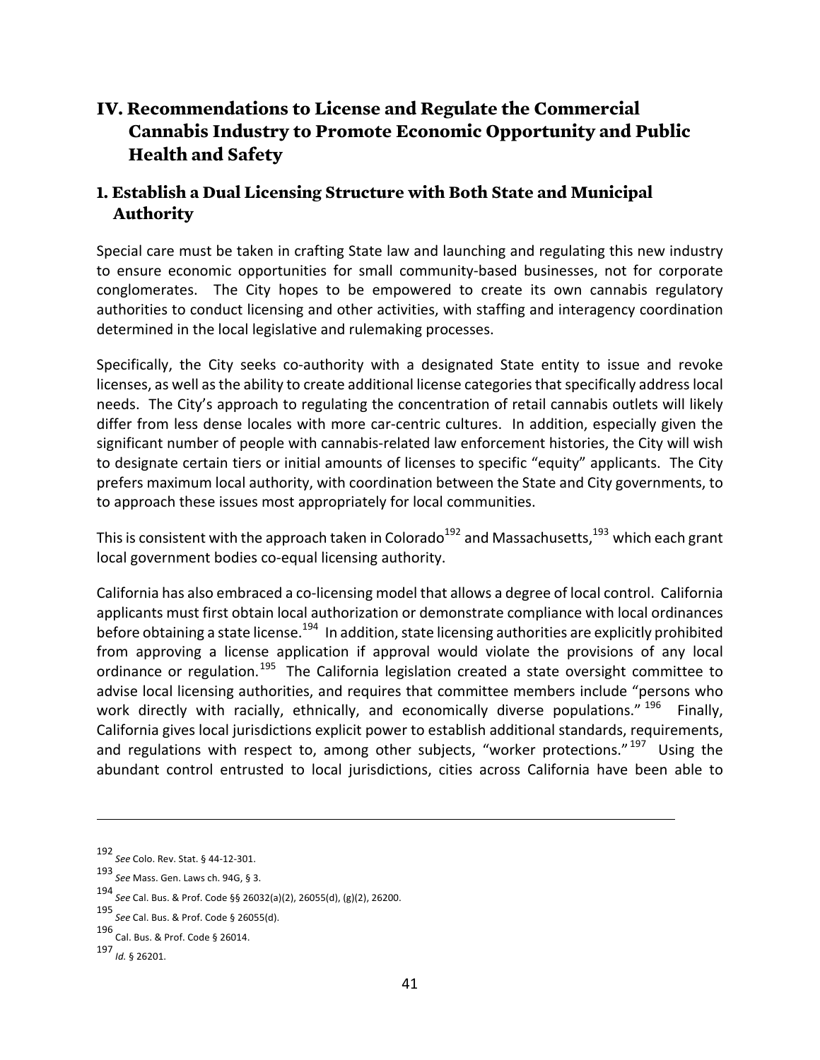## IV. Recommendations to License and Regulate the Commercial Cannabis Industry to Promote Economic Opportunity and Public Health and Safety

### 1. Establish a Dual Licensing Structure with Both State and Municipal Authority

Special care must be taken in crafting State law and launching and regulating this new industry to ensure economic opportunities for small community-based businesses, not for corporate conglomerates. The City hopes to be empowered to create its own cannabis regulatory authorities to conduct licensing and other activities, with staffing and interagency coordination determined in the local legislative and rulemaking processes.

Specifically, the City seeks co-authority with a designated State entity to issue and revoke licenses, as well as the ability to create additional license categories that specifically address local needs. The City's approach to regulating the concentration of retail cannabis outlets will likely differ from less dense locales with more car-centric cultures. In addition, especially given the significant number of people with cannabis-related law enforcement histories, the City will wish to designate certain tiers or initial amounts of licenses to specific "equity" applicants. The City prefers maximum local authority, with coordination between the State and City governments, to to approach these issues most appropriately for local communities.

This is consistent with the approach taken in Colorado[192] and Massachusetts,[193] which each grant local government bodies co-equal licensing authority.

California has also embraced a co-licensing model that allows a degree of local control. California applicants must first obtain local authorization or demonstrate compliance with local ordinances before obtaining a state license.[194] In addition, state licensing authorities are explicitly prohibited from approving a license application if approval would violate the provisions of any local ordinance or regulation.[195] The California legislation created a state oversight committee to advise local licensing authorities, and requires that committee members include "persons who work directly with racially, ethnically, and economically diverse populations."[196] Finally, California gives local jurisdictions explicit power to establish additional standards, requirements, and regulations with respect to, among other subjects, "worker protections."[197] Using the abundant control entrusted to local jurisdictions, cities across California have been able to

---

[192] *See* Colo. Rev. Stat. § 44-12-301.

[193] *See* Mass. Gen. Laws ch. 94G, § 3.

[194] *See* Cal. Bus. & Prof. Code §§ 26032(a)(2), 26055(d), (g)(2), 26200.

[195] *See* Cal. Bus. & Prof. Code § 26055(d).

[196] Cal. Bus. & Prof. Code § 26014.

[197] *Id.* § 26201.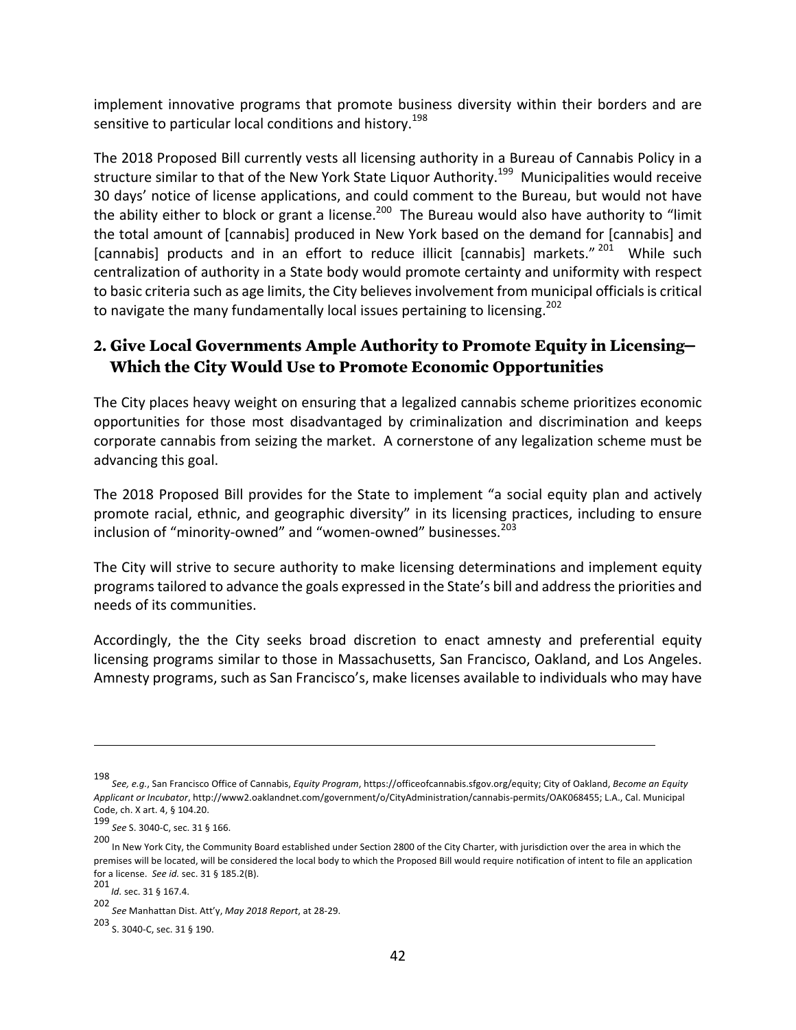implement innovative programs that promote business diversity within their borders and are sensitive to particular local conditions and history.[198]

The 2018 Proposed Bill currently vests all licensing authority in a Bureau of Cannabis Policy in a structure similar to that of the New York State Liquor Authority.[199] Municipalities would receive 30 days' notice of license applications, and could comment to the Bureau, but would not have the ability either to block or grant a license.[200] The Bureau would also have authority to "limit the total amount of [cannabis] produced in New York based on the demand for [cannabis] and [cannabis] products and in an effort to reduce illicit [cannabis] markets."[201] While such centralization of authority in a State body would promote certainty and uniformity with respect to basic criteria such as age limits, the City believes involvement from municipal officials is critical to navigate the many fundamentally local issues pertaining to licensing.[202]

## 2. Give Local Governments Ample Authority to Promote Equity in Licensing—Which the City Would Use to Promote Economic Opportunities

The City places heavy weight on ensuring that a legalized cannabis scheme prioritizes economic opportunities for those most disadvantaged by criminalization and discrimination and keeps corporate cannabis from seizing the market. A cornerstone of any legalization scheme must be advancing this goal.

The 2018 Proposed Bill provides for the State to implement "a social equity plan and actively promote racial, ethnic, and geographic diversity" in its licensing practices, including to ensure inclusion of "minority-owned" and "women-owned" businesses.[203]

The City will strive to secure authority to make licensing determinations and implement equity programs tailored to advance the goals expressed in the State's bill and address the priorities and needs of its communities.

Accordingly, the the City seeks broad discretion to enact amnesty and preferential equity licensing programs similar to those in Massachusetts, San Francisco, Oakland, and Los Angeles. Amnesty programs, such as San Francisco's, make licenses available to individuals who may have

---

[198] *See, e.g.*, San Francisco Office of Cannabis, *Equity Program*, https://officeofcannabis.sfgov.org/equity; City of Oakland, *Become an Equity Applicant or Incubator*, http://www2.oaklandnet.com/government/o/CityAdministration/cannabis-permits/OAK068455; L.A., Cal. Municipal Code, ch. X art. 4, § 104.20.

[199] *See* S. 3040-C, sec. 31 § 166.

[200] In New York City, the Community Board established under Section 2800 of the City Charter, with jurisdiction over the area in which the premises will be located, will be considered the local body to which the Proposed Bill would require notification of intent to file an application for a license. *See id.* sec. 31 § 185.2(B).

[201] *Id.* sec. 31 § 167.4.

[202] *See* Manhattan Dist. Att'y, *May 2018 Report*, at 28-29.

[203] S. 3040-C, sec. 31 § 190.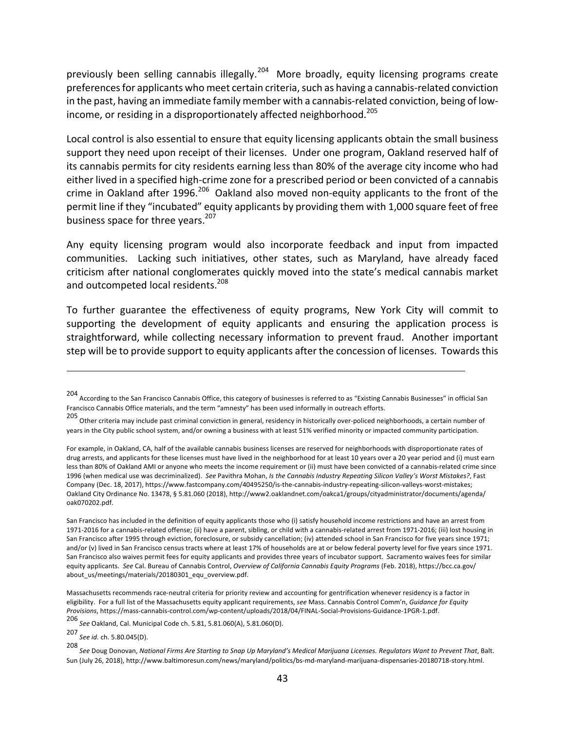previously been selling cannabis illegally.[204] More broadly, equity licensing programs create preferences for applicants who meet certain criteria, such as having a cannabis-related conviction in the past, having an immediate family member with a cannabis-related conviction, being of low-income, or residing in a disproportionately affected neighborhood.[205]

Local control is also essential to ensure that equity licensing applicants obtain the small business support they need upon receipt of their licenses. Under one program, Oakland reserved half of its cannabis permits for city residents earning less than 80% of the average city income who had either lived in a specified high-crime zone for a prescribed period or been convicted of a cannabis crime in Oakland after 1996.[206] Oakland also moved non-equity applicants to the front of the permit line if they "incubated" equity applicants by providing them with 1,000 square feet of free business space for three years.[207]

Any equity licensing program would also incorporate feedback and input from impacted communities. Lacking such initiatives, other states, such as Maryland, have already faced criticism after national conglomerates quickly moved into the state's medical cannabis market and outcompeted local residents.[208]

To further guarantee the effectiveness of equity programs, New York City will commit to supporting the development of equity applicants and ensuring the application process is straightforward, while collecting necessary information to prevent fraud. Another important step will be to provide support to equity applicants after the concession of licenses. Towards this

---

[204] According to the San Francisco Cannabis Office, this category of businesses is referred to as "Existing Cannabis Businesses" in official San Francisco Cannabis Office materials, and the term "amnesty" has been used informally in outreach efforts.

[205] Other criteria may include past criminal conviction in general, residency in historically over-policed neighborhoods, a certain number of years in the City public school system, and/or owning a business with at least 51% verified minority or impacted community participation.

For example, in Oakland, CA, half of the available cannabis business licenses are reserved for neighborhoods with disproportionate rates of drug arrests, and applicants for these licenses must have lived in the neighborhood for at least 10 years over a 20 year period and (i) must earn less than 80% of Oakland AMI or anyone who meets the income requirement or (ii) must have been convicted of a cannabis-related crime since 1996 (when medical use was decriminalized). *See* Pavithra Mohan, *Is the Cannabis Industry Repeating Silicon Valley's Worst Mistakes?*, Fast Company (Dec. 18, 2017), https://www.fastcompany.com/40495250/is-the-cannabis-industry-repeating-silicon-valleys-worst-mistakes; Oakland City Ordinance No. 13478, § 5.81.060 (2018), http://www2.oaklandnet.com/oakca1/groups/cityadministrator/documents/agenda/oak070202.pdf.

San Francisco has included in the definition of equity applicants those who (i) satisfy household income restrictions and have an arrest from 1971-2016 for a cannabis-related offense; (ii) have a parent, sibling, or child with a cannabis-related arrest from 1971-2016; (iii) lost housing in San Francisco after 1995 through eviction, foreclosure, or subsidy cancellation; (iv) attended school in San Francisco for five years since 1971; and/or (v) lived in San Francisco census tracts where at least 17% of households are at or below federal poverty level for five years since 1971. San Francisco also waives permit fees for equity applicants and provides three years of incubator support. Sacramento waives fees for similar equity applicants. *See* Cal. Bureau of Cannabis Control, *Overview of California Cannabis Equity Programs* (Feb. 2018), https://bcc.ca.gov/about_us/meetings/materials/20180301_equ_overview.pdf.

Massachusetts recommends race-neutral criteria for priority review and accounting for gentrification whenever residency is a factor in eligibility. For a full list of the Massachusetts equity applicant requirements, *see* Mass. Cannabis Control Comm'n, *Guidance for Equity Provisions*, https://mass-cannabis-control.com/wp-content/uploads/2018/04/FINAL-Social-Provisions-Guidance-1PGR-1.pdf.

[206] *See* Oakland, Cal. Municipal Code ch. 5.81, 5.81.060(A), 5.81.060(D).

[207] *See id.* ch. 5.80.045(D).

[208] *See* Doug Donovan, *National Firms Are Starting to Snap Up Maryland's Medical Marijuana Licenses. Regulators Want to Prevent That*, Balt. Sun (July 26, 2018), http://www.baltimoresun.com/news/maryland/politics/bs-md-maryland-marijuana-dispensaries-20180718-story.html.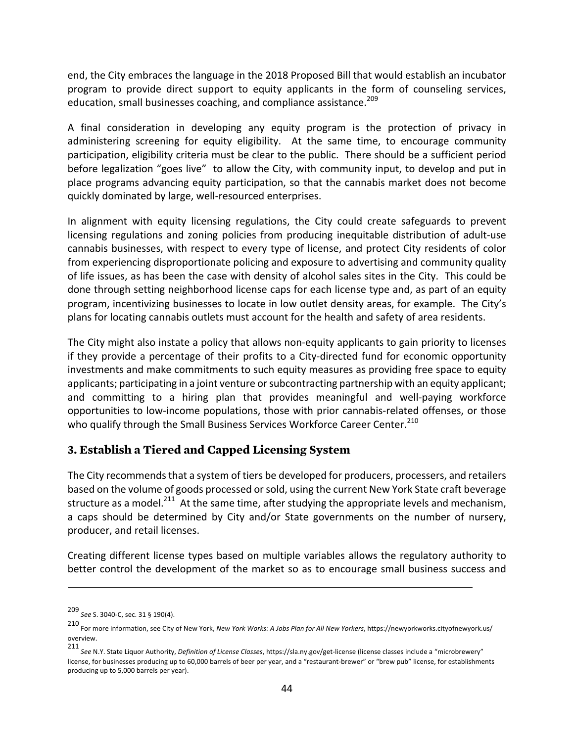end, the City embraces the language in the 2018 Proposed Bill that would establish an incubator program to provide direct support to equity applicants in the form of counseling services, education, small businesses coaching, and compliance assistance.[209]

A final consideration in developing any equity program is the protection of privacy in administering screening for equity eligibility. At the same time, to encourage community participation, eligibility criteria must be clear to the public. There should be a sufficient period before legalization "goes live" to allow the City, with community input, to develop and put in place programs advancing equity participation, so that the cannabis market does not become quickly dominated by large, well-resourced enterprises.

In alignment with equity licensing regulations, the City could create safeguards to prevent licensing regulations and zoning policies from producing inequitable distribution of adult-use cannabis businesses, with respect to every type of license, and protect City residents of color from experiencing disproportionate policing and exposure to advertising and community quality of life issues, as has been the case with density of alcohol sales sites in the City. This could be done through setting neighborhood license caps for each license type and, as part of an equity program, incentivizing businesses to locate in low outlet density areas, for example. The City's plans for locating cannabis outlets must account for the health and safety of area residents.

The City might also instate a policy that allows non-equity applicants to gain priority to licenses if they provide a percentage of their profits to a City-directed fund for economic opportunity investments and make commitments to such equity measures as providing free space to equity applicants; participating in a joint venture or subcontracting partnership with an equity applicant; and committing to a hiring plan that provides meaningful and well-paying workforce opportunities to low-income populations, those with prior cannabis-related offenses, or those who qualify through the Small Business Services Workforce Career Center.[210]

### 3. Establish a Tiered and Capped Licensing System

The City recommends that a system of tiers be developed for producers, processers, and retailers based on the volume of goods processed or sold, using the current New York State craft beverage structure as a model.[211] At the same time, after studying the appropriate levels and mechanism, a caps should be determined by City and/or State governments on the number of nursery, producer, and retail licenses.

Creating different license types based on multiple variables allows the regulatory authority to better control the development of the market so as to encourage small business success and

---

[209] *See* S. 3040-C, sec. 31 § 190(4).

[210] For more information, see City of New York, *New York Works: A Jobs Plan for All New Yorkers*, https://newyorkworks.cityofnewyork.us/overview.

[211] *See* N.Y. State Liquor Authority, *Definition of License Classes*, https://sla.ny.gov/get-license (license classes include a "microbrewery" license, for businesses producing up to 60,000 barrels of beer per year, and a "restaurant-brewer" or "brew pub" license, for establishments producing up to 5,000 barrels per year).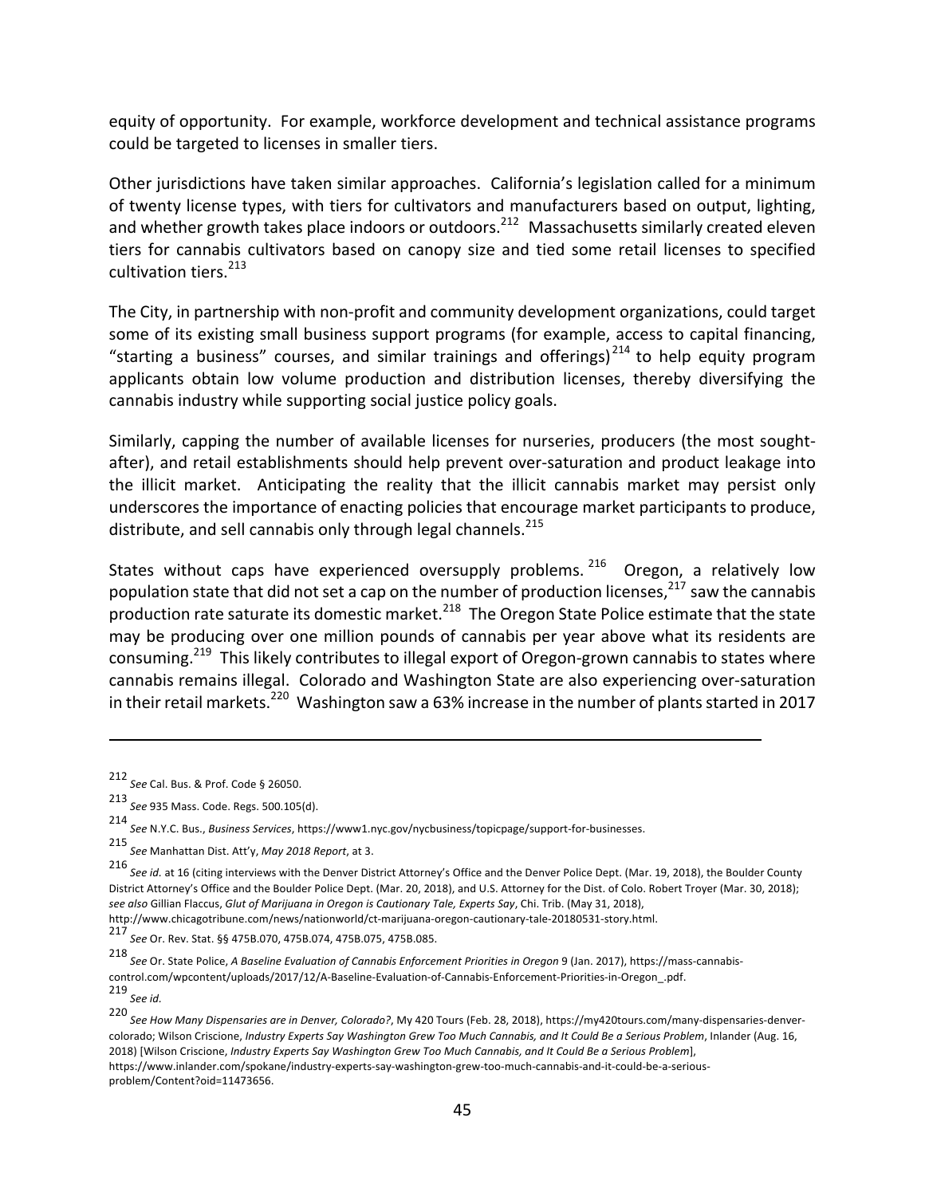equity of opportunity. For example, workforce development and technical assistance programs could be targeted to licenses in smaller tiers.

Other jurisdictions have taken similar approaches. California's legislation called for a minimum of twenty license types, with tiers for cultivators and manufacturers based on output, lighting, and whether growth takes place indoors or outdoors.[212] Massachusetts similarly created eleven tiers for cannabis cultivators based on canopy size and tied some retail licenses to specified cultivation tiers.[213]

The City, in partnership with non-profit and community development organizations, could target some of its existing small business support programs (for example, access to capital financing, "starting a business" courses, and similar trainings and offerings)[214] to help equity program applicants obtain low volume production and distribution licenses, thereby diversifying the cannabis industry while supporting social justice policy goals.

Similarly, capping the number of available licenses for nurseries, producers (the most sought-after), and retail establishments should help prevent over-saturation and product leakage into the illicit market. Anticipating the reality that the illicit cannabis market may persist only underscores the importance of enacting policies that encourage market participants to produce, distribute, and sell cannabis only through legal channels.[215]

States without caps have experienced oversupply problems.[216] Oregon, a relatively low population state that did not set a cap on the number of production licenses,[217] saw the cannabis production rate saturate its domestic market.[218] The Oregon State Police estimate that the state may be producing over one million pounds of cannabis per year above what its residents are consuming.[219] This likely contributes to illegal export of Oregon-grown cannabis to states where cannabis remains illegal. Colorado and Washington State are also experiencing over-saturation in their retail markets.[220] Washington saw a 63% increase in the number of plants started in 2017

---

[212] *See* Cal. Bus. & Prof. Code § 26050.

[213] *See* 935 Mass. Code. Regs. 500.105(d).

[214] *See* N.Y.C. Bus., *Business Services*, https://www1.nyc.gov/nycbusiness/topicpage/support-for-businesses.

[215] *See* Manhattan Dist. Att'y, *May 2018 Report*, at 3.

[216] *See id.* at 16 (citing interviews with the Denver District Attorney's Office and the Denver Police Dept. (Mar. 19, 2018), the Boulder County District Attorney's Office and the Boulder Police Dept. (Mar. 20, 2018), and U.S. Attorney for the Dist. of Colo. Robert Troyer (Mar. 30, 2018); *see also* Gillian Flaccus, *Glut of Marijuana in Oregon is Cautionary Tale, Experts Say*, Chi. Trib. (May 31, 2018), http://www.chicagotribune.com/news/nationworld/ct-marijuana-oregon-cautionary-tale-20180531-story.html.

[217] *See* Or. Rev. Stat. §§ 475B.070, 475B.074, 475B.075, 475B.085.

[218] *See* Or. State Police, *A Baseline Evaluation of Cannabis Enforcement Priorities in Oregon* 9 (Jan. 2017), https://mass-cannabis-control.com/wpcontent/uploads/2017/12/A-Baseline-Evaluation-of-Cannabis-Enforcement-Priorities-in-Oregon_.pdf.

[219] *See id.*

[220] *See How Many Dispensaries are in Denver, Colorado?*, My 420 Tours (Feb. 28, 2018), https://my420tours.com/many-dispensaries-denver-colorado; Wilson Criscione, *Industry Experts Say Washington Grew Too Much Cannabis, and It Could Be a Serious Problem*, Inlander (Aug. 16, 2018) [Wilson Criscione, *Industry Experts Say Washington Grew Too Much Cannabis, and It Could Be a Serious Problem*], https://www.inlander.com/spokane/industry-experts-say-washington-grew-too-much-cannabis-and-it-could-be-a-serious-problem/Content?oid=11473656.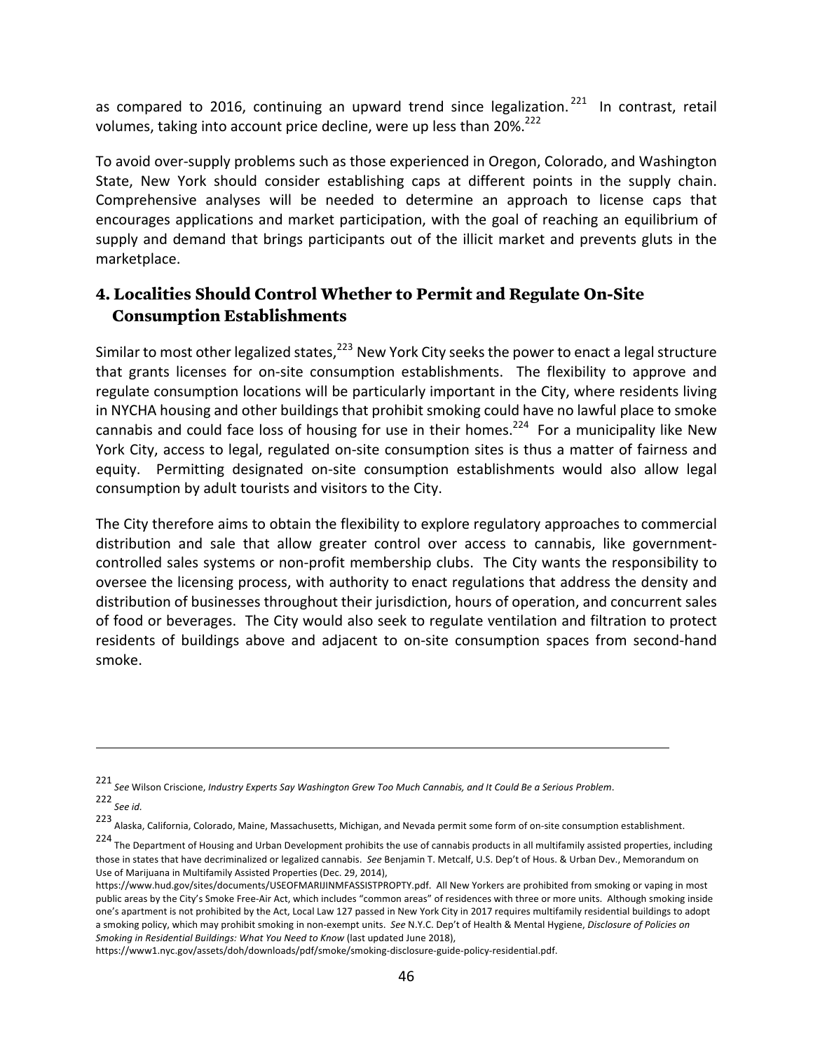as compared to 2016, continuing an upward trend since legalization.[221] In contrast, retail volumes, taking into account price decline, were up less than 20%.[222]

To avoid over-supply problems such as those experienced in Oregon, Colorado, and Washington State, New York should consider establishing caps at different points in the supply chain. Comprehensive analyses will be needed to determine an approach to license caps that encourages applications and market participation, with the goal of reaching an equilibrium of supply and demand that brings participants out of the illicit market and prevents gluts in the marketplace.

### 4. Localities Should Control Whether to Permit and Regulate On-Site Consumption Establishments

Similar to most other legalized states,[223] New York City seeks the power to enact a legal structure that grants licenses for on-site consumption establishments. The flexibility to approve and regulate consumption locations will be particularly important in the City, where residents living in NYCHA housing and other buildings that prohibit smoking could have no lawful place to smoke cannabis and could face loss of housing for use in their homes.[224] For a municipality like New York City, access to legal, regulated on-site consumption sites is thus a matter of fairness and equity. Permitting designated on-site consumption establishments would also allow legal consumption by adult tourists and visitors to the City.

The City therefore aims to obtain the flexibility to explore regulatory approaches to commercial distribution and sale that allow greater control over access to cannabis, like government-controlled sales systems or non-profit membership clubs. The City wants the responsibility to oversee the licensing process, with authority to enact regulations that address the density and distribution of businesses throughout their jurisdiction, hours of operation, and concurrent sales of food or beverages. The City would also seek to regulate ventilation and filtration to protect residents of buildings above and adjacent to on-site consumption spaces from second-hand smoke.

---

[221] *See* Wilson Criscione, *Industry Experts Say Washington Grew Too Much Cannabis, and It Could Be a Serious Problem*.

[222] *See id.*

[223] Alaska, California, Colorado, Maine, Massachusetts, Michigan, and Nevada permit some form of on-site consumption establishment.

[224] The Department of Housing and Urban Development prohibits the use of cannabis products in all multifamily assisted properties, including those in states that have decriminalized or legalized cannabis. *See* Benjamin T. Metcalf, U.S. Dep't of Hous. & Urban Dev., Memorandum on Use of Marijuana in Multifamily Assisted Properties (Dec. 29, 2014), https://www.hud.gov/sites/documents/USEOFMARIJINMFASSISTPROPTY.pdf. All New Yorkers are prohibited from smoking or vaping in most public areas by the City's Smoke Free-Air Act, which includes "common areas" of residences with three or more units. Although smoking inside one's apartment is not prohibited by the Act, Local Law 127 passed in New York City in 2017 requires multifamily residential buildings to adopt a smoking policy, which may prohibit smoking in non-exempt units. *See* N.Y.C. Dep't of Health & Mental Hygiene, *Disclosure of Policies on Smoking in Residential Buildings: What You Need to Know* (last updated June 2018), https://www1.nyc.gov/assets/doh/downloads/pdf/smoke/smoking-disclosure-guide-policy-residential.pdf.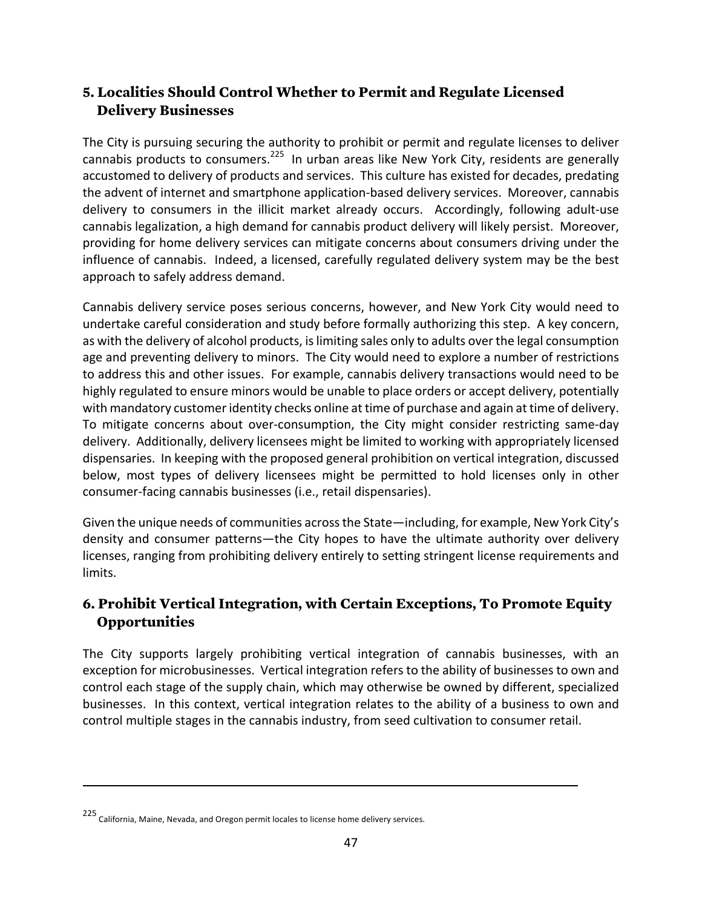### 5. Localities Should Control Whether to Permit and Regulate Licensed Delivery Businesses

The City is pursuing securing the authority to prohibit or permit and regulate licenses to deliver cannabis products to consumers.[225] In urban areas like New York City, residents are generally accustomed to delivery of products and services. This culture has existed for decades, predating the advent of internet and smartphone application-based delivery services. Moreover, cannabis delivery to consumers in the illicit market already occurs. Accordingly, following adult-use cannabis legalization, a high demand for cannabis product delivery will likely persist. Moreover, providing for home delivery services can mitigate concerns about consumers driving under the influence of cannabis. Indeed, a licensed, carefully regulated delivery system may be the best approach to safely address demand.

Cannabis delivery service poses serious concerns, however, and New York City would need to undertake careful consideration and study before formally authorizing this step. A key concern, as with the delivery of alcohol products, is limiting sales only to adults over the legal consumption age and preventing delivery to minors. The City would need to explore a number of restrictions to address this and other issues. For example, cannabis delivery transactions would need to be highly regulated to ensure minors would be unable to place orders or accept delivery, potentially with mandatory customer identity checks online at time of purchase and again at time of delivery. To mitigate concerns about over-consumption, the City might consider restricting same-day delivery. Additionally, delivery licensees might be limited to working with appropriately licensed dispensaries. In keeping with the proposed general prohibition on vertical integration, discussed below, most types of delivery licensees might be permitted to hold licenses only in other consumer-facing cannabis businesses (i.e., retail dispensaries).

Given the unique needs of communities across the State—including, for example, New York City's density and consumer patterns—the City hopes to have the ultimate authority over delivery licenses, ranging from prohibiting delivery entirely to setting stringent license requirements and limits.

### 6. Prohibit Vertical Integration, with Certain Exceptions, To Promote Equity Opportunities

The City supports largely prohibiting vertical integration of cannabis businesses, with an exception for microbusinesses. Vertical integration refers to the ability of businesses to own and control each stage of the supply chain, which may otherwise be owned by different, specialized businesses. In this context, vertical integration relates to the ability of a business to own and control multiple stages in the cannabis industry, from seed cultivation to consumer retail.

---

[225] California, Maine, Nevada, and Oregon permit locales to license home delivery services.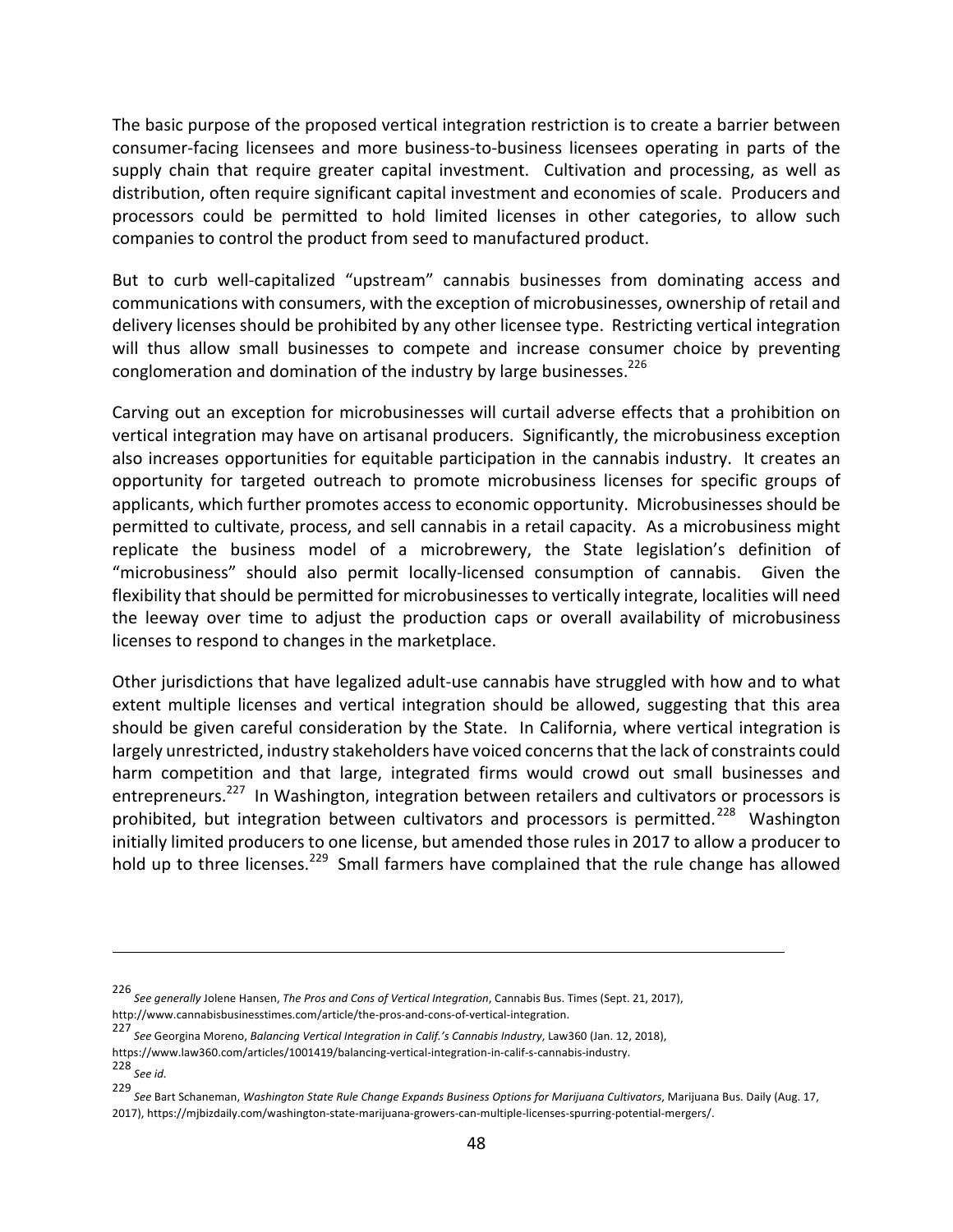The basic purpose of the proposed vertical integration restriction is to create a barrier between consumer-facing licensees and more business-to-business licensees operating in parts of the supply chain that require greater capital investment. Cultivation and processing, as well as distribution, often require significant capital investment and economies of scale. Producers and processors could be permitted to hold limited licenses in other categories, to allow such companies to control the product from seed to manufactured product.

But to curb well-capitalized "upstream" cannabis businesses from dominating access and communications with consumers, with the exception of microbusinesses, ownership of retail and delivery licenses should be prohibited by any other licensee type. Restricting vertical integration will thus allow small businesses to compete and increase consumer choice by preventing conglomeration and domination of the industry by large businesses.[226]

Carving out an exception for microbusinesses will curtail adverse effects that a prohibition on vertical integration may have on artisanal producers. Significantly, the microbusiness exception also increases opportunities for equitable participation in the cannabis industry. It creates an opportunity for targeted outreach to promote microbusiness licenses for specific groups of applicants, which further promotes access to economic opportunity. Microbusinesses should be permitted to cultivate, process, and sell cannabis in a retail capacity. As a microbusiness might replicate the business model of a microbrewery, the State legislation's definition of "microbusiness" should also permit locally-licensed consumption of cannabis. Given the flexibility that should be permitted for microbusinesses to vertically integrate, localities will need the leeway over time to adjust the production caps or overall availability of microbusiness licenses to respond to changes in the marketplace.

Other jurisdictions that have legalized adult-use cannabis have struggled with how and to what extent multiple licenses and vertical integration should be allowed, suggesting that this area should be given careful consideration by the State. In California, where vertical integration is largely unrestricted, industry stakeholders have voiced concerns that the lack of constraints could harm competition and that large, integrated firms would crowd out small businesses and entrepreneurs.[227] In Washington, integration between retailers and cultivators or processors is prohibited, but integration between cultivators and processors is permitted.[228] Washington initially limited producers to one license, but amended those rules in 2017 to allow a producer to hold up to three licenses.[229] Small farmers have complained that the rule change has allowed

---

[226] *See generally* Jolene Hansen, *The Pros and Cons of Vertical Integration*, Cannabis Bus. Times (Sept. 21, 2017), http://www.cannabisbusinesstimes.com/article/the-pros-and-cons-of-vertical-integration.

[227] *See* Georgina Moreno, *Balancing Vertical Integration in Calif.'s Cannabis Industry*, Law360 (Jan. 12, 2018), https://www.law360.com/articles/1001419/balancing-vertical-integration-in-calif-s-cannabis-industry.

[228] *See id.*

[229] *See* Bart Schaneman, *Washington State Rule Change Expands Business Options for Marijuana Cultivators*, Marijuana Bus. Daily (Aug. 17, 2017), https://mjbizdaily.com/washington-state-marijuana-growers-can-multiple-licenses-spurring-potential-mergers/.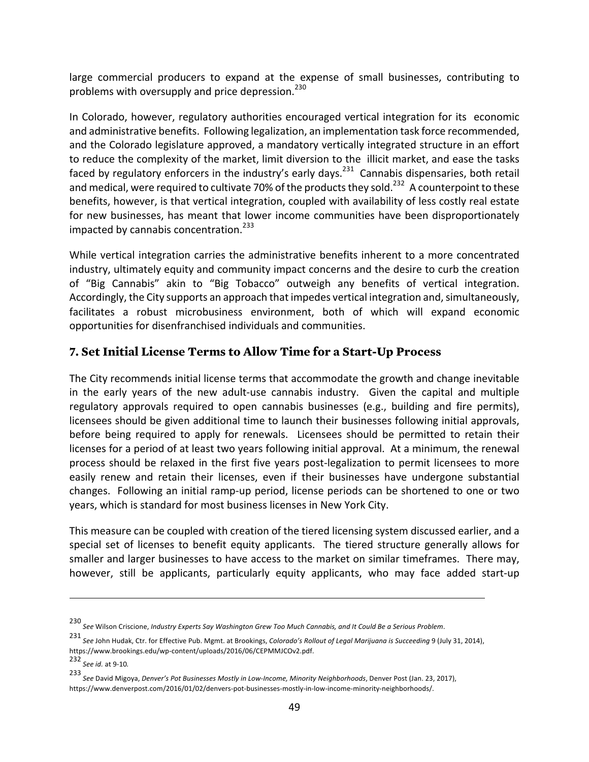large commercial producers to expand at the expense of small businesses, contributing to problems with oversupply and price depression.[230]

In Colorado, however, regulatory authorities encouraged vertical integration for its economic and administrative benefits. Following legalization, an implementation task force recommended, and the Colorado legislature approved, a mandatory vertically integrated structure in an effort to reduce the complexity of the market, limit diversion to the illicit market, and ease the tasks faced by regulatory enforcers in the industry's early days.[231] Cannabis dispensaries, both retail and medical, were required to cultivate 70% of the products they sold.[232] A counterpoint to these benefits, however, is that vertical integration, coupled with availability of less costly real estate for new businesses, has meant that lower income communities have been disproportionately impacted by cannabis concentration.[233]

While vertical integration carries the administrative benefits inherent to a more concentrated industry, ultimately equity and community impact concerns and the desire to curb the creation of "Big Cannabis" akin to "Big Tobacco" outweigh any benefits of vertical integration. Accordingly, the City supports an approach that impedes vertical integration and, simultaneously, facilitates a robust microbusiness environment, both of which will expand economic opportunities for disenfranchised individuals and communities.

## 7. Set Initial License Terms to Allow Time for a Start-Up Process

The City recommends initial license terms that accommodate the growth and change inevitable in the early years of the new adult-use cannabis industry. Given the capital and multiple regulatory approvals required to open cannabis businesses (e.g., building and fire permits), licensees should be given additional time to launch their businesses following initial approvals, before being required to apply for renewals. Licensees should be permitted to retain their licenses for a period of at least two years following initial approval. At a minimum, the renewal process should be relaxed in the first five years post-legalization to permit licensees to more easily renew and retain their licenses, even if their businesses have undergone substantial changes. Following an initial ramp-up period, license periods can be shortened to one or two years, which is standard for most business licenses in New York City.

This measure can be coupled with creation of the tiered licensing system discussed earlier, and a special set of licenses to benefit equity applicants. The tiered structure generally allows for smaller and larger businesses to have access to the market on similar timeframes. There may, however, still be applicants, particularly equity applicants, who may face added start-up

---

[230] *See* Wilson Criscione, *Industry Experts Say Washington Grew Too Much Cannabis, and It Could Be a Serious Problem*.

[231] *See* John Hudak, Ctr. for Effective Pub. Mgmt. at Brookings, *Colorado's Rollout of Legal Marijuana is Succeeding* 9 (July 31, 2014), https://www.brookings.edu/wp-content/uploads/2016/06/CEPMMJCOv2.pdf.

[232] *See id.* at 9-10.

[233] *See* David Migoya, *Denver's Pot Businesses Mostly in Low-Income, Minority Neighborhoods*, Denver Post (Jan. 23, 2017), https://www.denverpost.com/2016/01/02/denvers-pot-businesses-mostly-in-low-income-minority-neighborhoods/.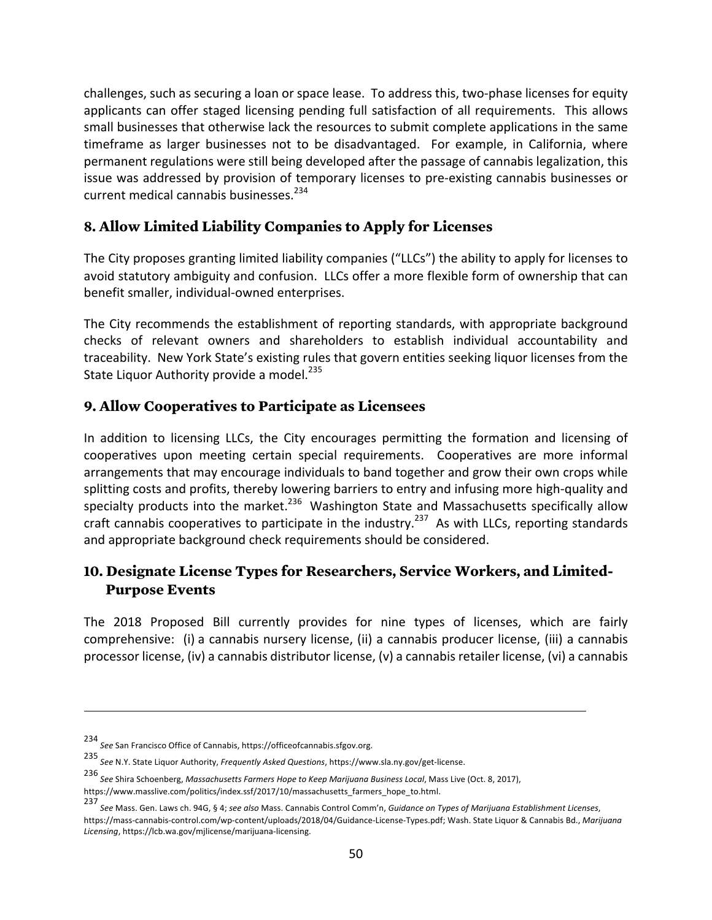challenges, such as securing a loan or space lease. To address this, two-phase licenses for equity applicants can offer staged licensing pending full satisfaction of all requirements. This allows small businesses that otherwise lack the resources to submit complete applications in the same timeframe as larger businesses not to be disadvantaged. For example, in California, where permanent regulations were still being developed after the passage of cannabis legalization, this issue was addressed by provision of temporary licenses to pre-existing cannabis businesses or current medical cannabis businesses.[234]

## 8. Allow Limited Liability Companies to Apply for Licenses

The City proposes granting limited liability companies ("LLCs") the ability to apply for licenses to avoid statutory ambiguity and confusion. LLCs offer a more flexible form of ownership that can benefit smaller, individual-owned enterprises.

The City recommends the establishment of reporting standards, with appropriate background checks of relevant owners and shareholders to establish individual accountability and traceability. New York State's existing rules that govern entities seeking liquor licenses from the State Liquor Authority provide a model.[235]

## 9. Allow Cooperatives to Participate as Licensees

In addition to licensing LLCs, the City encourages permitting the formation and licensing of cooperatives upon meeting certain special requirements. Cooperatives are more informal arrangements that may encourage individuals to band together and grow their own crops while splitting costs and profits, thereby lowering barriers to entry and infusing more high-quality and specialty products into the market.[236] Washington State and Massachusetts specifically allow craft cannabis cooperatives to participate in the industry.[237] As with LLCs, reporting standards and appropriate background check requirements should be considered.

## 10. Designate License Types for Researchers, Service Workers, and Limited-Purpose Events

The 2018 Proposed Bill currently provides for nine types of licenses, which are fairly comprehensive: (i) a cannabis nursery license, (ii) a cannabis producer license, (iii) a cannabis processor license, (iv) a cannabis distributor license, (v) a cannabis retailer license, (vi) a cannabis

---

[234] *See* San Francisco Office of Cannabis, https://officeofcannabis.sfgov.org.

[235] *See* N.Y. State Liquor Authority, *Frequently Asked Questions*, https://www.sla.ny.gov/get-license.

[236] *See* Shira Schoenberg, *Massachusetts Farmers Hope to Keep Marijuana Business Local*, Mass Live (Oct. 8, 2017), https://www.masslive.com/politics/index.ssf/2017/10/massachusetts_farmers_hope_to.html.

[237] *See* Mass. Gen. Laws ch. 94G, § 4; *see also* Mass. Cannabis Control Comm'n, *Guidance on Types of Marijuana Establishment Licenses*, https://mass-cannabis-control.com/wp-content/uploads/2018/04/Guidance-License-Types.pdf; Wash. State Liquor & Cannabis Bd., *Marijuana Licensing*, https://lcb.wa.gov/mjlicense/marijuana-licensing.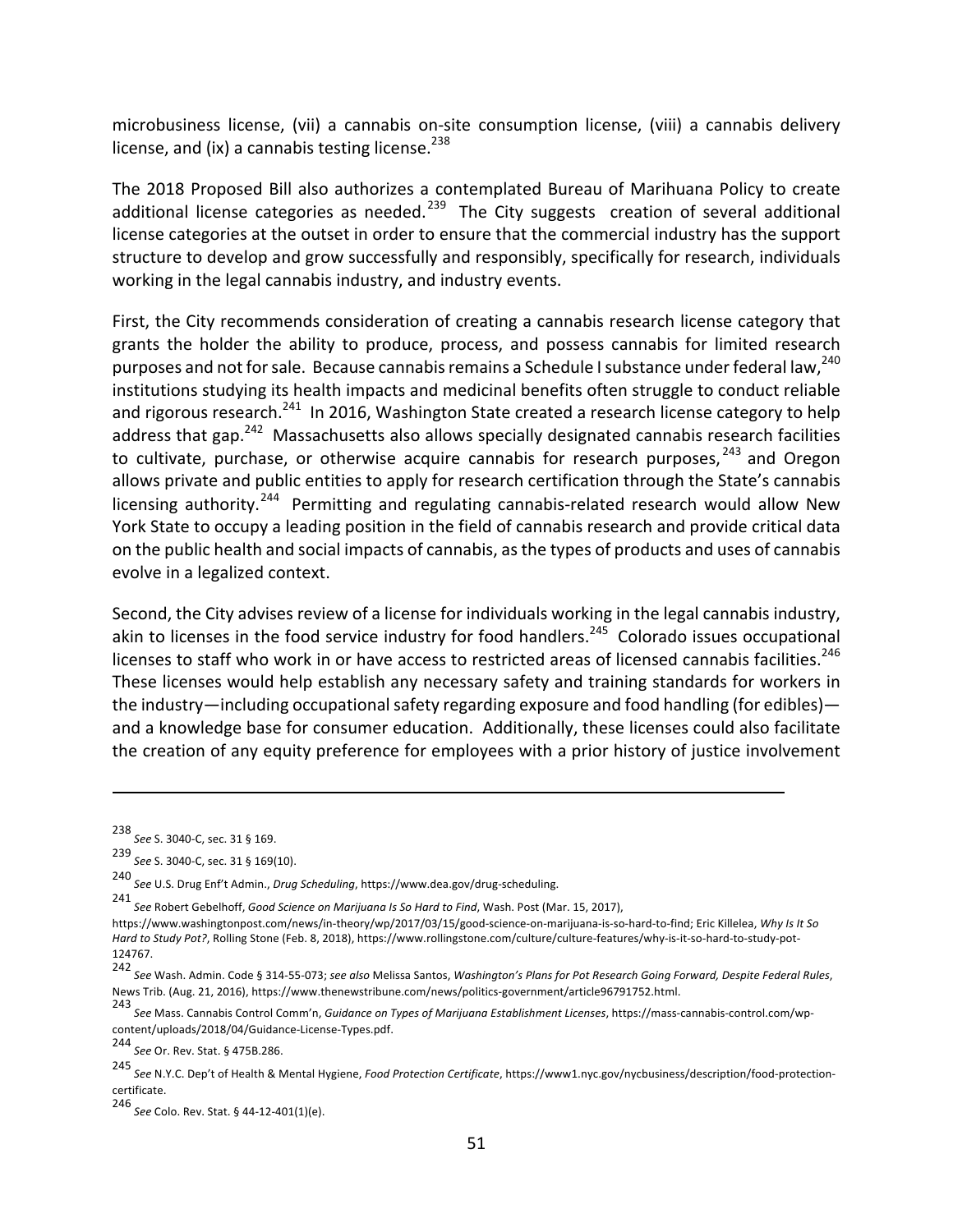microbusiness license, (vii) a cannabis on-site consumption license, (viii) a cannabis delivery license, and (ix) a cannabis testing license.[238]

The 2018 Proposed Bill also authorizes a contemplated Bureau of Marihuana Policy to create additional license categories as needed.[239] The City suggests creation of several additional license categories at the outset in order to ensure that the commercial industry has the support structure to develop and grow successfully and responsibly, specifically for research, individuals working in the legal cannabis industry, and industry events.

First, the City recommends consideration of creating a cannabis research license category that grants the holder the ability to produce, process, and possess cannabis for limited research purposes and not for sale. Because cannabis remains a Schedule I substance under federal law,[240] institutions studying its health impacts and medicinal benefits often struggle to conduct reliable and rigorous research.[241] In 2016, Washington State created a research license category to help address that gap.[242] Massachusetts also allows specially designated cannabis research facilities to cultivate, purchase, or otherwise acquire cannabis for research purposes,[243] and Oregon allows private and public entities to apply for research certification through the State's cannabis licensing authority.[244] Permitting and regulating cannabis-related research would allow New York State to occupy a leading position in the field of cannabis research and provide critical data on the public health and social impacts of cannabis, as the types of products and uses of cannabis evolve in a legalized context.

Second, the City advises review of a license for individuals working in the legal cannabis industry, akin to licenses in the food service industry for food handlers.[245] Colorado issues occupational licenses to staff who work in or have access to restricted areas of licensed cannabis facilities.[246] These licenses would help establish any necessary safety and training standards for workers in the industry—including occupational safety regarding exposure and food handling (for edibles)—and a knowledge base for consumer education. Additionally, these licenses could also facilitate the creation of any equity preference for employees with a prior history of justice involvement

---

[238] *See* S. 3040-C, sec. 31 § 169.

[239] *See* S. 3040-C, sec. 31 § 169(10).

[240] *See* U.S. Drug Enf't Admin., *Drug Scheduling*, https://www.dea.gov/drug-scheduling.

[241] *See* Robert Gebelhoff, *Good Science on Marijuana Is So Hard to Find*, Wash. Post (Mar. 15, 2017), https://www.washingtonpost.com/news/in-theory/wp/2017/03/15/good-science-on-marijuana-is-so-hard-to-find; Eric Killelea, *Why Is It So Hard to Study Pot?*, Rolling Stone (Feb. 8, 2018), https://www.rollingstone.com/culture/culture-features/why-is-it-so-hard-to-study-pot-124767.

[242] *See* Wash. Admin. Code § 314-55-073; *see also* Melissa Santos, *Washington's Plans for Pot Research Going Forward, Despite Federal Rules*, News Trib. (Aug. 21, 2016), https://www.thenewstribune.com/news/politics-government/article96791752.html.

[243] *See* Mass. Cannabis Control Comm'n, *Guidance on Types of Marijuana Establishment Licenses*, https://mass-cannabis-control.com/wp-content/uploads/2018/04/Guidance-License-Types.pdf.

[244] *See* Or. Rev. Stat. § 475B.286.

[245] *See* N.Y.C. Dep't of Health & Mental Hygiene, *Food Protection Certificate*, https://www1.nyc.gov/nycbusiness/description/food-protection-certificate.

[246] *See* Colo. Rev. Stat. § 44-12-401(1)(e).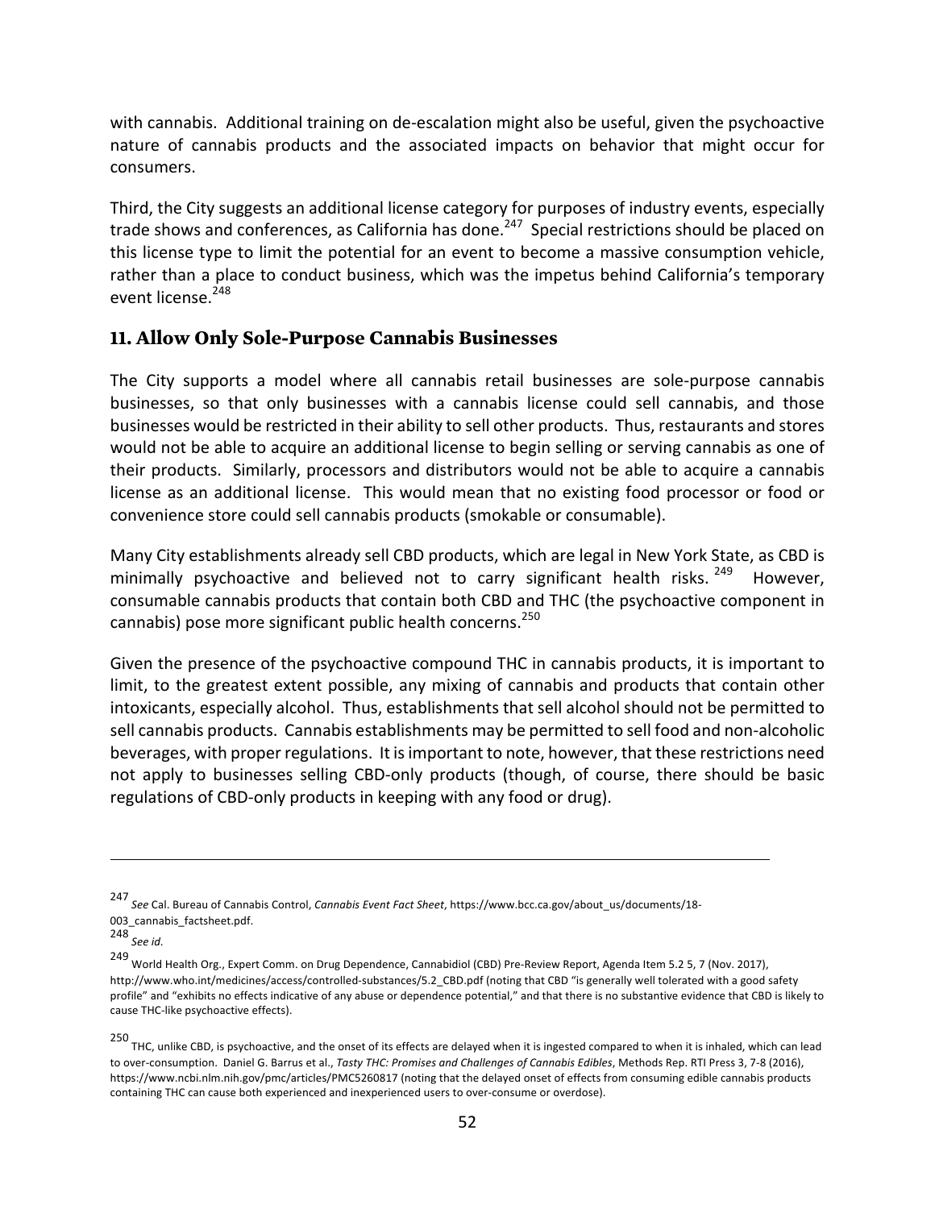with cannabis. Additional training on de-escalation might also be useful, given the psychoactive nature of cannabis products and the associated impacts on behavior that might occur for consumers.

Third, the City suggests an additional license category for purposes of industry events, especially trade shows and conferences, as California has done.[247] Special restrictions should be placed on this license type to limit the potential for an event to become a massive consumption vehicle, rather than a place to conduct business, which was the impetus behind California's temporary event license.[248]

## 11. Allow Only Sole-Purpose Cannabis Businesses

The City supports a model where all cannabis retail businesses are sole-purpose cannabis businesses, so that only businesses with a cannabis license could sell cannabis, and those businesses would be restricted in their ability to sell other products. Thus, restaurants and stores would not be able to acquire an additional license to begin selling or serving cannabis as one of their products. Similarly, processors and distributors would not be able to acquire a cannabis license as an additional license. This would mean that no existing food processor or food or convenience store could sell cannabis products (smokable or consumable).

Many City establishments already sell CBD products, which are legal in New York State, as CBD is minimally psychoactive and believed not to carry significant health risks.[249] However, consumable cannabis products that contain both CBD and THC (the psychoactive component in cannabis) pose more significant public health concerns.[250]

Given the presence of the psychoactive compound THC in cannabis products, it is important to limit, to the greatest extent possible, any mixing of cannabis and products that contain other intoxicants, especially alcohol. Thus, establishments that sell alcohol should not be permitted to sell cannabis products. Cannabis establishments may be permitted to sell food and non-alcoholic beverages, with proper regulations. It is important to note, however, that these restrictions need not apply to businesses selling CBD-only products (though, of course, there should be basic regulations of CBD-only products in keeping with any food or drug).

---

[247] *See* Cal. Bureau of Cannabis Control, *Cannabis Event Fact Sheet*, https://www.bcc.ca.gov/about_us/documents/18-003_cannabis_factsheet.pdf.

[248] *See id.*

[249] World Health Org., Expert Comm. on Drug Dependence, Cannabidiol (CBD) Pre-Review Report, Agenda Item 5.2 5, 7 (Nov. 2017), http://www.who.int/medicines/access/controlled-substances/5.2_CBD.pdf (noting that CBD "is generally well tolerated with a good safety profile" and "exhibits no effects indicative of any abuse or dependence potential," and that there is no substantive evidence that CBD is likely to cause THC-like psychoactive effects).

[250] THC, unlike CBD, is psychoactive, and the onset of its effects are delayed when it is ingested compared to when it is inhaled, which can lead to over-consumption. Daniel G. Barrus et al., *Tasty THC: Promises and Challenges of Cannabis Edibles*, Methods Rep. RTI Press 3, 7-8 (2016), https://www.ncbi.nlm.nih.gov/pmc/articles/PMC5260817 (noting that the delayed onset of effects from consuming edible cannabis products containing THC can cause both experienced and inexperienced users to over-consume or overdose).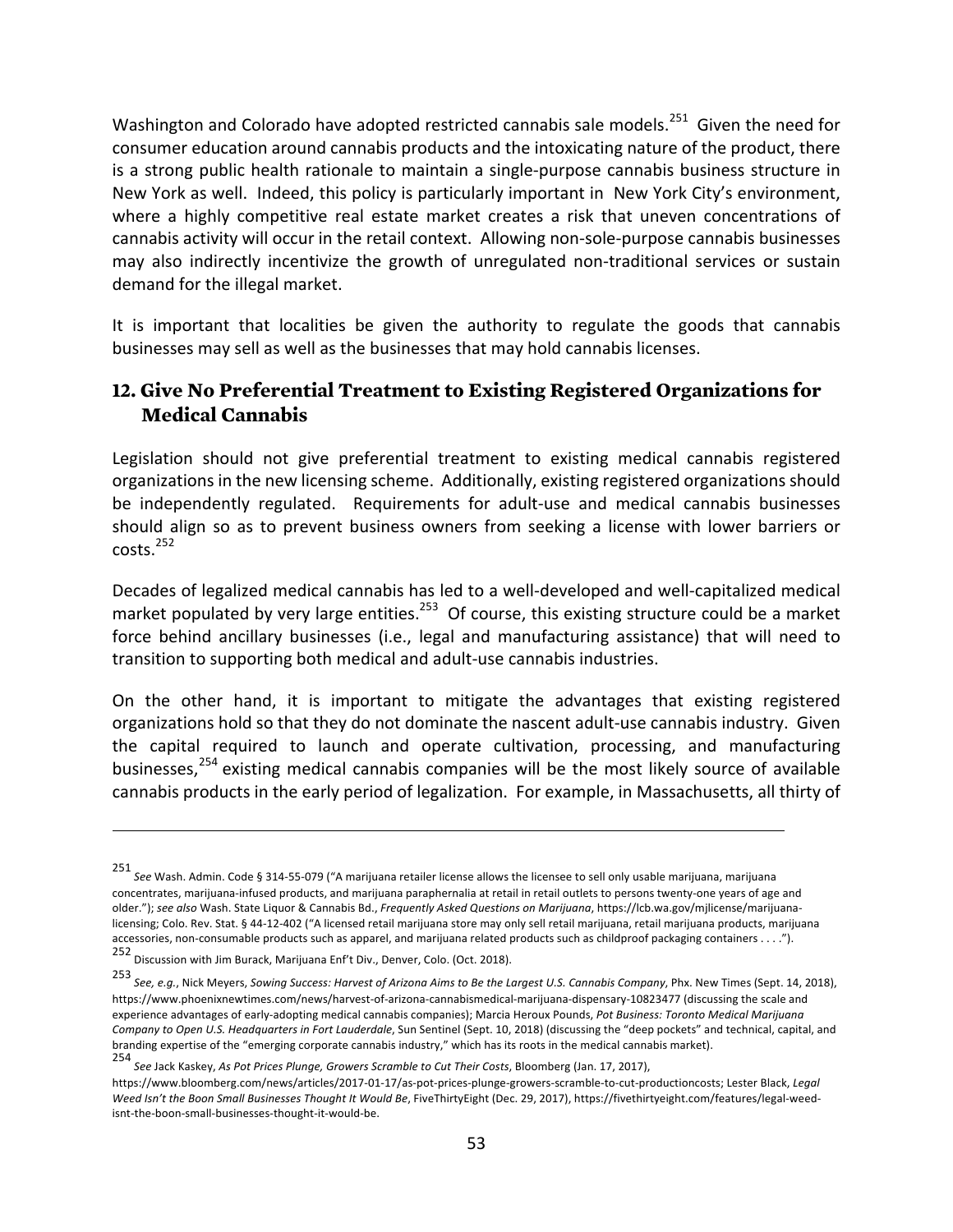Washington and Colorado have adopted restricted cannabis sale models.[251] Given the need for consumer education around cannabis products and the intoxicating nature of the product, there is a strong public health rationale to maintain a single-purpose cannabis business structure in New York as well. Indeed, this policy is particularly important in New York City's environment, where a highly competitive real estate market creates a risk that uneven concentrations of cannabis activity will occur in the retail context. Allowing non-sole-purpose cannabis businesses may also indirectly incentivize the growth of unregulated non-traditional services or sustain demand for the illegal market.

It is important that localities be given the authority to regulate the goods that cannabis businesses may sell as well as the businesses that may hold cannabis licenses.

## 12. Give No Preferential Treatment to Existing Registered Organizations for Medical Cannabis

Legislation should not give preferential treatment to existing medical cannabis registered organizations in the new licensing scheme. Additionally, existing registered organizations should be independently regulated. Requirements for adult-use and medical cannabis businesses should align so as to prevent business owners from seeking a license with lower barriers or costs.[252]

Decades of legalized medical cannabis has led to a well-developed and well-capitalized medical market populated by very large entities.[253] Of course, this existing structure could be a market force behind ancillary businesses (i.e., legal and manufacturing assistance) that will need to transition to supporting both medical and adult-use cannabis industries.

On the other hand, it is important to mitigate the advantages that existing registered organizations hold so that they do not dominate the nascent adult-use cannabis industry. Given the capital required to launch and operate cultivation, processing, and manufacturing businesses,[254] existing medical cannabis companies will be the most likely source of available cannabis products in the early period of legalization. For example, in Massachusetts, all thirty of

---

[251] *See* Wash. Admin. Code § 314-55-079 ("A marijuana retailer license allows the licensee to sell only usable marijuana, marijuana concentrates, marijuana-infused products, and marijuana paraphernalia at retail in retail outlets to persons twenty-one years of age and older."); *see also* Wash. State Liquor & Cannabis Bd., *Frequently Asked Questions on Marijuana*, https://lcb.wa.gov/mjlicense/marijuana-licensing; Colo. Rev. Stat. § 44-12-402 ("A licensed retail marijuana store may only sell retail marijuana, retail marijuana products, marijuana accessories, non-consumable products such as apparel, and marijuana related products such as childproof packaging containers . . . .").

[252] Discussion with Jim Burack, Marijuana Enf't Div., Denver, Colo. (Oct. 2018).

[253] *See, e.g.*, Nick Meyers, *Sowing Success: Harvest of Arizona Aims to Be the Largest U.S. Cannabis Company*, Phx. New Times (Sept. 14, 2018), https://www.phoenixnewtimes.com/news/harvest-of-arizona-cannabismedical-marijuana-dispensary-10823477 (discussing the scale and experience advantages of early-adopting medical cannabis companies); Marcia Heroux Pounds, *Pot Business: Toronto Medical Marijuana Company to Open U.S. Headquarters in Fort Lauderdale*, Sun Sentinel (Sept. 10, 2018) (discussing the "deep pockets" and technical, capital, and branding expertise of the "emerging corporate cannabis industry," which has its roots in the medical cannabis market).

[254] *See* Jack Kaskey, *As Pot Prices Plunge, Growers Scramble to Cut Their Costs*, Bloomberg (Jan. 17, 2017), https://www.bloomberg.com/news/articles/2017-01-17/as-pot-prices-plunge-growers-scramble-to-cut-productioncosts; Lester Black, *Legal Weed Isn't the Boon Small Businesses Thought It Would Be*, FiveThirtyEight (Dec. 29, 2017), https://fivethirtyeight.com/features/legal-weed-isnt-the-boon-small-businesses-thought-it-would-be.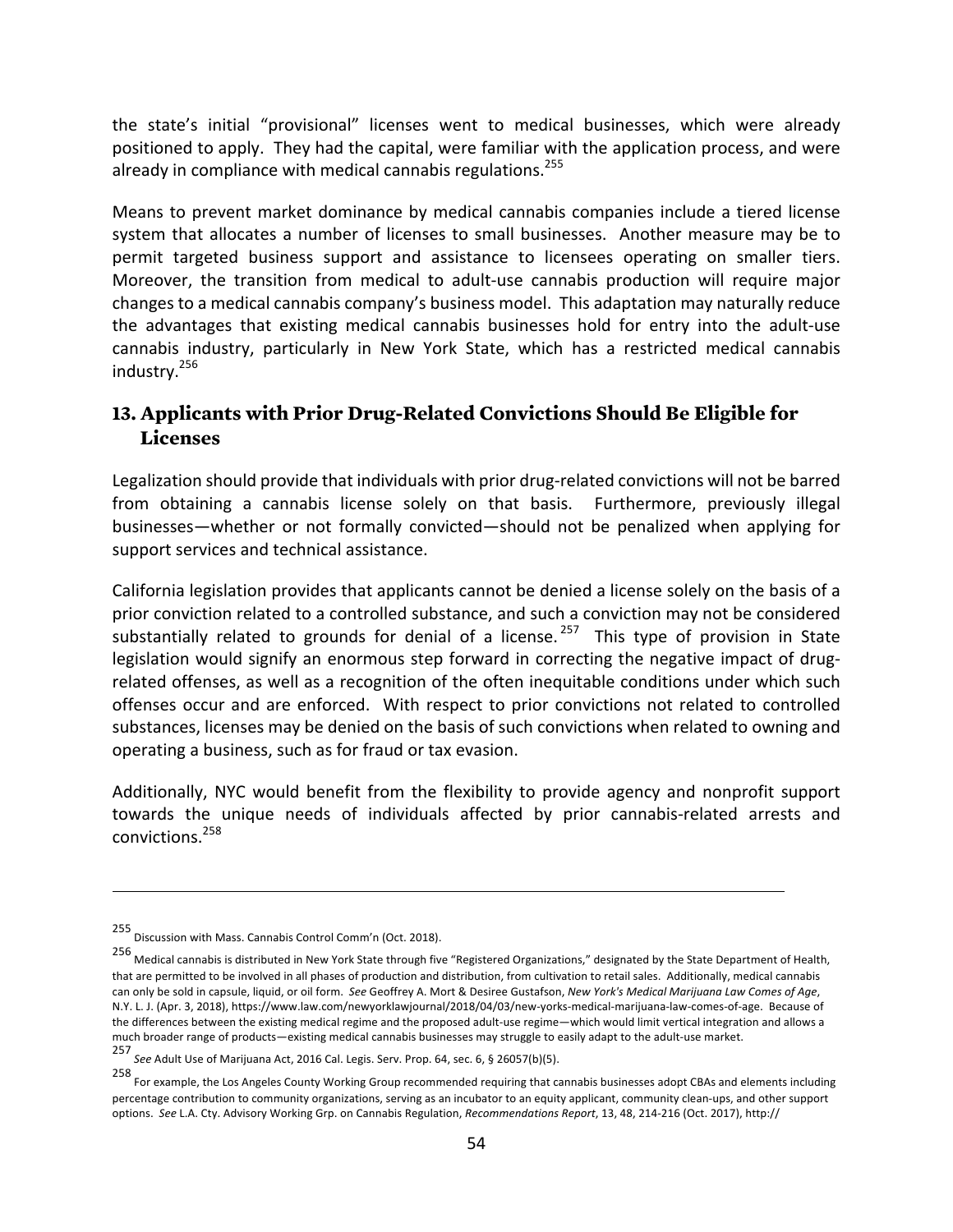the state's initial "provisional" licenses went to medical businesses, which were already positioned to apply. They had the capital, were familiar with the application process, and were already in compliance with medical cannabis regulations.[255]

Means to prevent market dominance by medical cannabis companies include a tiered license system that allocates a number of licenses to small businesses. Another measure may be to permit targeted business support and assistance to licensees operating on smaller tiers. Moreover, the transition from medical to adult-use cannabis production will require major changes to a medical cannabis company's business model. This adaptation may naturally reduce the advantages that existing medical cannabis businesses hold for entry into the adult-use cannabis industry, particularly in New York State, which has a restricted medical cannabis industry.[256]

### 13. Applicants with Prior Drug-Related Convictions Should Be Eligible for Licenses

Legalization should provide that individuals with prior drug-related convictions will not be barred from obtaining a cannabis license solely on that basis. Furthermore, previously illegal businesses—whether or not formally convicted—should not be penalized when applying for support services and technical assistance.

California legislation provides that applicants cannot be denied a license solely on the basis of a prior conviction related to a controlled substance, and such a conviction may not be considered substantially related to grounds for denial of a license.[257] This type of provision in State legislation would signify an enormous step forward in correcting the negative impact of drug-related offenses, as well as a recognition of the often inequitable conditions under which such offenses occur and are enforced. With respect to prior convictions not related to controlled substances, licenses may be denied on the basis of such convictions when related to owning and operating a business, such as for fraud or tax evasion.

Additionally, NYC would benefit from the flexibility to provide agency and nonprofit support towards the unique needs of individuals affected by prior cannabis-related arrests and convictions.[258]

---

[255] Discussion with Mass. Cannabis Control Comm'n (Oct. 2018).

[256] Medical cannabis is distributed in New York State through five "Registered Organizations," designated by the State Department of Health, that are permitted to be involved in all phases of production and distribution, from cultivation to retail sales. Additionally, medical cannabis can only be sold in capsule, liquid, or oil form. *See* Geoffrey A. Mort & Desiree Gustafson, *New York's Medical Marijuana Law Comes of Age*, N.Y. L. J. (Apr. 3, 2018), https://www.law.com/newyorklawjournal/2018/04/03/new-yorks-medical-marijuana-law-comes-of-age. Because of the differences between the existing medical regime and the proposed adult-use regime—which would limit vertical integration and allows a much broader range of products—existing medical cannabis businesses may struggle to easily adapt to the adult-use market.

[257] *See* Adult Use of Marijuana Act, 2016 Cal. Legis. Serv. Prop. 64, sec. 6, § 26057(b)(5).

[258] For example, the Los Angeles County Working Group recommended requiring that cannabis businesses adopt CBAs and elements including percentage contribution to community organizations, serving as an incubator to an equity applicant, community clean-ups, and other support options. *See* L.A. Cty. Advisory Working Grp. on Cannabis Regulation, *Recommendations Report*, 13, 48, 214-216 (Oct. 2017), http://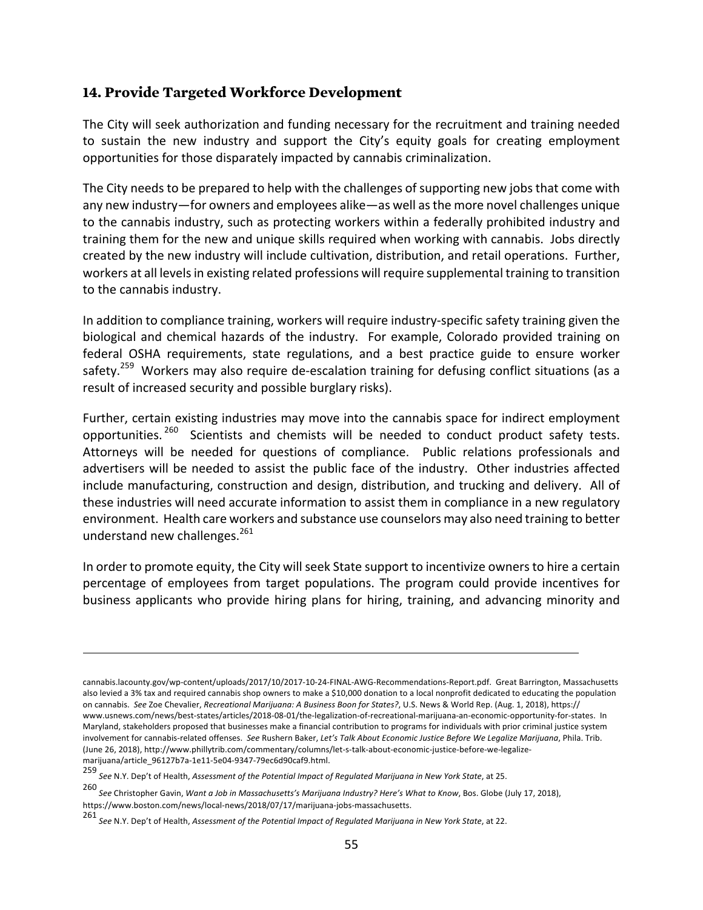## 14. Provide Targeted Workforce Development

The City will seek authorization and funding necessary for the recruitment and training needed to sustain the new industry and support the City's equity goals for creating employment opportunities for those disparately impacted by cannabis criminalization.

The City needs to be prepared to help with the challenges of supporting new jobs that come with any new industry—for owners and employees alike—as well as the more novel challenges unique to the cannabis industry, such as protecting workers within a federally prohibited industry and training them for the new and unique skills required when working with cannabis. Jobs directly created by the new industry will include cultivation, distribution, and retail operations. Further, workers at all levels in existing related professions will require supplemental training to transition to the cannabis industry.

In addition to compliance training, workers will require industry-specific safety training given the biological and chemical hazards of the industry. For example, Colorado provided training on federal OSHA requirements, state regulations, and a best practice guide to ensure worker safety.[259] Workers may also require de-escalation training for defusing conflict situations (as a result of increased security and possible burglary risks).

Further, certain existing industries may move into the cannabis space for indirect employment opportunities.[260] Scientists and chemists will be needed to conduct product safety tests. Attorneys will be needed for questions of compliance. Public relations professionals and advertisers will be needed to assist the public face of the industry. Other industries affected include manufacturing, construction and design, distribution, and trucking and delivery. All of these industries will need accurate information to assist them in compliance in a new regulatory environment. Health care workers and substance use counselors may also need training to better understand new challenges.[261]

In order to promote equity, the City will seek State support to incentivize owners to hire a certain percentage of employees from target populations. The program could provide incentives for business applicants who provide hiring plans for hiring, training, and advancing minority and

---

cannabis.lacounty.gov/wp-content/uploads/2017/10/2017-10-24-FINAL-AWG-Recommendations-Report.pdf. Great Barrington, Massachusetts also levied a 3% tax and required cannabis shop owners to make a $10,000 donation to a local nonprofit dedicated to educating the population on cannabis. *See* Zoe Chevalier, *Recreational Marijuana: A Business Boon for States?*, U.S. News & World Rep. (Aug. 1, 2018), https://www.usnews.com/news/best-states/articles/2018-08-01/the-legalization-of-recreational-marijuana-an-economic-opportunity-for-states. In Maryland, stakeholders proposed that businesses make a financial contribution to programs for individuals with prior criminal justice system involvement for cannabis-related offenses. *See* Rushern Baker, *Let's Talk About Economic Justice Before We Legalize Marijuana*, Phila. Trib. (June 26, 2018), http://www.phillytrib.com/commentary/columns/let-s-talk-about-economic-justice-before-we-legalize-marijuana/article_96127b7a-1e11-5e04-9347-79ec6d90caf9.html.

[259] *See* N.Y. Dep't of Health, *Assessment of the Potential Impact of Regulated Marijuana in New York State*, at 25.

[260] *See* Christopher Gavin, *Want a Job in Massachusetts's Marijuana Industry? Here's What to Know*, Bos. Globe (July 17, 2018), https://www.boston.com/news/local-news/2018/07/17/marijuana-jobs-massachusetts.

[261] *See* N.Y. Dep't of Health, *Assessment of the Potential Impact of Regulated Marijuana in New York State*, at 22.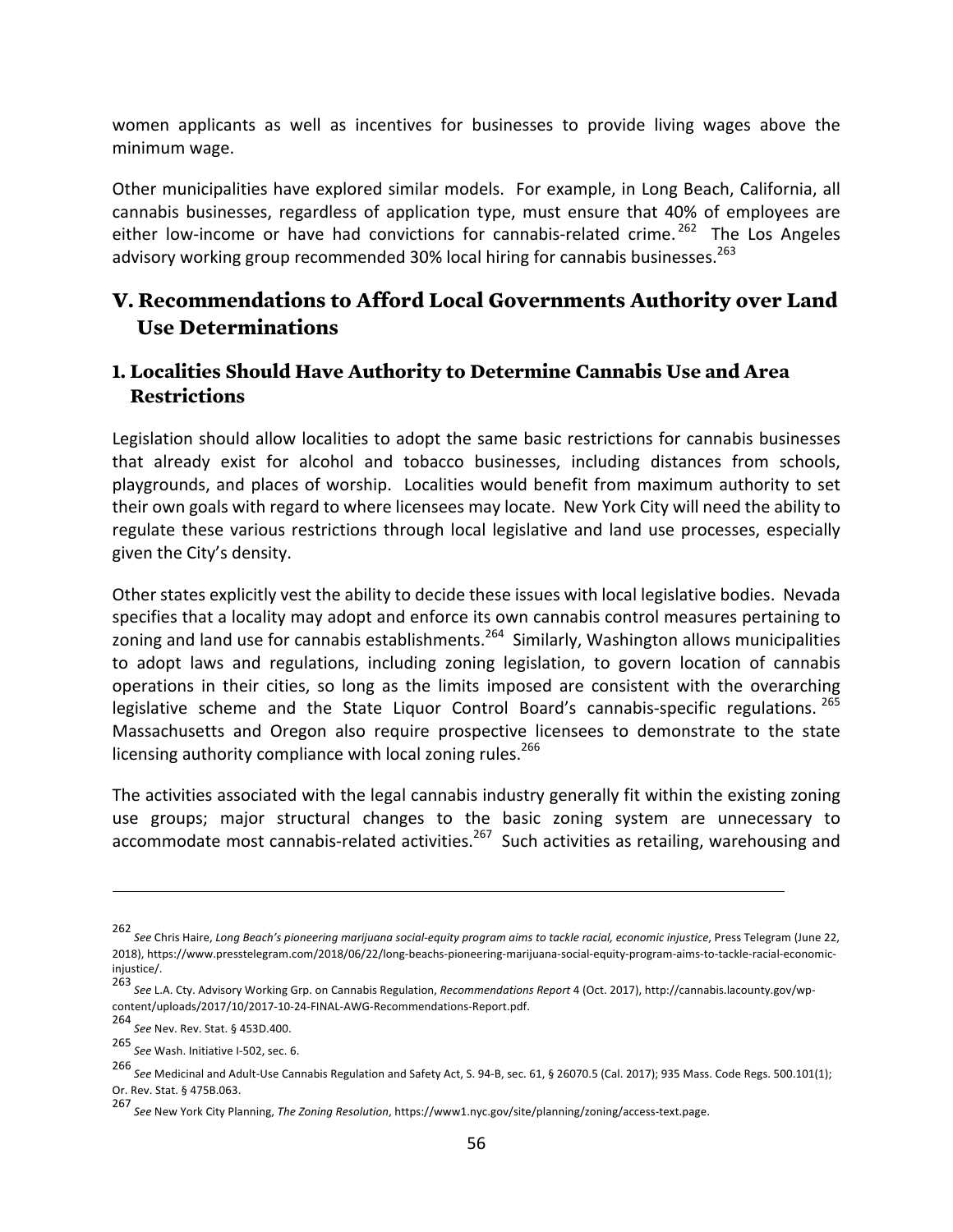women applicants as well as incentives for businesses to provide living wages above the minimum wage.

Other municipalities have explored similar models. For example, in Long Beach, California, all cannabis businesses, regardless of application type, must ensure that 40% of employees are either low-income or have had convictions for cannabis-related crime.[262] The Los Angeles advisory working group recommended 30% local hiring for cannabis businesses.[263]

## V. Recommendations to Afford Local Governments Authority over Land Use Determinations

### 1. Localities Should Have Authority to Determine Cannabis Use and Area Restrictions

Legislation should allow localities to adopt the same basic restrictions for cannabis businesses that already exist for alcohol and tobacco businesses, including distances from schools, playgrounds, and places of worship. Localities would benefit from maximum authority to set their own goals with regard to where licensees may locate. New York City will need the ability to regulate these various restrictions through local legislative and land use processes, especially given the City's density.

Other states explicitly vest the ability to decide these issues with local legislative bodies. Nevada specifies that a locality may adopt and enforce its own cannabis control measures pertaining to zoning and land use for cannabis establishments.[264] Similarly, Washington allows municipalities to adopt laws and regulations, including zoning legislation, to govern location of cannabis operations in their cities, so long as the limits imposed are consistent with the overarching legislative scheme and the State Liquor Control Board's cannabis-specific regulations.[265] Massachusetts and Oregon also require prospective licensees to demonstrate to the state licensing authority compliance with local zoning rules.[266]

The activities associated with the legal cannabis industry generally fit within the existing zoning use groups; major structural changes to the basic zoning system are unnecessary to accommodate most cannabis-related activities.[267] Such activities as retailing, warehousing and

---

[262] *See* Chris Haire, *Long Beach's pioneering marijuana social-equity program aims to tackle racial, economic injustice*, Press Telegram (June 22, 2018), https://www.presstelegram.com/2018/06/22/long-beachs-pioneering-marijuana-social-equity-program-aims-to-tackle-racial-economic-injustice/.

[263] *See* L.A. Cty. Advisory Working Grp. on Cannabis Regulation, *Recommendations Report* 4 (Oct. 2017), http://cannabis.lacounty.gov/wp-content/uploads/2017/10/2017-10-24-FINAL-AWG-Recommendations-Report.pdf.

[264] *See* Nev. Rev. Stat. § 453D.400.

[265] *See* Wash. Initiative I-502, sec. 6.

[266] *See* Medicinal and Adult-Use Cannabis Regulation and Safety Act, S. 94-B, sec. 61, § 26070.5 (Cal. 2017); 935 Mass. Code Regs. 500.101(1); Or. Rev. Stat. § 475B.063.

[267] *See* New York City Planning, *The Zoning Resolution*, https://www1.nyc.gov/site/planning/zoning/access-text.page.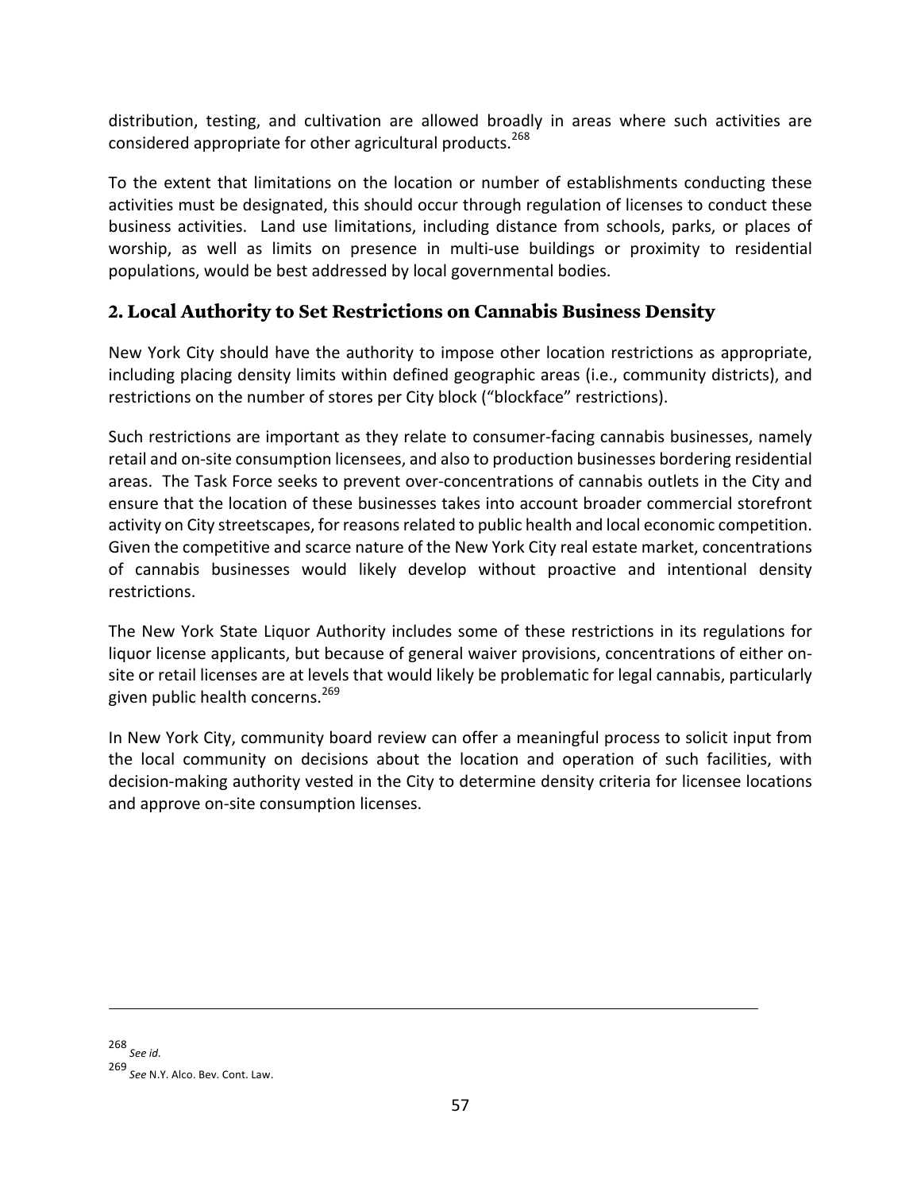distribution, testing, and cultivation are allowed broadly in areas where such activities are considered appropriate for other agricultural products.[268]

To the extent that limitations on the location or number of establishments conducting these activities must be designated, this should occur through regulation of licenses to conduct these business activities. Land use limitations, including distance from schools, parks, or places of worship, as well as limits on presence in multi-use buildings or proximity to residential populations, would be best addressed by local governmental bodies.

## 2. Local Authority to Set Restrictions on Cannabis Business Density

New York City should have the authority to impose other location restrictions as appropriate, including placing density limits within defined geographic areas (i.e., community districts), and restrictions on the number of stores per City block ("blockface" restrictions).

Such restrictions are important as they relate to consumer-facing cannabis businesses, namely retail and on-site consumption licensees, and also to production businesses bordering residential areas. The Task Force seeks to prevent over-concentrations of cannabis outlets in the City and ensure that the location of these businesses takes into account broader commercial storefront activity on City streetscapes, for reasons related to public health and local economic competition. Given the competitive and scarce nature of the New York City real estate market, concentrations of cannabis businesses would likely develop without proactive and intentional density restrictions.

The New York State Liquor Authority includes some of these restrictions in its regulations for liquor license applicants, but because of general waiver provisions, concentrations of either on-site or retail licenses are at levels that would likely be problematic for legal cannabis, particularly given public health concerns.[269]

In New York City, community board review can offer a meaningful process to solicit input from the local community on decisions about the location and operation of such facilities, with decision-making authority vested in the City to determine density criteria for licensee locations and approve on-site consumption licenses.

---

[268] *See id.*

[269] *See* N.Y. Alco. Bev. Cont. Law.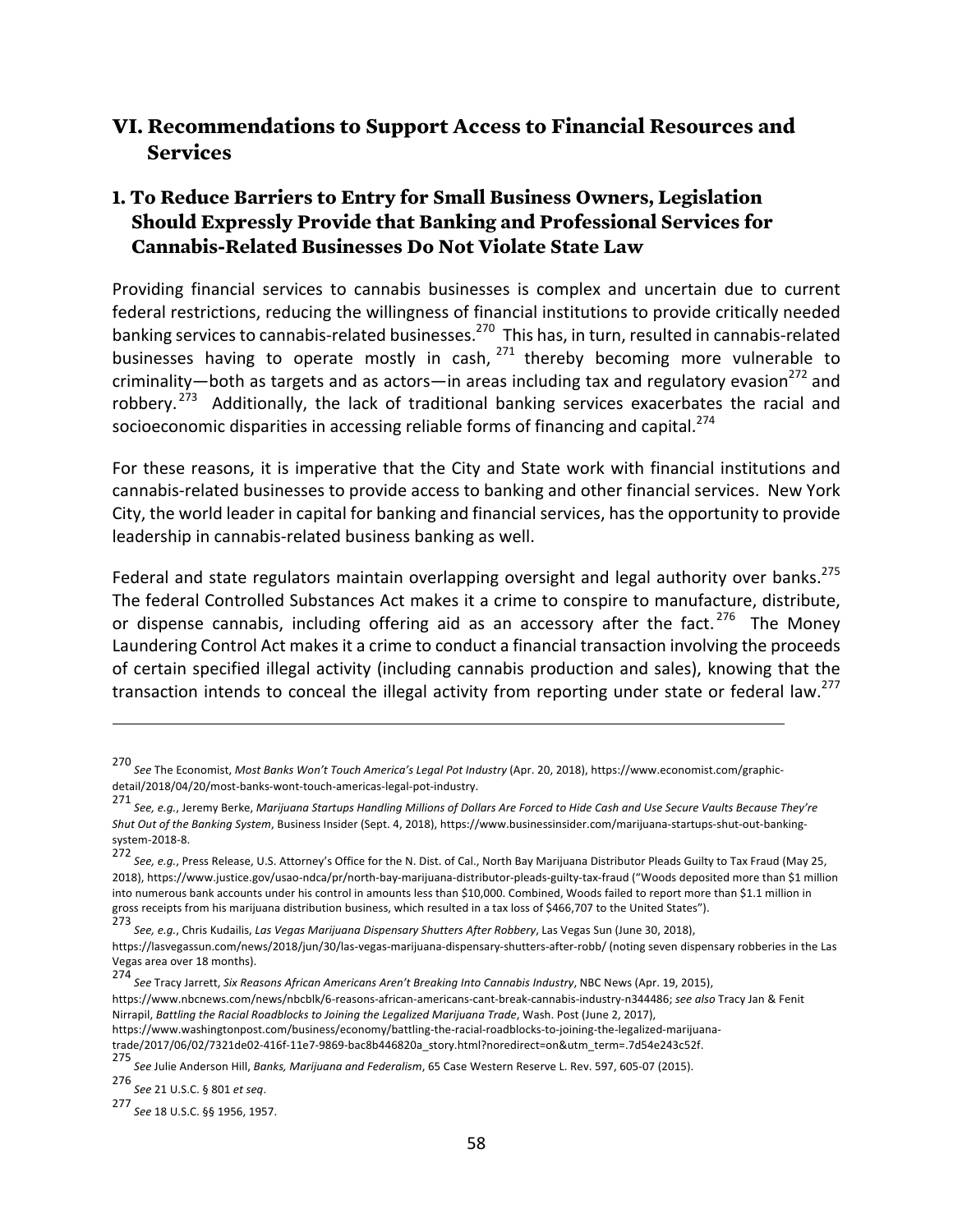## VI. Recommendations to Support Access to Financial Resources and Services

### 1. To Reduce Barriers to Entry for Small Business Owners, Legislation Should Expressly Provide that Banking and Professional Services for Cannabis-Related Businesses Do Not Violate State Law

Providing financial services to cannabis businesses is complex and uncertain due to current federal restrictions, reducing the willingness of financial institutions to provide critically needed banking services to cannabis-related businesses.[270] This has, in turn, resulted in cannabis-related businesses having to operate mostly in cash,[271] thereby becoming more vulnerable to criminality—both as targets and as actors—in areas including tax and regulatory evasion[272] and robbery.[273] Additionally, the lack of traditional banking services exacerbates the racial and socioeconomic disparities in accessing reliable forms of financing and capital.[274]

For these reasons, it is imperative that the City and State work with financial institutions and cannabis-related businesses to provide access to banking and other financial services. New York City, the world leader in capital for banking and financial services, has the opportunity to provide leadership in cannabis-related business banking as well.

Federal and state regulators maintain overlapping oversight and legal authority over banks.[275] The federal Controlled Substances Act makes it a crime to conspire to manufacture, distribute, or dispense cannabis, including offering aid as an accessory after the fact.[276] The Money Laundering Control Act makes it a crime to conduct a financial transaction involving the proceeds of certain specified illegal activity (including cannabis production and sales), knowing that the transaction intends to conceal the illegal activity from reporting under state or federal law.[277]

---

[270] *See* The Economist, *Most Banks Won't Touch America's Legal Pot Industry* (Apr. 20, 2018), https://www.economist.com/graphic-detail/2018/04/20/most-banks-wont-touch-americas-legal-pot-industry.

[271] *See, e.g.*, Jeremy Berke, *Marijuana Startups Handling Millions of Dollars Are Forced to Hide Cash and Use Secure Vaults Because They're Shut Out of the Banking System*, Business Insider (Sept. 4, 2018), https://www.businessinsider.com/marijuana-startups-shut-out-banking-system-2018-8.

[272] *See, e.g.*, Press Release, U.S. Attorney's Office for the N. Dist. of Cal., North Bay Marijuana Distributor Pleads Guilty to Tax Fraud (May 25, 2018), https://www.justice.gov/usao-ndca/pr/north-bay-marijuana-distributor-pleads-guilty-tax-fraud ("Woods deposited more than $1 million into numerous bank accounts under his control in amounts less than $10,000. Combined, Woods failed to report more than $1.1 million in gross receipts from his marijuana distribution business, which resulted in a tax loss of $466,707 to the United States").

[273] *See, e.g.*, Chris Kudailis, *Las Vegas Marijuana Dispensary Shutters After Robbery*, Las Vegas Sun (June 30, 2018), https://lasvegassun.com/news/2018/jun/30/las-vegas-marijuana-dispensary-shutters-after-robb/ (noting seven dispensary robberies in the Las Vegas area over 18 months).

[274] *See* Tracy Jarrett, *Six Reasons African Americans Aren't Breaking Into Cannabis Industry*, NBC News (Apr. 19, 2015), https://www.nbcnews.com/news/nbcblk/6-reasons-african-americans-cant-break-cannabis-industry-n344486; *see also* Tracy Jan & Fenit Nirrapil, *Battling the Racial Roadblocks to Joining the Legalized Marijuana Trade*, Wash. Post (June 2, 2017), https://www.washingtonpost.com/business/economy/battling-the-racial-roadblocks-to-joining-the-legalized-marijuana-trade/2017/06/02/7321de02-416f-11e7-9869-bac8b446820a_story.html?noredirect=on&utm_term=.7d54e243c52f.

[275] *See* Julie Anderson Hill, *Banks, Marijuana and Federalism*, 65 Case Western Reserve L. Rev. 597, 605-07 (2015).

[276] *See* 21 U.S.C. § 801 *et seq*.

[277] *See* 18 U.S.C. §§ 1956, 1957.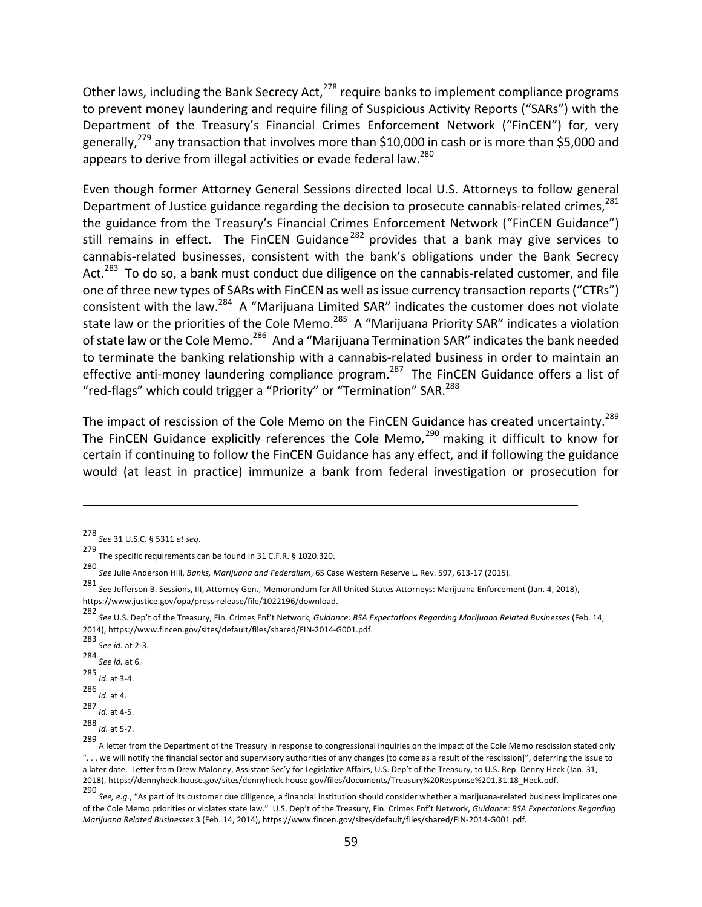Other laws, including the Bank Secrecy Act,[278] require banks to implement compliance programs to prevent money laundering and require filing of Suspicious Activity Reports ("SARs") with the Department of the Treasury's Financial Crimes Enforcement Network ("FinCEN") for, very generally,[279] any transaction that involves more than $10,000 in cash or is more than $5,000 and appears to derive from illegal activities or evade federal law.[280]

Even though former Attorney General Sessions directed local U.S. Attorneys to follow general Department of Justice guidance regarding the decision to prosecute cannabis-related crimes,[281] the guidance from the Treasury's Financial Crimes Enforcement Network ("FinCEN Guidance") still remains in effect. The FinCEN Guidance[282] provides that a bank may give services to cannabis-related businesses, consistent with the bank's obligations under the Bank Secrecy Act.[283] To do so, a bank must conduct due diligence on the cannabis-related customer, and file one of three new types of SARs with FinCEN as well as issue currency transaction reports ("CTRs") consistent with the law.[284] A "Marijuana Limited SAR" indicates the customer does not violate state law or the priorities of the Cole Memo.[285] A "Marijuana Priority SAR" indicates a violation of state law or the Cole Memo.[286] And a "Marijuana Termination SAR" indicates the bank needed to terminate the banking relationship with a cannabis-related business in order to maintain an effective anti-money laundering compliance program.[287] The FinCEN Guidance offers a list of "red-flags" which could trigger a "Priority" or "Termination" SAR.[288]

The impact of rescission of the Cole Memo on the FinCEN Guidance has created uncertainty.[289] The FinCEN Guidance explicitly references the Cole Memo,[290] making it difficult to know for certain if continuing to follow the FinCEN Guidance has any effect, and if following the guidance would (at least in practice) immunize a bank from federal investigation or prosecution for

---

[278] *See* 31 U.S.C. § 5311 *et seq*.

[279] The specific requirements can be found in 31 C.F.R. § 1020.320.

[280] *See* Julie Anderson Hill, *Banks, Marijuana and Federalism*, 65 Case Western Reserve L. Rev. 597, 613-17 (2015).

[281] *See* Jefferson B. Sessions, III, Attorney Gen., Memorandum for All United States Attorneys: Marijuana Enforcement (Jan. 4, 2018), https://www.justice.gov/opa/press-release/file/1022196/download.

[282] *See* U.S. Dep't of the Treasury, Fin. Crimes Enf't Network, *Guidance: BSA Expectations Regarding Marijuana Related Businesses* (Feb. 14, 2014), https://www.fincen.gov/sites/default/files/shared/FIN-2014-G001.pdf.

[283] *See id.* at 2-3.

[284] *See id.* at 6.

[285] *Id.* at 3-4.

[286] *Id.* at 4.

[287] *Id.* at 4-5.

[288] *Id.* at 5-7.

[289] A letter from the Department of the Treasury in response to congressional inquiries on the impact of the Cole Memo rescission stated only ". . . we will notify the financial sector and supervisory authorities of any changes [to come as a result of the rescission]", deferring the issue to a later date. Letter from Drew Maloney, Assistant Sec'y for Legislative Affairs, U.S. Dep't of the Treasury, to U.S. Rep. Denny Heck (Jan. 31, 2018), https://dennyheck.house.gov/sites/dennyheck.house.gov/files/documents/Treasury%20Response%201.31.18_Heck.pdf.

[290] *See, e.g.*, "As part of its customer due diligence, a financial institution should consider whether a marijuana-related business implicates one of the Cole Memo priorities or violates state law." U.S. Dep't of the Treasury, Fin. Crimes Enf't Network, *Guidance: BSA Expectations Regarding Marijuana Related Businesses* 3 (Feb. 14, 2014), https://www.fincen.gov/sites/default/files/shared/FIN-2014-G001.pdf.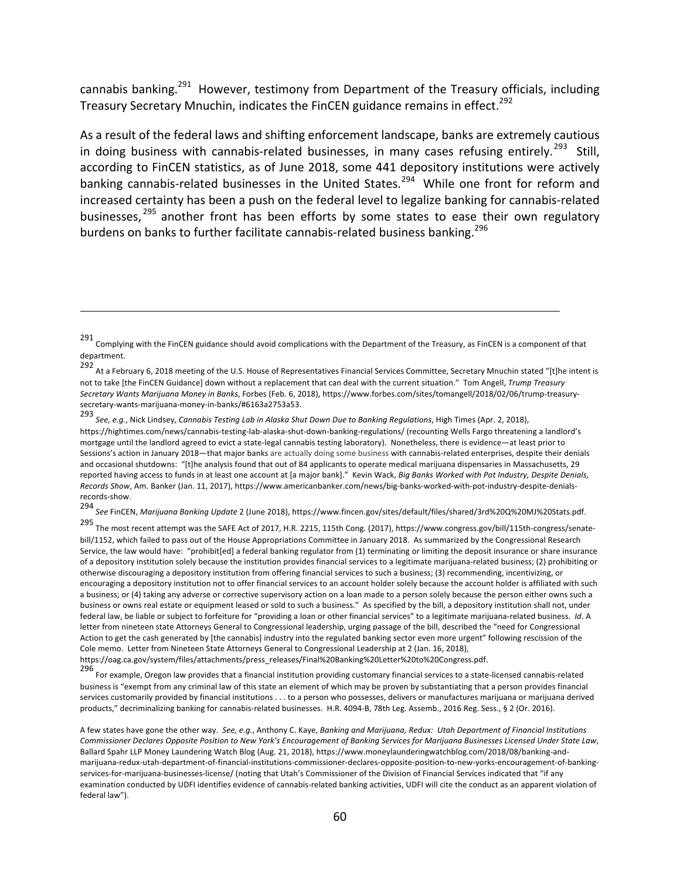cannabis banking.[291] However, testimony from Department of the Treasury officials, including Treasury Secretary Mnuchin, indicates the FinCEN guidance remains in effect.[292]

As a result of the federal laws and shifting enforcement landscape, banks are extremely cautious in doing business with cannabis-related businesses, in many cases refusing entirely.[293] Still, according to FinCEN statistics, as of June 2018, some 441 depository institutions were actively banking cannabis-related businesses in the United States.[294] While one front for reform and increased certainty has been a push on the federal level to legalize banking for cannabis-related businesses,[295] another front has been efforts by some states to ease their own regulatory burdens on banks to further facilitate cannabis-related business banking.[296]

---

[291] Complying with the FinCEN guidance should avoid complications with the Department of the Treasury, as FinCEN is a component of that department.

[292] At a February 6, 2018 meeting of the U.S. House of Representatives Financial Services Committee, Secretary Mnuchin stated "[t]he intent is not to take [the FinCEN Guidance] down without a replacement that can deal with the current situation." Tom Angell, *Trump Treasury Secretary Wants Marijuana Money in Banks*, Forbes (Feb. 6, 2018), https://www.forbes.com/sites/tomangell/2018/02/06/trump-treasury-secretary-wants-marijuana-money-in-banks/#6163a2753a53.

[293] *See, e.g.*, Nick Lindsey, *Cannabis Testing Lab in Alaska Shut Down Due to Banking Regulations*, High Times (Apr. 2, 2018), https://hightimes.com/news/cannabis-testing-lab-alaska-shut-down-banking-regulations/ (recounting Wells Fargo threatening a landlord's mortgage until the landlord agreed to evict a state-legal cannabis testing laboratory). Nonetheless, there is evidence—at least prior to Sessions's action in January 2018—that major banks are actually doing some business with cannabis-related enterprises, despite their denials and occasional shutdowns: "[t]he analysis found that out of 84 applicants to operate medical marijuana dispensaries in Massachusetts, 29 reported having access to funds in at least one account at [a major bank]." Kevin Wack, *Big Banks Worked with Pot Industry, Despite Denials, Records Show*, Am. Banker (Jan. 11, 2017), https://www.americanbanker.com/news/big-banks-worked-with-pot-industry-despite-denials-records-show.

[294] *See* FinCEN, *Marijuana Banking Update* 2 (June 2018), https://www.fincen.gov/sites/default/files/shared/3rd%20Q%20MJ%20Stats.pdf.

[295] The most recent attempt was the SAFE Act of 2017, H.R. 2215, 115th Cong. (2017), https://www.congress.gov/bill/115th-congress/senate-bill/1152, which failed to pass out of the House Appropriations Committee in January 2018. As summarized by the Congressional Research Service, the law would have: "prohibit[ed] a federal banking regulator from (1) terminating or limiting the deposit insurance or share insurance of a depository institution solely because the institution provides financial services to a legitimate marijuana-related business; (2) prohibiting or otherwise discouraging a depository institution from offering financial services to such a business; (3) recommending, incentivizing, or encouraging a depository institution not to offer financial services to an account holder solely because the account holder is affiliated with such a business; or (4) taking any adverse or corrective supervisory action on a loan made to a person solely because the person either owns such a business or owns real estate or equipment leased or sold to such a business." As specified by the bill, a depository institution shall not, under federal law, be liable or subject to forfeiture for "providing a loan or other financial services" to a legitimate marijuana-related business. *Id*. A letter from nineteen state Attorneys General to Congressional leadership, urging passage of the bill, described the "need for Congressional Action to get the cash generated by [the cannabis] industry into the regulated banking sector even more urgent" following rescission of the Cole memo. Letter from Nineteen State Attorneys General to Congressional Leadership at 2 (Jan. 16, 2018), https://oag.ca.gov/system/files/attachments/press_releases/Final%20Banking%20Letter%20to%20Congress.pdf.

[296] For example, Oregon law provides that a financial institution providing customary financial services to a state-licensed cannabis-related business is "exempt from any criminal law of this state an element of which may be proven by substantiating that a person provides financial services customarily provided by financial institutions . . . to a person who possesses, delivers or manufactures marijuana or marijuana derived products," decriminalizing banking for cannabis-related businesses. H.R. 4094-B, 78th Leg. Assemb., 2016 Reg. Sess., § 2 (Or. 2016).

A few states have gone the other way. *See, e.g.*, Anthony C. Kaye, *Banking and Marijuana, Redux: Utah Department of Financial Institutions Commissioner Declares Opposite Position to New York's Encouragement of Banking Services for Marijuana Businesses Licensed Under State Law*, Ballard Spahr LLP Money Laundering Watch Blog (Aug. 21, 2018), https://www.moneylaunderingwatchblog.com/2018/08/banking-and-marijuana-redux-utah-department-of-financial-institutions-commissioner-declares-opposite-position-to-new-yorks-encouragement-of-banking-services-for-marijuana-businesses-license/ (noting that Utah's Commissioner of the Division of Financial Services indicated that "if any examination conducted by UDFI identifies evidence of cannabis-related banking activities, UDFI will cite the conduct as an apparent violation of federal law").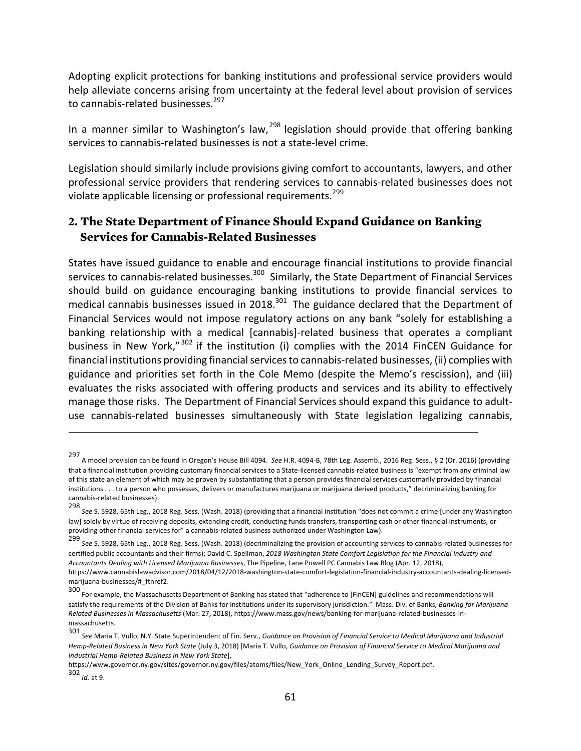Adopting explicit protections for banking institutions and professional service providers would help alleviate concerns arising from uncertainty at the federal level about provision of services to cannabis-related businesses.[297]

In a manner similar to Washington's law,[298] legislation should provide that offering banking services to cannabis-related businesses is not a state-level crime.

Legislation should similarly include provisions giving comfort to accountants, lawyers, and other professional service providers that rendering services to cannabis-related businesses does not violate applicable licensing or professional requirements.[299]

## 2. The State Department of Finance Should Expand Guidance on Banking Services for Cannabis-Related Businesses

States have issued guidance to enable and encourage financial institutions to provide financial services to cannabis-related businesses.[300] Similarly, the State Department of Financial Services should build on guidance encouraging banking institutions to provide financial services to medical cannabis businesses issued in 2018.[301] The guidance declared that the Department of Financial Services would not impose regulatory actions on any bank "solely for establishing a banking relationship with a medical [cannabis]-related business that operates a compliant business in New York,"[302] if the institution (i) complies with the 2014 FinCEN Guidance for financial institutions providing financial services to cannabis-related businesses, (ii) complies with guidance and priorities set forth in the Cole Memo (despite the Memo's rescission), and (iii) evaluates the risks associated with offering products and services and its ability to effectively manage those risks. The Department of Financial Services should expand this guidance to adult-use cannabis-related businesses simultaneously with State legislation legalizing cannabis,

---

[297] A model provision can be found in Oregon's House Bill 4094. *See* H.R. 4094-B, 78th Leg. Assemb., 2016 Reg. Sess., § 2 (Or. 2016) (providing that a financial institution providing customary financial services to a State-licensed cannabis-related business is "exempt from any criminal law of this state an element of which may be proven by substantiating that a person provides financial services customarily provided by financial institutions . . . to a person who possesses, delivers or manufactures marijuana or marijuana derived products," decriminalizing banking for cannabis-related businesses).

[298] *See* S. 5928, 65th Leg., 2018 Reg. Sess. (Wash. 2018) (providing that a financial institution "does not commit a crime [under any Washington law] solely by virtue of receiving deposits, extending credit, conducting funds transfers, transporting cash or other financial instruments, or providing other financial services for" a cannabis-related business authorized under Washington Law).

[299] *See* S. 5928, 65th Leg., 2018 Reg. Sess. (Wash. 2018) (decriminalizing the provision of accounting services to cannabis-related businesses for certified public accountants and their firms); David C. Spellman, *2018 Washington State Comfort Legislation for the Financial Industry and Accountants Dealing with Licensed Marijuana Businesses*, The Pipeline, Lane Powell PC Cannabis Law Blog (Apr. 12, 2018), https://www.cannabislawadvisor.com/2018/04/12/2018-washington-state-comfort-legislation-financial-industry-accountants-dealing-licensed-marijuana-businesses/#_ftnref2.

[300] For example, the Massachusetts Department of Banking has stated that "adherence to [FinCEN] guidelines and recommendations will satisfy the requirements of the Division of Banks for institutions under its supervisory jurisdiction." Mass. Div. of Banks, *Banking for Marijuana Related Businesses in Massachusetts* (Mar. 27, 2018), https://www.mass.gov/news/banking-for-marijuana-related-businesses-in-massachusetts.

[301] *See* Maria T. Vullo, N.Y. State Superintendent of Fin. Serv., *Guidance on Provision of Financial Service to Medical Marijuana and Industrial Hemp-Related Business in New York State* (July 3, 2018) [Maria T. Vullo, *Guidance on Provision of Financial Service to Medical Marijuana and Industrial Hemp-Related Business in New York State*], https://www.governor.ny.gov/sites/governor.ny.gov/files/atoms/files/New_York_Online_Lending_Survey_Report.pdf.

[302] *Id.* at 9.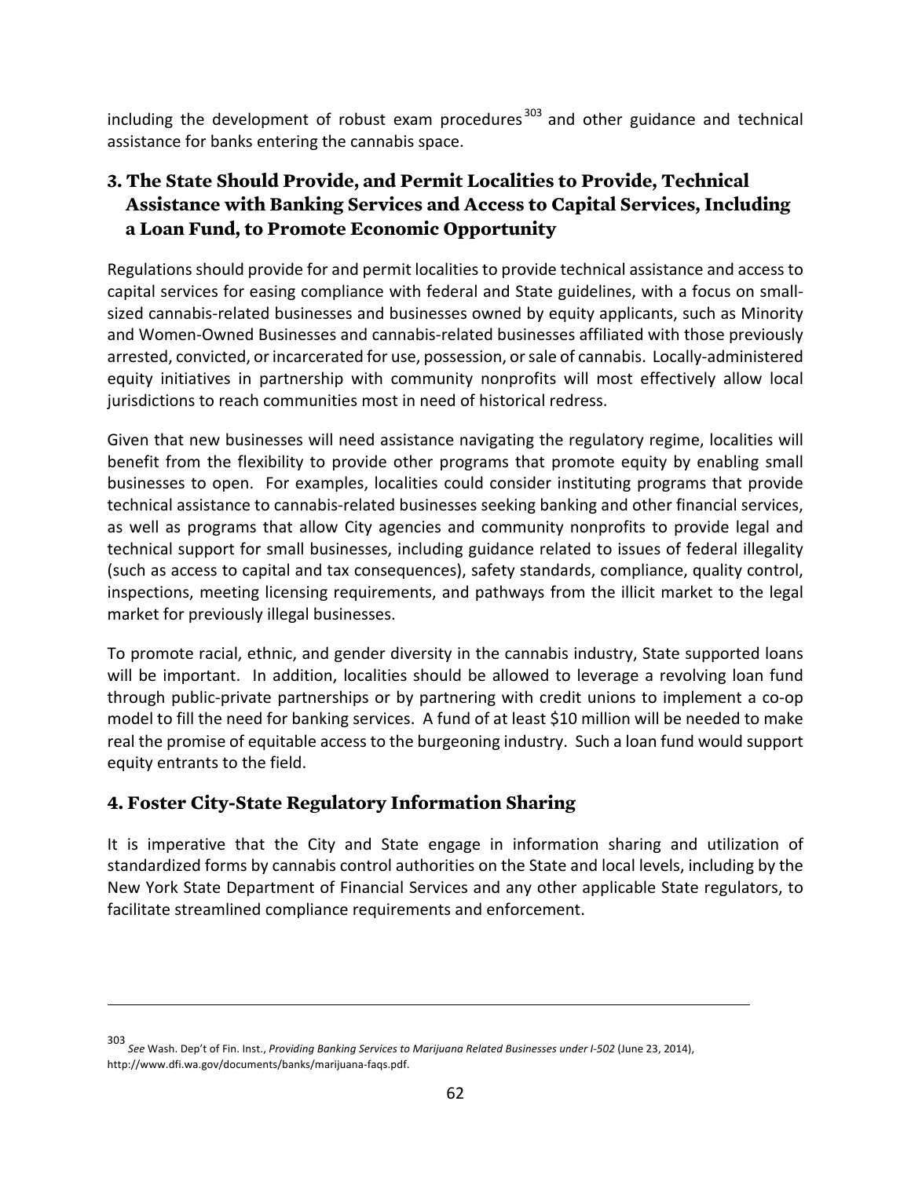including the development of robust exam procedures[303] and other guidance and technical assistance for banks entering the cannabis space.

### 3. The State Should Provide, and Permit Localities to Provide, Technical Assistance with Banking Services and Access to Capital Services, Including a Loan Fund, to Promote Economic Opportunity

Regulations should provide for and permit localities to provide technical assistance and access to capital services for easing compliance with federal and State guidelines, with a focus on small-sized cannabis-related businesses and businesses owned by equity applicants, such as Minority and Women-Owned Businesses and cannabis-related businesses affiliated with those previously arrested, convicted, or incarcerated for use, possession, or sale of cannabis. Locally-administered equity initiatives in partnership with community nonprofits will most effectively allow local jurisdictions to reach communities most in need of historical redress.

Given that new businesses will need assistance navigating the regulatory regime, localities will benefit from the flexibility to provide other programs that promote equity by enabling small businesses to open. For examples, localities could consider instituting programs that provide technical assistance to cannabis-related businesses seeking banking and other financial services, as well as programs that allow City agencies and community nonprofits to provide legal and technical support for small businesses, including guidance related to issues of federal illegality (such as access to capital and tax consequences), safety standards, compliance, quality control, inspections, meeting licensing requirements, and pathways from the illicit market to the legal market for previously illegal businesses.

To promote racial, ethnic, and gender diversity in the cannabis industry, State supported loans will be important. In addition, localities should be allowed to leverage a revolving loan fund through public-private partnerships or by partnering with credit unions to implement a co-op model to fill the need for banking services. A fund of at least $10 million will be needed to make real the promise of equitable access to the burgeoning industry. Such a loan fund would support equity entrants to the field.

### 4. Foster City-State Regulatory Information Sharing

It is imperative that the City and State engage in information sharing and utilization of standardized forms by cannabis control authorities on the State and local levels, including by the New York State Department of Financial Services and any other applicable State regulators, to facilitate streamlined compliance requirements and enforcement.

---

[303] *See* Wash. Dep't of Fin. Inst., *Providing Banking Services to Marijuana Related Businesses under I-502* (June 23, 2014), http://www.dfi.wa.gov/documents/banks/marijuana-faqs.pdf.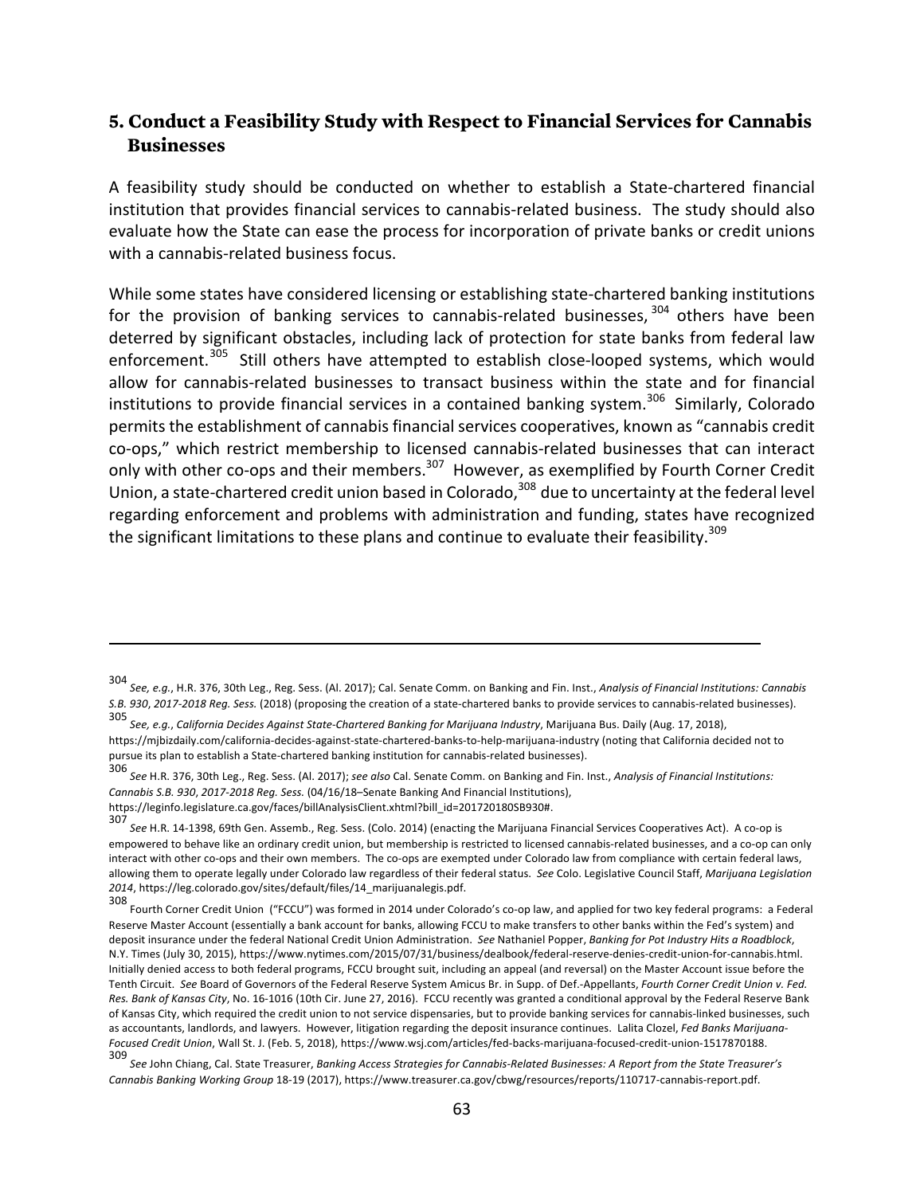## 5. Conduct a Feasibility Study with Respect to Financial Services for Cannabis Businesses

A feasibility study should be conducted on whether to establish a State-chartered financial institution that provides financial services to cannabis-related business. The study should also evaluate how the State can ease the process for incorporation of private banks or credit unions with a cannabis-related business focus.

While some states have considered licensing or establishing state-chartered banking institutions for the provision of banking services to cannabis-related businesses,[304] others have been deterred by significant obstacles, including lack of protection for state banks from federal law enforcement.[305] Still others have attempted to establish close-looped systems, which would allow for cannabis-related businesses to transact business within the state and for financial institutions to provide financial services in a contained banking system.[306] Similarly, Colorado permits the establishment of cannabis financial services cooperatives, known as "cannabis credit co-ops," which restrict membership to licensed cannabis-related businesses that can interact only with other co-ops and their members.[307] However, as exemplified by Fourth Corner Credit Union, a state-chartered credit union based in Colorado,[308] due to uncertainty at the federal level regarding enforcement and problems with administration and funding, states have recognized the significant limitations to these plans and continue to evaluate their feasibility.[309]

---

[304] *See, e.g.*, H.R. 376, 30th Leg., Reg. Sess. (Al. 2017); Cal. Senate Comm. on Banking and Fin. Inst., *Analysis of Financial Institutions: Cannabis S.B. 930, 2017-2018 Reg. Sess.* (2018) (proposing the creation of a state-chartered banks to provide services to cannabis-related businesses).

[305] *See, e.g.*, *California Decides Against State-Chartered Banking for Marijuana Industry*, Marijuana Bus. Daily (Aug. 17, 2018), https://mjbizdaily.com/california-decides-against-state-chartered-banks-to-help-marijuana-industry (noting that California decided not to pursue its plan to establish a State-chartered banking institution for cannabis-related businesses).

[306] *See* H.R. 376, 30th Leg., Reg. Sess. (Al. 2017); *see also* Cal. Senate Comm. on Banking and Fin. Inst., *Analysis of Financial Institutions: Cannabis S.B. 930, 2017-2018 Reg. Sess.* (04/16/18–Senate Banking And Financial Institutions), https://leginfo.legislature.ca.gov/faces/billAnalysisClient.xhtml?bill_id=201720180SB930#.

[307] *See* H.R. 14-1398, 69th Gen. Assemb., Reg. Sess. (Colo. 2014) (enacting the Marijuana Financial Services Cooperatives Act). A co-op is empowered to behave like an ordinary credit union, but membership is restricted to licensed cannabis-related businesses, and a co-op can only interact with other co-ops and their own members. The co-ops are exempted under Colorado law from compliance with certain federal laws, allowing them to operate legally under Colorado law regardless of their federal status. *See* Colo. Legislative Council Staff, *Marijuana Legislation 2014*, https://leg.colorado.gov/sites/default/files/14_marijuanalegis.pdf.

[308] Fourth Corner Credit Union ("FCCU") was formed in 2014 under Colorado's co-op law, and applied for two key federal programs: a Federal Reserve Master Account (essentially a bank account for banks, allowing FCCU to make transfers to other banks within the Fed's system) and deposit insurance under the federal National Credit Union Administration. *See* Nathaniel Popper, *Banking for Pot Industry Hits a Roadblock*, N.Y. Times (July 30, 2015), https://www.nytimes.com/2015/07/31/business/dealbook/federal-reserve-denies-credit-union-for-cannabis.html. Initially denied access to both federal programs, FCCU brought suit, including an appeal (and reversal) on the Master Account issue before the Tenth Circuit. *See* Board of Governors of the Federal Reserve System Amicus Br. in Supp. of Def.-Appellants, *Fourth Corner Credit Union v. Fed. Res. Bank of Kansas City*, No. 16-1016 (10th Cir. June 27, 2016). FCCU recently was granted a conditional approval by the Federal Reserve Bank of Kansas City, which required the credit union to not service dispensaries, but to provide banking services for cannabis-linked businesses, such as accountants, landlords, and lawyers. However, litigation regarding the deposit insurance continues. Lalita Clozel, *Fed Banks Marijuana-Focused Credit Union*, Wall St. J. (Feb. 5, 2018), https://www.wsj.com/articles/fed-backs-marijuana-focused-credit-union-1517870188.

[309] *See* John Chiang, Cal. State Treasurer, *Banking Access Strategies for Cannabis-Related Businesses: A Report from the State Treasurer's Cannabis Banking Working Group* 18-19 (2017), https://www.treasurer.ca.gov/cbwg/resources/reports/110717-cannabis-report.pdf.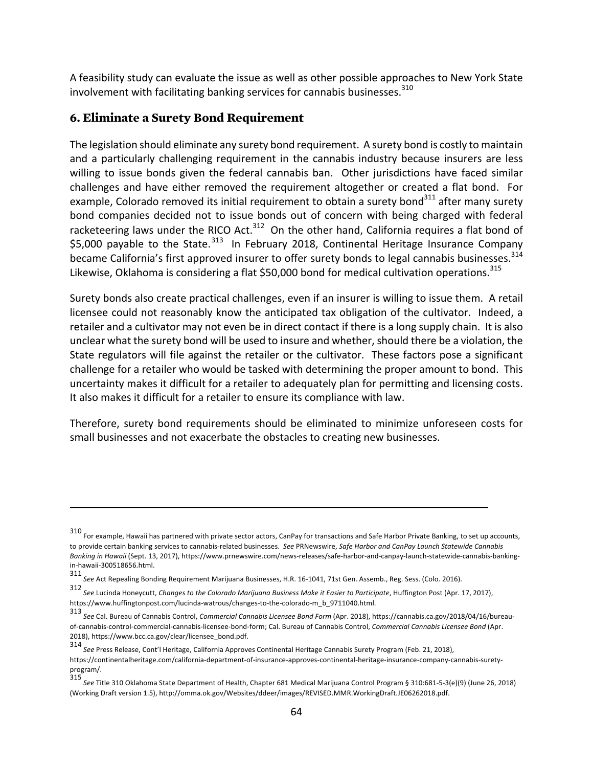A feasibility study can evaluate the issue as well as other possible approaches to New York State involvement with facilitating banking services for cannabis businesses.[310]

## 6. Eliminate a Surety Bond Requirement

The legislation should eliminate any surety bond requirement. A surety bond is costly to maintain and a particularly challenging requirement in the cannabis industry because insurers are less willing to issue bonds given the federal cannabis ban. Other jurisdictions have faced similar challenges and have either removed the requirement altogether or created a flat bond. For example, Colorado removed its initial requirement to obtain a surety bond[311] after many surety bond companies decided not to issue bonds out of concern with being charged with federal racketeering laws under the RICO Act.[312] On the other hand, California requires a flat bond of $5,000 payable to the State.[313] In February 2018, Continental Heritage Insurance Company became California's first approved insurer to offer surety bonds to legal cannabis businesses.[314] Likewise, Oklahoma is considering a flat $50,000 bond for medical cultivation operations.[315]

Surety bonds also create practical challenges, even if an insurer is willing to issue them. A retail licensee could not reasonably know the anticipated tax obligation of the cultivator. Indeed, a retailer and a cultivator may not even be in direct contact if there is a long supply chain. It is also unclear what the surety bond will be used to insure and whether, should there be a violation, the State regulators will file against the retailer or the cultivator. These factors pose a significant challenge for a retailer who would be tasked with determining the proper amount to bond. This uncertainty makes it difficult for a retailer to adequately plan for permitting and licensing costs. It also makes it difficult for a retailer to ensure its compliance with law.

Therefore, surety bond requirements should be eliminated to minimize unforeseen costs for small businesses and not exacerbate the obstacles to creating new businesses.

---

[310] For example, Hawaii has partnered with private sector actors, CanPay for transactions and Safe Harbor Private Banking, to set up accounts, to provide certain banking services to cannabis-related businesses. *See* PRNewswire, *Safe Harbor and CanPay Launch Statewide Cannabis Banking in Hawaii* (Sept. 13, 2017), https://www.prnewswire.com/news-releases/safe-harbor-and-canpay-launch-statewide-cannabis-banking-in-hawaii-300518656.html.

[311] *See* Act Repealing Bonding Requirement Marijuana Businesses, H.R. 16-1041, 71st Gen. Assemb., Reg. Sess. (Colo. 2016).

[312] *See* Lucinda Honeycutt, *Changes to the Colorado Marijuana Business Make it Easier to Participate*, Huffington Post (Apr. 17, 2017), https://www.huffingtonpost.com/lucinda-watrous/changes-to-the-colorado-m_b_9711040.html.

[313] *See* Cal. Bureau of Cannabis Control, *Commercial Cannabis Licensee Bond Form* (Apr. 2018), https://cannabis.ca.gov/2018/04/16/bureau-of-cannabis-control-commercial-cannabis-licensee-bond-form; Cal. Bureau of Cannabis Control, *Commercial Cannabis Licensee Bond* (Apr. 2018), https://www.bcc.ca.gov/clear/licensee_bond.pdf.

[314] *See* Press Release, Cont'l Heritage, California Approves Continental Heritage Cannabis Surety Program (Feb. 21, 2018), https://continentalheritage.com/california-department-of-insurance-approves-continental-heritage-insurance-company-cannabis-surety-program/.

[315] *See* Title 310 Oklahoma State Department of Health, Chapter 681 Medical Marijuana Control Program § 310:681-5-3(e)(9) (June 26, 2018) (Working Draft version 1.5), http://omma.ok.gov/Websites/ddeer/images/REVISED.MMR.WorkingDraft.JE06262018.pdf.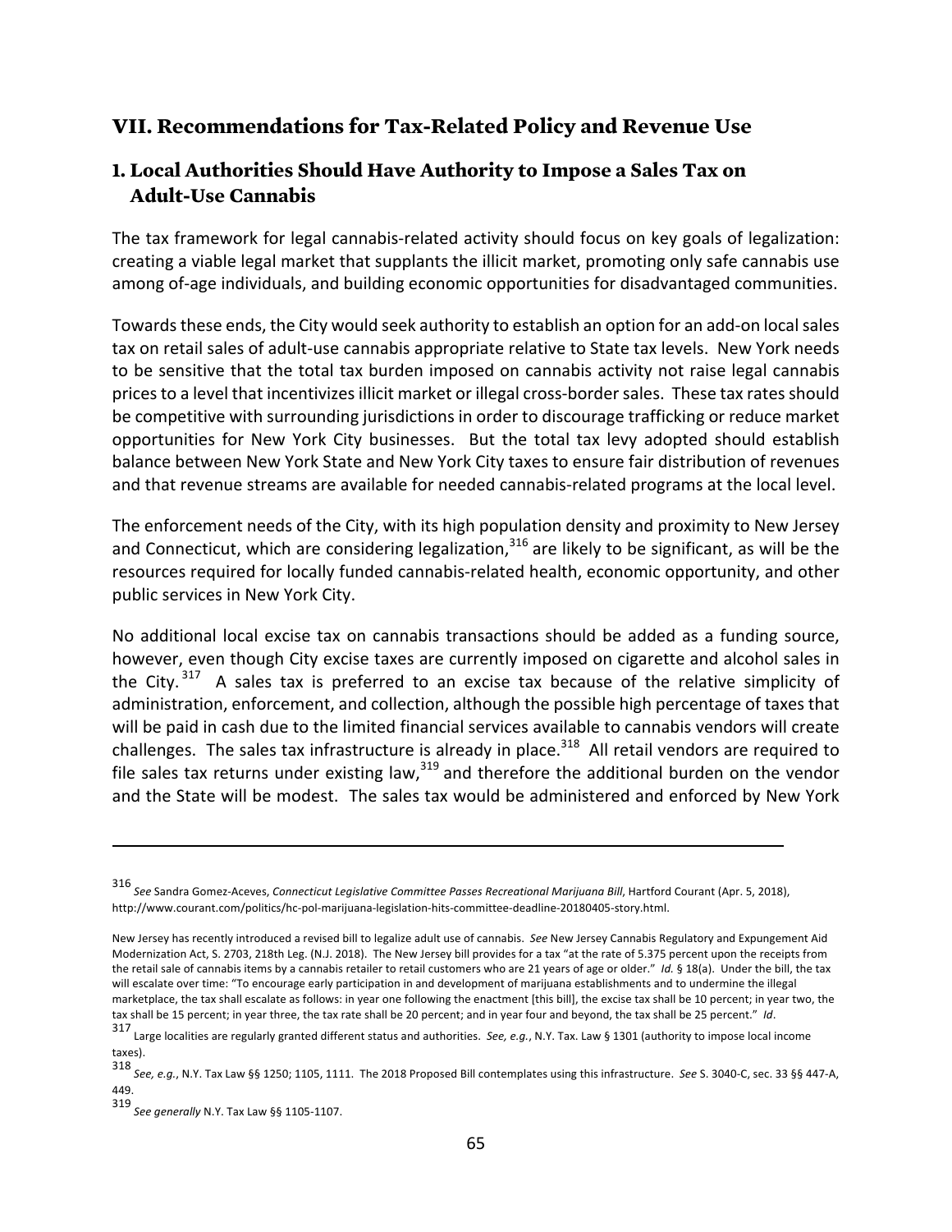## VII. Recommendations for Tax-Related Policy and Revenue Use

### 1. Local Authorities Should Have Authority to Impose a Sales Tax on Adult-Use Cannabis

The tax framework for legal cannabis-related activity should focus on key goals of legalization: creating a viable legal market that supplants the illicit market, promoting only safe cannabis use among of-age individuals, and building economic opportunities for disadvantaged communities.

Towards these ends, the City would seek authority to establish an option for an add-on local sales tax on retail sales of adult-use cannabis appropriate relative to State tax levels. New York needs to be sensitive that the total tax burden imposed on cannabis activity not raise legal cannabis prices to a level that incentivizes illicit market or illegal cross-border sales. These tax rates should be competitive with surrounding jurisdictions in order to discourage trafficking or reduce market opportunities for New York City businesses. But the total tax levy adopted should establish balance between New York State and New York City taxes to ensure fair distribution of revenues and that revenue streams are available for needed cannabis-related programs at the local level.

The enforcement needs of the City, with its high population density and proximity to New Jersey and Connecticut, which are considering legalization,[316] are likely to be significant, as will be the resources required for locally funded cannabis-related health, economic opportunity, and other public services in New York City.

No additional local excise tax on cannabis transactions should be added as a funding source, however, even though City excise taxes are currently imposed on cigarette and alcohol sales in the City.[317] A sales tax is preferred to an excise tax because of the relative simplicity of administration, enforcement, and collection, although the possible high percentage of taxes that will be paid in cash due to the limited financial services available to cannabis vendors will create challenges. The sales tax infrastructure is already in place.[318] All retail vendors are required to file sales tax returns under existing law,[319] and therefore the additional burden on the vendor and the State will be modest. The sales tax would be administered and enforced by New York

---

[316] *See* Sandra Gomez-Aceves, *Connecticut Legislative Committee Passes Recreational Marijuana Bill*, Hartford Courant (Apr. 5, 2018), http://www.courant.com/politics/hc-pol-marijuana-legislation-hits-committee-deadline-20180405-story.html.

New Jersey has recently introduced a revised bill to legalize adult use of cannabis. *See* New Jersey Cannabis Regulatory and Expungement Aid Modernization Act, S. 2703, 218th Leg. (N.J. 2018). The New Jersey bill provides for a tax "at the rate of 5.375 percent upon the receipts from the retail sale of cannabis items by a cannabis retailer to retail customers who are 21 years of age or older." *Id.* § 18(a). Under the bill, the tax will escalate over time: "To encourage early participation in and development of marijuana establishments and to undermine the illegal marketplace, the tax shall escalate as follows: in year one following the enactment [this bill], the excise tax shall be 10 percent; in year two, the tax shall be 15 percent; in year three, the tax rate shall be 20 percent; and in year four and beyond, the tax shall be 25 percent." *Id*.

[317] Large localities are regularly granted different status and authorities. *See, e.g.*, N.Y. Tax. Law § 1301 (authority to impose local income taxes).

[318] *See, e.g.*, N.Y. Tax Law §§ 1250; 1105, 1111. The 2018 Proposed Bill contemplates using this infrastructure. *See* S. 3040-C, sec. 33 §§ 447-A, 449.

[319] *See generally* N.Y. Tax Law §§ 1105-1107.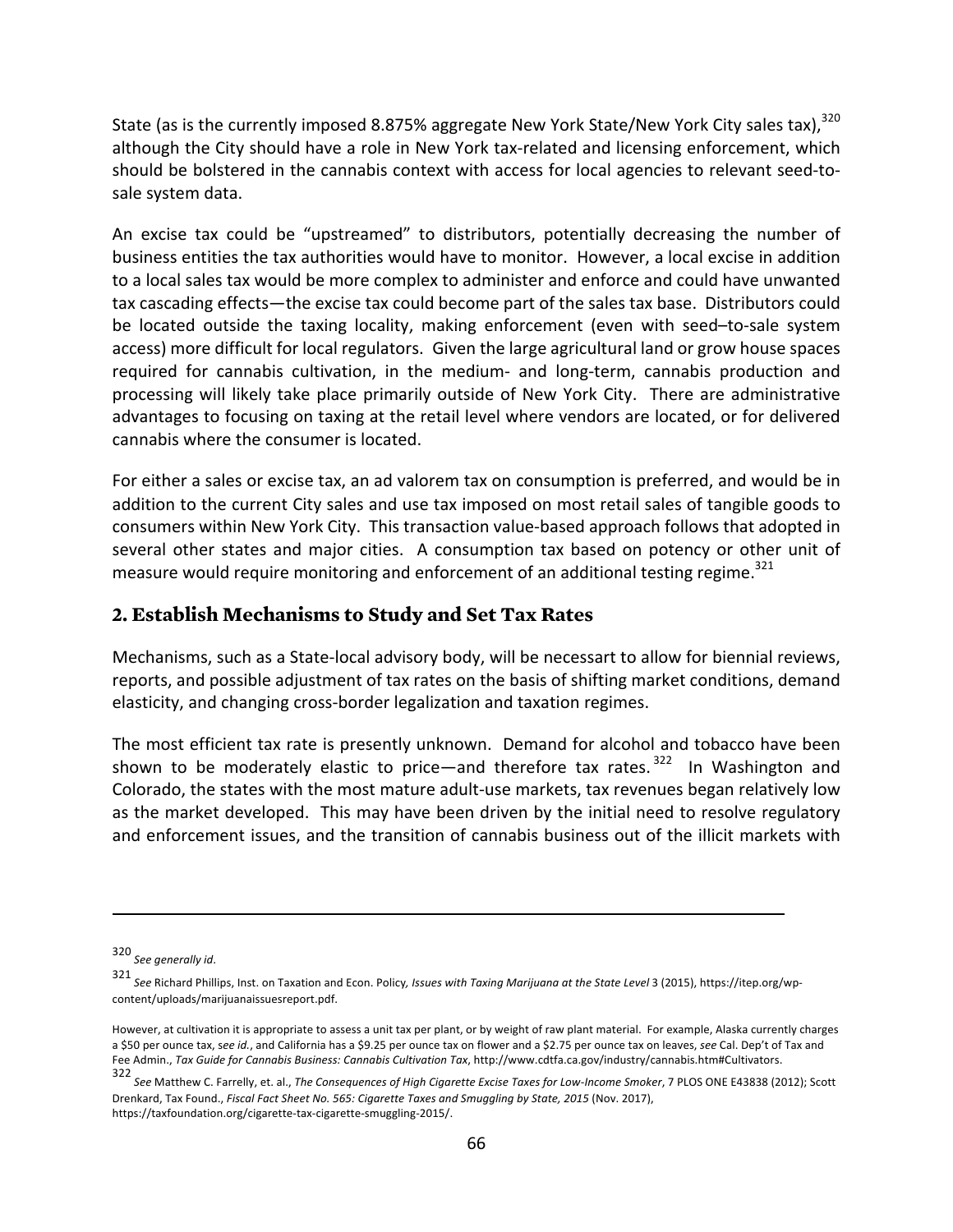State (as is the currently imposed 8.875% aggregate New York State/New York City sales tax),[320] although the City should have a role in New York tax-related and licensing enforcement, which should be bolstered in the cannabis context with access for local agencies to relevant seed-to-sale system data.

An excise tax could be "upstreamed" to distributors, potentially decreasing the number of business entities the tax authorities would have to monitor. However, a local excise in addition to a local sales tax would be more complex to administer and enforce and could have unwanted tax cascading effects—the excise tax could become part of the sales tax base. Distributors could be located outside the taxing locality, making enforcement (even with seed–to-sale system access) more difficult for local regulators. Given the large agricultural land or grow house spaces required for cannabis cultivation, in the medium- and long-term, cannabis production and processing will likely take place primarily outside of New York City. There are administrative advantages to focusing on taxing at the retail level where vendors are located, or for delivered cannabis where the consumer is located.

For either a sales or excise tax, an ad valorem tax on consumption is preferred, and would be in addition to the current City sales and use tax imposed on most retail sales of tangible goods to consumers within New York City. This transaction value-based approach follows that adopted in several other states and major cities. A consumption tax based on potency or other unit of measure would require monitoring and enforcement of an additional testing regime.[321]

## 2. Establish Mechanisms to Study and Set Tax Rates

Mechanisms, such as a State-local advisory body, will be necessart to allow for biennial reviews, reports, and possible adjustment of tax rates on the basis of shifting market conditions, demand elasticity, and changing cross-border legalization and taxation regimes.

The most efficient tax rate is presently unknown. Demand for alcohol and tobacco have been shown to be moderately elastic to price—and therefore tax rates.[322] In Washington and Colorado, the states with the most mature adult-use markets, tax revenues began relatively low as the market developed. This may have been driven by the initial need to resolve regulatory and enforcement issues, and the transition of cannabis business out of the illicit markets with

---

[320] *See generally id*.

[321] *See* Richard Phillips, Inst. on Taxation and Econ. Policy*, Issues with Taxing Marijuana at the State Level* 3 (2015), https://itep.org/wp-content/uploads/marijuanaissuesreport.pdf.

However, at cultivation it is appropriate to assess a unit tax per plant, or by weight of raw plant material. For example, Alaska currently charges a $50 per ounce tax, s*ee id.*, and California has a $9.25 per ounce tax on flower and a $2.75 per ounce tax on leaves, *see* Cal. Dep't of Tax and Fee Admin., *Tax Guide for Cannabis Business: Cannabis Cultivation Tax*, http://www.cdtfa.ca.gov/industry/cannabis.htm#Cultivators.

[322] *See* Matthew C. Farrelly, et. al., *The Consequences of High Cigarette Excise Taxes for Low-Income Smoker*, 7 PLOS ONE E43838 (2012); Scott Drenkard, Tax Found., *Fiscal Fact Sheet No. 565: Cigarette Taxes and Smuggling by State, 2015* (Nov. 2017), https://taxfoundation.org/cigarette-tax-cigarette-smuggling-2015/.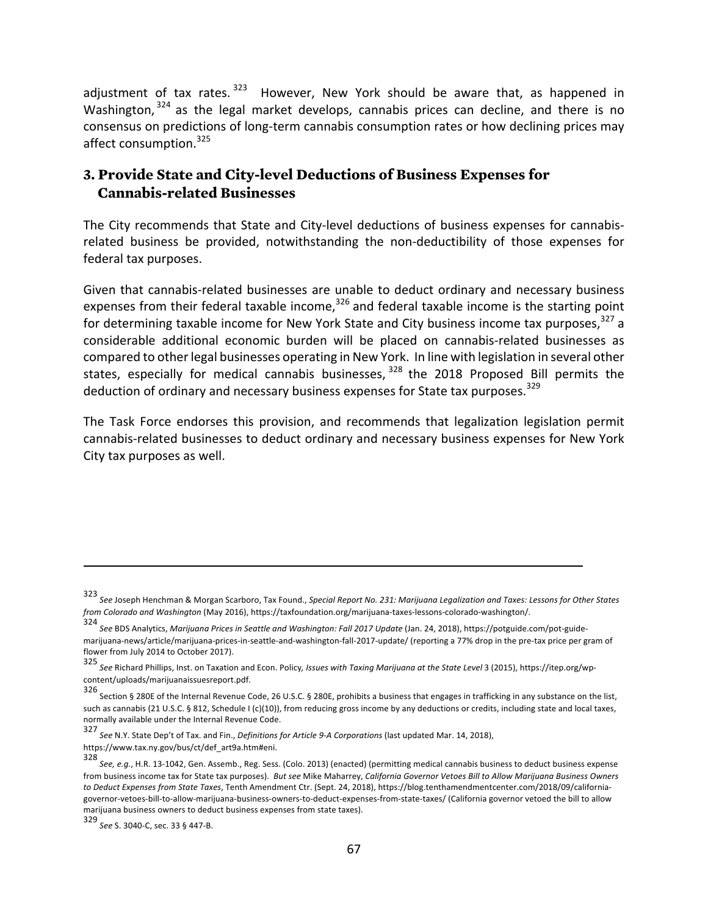adjustment of tax rates.[323] However, New York should be aware that, as happened in Washington,[324] as the legal market develops, cannabis prices can decline, and there is no consensus on predictions of long-term cannabis consumption rates or how declining prices may affect consumption.[325]

### 3. Provide State and City-level Deductions of Business Expenses for Cannabis-related Businesses

The City recommends that State and City-level deductions of business expenses for cannabis-related business be provided, notwithstanding the non-deductibility of those expenses for federal tax purposes.

Given that cannabis-related businesses are unable to deduct ordinary and necessary business expenses from their federal taxable income,[326] and federal taxable income is the starting point for determining taxable income for New York State and City business income tax purposes,[327] a considerable additional economic burden will be placed on cannabis-related businesses as compared to other legal businesses operating in New York. In line with legislation in several other states, especially for medical cannabis businesses,[328] the 2018 Proposed Bill permits the deduction of ordinary and necessary business expenses for State tax purposes.[329]

The Task Force endorses this provision, and recommends that legalization legislation permit cannabis-related businesses to deduct ordinary and necessary business expenses for New York City tax purposes as well.

---

[323] *See* Joseph Henchman & Morgan Scarboro, Tax Found., *Special Report No. 231: Marijuana Legalization and Taxes: Lessons for Other States from Colorado and Washington* (May 2016), https://taxfoundation.org/marijuana-taxes-lessons-colorado-washington/.

[324] *See* BDS Analytics, *Marijuana Prices in Seattle and Washington: Fall 2017 Update* (Jan. 24, 2018), https://potguide.com/pot-guide-marijuana-news/article/marijuana-prices-in-seattle-and-washington-fall-2017-update/ (reporting a 77% drop in the pre-tax price per gram of flower from July 2014 to October 2017).

[325] *See* Richard Phillips, Inst. on Taxation and Econ. Policy, *Issues with Taxing Marijuana at the State Level* 3 (2015), https://itep.org/wp-content/uploads/marijuanaissuesreport.pdf.

[326] Section § 280E of the Internal Revenue Code, 26 U.S.C. § 280E, prohibits a business that engages in trafficking in any substance on the list, such as cannabis (21 U.S.C. § 812, Schedule I (c)(10)), from reducing gross income by any deductions or credits, including state and local taxes, normally available under the Internal Revenue Code.

[327] *See* N.Y. State Dep't of Tax. and Fin., *Definitions for Article 9-A Corporations* (last updated Mar. 14, 2018), https://www.tax.ny.gov/bus/ct/def_art9a.htm#eni.

[328] *See, e.g.*, H.R. 13-1042, Gen. Assemb., Reg. Sess. (Colo. 2013) (enacted) (permitting medical cannabis business to deduct business expense from business income tax for State tax purposes). *But see* Mike Maharrey, *California Governor Vetoes Bill to Allow Marijuana Business Owners to Deduct Expenses from State Taxes*, Tenth Amendment Ctr. (Sept. 24, 2018), https://blog.tenthamendmentcenter.com/2018/09/california-governor-vetoes-bill-to-allow-marijuana-business-owners-to-deduct-expenses-from-state-taxes/ (California governor vetoed the bill to allow marijuana business owners to deduct business expenses from state taxes).

[329] *See* S. 3040-C, sec. 33 § 447-B.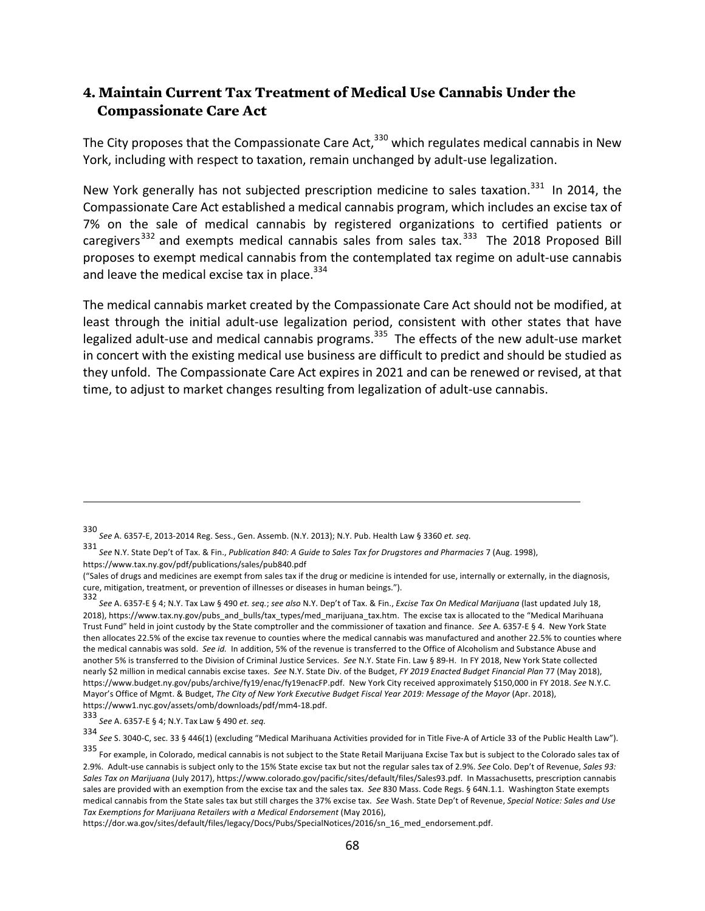## 4. Maintain Current Tax Treatment of Medical Use Cannabis Under the Compassionate Care Act

The City proposes that the Compassionate Care Act,[330] which regulates medical cannabis in New York, including with respect to taxation, remain unchanged by adult-use legalization.

New York generally has not subjected prescription medicine to sales taxation.[331] In 2014, the Compassionate Care Act established a medical cannabis program, which includes an excise tax of 7% on the sale of medical cannabis by registered organizations to certified patients or caregivers[332] and exempts medical cannabis sales from sales tax.[333] The 2018 Proposed Bill proposes to exempt medical cannabis from the contemplated tax regime on adult-use cannabis and leave the medical excise tax in place.[334]

The medical cannabis market created by the Compassionate Care Act should not be modified, at least through the initial adult-use legalization period, consistent with other states that have legalized adult-use and medical cannabis programs.[335] The effects of the new adult-use market in concert with the existing medical use business are difficult to predict and should be studied as they unfold. The Compassionate Care Act expires in 2021 and can be renewed or revised, at that time, to adjust to market changes resulting from legalization of adult-use cannabis.

---

[330] *See* A. 6357-E, 2013-2014 Reg. Sess., Gen. Assemb. (N.Y. 2013); N.Y. Pub. Health Law § 3360 *et. seq.*

[331] *See* N.Y. State Dep't of Tax. & Fin., *Publication 840: A Guide to Sales Tax for Drugstores and Pharmacies* 7 (Aug. 1998), https://www.tax.ny.gov/pdf/publications/sales/pub840.pdf ("Sales of drugs and medicines are exempt from sales tax if the drug or medicine is intended for use, internally or externally, in the diagnosis, cure, mitigation, treatment, or prevention of illnesses or diseases in human beings.").

[332] *See* A. 6357-E § 4; N.Y. Tax Law § 490 *et. seq.*; *see also* N.Y. Dep't of Tax. & Fin., *Excise Tax On Medical Marijuana* (last updated July 18, 2018), https://www.tax.ny.gov/pubs_and_bulls/tax_types/med_marijuana_tax.htm. The excise tax is allocated to the "Medical Marihuana Trust Fund" held in joint custody by the State comptroller and the commissioner of taxation and finance. *See* A. 6357-E § 4. New York State then allocates 22.5% of the excise tax revenue to counties where the medical cannabis was manufactured and another 22.5% to counties where the medical cannabis was sold. *See id.* In addition, 5% of the revenue is transferred to the Office of Alcoholism and Substance Abuse and another 5% is transferred to the Division of Criminal Justice Services. *See* N.Y. State Fin. Law § 89-H. In FY 2018, New York State collected nearly $2 million in medical cannabis excise taxes. *See* N.Y. State Div. of the Budget, *FY 2019 Enacted Budget Financial Plan* 77 (May 2018), https://www.budget.ny.gov/pubs/archive/fy19/enac/fy19enacFP.pdf. New York City received approximately $150,000 in FY 2018. *See* N.Y.C. Mayor's Office of Mgmt. & Budget, *The City of New York Executive Budget Fiscal Year 2019: Message of the Mayor* (Apr. 2018), https://www1.nyc.gov/assets/omb/downloads/pdf/mm4-18.pdf.

[333] *See* A. 6357-E § 4; N.Y. Tax Law § 490 *et. seq.*

[334] *See* S. 3040-C, sec. 33 § 446(1) (excluding "Medical Marihuana Activities provided for in Title Five-A of Article 33 of the Public Health Law").

[335] For example, in Colorado, medical cannabis is not subject to the State Retail Marijuana Excise Tax but is subject to the Colorado sales tax of 2.9%. Adult-use cannabis is subject only to the 15% State excise tax but not the regular sales tax of 2.9%. *See* Colo. Dep't of Revenue, *Sales 93: Sales Tax on Marijuana* (July 2017), https://www.colorado.gov/pacific/sites/default/files/Sales93.pdf. In Massachusetts, prescription cannabis sales are provided with an exemption from the excise tax and the sales tax. *See* 830 Mass. Code Regs. § 64N.1.1. Washington State exempts medical cannabis from the State sales tax but still charges the 37% excise tax. *See* Wash. State Dep't of Revenue, *Special Notice: Sales and Use Tax Exemptions for Marijuana Retailers with a Medical Endorsement* (May 2016), https://dor.wa.gov/sites/default/files/legacy/Docs/Pubs/SpecialNotices/2016/sn_16_med_endorsement.pdf.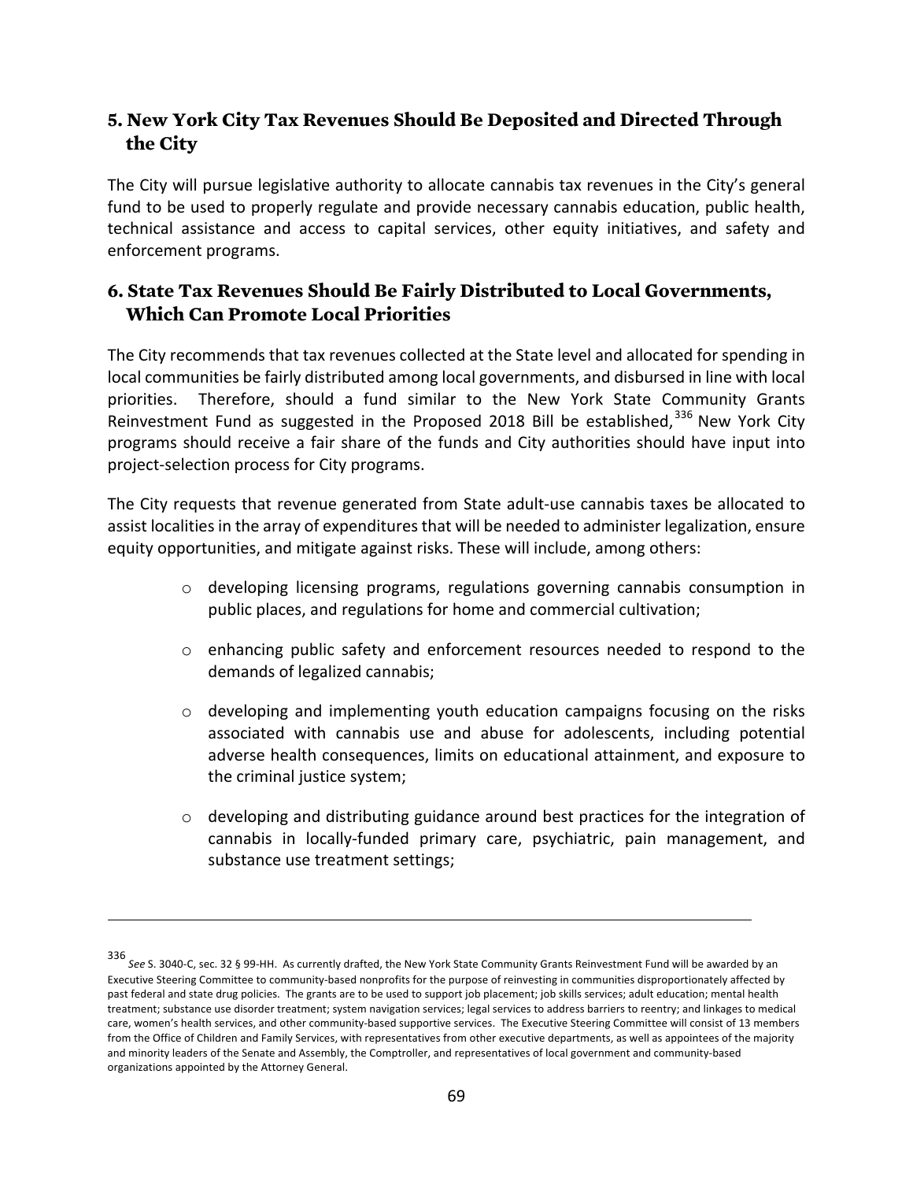### 5. New York City Tax Revenues Should Be Deposited and Directed Through the City

The City will pursue legislative authority to allocate cannabis tax revenues in the City's general fund to be used to properly regulate and provide necessary cannabis education, public health, technical assistance and access to capital services, other equity initiatives, and safety and enforcement programs.

### 6. State Tax Revenues Should Be Fairly Distributed to Local Governments, Which Can Promote Local Priorities

The City recommends that tax revenues collected at the State level and allocated for spending in local communities be fairly distributed among local governments, and disbursed in line with local priorities. Therefore, should a fund similar to the New York State Community Grants Reinvestment Fund as suggested in the Proposed 2018 Bill be established,[336] New York City programs should receive a fair share of the funds and City authorities should have input into project-selection process for City programs.

The City requests that revenue generated from State adult-use cannabis taxes be allocated to assist localities in the array of expenditures that will be needed to administer legalization, ensure equity opportunities, and mitigate against risks. These will include, among others:

- developing licensing programs, regulations governing cannabis consumption in public places, and regulations for home and commercial cultivation;
- enhancing public safety and enforcement resources needed to respond to the demands of legalized cannabis;
- developing and implementing youth education campaigns focusing on the risks associated with cannabis use and abuse for adolescents, including potential adverse health consequences, limits on educational attainment, and exposure to the criminal justice system;
- developing and distributing guidance around best practices for the integration of cannabis in locally-funded primary care, psychiatric, pain management, and substance use treatment settings;

---

[336] *See* S. 3040-C, sec. 32 § 99-HH. As currently drafted, the New York State Community Grants Reinvestment Fund will be awarded by an Executive Steering Committee to community-based nonprofits for the purpose of reinvesting in communities disproportionately affected by past federal and state drug policies. The grants are to be used to support job placement; job skills services; adult education; mental health treatment; substance use disorder treatment; system navigation services; legal services to address barriers to reentry; and linkages to medical care, women's health services, and other community-based supportive services. The Executive Steering Committee will consist of 13 members from the Office of Children and Family Services, with representatives from other executive departments, as well as appointees of the majority and minority leaders of the Senate and Assembly, the Comptroller, and representatives of local government and community-based organizations appointed by the Attorney General.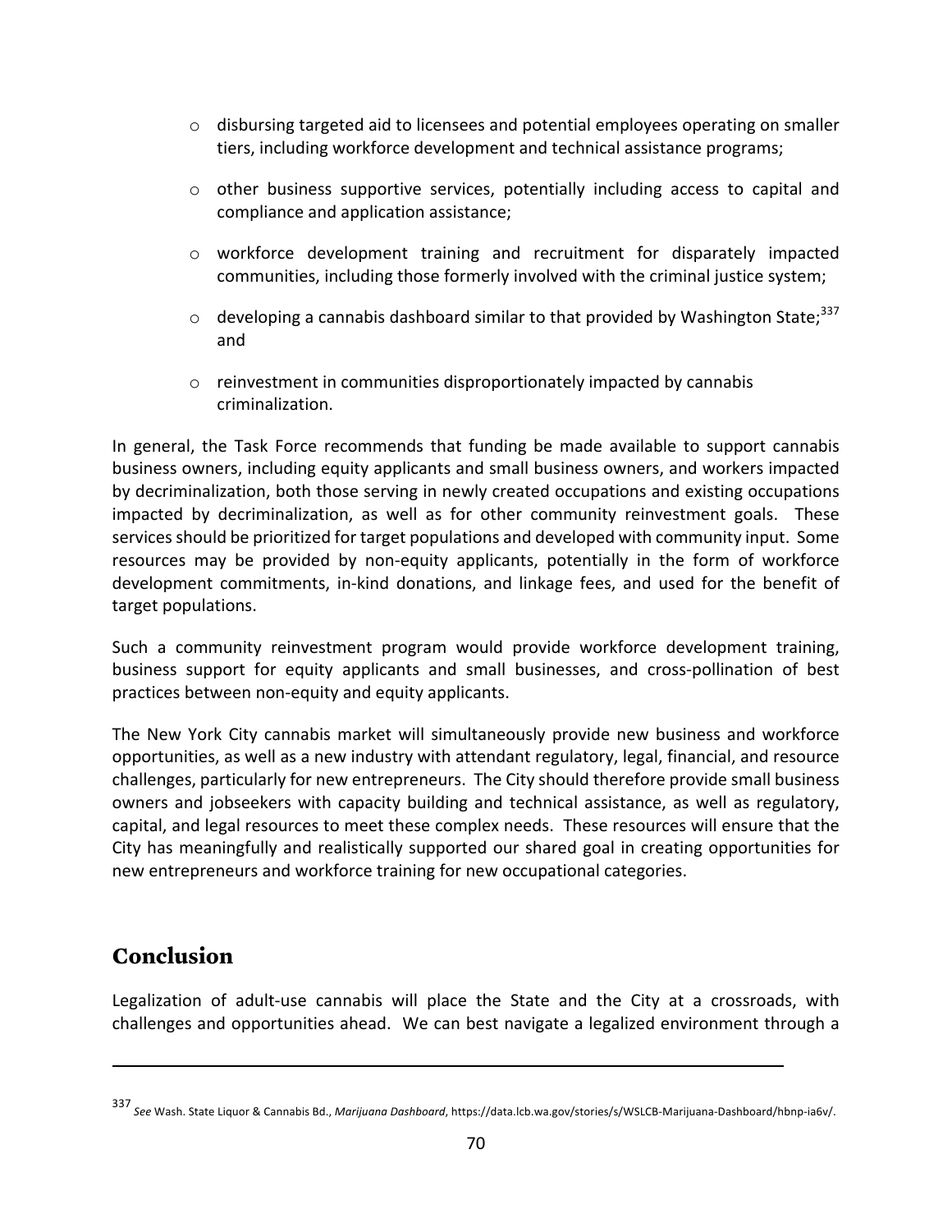- disbursing targeted aid to licensees and potential employees operating on smaller tiers, including workforce development and technical assistance programs;
- other business supportive services, potentially including access to capital and compliance and application assistance;
- workforce development training and recruitment for disparately impacted communities, including those formerly involved with the criminal justice system;
- developing a cannabis dashboard similar to that provided by Washington State;[337] and
- reinvestment in communities disproportionately impacted by cannabis criminalization.

In general, the Task Force recommends that funding be made available to support cannabis business owners, including equity applicants and small business owners, and workers impacted by decriminalization, both those serving in newly created occupations and existing occupations impacted by decriminalization, as well as for other community reinvestment goals. These services should be prioritized for target populations and developed with community input. Some resources may be provided by non-equity applicants, potentially in the form of workforce development commitments, in-kind donations, and linkage fees, and used for the benefit of target populations.

Such a community reinvestment program would provide workforce development training, business support for equity applicants and small businesses, and cross-pollination of best practices between non-equity and equity applicants.

The New York City cannabis market will simultaneously provide new business and workforce opportunities, as well as a new industry with attendant regulatory, legal, financial, and resource challenges, particularly for new entrepreneurs. The City should therefore provide small business owners and jobseekers with capacity building and technical assistance, as well as regulatory, capital, and legal resources to meet these complex needs. These resources will ensure that the City has meaningfully and realistically supported our shared goal in creating opportunities for new entrepreneurs and workforce training for new occupational categories.

## Conclusion

Legalization of adult-use cannabis will place the State and the City at a crossroads, with challenges and opportunities ahead. We can best navigate a legalized environment through a

---

[337] *See* Wash. State Liquor & Cannabis Bd., *Marijuana Dashboard*, https://data.lcb.wa.gov/stories/s/WSLCB-Marijuana-Dashboard/hbnp-ia6v/.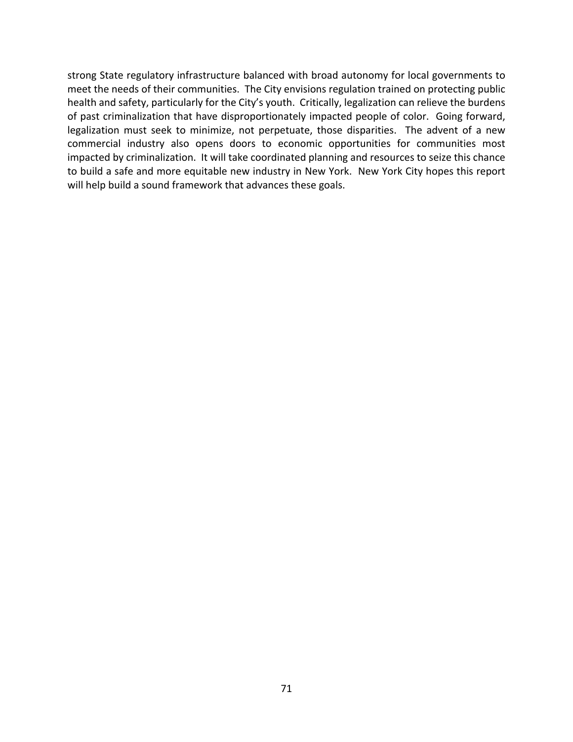strong State regulatory infrastructure balanced with broad autonomy for local governments to meet the needs of their communities. The City envisions regulation trained on protecting public health and safety, particularly for the City's youth. Critically, legalization can relieve the burdens of past criminalization that have disproportionately impacted people of color. Going forward, legalization must seek to minimize, not perpetuate, those disparities. The advent of a new commercial industry also opens doors to economic opportunities for communities most impacted by criminalization. It will take coordinated planning and resources to seize this chance to build a safe and more equitable new industry in New York. New York City hopes this report will help build a sound framework that advances these goals.